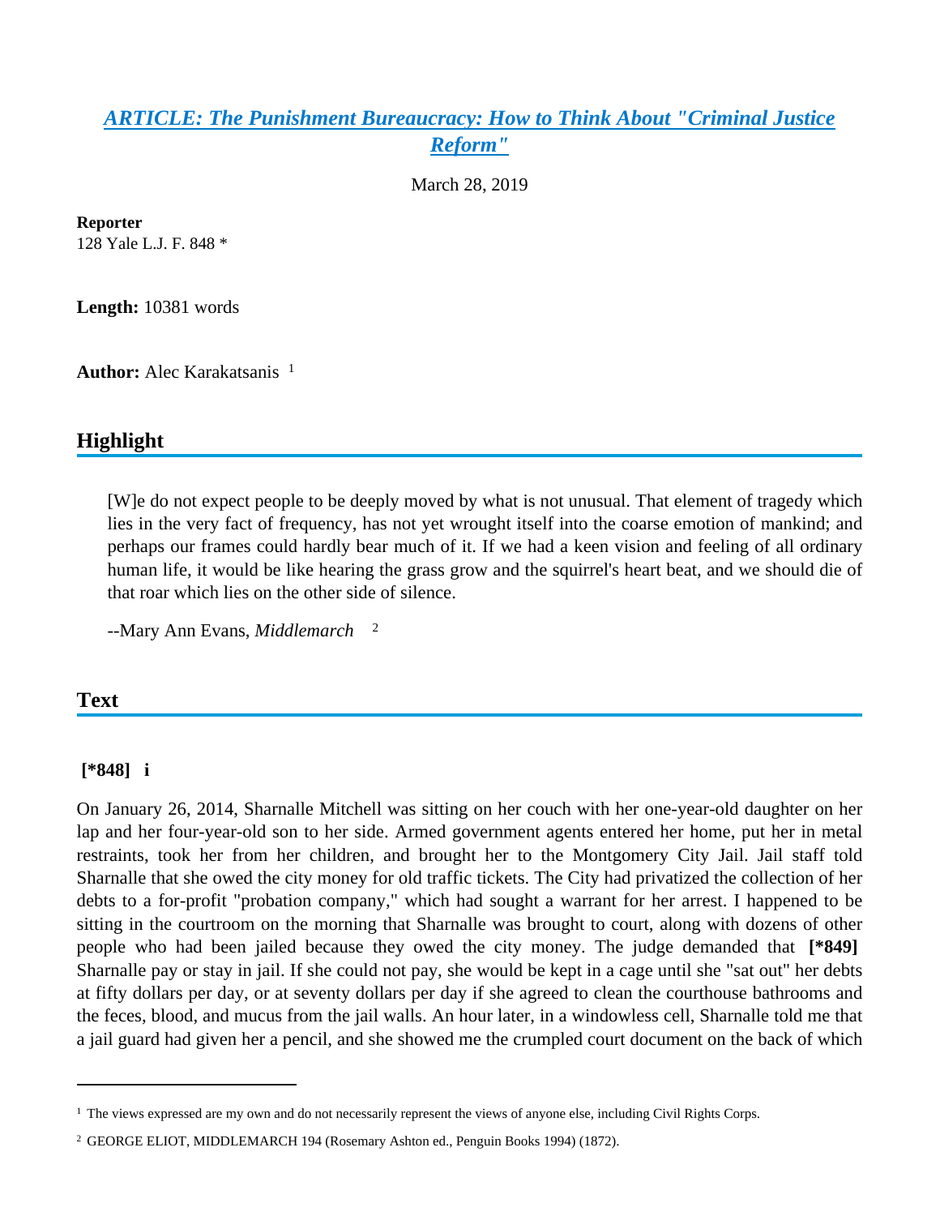# *ARTICLE: The Punishment Bureaucracy: How to Think About "Criminal Justice Reform"*

March 28, 2019

**Reporter**
128 Yale L.J. F. 848 *

**Length:** 10381 words

**Author:** Alec Karakatsanis [1]

## Highlight

> [W]e do not expect people to be deeply moved by what is not unusual. That element of tragedy which lies in the very fact of frequency, has not yet wrought itself into the coarse emotion of mankind; and perhaps our frames could hardly bear much of it. If we had a keen vision and feeling of all ordinary human life, it would be like hearing the grass grow and the squirrel's heart beat, and we should die of that roar which lies on the other side of silence.
>
> --Mary Ann Evans, *Middlemarch* [2]

## Text

**[*848] i**

On January 26, 2014, Sharnalle Mitchell was sitting on her couch with her one-year-old daughter on her lap and her four-year-old son to her side. Armed government agents entered her home, put her in metal restraints, took her from her children, and brought her to the Montgomery City Jail. Jail staff told Sharnalle that she owed the city money for old traffic tickets. The City had privatized the collection of her debts to a for-profit "probation company," which had sought a warrant for her arrest. I happened to be sitting in the courtroom on the morning that Sharnalle was brought to court, along with dozens of other people who had been jailed because they owed the city money. The judge demanded that **[*849]** Sharnalle pay or stay in jail. If she could not pay, she would be kept in a cage until she "sat out" her debts at fifty dollars per day, or at seventy dollars per day if she agreed to clean the courthouse bathrooms and the feces, blood, and mucus from the jail walls. An hour later, in a windowless cell, Sharnalle told me that a jail guard had given her a pencil, and she showed me the crumpled court document on the back of which

---

[1] The views expressed are my own and do not necessarily represent the views of anyone else, including Civil Rights Corps.

[2] GEORGE ELIOT, MIDDLEMARCH 194 (Rosemary Ashton ed., Penguin Books 1994) (1872).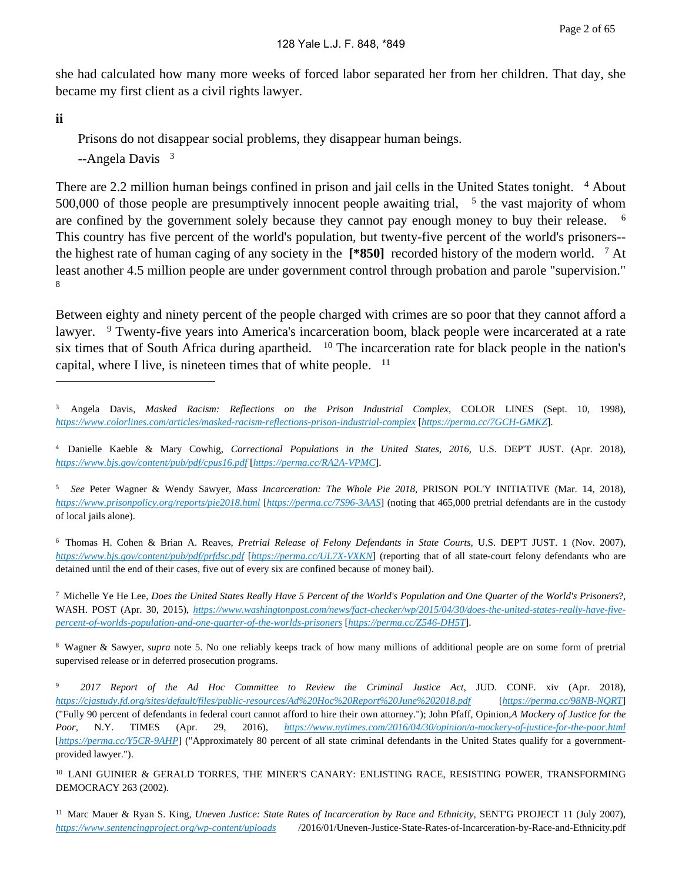she had calculated how many more weeks of forced labor separated her from her children. That day, she became my first client as a civil rights lawyer.

**ii**

> Prisons do not disappear social problems, they disappear human beings.
>
> --Angela Davis [3]

There are 2.2 million human beings confined in prison and jail cells in the United States tonight. [4] About 500,000 of those people are presumptively innocent people awaiting trial, [5] the vast majority of whom are confined by the government solely because they cannot pay enough money to buy their release. [6] This country has five percent of the world's population, but twenty-five percent of the world's prisoners--the highest rate of human caging of any society in the **[*850]** recorded history of the modern world. [7] At least another 4.5 million people are under government control through probation and parole "supervision." [8]

Between eighty and ninety percent of the people charged with crimes are so poor that they cannot afford a lawyer. [9] Twenty-five years into America's incarceration boom, black people were incarcerated at a rate six times that of South Africa during apartheid. [10] The incarceration rate for black people in the nation's capital, where I live, is nineteen times that of white people. [11]

---

[3] Angela Davis, *Masked Racism: Reflections on the Prison Industrial Complex*, COLOR LINES (Sept. 10, 1998), https://www.colorlines.com/articles/masked-racism-reflections-prison-industrial-complex [https://perma.cc/7GCH-GMKZ].

[4] Danielle Kaeble & Mary Cowhig, *Correctional Populations in the United States, 2016*, U.S. DEP'T JUST. (Apr. 2018), https://www.bjs.gov/content/pub/pdf/cpus16.pdf [https://perma.cc/RA2A-VPMC].

[5] *See* Peter Wagner & Wendy Sawyer, *Mass Incarceration: The Whole Pie 2018*, PRISON POL'Y INITIATIVE (Mar. 14, 2018), https://www.prisonpolicy.org/reports/pie2018.html [https://perma.cc/7S96-3AAS] (noting that 465,000 pretrial defendants are in the custody of local jails alone).

[6] Thomas H. Cohen & Brian A. Reaves, *Pretrial Release of Felony Defendants in State Courts*, U.S. DEP'T JUST. 1 (Nov. 2007), https://www.bjs.gov/content/pub/pdf/prfdsc.pdf [https://perma.cc/UL7X-VXKN] (reporting that of all state-court felony defendants who are detained until the end of their cases, five out of every six are confined because of money bail).

[7] Michelle Ye He Lee, *Does the United States Really Have 5 Percent of the World's Population and One Quarter of the World's Prisoners*?, WASH. POST (Apr. 30, 2015), https://www.washingtonpost.com/news/fact-checker/wp/2015/04/30/does-the-united-states-really-have-five-percent-of-worlds-population-and-one-quarter-of-the-worlds-prisoners [https://perma.cc/Z546-DH5T].

[8] Wagner & Sawyer, *supra* note 5. No one reliably keeps track of how many millions of additional people are on some form of pretrial supervised release or in deferred prosecution programs.

[9] *2017 Report of the Ad Hoc Committee to Review the Criminal Justice Act*, JUD. CONF. xiv (Apr. 2018), https://cjastudy.fd.org/sites/default/files/public-resources/Ad%20Hoc%20Report%20June%202018.pdf [https://perma.cc/98NB-NQRT] ("Fully 90 percent of defendants in federal court cannot afford to hire their own attorney."); John Pfaff, Opinion, *A Mockery of Justice for the Poor*, N.Y. TIMES (Apr. 29, 2016), https://www.nytimes.com/2016/04/30/opinion/a-mockery-of-justice-for-the-poor.html [https://perma.cc/Y5CR-9AHP] ("Approximately 80 percent of all state criminal defendants in the United States qualify for a government-provided lawyer.").

[10] LANI GUINIER & GERALD TORRES, THE MINER'S CANARY: ENLISTING RACE, RESISTING POWER, TRANSFORMING DEMOCRACY 263 (2002).

[11] Marc Mauer & Ryan S. King, *Uneven Justice: State Rates of Incarceration by Race and Ethnicity*, SENT'G PROJECT 11 (July 2007), https://www.sentencingproject.org/wp-content/uploads/2016/01/Uneven-Justice-State-Rates-of-Incarceration-by-Race-and-Ethnicity.pdf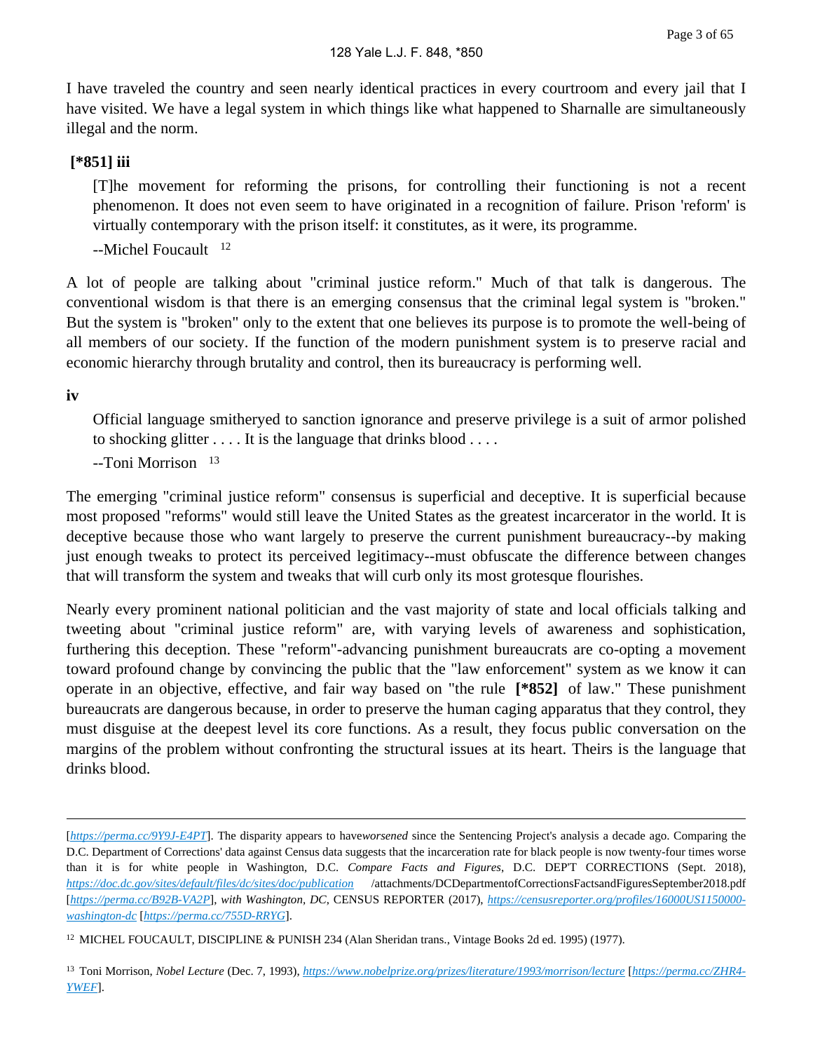I have traveled the country and seen nearly identical practices in every courtroom and every jail that I have visited. We have a legal system in which things like what happened to Sharnalle are simultaneously illegal and the norm.

**[*851] iii**

> [T]he movement for reforming the prisons, for controlling their functioning is not a recent phenomenon. It does not even seem to have originated in a recognition of failure. Prison 'reform' is virtually contemporary with the prison itself: it constitutes, as it were, its programme.
>
> --Michel Foucault [12]

A lot of people are talking about "criminal justice reform." Much of that talk is dangerous. The conventional wisdom is that there is an emerging consensus that the criminal legal system is "broken." But the system is "broken" only to the extent that one believes its purpose is to promote the well-being of all members of our society. If the function of the modern punishment system is to preserve racial and economic hierarchy through brutality and control, then its bureaucracy is performing well.

**iv**

> Official language smitheryed to sanction ignorance and preserve privilege is a suit of armor polished to shocking glitter . . . . It is the language that drinks blood . . . .
>
> --Toni Morrison [13]

The emerging "criminal justice reform" consensus is superficial and deceptive. It is superficial because most proposed "reforms" would still leave the United States as the greatest incarcerator in the world. It is deceptive because those who want largely to preserve the current punishment bureaucracy--by making just enough tweaks to protect its perceived legitimacy--must obfuscate the difference between changes that will transform the system and tweaks that will curb only its most grotesque flourishes.

Nearly every prominent national politician and the vast majority of state and local officials talking and tweeting about "criminal justice reform" are, with varying levels of awareness and sophistication, furthering this deception. These "reform"-advancing punishment bureaucrats are co-opting a movement toward profound change by convincing the public that the "law enforcement" system as we know it can operate in an objective, effective, and fair way based on "the rule **[*852]** of law." These punishment bureaucrats are dangerous because, in order to preserve the human caging apparatus that they control, they must disguise at the deepest level its core functions. As a result, they focus public conversation on the margins of the problem without confronting the structural issues at its heart. Theirs is the language that drinks blood.

---

[https://perma.cc/9Y9J-E4PT]. The disparity appears to have *worsened* since the Sentencing Project's analysis a decade ago. Comparing the D.C. Department of Corrections' data against Census data suggests that the incarceration rate for black people is now twenty-four times worse than it is for white people in Washington, D.C. *Compare Facts and Figures*, D.C. DEP'T CORRECTIONS (Sept. 2018), https://doc.dc.gov/sites/default/files/dc/sites/doc/publication /attachments/DCDepartmentofCorrectionsFactsandFiguresSeptember2018.pdf [https://perma.cc/B92B-VA2P], *with Washington, DC*, CENSUS REPORTER (2017), https://censusreporter.org/profiles/16000US1150000-washington-dc [https://perma.cc/755D-RRYG].

[12] MICHEL FOUCAULT, DISCIPLINE & PUNISH 234 (Alan Sheridan trans., Vintage Books 2d ed. 1995) (1977).

[13] Toni Morrison, *Nobel Lecture* (Dec. 7, 1993), https://www.nobelprize.org/prizes/literature/1993/morrison/lecture [https://perma.cc/ZHR4-YWEF].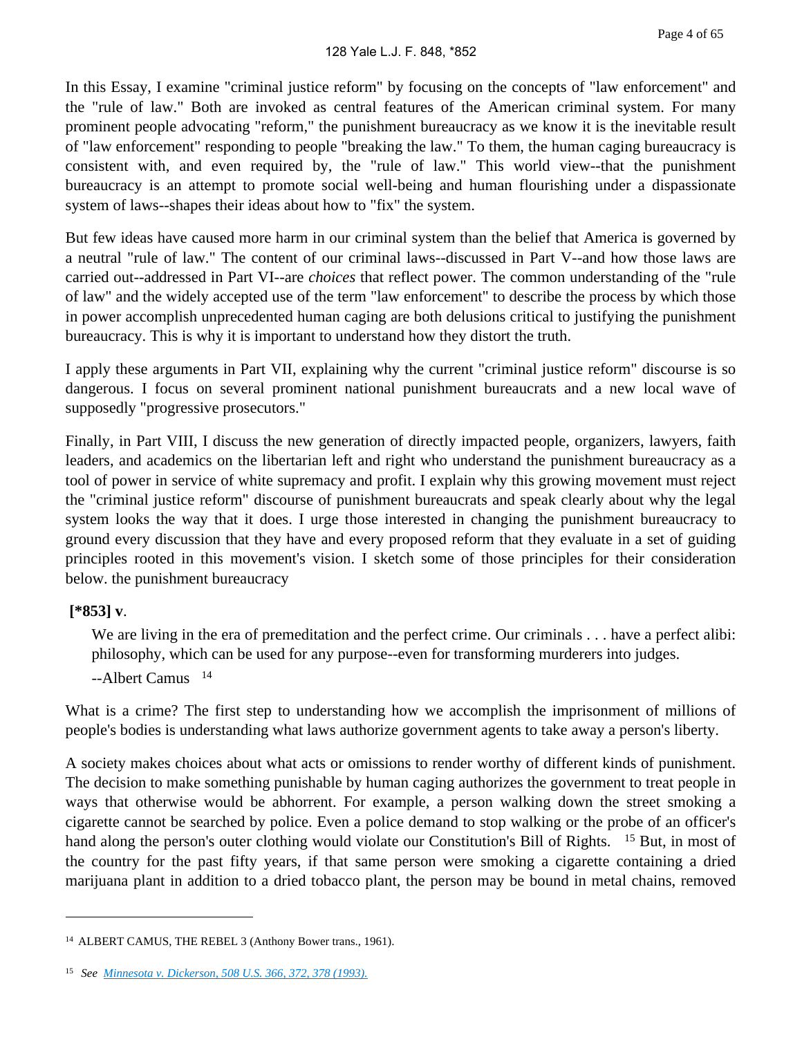In this Essay, I examine "criminal justice reform" by focusing on the concepts of "law enforcement" and the "rule of law." Both are invoked as central features of the American criminal system. For many prominent people advocating "reform," the punishment bureaucracy as we know it is the inevitable result of "law enforcement" responding to people "breaking the law." To them, the human caging bureaucracy is consistent with, and even required by, the "rule of law." This world view--that the punishment bureaucracy is an attempt to promote social well-being and human flourishing under a dispassionate system of laws--shapes their ideas about how to "fix" the system.

But few ideas have caused more harm in our criminal system than the belief that America is governed by a neutral "rule of law." The content of our criminal laws--discussed in Part V--and how those laws are carried out--addressed in Part VI--are *choices* that reflect power. The common understanding of the "rule of law" and the widely accepted use of the term "law enforcement" to describe the process by which those in power accomplish unprecedented human caging are both delusions critical to justifying the punishment bureaucracy. This is why it is important to understand how they distort the truth.

I apply these arguments in Part VII, explaining why the current "criminal justice reform" discourse is so dangerous. I focus on several prominent national punishment bureaucrats and a new local wave of supposedly "progressive prosecutors."

Finally, in Part VIII, I discuss the new generation of directly impacted people, organizers, lawyers, faith leaders, and academics on the libertarian left and right who understand the punishment bureaucracy as a tool of power in service of white supremacy and profit. I explain why this growing movement must reject the "criminal justice reform" discourse of punishment bureaucrats and speak clearly about why the legal system looks the way that it does. I urge those interested in changing the punishment bureaucracy to ground every discussion that they have and every proposed reform that they evaluate in a set of guiding principles rooted in this movement's vision. I sketch some of those principles for their consideration below. the punishment bureaucracy

**[*853] v**.

> We are living in the era of premeditation and the perfect crime. Our criminals . . . have a perfect alibi: philosophy, which can be used for any purpose--even for transforming murderers into judges.
>
> --Albert Camus [14]

What is a crime? The first step to understanding how we accomplish the imprisonment of millions of people's bodies is understanding what laws authorize government agents to take away a person's liberty.

A society makes choices about what acts or omissions to render worthy of different kinds of punishment. The decision to make something punishable by human caging authorizes the government to treat people in ways that otherwise would be abhorrent. For example, a person walking down the street smoking a cigarette cannot be searched by police. Even a police demand to stop walking or the probe of an officer's hand along the person's outer clothing would violate our Constitution's Bill of Rights. [15] But, in most of the country for the past fifty years, if that same person were smoking a cigarette containing a dried marijuana plant in addition to a dried tobacco plant, the person may be bound in metal chains, removed

---

[14] ALBERT CAMUS, THE REBEL 3 (Anthony Bower trans., 1961).

[15] *See* *Minnesota v. Dickerson, 508 U.S. 366, 372, 378 (1993).*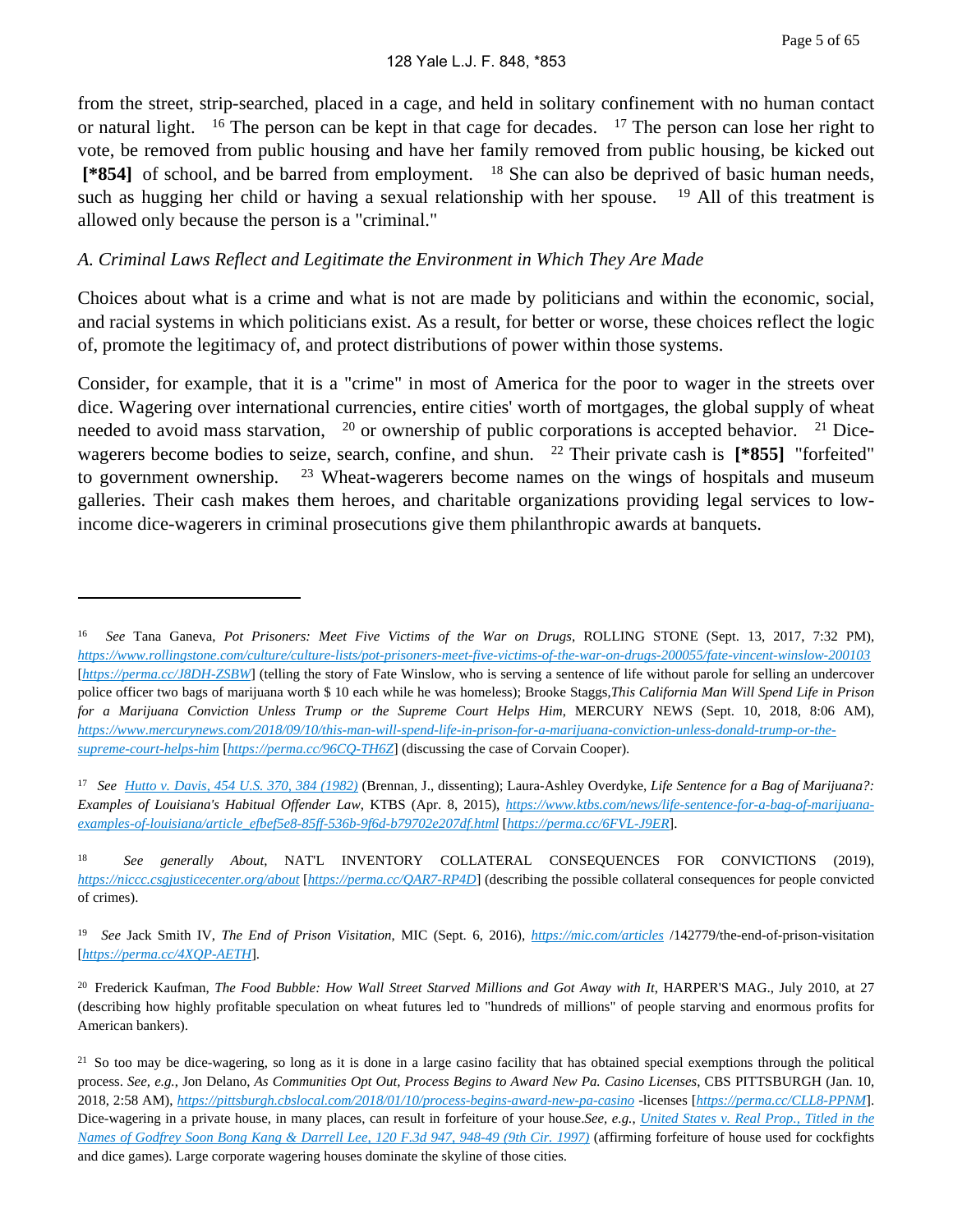from the street, strip-searched, placed in a cage, and held in solitary confinement with no human contact or natural light. [16] The person can be kept in that cage for decades. [17] The person can lose her right to vote, be removed from public housing and have her family removed from public housing, be kicked out **[*854]** of school, and be barred from employment. [18] She can also be deprived of basic human needs, such as hugging her child or having a sexual relationship with her spouse. [19] All of this treatment is allowed only because the person is a "criminal."

*A. Criminal Laws Reflect and Legitimate the Environment in Which They Are Made*

Choices about what is a crime and what is not are made by politicians and within the economic, social, and racial systems in which politicians exist. As a result, for better or worse, these choices reflect the logic of, promote the legitimacy of, and protect distributions of power within those systems.

Consider, for example, that it is a "crime" in most of America for the poor to wager in the streets over dice. Wagering over international currencies, entire cities' worth of mortgages, the global supply of wheat needed to avoid mass starvation, [20] or ownership of public corporations is accepted behavior. [21] Dice-wagerers become bodies to seize, search, confine, and shun. [22] Their private cash is **[*855]** "forfeited" to government ownership. [23] Wheat-wagerers become names on the wings of hospitals and museum galleries. Their cash makes them heroes, and charitable organizations providing legal services to low-income dice-wagerers in criminal prosecutions give them philanthropic awards at banquets.

---

[16] *See* Tana Ganeva, *Pot Prisoners: Meet Five Victims of the War on Drugs*, ROLLING STONE (Sept. 13, 2017, 7:32 PM), https://www.rollingstone.com/culture/culture-lists/pot-prisoners-meet-five-victims-of-the-war-on-drugs-200055/fate-vincent-winslow-200103 [https://perma.cc/J8DH-ZSBW] (telling the story of Fate Winslow, who is serving a sentence of life without parole for selling an undercover police officer two bags of marijuana worth $ 10 each while he was homeless); Brooke Staggs, *This California Man Will Spend Life in Prison for a Marijuana Conviction Unless Trump or the Supreme Court Helps Him*, MERCURY NEWS (Sept. 10, 2018, 8:06 AM), https://www.mercurynews.com/2018/09/10/this-man-will-spend-life-in-prison-for-a-marijuana-conviction-unless-donald-trump-or-the-supreme-court-helps-him [https://perma.cc/96CQ-TH6Z] (discussing the case of Corvain Cooper).

[17] *See* Hutto v. Davis, 454 U.S. 370, 384 (1982) (Brennan, J., dissenting); Laura-Ashley Overdyke, *Life Sentence for a Bag of Marijuana?: Examples of Louisiana's Habitual Offender Law*, KTBS (Apr. 8, 2015), https://www.ktbs.com/news/life-sentence-for-a-bag-of-marijuana-examples-of-louisiana/article_efbef5e8-85ff-536b-9f6d-b79702e207df.html [https://perma.cc/6FVL-J9ER].

[18] *See generally About*, NAT'L INVENTORY COLLATERAL CONSEQUENCES FOR CONVICTIONS (2019), https://niccc.csgjusticecenter.org/about [https://perma.cc/QAR7-RP4D] (describing the possible collateral consequences for people convicted of crimes).

[19] *See* Jack Smith IV, *The End of Prison Visitation*, MIC (Sept. 6, 2016), https://mic.com/articles /142779/the-end-of-prison-visitation [https://perma.cc/4XQP-AETH].

[20] Frederick Kaufman, *The Food Bubble: How Wall Street Starved Millions and Got Away with It*, HARPER'S MAG., July 2010, at 27 (describing how highly profitable speculation on wheat futures led to "hundreds of millions" of people starving and enormous profits for American bankers).

[21] So too may be dice-wagering, so long as it is done in a large casino facility that has obtained special exemptions through the political process. *See, e.g.*, Jon Delano, *As Communities Opt Out, Process Begins to Award New Pa. Casino Licenses*, CBS PITTSBURGH (Jan. 10, 2018, 2:58 AM), https://pittsburgh.cbslocal.com/2018/01/10/process-begins-award-new-pa-casino -licenses [https://perma.cc/CLL8-PPNM]. Dice-wagering in a private house, in many places, can result in forfeiture of your house. *See, e.g.*, United States v. Real Prop., Titled in the Names of Godfrey Soon Bong Kang & Darrell Lee, 120 F.3d 947, 948-49 (9th Cir. 1997) (affirming forfeiture of house used for cockfights and dice games). Large corporate wagering houses dominate the skyline of those cities.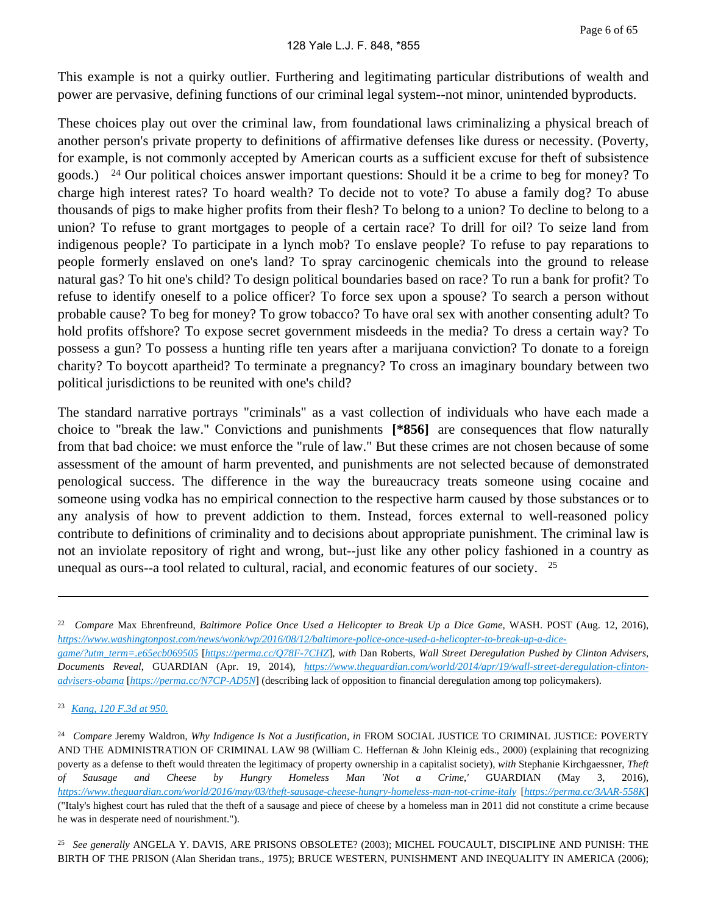This example is not a quirky outlier. Furthering and legitimating particular distributions of wealth and power are pervasive, defining functions of our criminal legal system--not minor, unintended byproducts.

These choices play out over the criminal law, from foundational laws criminalizing a physical breach of another person's private property to definitions of affirmative defenses like duress or necessity. (Poverty, for example, is not commonly accepted by American courts as a sufficient excuse for theft of subsistence goods.) [24] Our political choices answer important questions: Should it be a crime to beg for money? To charge high interest rates? To hoard wealth? To decide not to vote? To abuse a family dog? To abuse thousands of pigs to make higher profits from their flesh? To belong to a union? To decline to belong to a union? To refuse to grant mortgages to people of a certain race? To drill for oil? To seize land from indigenous people? To participate in a lynch mob? To enslave people? To refuse to pay reparations to people formerly enslaved on one's land? To spray carcinogenic chemicals into the ground to release natural gas? To hit one's child? To design political boundaries based on race? To run a bank for profit? To refuse to identify oneself to a police officer? To force sex upon a spouse? To search a person without probable cause? To beg for money? To grow tobacco? To have oral sex with another consenting adult? To hold profits offshore? To expose secret government misdeeds in the media? To dress a certain way? To possess a gun? To possess a hunting rifle ten years after a marijuana conviction? To donate to a foreign charity? To boycott apartheid? To terminate a pregnancy? To cross an imaginary boundary between two political jurisdictions to be reunited with one's child?

The standard narrative portrays "criminals" as a vast collection of individuals who have each made a choice to "break the law." Convictions and punishments **[*856]** are consequences that flow naturally from that bad choice: we must enforce the "rule of law." But these crimes are not chosen because of some assessment of the amount of harm prevented, and punishments are not selected because of demonstrated penological success. The difference in the way the bureaucracy treats someone using cocaine and someone using vodka has no empirical connection to the respective harm caused by those substances or to any analysis of how to prevent addiction to them. Instead, forces external to well-reasoned policy contribute to definitions of criminality and to decisions about appropriate punishment. The criminal law is not an inviolate repository of right and wrong, but--just like any other policy fashioned in a country as unequal as ours--a tool related to cultural, racial, and economic features of our society. [25]

---

[22] *Compare* Max Ehrenfreund, *Baltimore Police Once Used a Helicopter to Break Up a Dice Game*, WASH. POST (Aug. 12, 2016), https://www.washingtonpost.com/news/wonk/wp/2016/08/12/baltimore-police-once-used-a-helicopter-to-break-up-a-dice-game/?utm_term=.e65ecb069505 [https://perma.cc/Q78F-7CHZ], *with* Dan Roberts, *Wall Street Deregulation Pushed by Clinton Advisers, Documents Reveal*, GUARDIAN (Apr. 19, 2014), https://www.theguardian.com/world/2014/apr/19/wall-street-deregulation-clinton-advisers-obama [https://perma.cc/N7CP-AD5N] (describing lack of opposition to financial deregulation among top policymakers).

[23] *Kang, 120 F.3d at 950.*

[24] *Compare* Jeremy Waldron, *Why Indigence Is Not a Justification*, *in* FROM SOCIAL JUSTICE TO CRIMINAL JUSTICE: POVERTY AND THE ADMINISTRATION OF CRIMINAL LAW 98 (William C. Heffernan & John Kleinig eds., 2000) (explaining that recognizing poverty as a defense to theft would threaten the legitimacy of property ownership in a capitalist society), *with* Stephanie Kirchgaessner, *Theft of Sausage and Cheese by Hungry Homeless Man 'Not a Crime,'* GUARDIAN (May 3, 2016), https://www.theguardian.com/world/2016/may/03/theft-sausage-cheese-hungry-homeless-man-not-crime-italy [https://perma.cc/3AAR-558K] ("Italy's highest court has ruled that the theft of a sausage and piece of cheese by a homeless man in 2011 did not constitute a crime because he was in desperate need of nourishment.").

[25] *See generally* ANGELA Y. DAVIS, ARE PRISONS OBSOLETE? (2003); MICHEL FOUCAULT, DISCIPLINE AND PUNISH: THE BIRTH OF THE PRISON (Alan Sheridan trans., 1975); BRUCE WESTERN, PUNISHMENT AND INEQUALITY IN AMERICA (2006);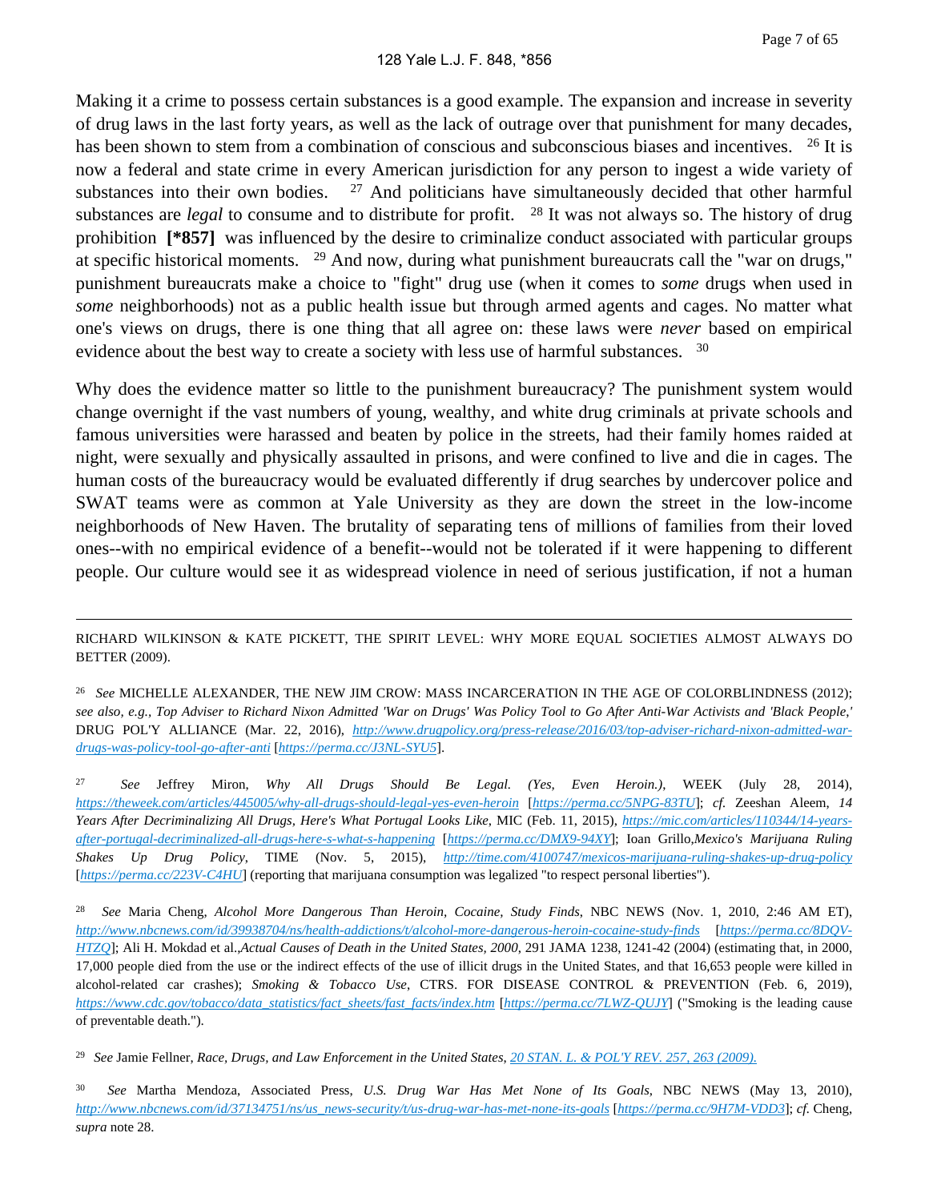Making it a crime to possess certain substances is a good example. The expansion and increase in severity of drug laws in the last forty years, as well as the lack of outrage over that punishment for many decades, has been shown to stem from a combination of conscious and subconscious biases and incentives. [26] It is now a federal and state crime in every American jurisdiction for any person to ingest a wide variety of substances into their own bodies. [27] And politicians have simultaneously decided that other harmful substances are *legal* to consume and to distribute for profit. [28] It was not always so. The history of drug prohibition **[*857]** was influenced by the desire to criminalize conduct associated with particular groups at specific historical moments. [29] And now, during what punishment bureaucrats call the "war on drugs," punishment bureaucrats make a choice to "fight" drug use (when it comes to *some* drugs when used in *some* neighborhoods) not as a public health issue but through armed agents and cages. No matter what one's views on drugs, there is one thing that all agree on: these laws were *never* based on empirical evidence about the best way to create a society with less use of harmful substances. [30]

Why does the evidence matter so little to the punishment bureaucracy? The punishment system would change overnight if the vast numbers of young, wealthy, and white drug criminals at private schools and famous universities were harassed and beaten by police in the streets, had their family homes raided at night, were sexually and physically assaulted in prisons, and were confined to live and die in cages. The human costs of the bureaucracy would be evaluated differently if drug searches by undercover police and SWAT teams were as common at Yale University as they are down the street in the low-income neighborhoods of New Haven. The brutality of separating tens of millions of families from their loved ones--with no empirical evidence of a benefit--would not be tolerated if it were happening to different people. Our culture would see it as widespread violence in need of serious justification, if not a human

---

RICHARD WILKINSON & KATE PICKETT, THE SPIRIT LEVEL: WHY MORE EQUAL SOCIETIES ALMOST ALWAYS DO BETTER (2009).

[26] *See* MICHELLE ALEXANDER, THE NEW JIM CROW: MASS INCARCERATION IN THE AGE OF COLORBLINDNESS (2012); *see also, e.g.*, *Top Adviser to Richard Nixon Admitted 'War on Drugs' Was Policy Tool to Go After Anti-War Activists and 'Black People,'* DRUG POL'Y ALLIANCE (Mar. 22, 2016), *http://www.drugpolicy.org/press-release/2016/03/top-adviser-richard-nixon-admitted-war-drugs-was-policy-tool-go-after-anti* [*https://perma.cc/J3NL-SYU5*].

[27] *See* Jeffrey Miron, *Why All Drugs Should Be Legal. (Yes, Even Heroin.)*, WEEK (July 28, 2014), *https://theweek.com/articles/445005/why-all-drugs-should-legal-yes-even-heroin* [*https://perma.cc/5NPG-83TU*]; *cf.* Zeeshan Aleem, *14 Years After Decriminalizing All Drugs, Here's What Portugal Looks Like*, MIC (Feb. 11, 2015), *https://mic.com/articles/110344/14-years-after-portugal-decriminalized-all-drugs-here-s-what-s-happening* [*https://perma.cc/DMX9-94XY*]; Ioan Grillo, *Mexico's Marijuana Ruling Shakes Up Drug Policy*, TIME (Nov. 5, 2015), *http://time.com/4100747/mexicos-marijuana-ruling-shakes-up-drug-policy* [*https://perma.cc/223V-C4HU*] (reporting that marijuana consumption was legalized "to respect personal liberties").

[28] *See* Maria Cheng, *Alcohol More Dangerous Than Heroin, Cocaine, Study Finds*, NBC NEWS (Nov. 1, 2010, 2:46 AM ET), *http://www.nbcnews.com/id/39938704/ns/health-addictions/t/alcohol-more-dangerous-heroin-cocaine-study-finds* [*https://perma.cc/8DQV-HTZQ*]; Ali H. Mokdad et al., *Actual Causes of Death in the United States, 2000*, 291 JAMA 1238, 1241-42 (2004) (estimating that, in 2000, 17,000 people died from the use or the indirect effects of the use of illicit drugs in the United States, and that 16,653 people were killed in alcohol-related car crashes); *Smoking & Tobacco Use*, CTRS. FOR DISEASE CONTROL & PREVENTION (Feb. 6, 2019), *https://www.cdc.gov/tobacco/data_statistics/fact_sheets/fast_facts/index.htm* [*https://perma.cc/7LWZ-QUJY*] ("Smoking is the leading cause of preventable death.").

[29] *See* Jamie Fellner, *Race, Drugs, and Law Enforcement in the United States*, 20 STAN. L. & POL'Y REV. 257, 263 (2009).

[30] *See* Martha Mendoza, Associated Press, *U.S. Drug War Has Met None of Its Goals*, NBC NEWS (May 13, 2010), *http://www.nbcnews.com/id/37134751/ns/us_news-security/t/us-drug-war-has-met-none-its-goals* [*https://perma.cc/9H7M-VDD3*]; *cf.* Cheng, *supra* note 28.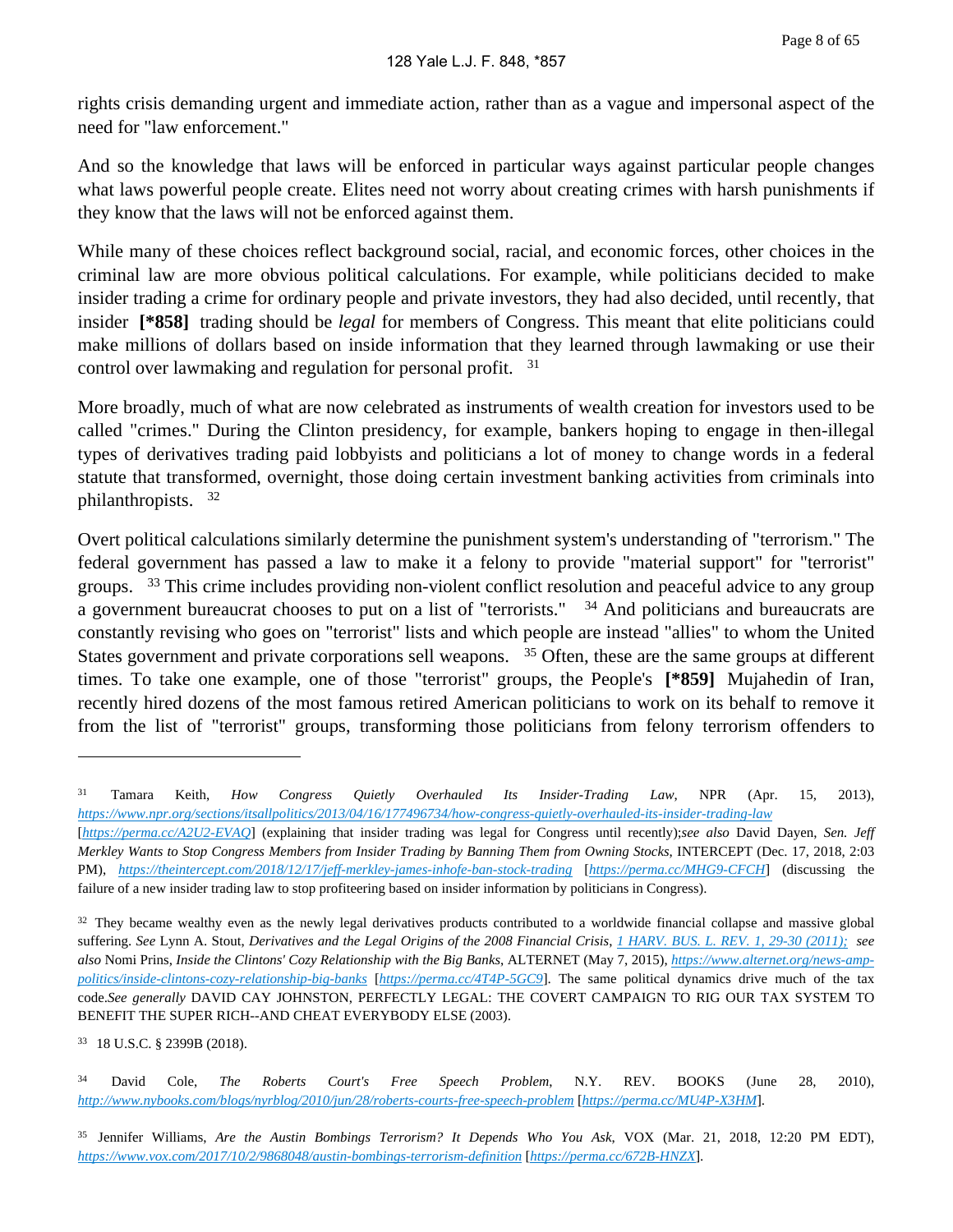rights crisis demanding urgent and immediate action, rather than as a vague and impersonal aspect of the need for "law enforcement."

And so the knowledge that laws will be enforced in particular ways against particular people changes what laws powerful people create. Elites need not worry about creating crimes with harsh punishments if they know that the laws will not be enforced against them.

While many of these choices reflect background social, racial, and economic forces, other choices in the criminal law are more obvious political calculations. For example, while politicians decided to make insider trading a crime for ordinary people and private investors, they had also decided, until recently, that insider **[*858]** trading should be *legal* for members of Congress. This meant that elite politicians could make millions of dollars based on inside information that they learned through lawmaking or use their control over lawmaking and regulation for personal profit. [31]

More broadly, much of what are now celebrated as instruments of wealth creation for investors used to be called "crimes." During the Clinton presidency, for example, bankers hoping to engage in then-illegal types of derivatives trading paid lobbyists and politicians a lot of money to change words in a federal statute that transformed, overnight, those doing certain investment banking activities from criminals into philanthropists. [32]

Overt political calculations similarly determine the punishment system's understanding of "terrorism." The federal government has passed a law to make it a felony to provide "material support" for "terrorist" groups. [33] This crime includes providing non-violent conflict resolution and peaceful advice to any group a government bureaucrat chooses to put on a list of "terrorists." [34] And politicians and bureaucrats are constantly revising who goes on "terrorist" lists and which people are instead "allies" to whom the United States government and private corporations sell weapons. [35] Often, these are the same groups at different times. To take one example, one of those "terrorist" groups, the People's **[*859]** Mujahedin of Iran, recently hired dozens of the most famous retired American politicians to work on its behalf to remove it from the list of "terrorist" groups, transforming those politicians from felony terrorism offenders to

---

[31] Tamara Keith, *How Congress Quietly Overhauled Its Insider-Trading Law*, NPR (Apr. 15, 2013), *https://www.npr.org/sections/itsallpolitics/2013/04/16/177496734/how-congress-quietly-overhauled-its-insider-trading-law* [*https://perma.cc/A2U2-EVAQ*] (explaining that insider trading was legal for Congress until recently);*see also* David Dayen, *Sen. Jeff Merkley Wants to Stop Congress Members from Insider Trading by Banning Them from Owning Stocks*, INTERCEPT (Dec. 17, 2018, 2:03 PM), *https://theintercept.com/2018/12/17/jeff-merkley-james-inhofe-ban-stock-trading* [*https://perma.cc/MHG9-CFCH*] (discussing the failure of a new insider trading law to stop profiteering based on insider information by politicians in Congress).

[32] They became wealthy even as the newly legal derivatives products contributed to a worldwide financial collapse and massive global suffering. *See* Lynn A. Stout, *Derivatives and the Legal Origins of the 2008 Financial Crisis*, *1 HARV. BUS. L. REV. 1, 29-30 (2011); see also* Nomi Prins, *Inside the Clintons' Cozy Relationship with the Big Banks*, ALTERNET (May 7, 2015), *https://www.alternet.org/news-amp-politics/inside-clintons-cozy-relationship-big-banks* [*https://perma.cc/4T4P-5GC9*]. The same political dynamics drive much of the tax code.*See generally* DAVID CAY JOHNSTON, PERFECTLY LEGAL: THE COVERT CAMPAIGN TO RIG OUR TAX SYSTEM TO BENEFIT THE SUPER RICH--AND CHEAT EVERYBODY ELSE (2003).

[33] 18 U.S.C. § 2399B (2018).

[34] David Cole, *The Roberts Court's Free Speech Problem*, N.Y. REV. BOOKS (June 28, 2010), *http://www.nybooks.com/blogs/nyrblog/2010/jun/28/roberts-courts-free-speech-problem* [*https://perma.cc/MU4P-X3HM*].

[35] Jennifer Williams, *Are the Austin Bombings Terrorism? It Depends Who You Ask*, VOX (Mar. 21, 2018, 12:20 PM EDT), *https://www.vox.com/2017/10/2/9868048/austin-bombings-terrorism-definition* [*https://perma.cc/672B-HNZX*].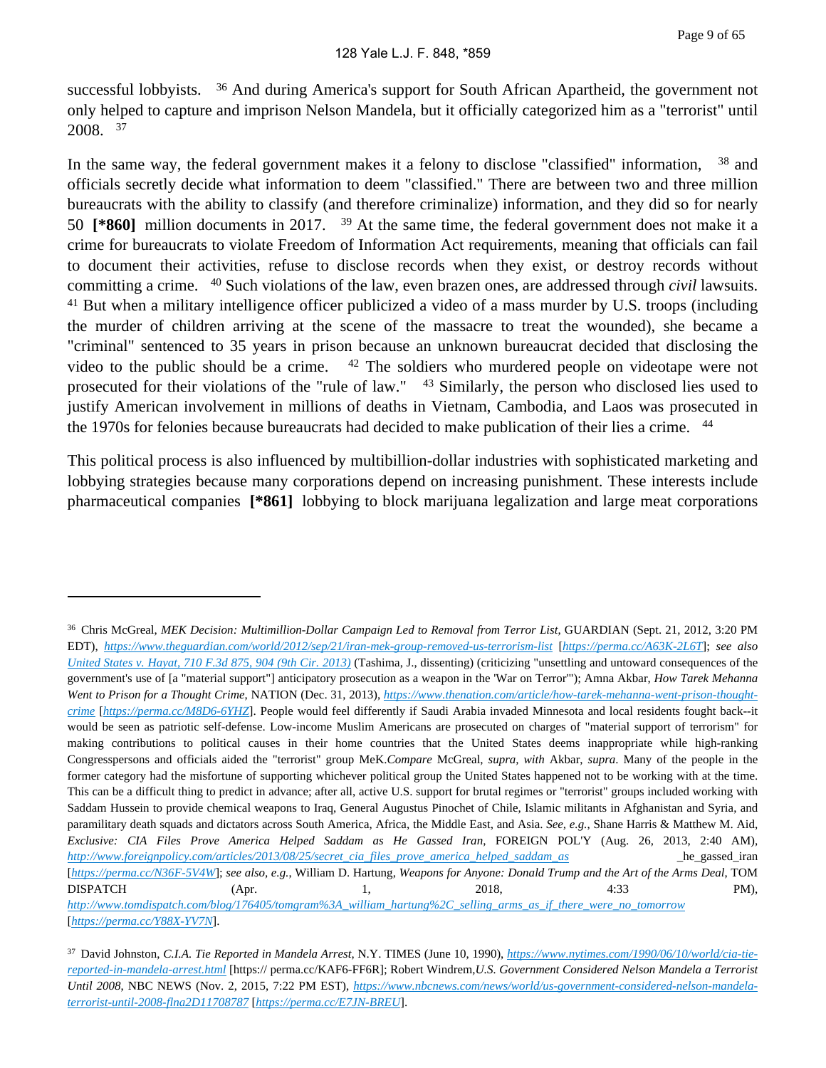successful lobbyists. [36] And during America's support for South African Apartheid, the government not only helped to capture and imprison Nelson Mandela, but it officially categorized him as a "terrorist" until 2008. [37]

In the same way, the federal government makes it a felony to disclose "classified" information, [38] and officials secretly decide what information to deem "classified." There are between two and three million bureaucrats with the ability to classify (and therefore criminalize) information, and they did so for nearly 50 **[*860]** million documents in 2017. [39] At the same time, the federal government does not make it a crime for bureaucrats to violate Freedom of Information Act requirements, meaning that officials can fail to document their activities, refuse to disclose records when they exist, or destroy records without committing a crime. [40] Such violations of the law, even brazen ones, are addressed through *civil* lawsuits. [41] But when a military intelligence officer publicized a video of a mass murder by U.S. troops (including the murder of children arriving at the scene of the massacre to treat the wounded), she became a "criminal" sentenced to 35 years in prison because an unknown bureaucrat decided that disclosing the video to the public should be a crime. [42] The soldiers who murdered people on videotape were not prosecuted for their violations of the "rule of law." [43] Similarly, the person who disclosed lies used to justify American involvement in millions of deaths in Vietnam, Cambodia, and Laos was prosecuted in the 1970s for felonies because bureaucrats had decided to make publication of their lies a crime. [44]

This political process is also influenced by multibillion-dollar industries with sophisticated marketing and lobbying strategies because many corporations depend on increasing punishment. These interests include pharmaceutical companies **[*861]** lobbying to block marijuana legalization and large meat corporations

---

[36] Chris McGreal, *MEK Decision: Multimillion-Dollar Campaign Led to Removal from Terror List*, GUARDIAN (Sept. 21, 2012, 3:20 PM EDT), *https://www.theguardian.com/world/2012/sep/21/iran-mek-group-removed-us-terrorism-list* [*https://perma.cc/A63K-2L6T*]; *see also United States v. Hayat, 710 F.3d 875, 904 (9th Cir. 2013)* (Tashima, J., dissenting) (criticizing "unsettling and untoward consequences of the government's use of [a "material support"] anticipatory prosecution as a weapon in the 'War on Terror'"); Amna Akbar, *How Tarek Mehanna Went to Prison for a Thought Crime*, NATION (Dec. 31, 2013), *https://www.thenation.com/article/how-tarek-mehanna-went-prison-thought-crime* [*https://perma.cc/M8D6-6YHZ*]. People would feel differently if Saudi Arabia invaded Minnesota and local residents fought back--it would be seen as patriotic self-defense. Low-income Muslim Americans are prosecuted on charges of "material support of terrorism" for making contributions to political causes in their home countries that the United States deems inappropriate while high-ranking Congresspersons and officials aided the "terrorist" group MeK.*Compare* McGreal, *supra*, *with* Akbar, *supra*. Many of the people in the former category had the misfortune of supporting whichever political group the United States happened not to be working with at the time. This can be a difficult thing to predict in advance; after all, active U.S. support for brutal regimes or "terrorist" groups included working with Saddam Hussein to provide chemical weapons to Iraq, General Augustus Pinochet of Chile, Islamic militants in Afghanistan and Syria, and paramilitary death squads and dictators across South America, Africa, the Middle East, and Asia. *See, e.g.*, Shane Harris & Matthew M. Aid, *Exclusive: CIA Files Prove America Helped Saddam as He Gassed Iran*, FOREIGN POL'Y (Aug. 26, 2013, 2:40 AM), *http://www.foreignpolicy.com/articles/2013/08/25/secret_cia_files_prove_america_helped_saddam_as* _he_gassed_iran [*https://perma.cc/N36F-5V4W*]; *see also, e.g.*, William D. Hartung, *Weapons for Anyone: Donald Trump and the Art of the Arms Deal*, TOM DISPATCH (Apr. 1, 2018, 4:33 PM), *http://www.tomdispatch.com/blog/176405/tomgram%3A_william_hartung%2C_selling_arms_as_if_there_were_no_tomorrow* [*https://perma.cc/Y88X-YV7N*].

[37] David Johnston, *C.I.A. Tie Reported in Mandela Arrest*, N.Y. TIMES (June 10, 1990), *https://www.nytimes.com/1990/06/10/world/cia-tie-reported-in-mandela-arrest.html* [https:// perma.cc/KAF6-FF6R]; Robert Windrem,*U.S. Government Considered Nelson Mandela a Terrorist Until 2008*, NBC NEWS (Nov. 2, 2015, 7:22 PM EST), *https://www.nbcnews.com/news/world/us-government-considered-nelson-mandela-terrorist-until-2008-flna2D11708787* [*https://perma.cc/E7JN-BREU*].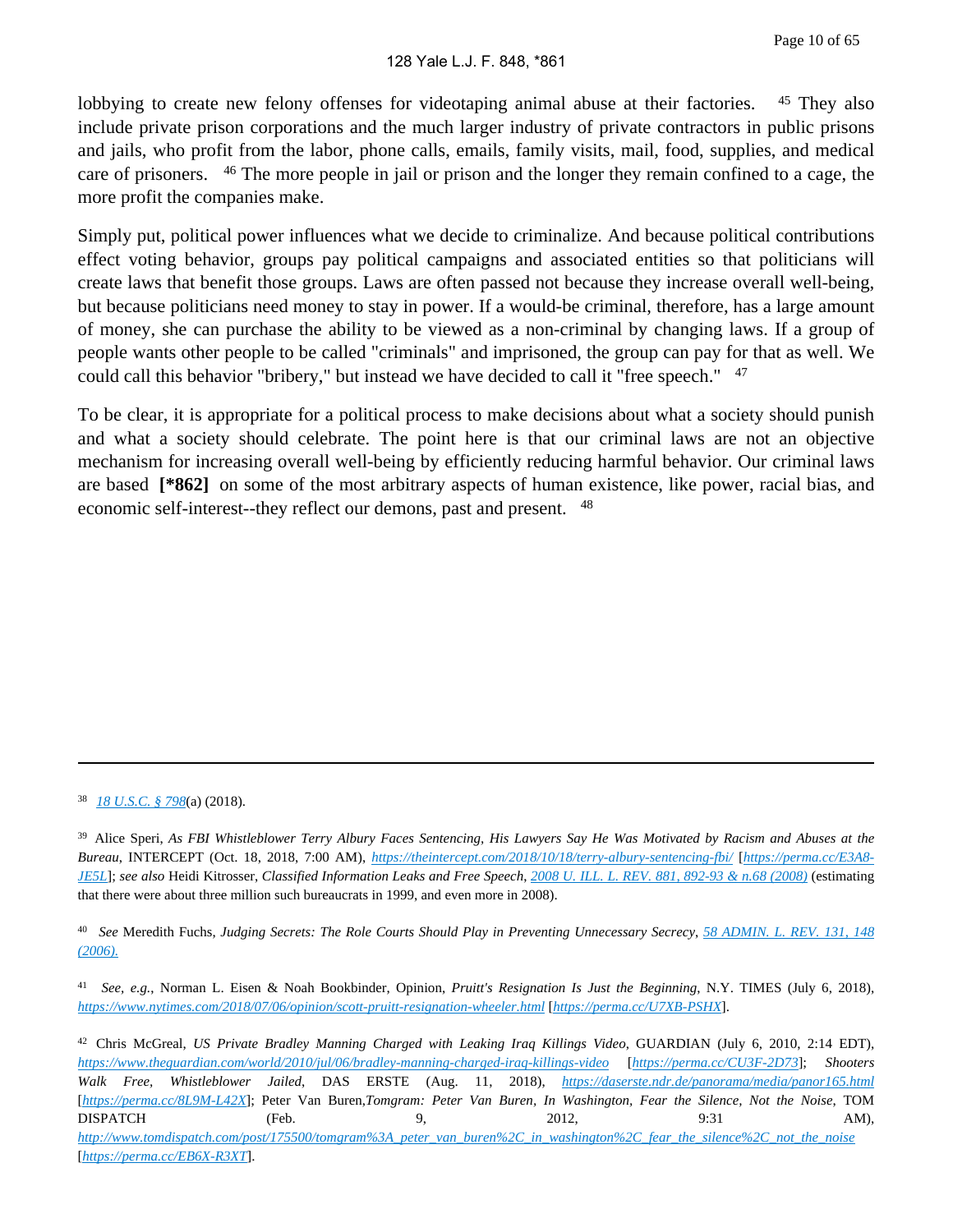lobbying to create new felony offenses for videotaping animal abuse at their factories. [45] They also include private prison corporations and the much larger industry of private contractors in public prisons and jails, who profit from the labor, phone calls, emails, family visits, mail, food, supplies, and medical care of prisoners. [46] The more people in jail or prison and the longer they remain confined to a cage, the more profit the companies make.

Simply put, political power influences what we decide to criminalize. And because political contributions effect voting behavior, groups pay political campaigns and associated entities so that politicians will create laws that benefit those groups. Laws are often passed not because they increase overall well-being, but because politicians need money to stay in power. If a would-be criminal, therefore, has a large amount of money, she can purchase the ability to be viewed as a non-criminal by changing laws. If a group of people wants other people to be called "criminals" and imprisoned, the group can pay for that as well. We could call this behavior "bribery," but instead we have decided to call it "free speech." [47]

To be clear, it is appropriate for a political process to make decisions about what a society should punish and what a society should celebrate. The point here is that our criminal laws are not an objective mechanism for increasing overall well-being by efficiently reducing harmful behavior. Our criminal laws are based **[*862]** on some of the most arbitrary aspects of human existence, like power, racial bias, and economic self-interest--they reflect our demons, past and present. [48]

---

[38] *18 U.S.C. § 798*(a) (2018).

[39] Alice Speri, *As FBI Whistleblower Terry Albury Faces Sentencing, His Lawyers Say He Was Motivated by Racism and Abuses at the Bureau*, INTERCEPT (Oct. 18, 2018, 7:00 AM), *https://theintercept.com/2018/10/18/terry-albury-sentencing-fbi/* [*https://perma.cc/E3A8-JE5L*]; *see also* Heidi Kitrosser, *Classified Information Leaks and Free Speech*, *2008 U. ILL. L. REV. 881, 892-93 & n.68 (2008)* (estimating that there were about three million such bureaucrats in 1999, and even more in 2008).

[40] *See* Meredith Fuchs, *Judging Secrets: The Role Courts Should Play in Preventing Unnecessary Secrecy*, *58 ADMIN. L. REV. 131, 148 (2006).*

[41] *See, e.g.*, Norman L. Eisen & Noah Bookbinder, Opinion, *Pruitt's Resignation Is Just the Beginning*, N.Y. TIMES (July 6, 2018), *https://www.nytimes.com/2018/07/06/opinion/scott-pruitt-resignation-wheeler.html* [*https://perma.cc/U7XB-PSHX*].

[42] Chris McGreal, *US Private Bradley Manning Charged with Leaking Iraq Killings Video*, GUARDIAN (July 6, 2010, 2:14 EDT), *https://www.theguardian.com/world/2010/jul/06/bradley-manning-charged-iraq-killings-video* [*https://perma.cc/CU3F-2D73*]; *Shooters Walk Free, Whistleblower Jailed*, DAS ERSTE (Aug. 11, 2018), *https://daserste.ndr.de/panorama/media/panor165.html* [*https://perma.cc/8L9M-L42X*]; Peter Van Buren,*Tomgram: Peter Van Buren, In Washington, Fear the Silence, Not the Noise*, TOM DISPATCH (Feb. 9, 2012, 9:31 AM), *http://www.tomdispatch.com/post/175500/tomgram%3A_peter_van_buren%2C_in_washington%2C_fear_the_silence%2C_not_the_noise* [*https://perma.cc/EB6X-R3XT*].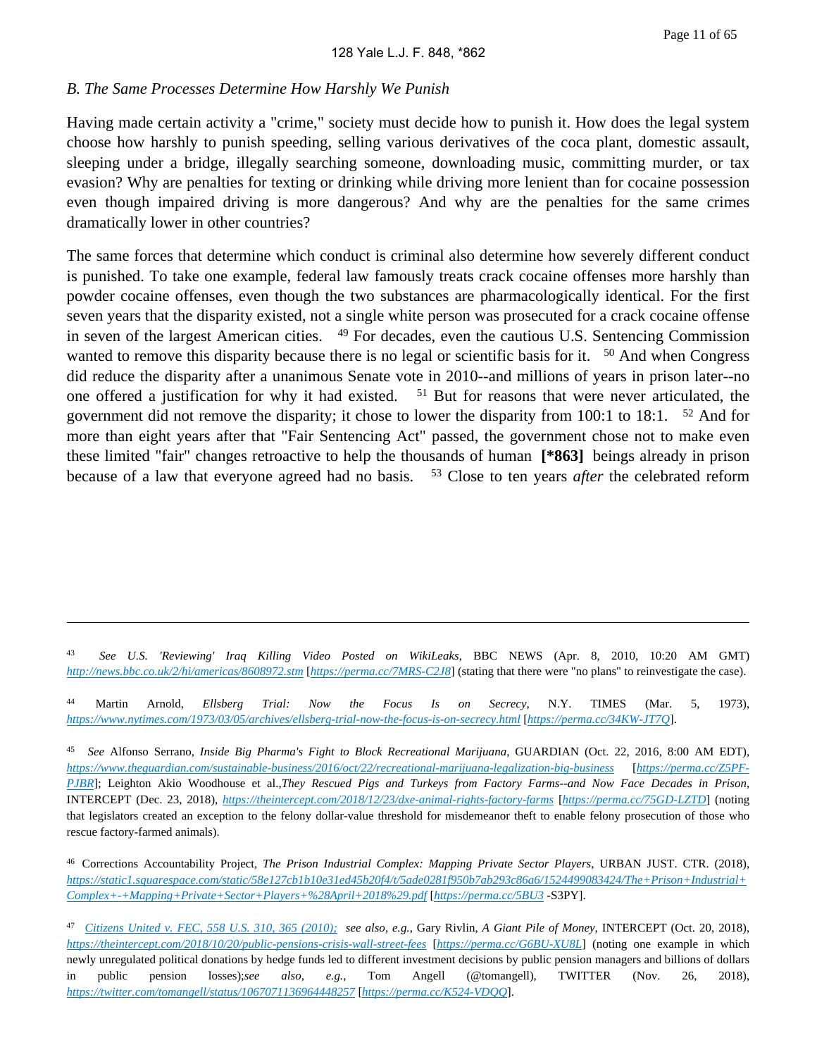*B. The Same Processes Determine How Harshly We Punish*

Having made certain activity a "crime," society must decide how to punish it. How does the legal system choose how harshly to punish speeding, selling various derivatives of the coca plant, domestic assault, sleeping under a bridge, illegally searching someone, downloading music, committing murder, or tax evasion? Why are penalties for texting or drinking while driving more lenient than for cocaine possession even though impaired driving is more dangerous? And why are the penalties for the same crimes dramatically lower in other countries?

The same forces that determine which conduct is criminal also determine how severely different conduct is punished. To take one example, federal law famously treats crack cocaine offenses more harshly than powder cocaine offenses, even though the two substances are pharmacologically identical. For the first seven years that the disparity existed, not a single white person was prosecuted for a crack cocaine offense in seven of the largest American cities. [49] For decades, even the cautious U.S. Sentencing Commission wanted to remove this disparity because there is no legal or scientific basis for it. [50] And when Congress did reduce the disparity after a unanimous Senate vote in 2010--and millions of years in prison later--no one offered a justification for why it had existed. [51] But for reasons that were never articulated, the government did not remove the disparity; it chose to lower the disparity from 100:1 to 18:1. [52] And for more than eight years after that "Fair Sentencing Act" passed, the government chose not to make even these limited "fair" changes retroactive to help the thousands of human **[*863]** beings already in prison because of a law that everyone agreed had no basis. [53] Close to ten years *after* the celebrated reform

---

[43] *See U.S. 'Reviewing' Iraq Killing Video Posted on WikiLeaks*, BBC NEWS (Apr. 8, 2010, 10:20 AM GMT) *http://news.bbc.co.uk/2/hi/americas/8608972.stm* [*https://perma.cc/7MRS-C2J8*] (stating that there were "no plans" to reinvestigate the case).

[44] Martin Arnold, *Ellsberg Trial: Now the Focus Is on Secrecy*, N.Y. TIMES (Mar. 5, 1973), *https://www.nytimes.com/1973/03/05/archives/ellsberg-trial-now-the-focus-is-on-secrecy.html* [*https://perma.cc/34KW-JT7Q*].

[45] *See* Alfonso Serrano, *Inside Big Pharma's Fight to Block Recreational Marijuana*, GUARDIAN (Oct. 22, 2016, 8:00 AM EDT), *https://www.theguardian.com/sustainable-business/2016/oct/22/recreational-marijuana-legalization-big-business* [*https://perma.cc/Z5PF-PJBR*]; Leighton Akio Woodhouse et al.,*They Rescued Pigs and Turkeys from Factory Farms--and Now Face Decades in Prison*, INTERCEPT (Dec. 23, 2018), *https://theintercept.com/2018/12/23/dxe-animal-rights-factory-farms* [*https://perma.cc/75GD-LZTD*] (noting that legislators created an exception to the felony dollar-value threshold for misdemeanor theft to enable felony prosecution of those who rescue factory-farmed animals).

[46] Corrections Accountability Project, *The Prison Industrial Complex: Mapping Private Sector Players*, URBAN JUST. CTR. (2018), *https://static1.squarespace.com/static/58e127cb1b10e31ed45b20f4/t/5ade0281f950b7ab293c86a6/1524499083424/The+Prison+Industrial+Complex+-+Mapping+Private+Sector+Players+%28April+2018%29.pdf* [*https://perma.cc/5BU3* -S3PY].

[47] *Citizens United v. FEC, 558 U.S. 310, 365 (2010); see also, e.g.*, Gary Rivlin, *A Giant Pile of Money*, INTERCEPT (Oct. 20, 2018), *https://theintercept.com/2018/10/20/public-pensions-crisis-wall-street-fees* [*https://perma.cc/G6BU-XU8L*] (noting one example in which newly unregulated political donations by hedge funds led to different investment decisions by public pension managers and billions of dollars in public pension losses);*see also, e.g.*, Tom Angell (@tomangell), TWITTER (Nov. 26, 2018), *https://twitter.com/tomangell/status/1067071136964448257* [*https://perma.cc/K524-VDQQ*].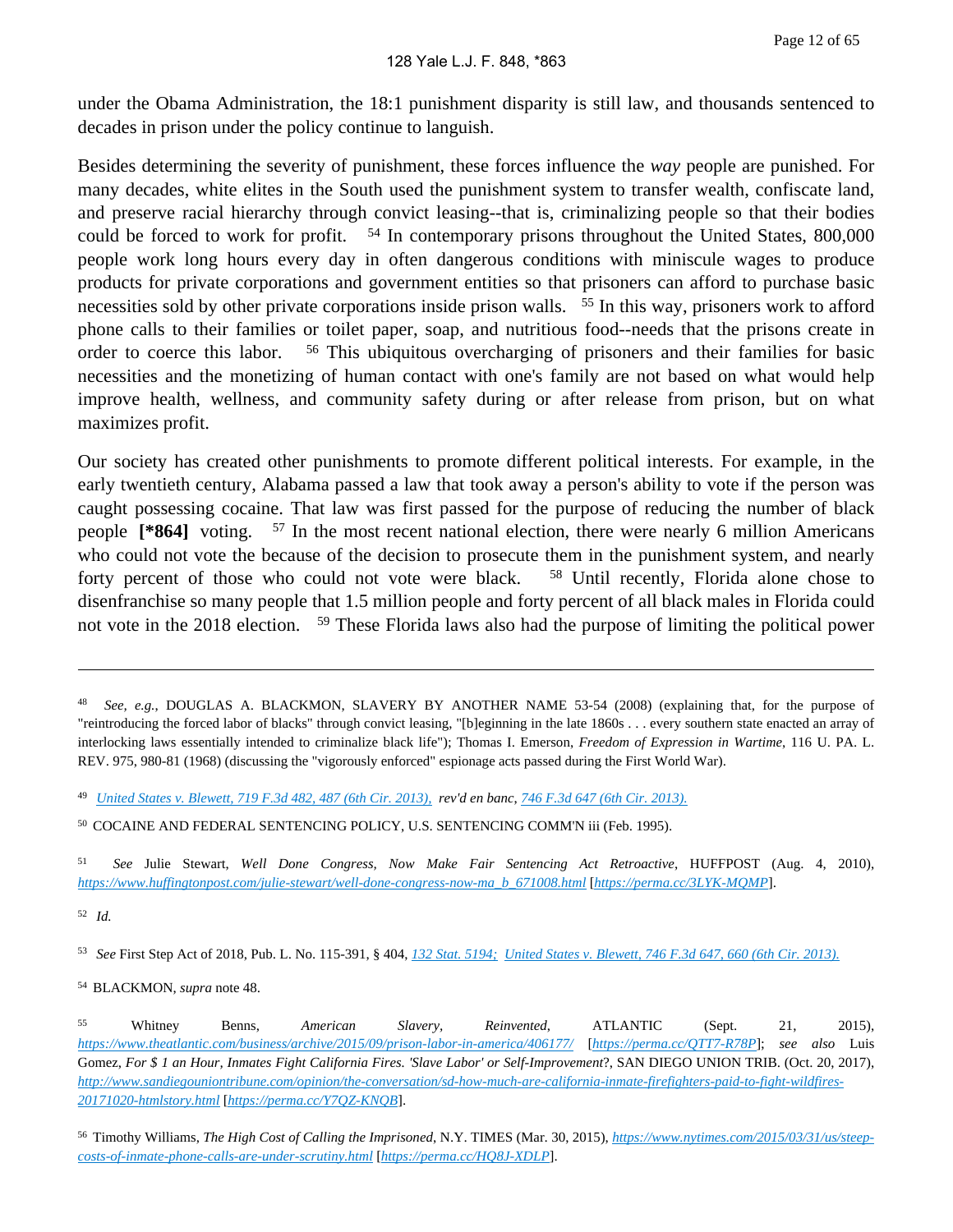under the Obama Administration, the 18:1 punishment disparity is still law, and thousands sentenced to decades in prison under the policy continue to languish.

Besides determining the severity of punishment, these forces influence the *way* people are punished. For many decades, white elites in the South used the punishment system to transfer wealth, confiscate land, and preserve racial hierarchy through convict leasing--that is, criminalizing people so that their bodies could be forced to work for profit. [54] In contemporary prisons throughout the United States, 800,000 people work long hours every day in often dangerous conditions with miniscule wages to produce products for private corporations and government entities so that prisoners can afford to purchase basic necessities sold by other private corporations inside prison walls. [55] In this way, prisoners work to afford phone calls to their families or toilet paper, soap, and nutritious food--needs that the prisons create in order to coerce this labor. [56] This ubiquitous overcharging of prisoners and their families for basic necessities and the monetizing of human contact with one's family are not based on what would help improve health, wellness, and community safety during or after release from prison, but on what maximizes profit.

Our society has created other punishments to promote different political interests. For example, in the early twentieth century, Alabama passed a law that took away a person's ability to vote if the person was caught possessing cocaine. That law was first passed for the purpose of reducing the number of black people **[*864]** voting. [57] In the most recent national election, there were nearly 6 million Americans who could not vote the because of the decision to prosecute them in the punishment system, and nearly forty percent of those who could not vote were black. [58] Until recently, Florida alone chose to disenfranchise so many people that 1.5 million people and forty percent of all black males in Florida could not vote in the 2018 election. [59] These Florida laws also had the purpose of limiting the political power

---

[48] *See, e.g.,* DOUGLAS A. BLACKMON, SLAVERY BY ANOTHER NAME 53-54 (2008) (explaining that, for the purpose of "reintroducing the forced labor of blacks" through convict leasing, "[b]eginning in the late 1860s . . . every southern state enacted an array of interlocking laws essentially intended to criminalize black life"); Thomas I. Emerson, *Freedom of Expression in Wartime*, 116 U. PA. L. REV. 975, 980-81 (1968) (discussing the "vigorously enforced" espionage acts passed during the First World War).

[49] *United States v. Blewett, 719 F.3d 482, 487 (6th Cir. 2013), rev'd en banc, 746 F.3d 647 (6th Cir. 2013).*

[50] COCAINE AND FEDERAL SENTENCING POLICY, U.S. SENTENCING COMM'N iii (Feb. 1995).

[51] *See* Julie Stewart, *Well Done Congress, Now Make Fair Sentencing Act Retroactive*, HUFFPOST (Aug. 4, 2010), *https://www.huffingtonpost.com/julie-stewart/well-done-congress-now-ma_b_671008.html* [*https://perma.cc/3LYK-MQMP*].

[52] *Id.*

[53] *See* First Step Act of 2018, Pub. L. No. 115-391, § 404, *132 Stat. 5194; United States v. Blewett, 746 F.3d 647, 660 (6th Cir. 2013).*

[54] BLACKMON, *supra* note 48.

[55] Whitney Benns, *American Slavery, Reinvented*, ATLANTIC (Sept. 21, 2015), *https://www.theatlantic.com/business/archive/2015/09/prison-labor-in-america/406177/* [*https://perma.cc/QTT7-R78P*]; *see also* Luis Gomez, *For $ 1 an Hour, Inmates Fight California Fires. 'Slave Labor' or Self-Improvement?*, SAN DIEGO UNION TRIB. (Oct. 20, 2017), *http://www.sandiegouniontribune.com/opinion/the-conversation/sd-how-much-are-california-inmate-firefighters-paid-to-fight-wildfires-20171020-htmlstory.html* [*https://perma.cc/Y7QZ-KNQB*].

[56] Timothy Williams, *The High Cost of Calling the Imprisoned*, N.Y. TIMES (Mar. 30, 2015), *https://www.nytimes.com/2015/03/31/us/steep-costs-of-inmate-phone-calls-are-under-scrutiny.html* [*https://perma.cc/HQ8J-XDLP*].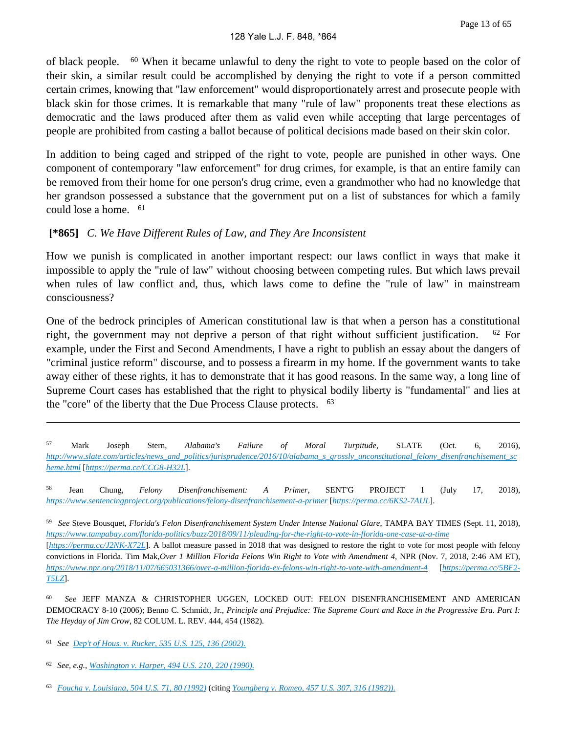of black people. [60] When it became unlawful to deny the right to vote to people based on the color of their skin, a similar result could be accomplished by denying the right to vote if a person committed certain crimes, knowing that "law enforcement" would disproportionately arrest and prosecute people with black skin for those crimes. It is remarkable that many "rule of law" proponents treat these elections as democratic and the laws produced after them as valid even while accepting that large percentages of people are prohibited from casting a ballot because of political decisions made based on their skin color.

In addition to being caged and stripped of the right to vote, people are punished in other ways. One component of contemporary "law enforcement" for drug crimes, for example, is that an entire family can be removed from their home for one person's drug crime, even a grandmother who had no knowledge that her grandson possessed a substance that the government put on a list of substances for which a family could lose a home. [61]

### **[*865]** *C. We Have Different Rules of Law, and They Are Inconsistent*

How we punish is complicated in another important respect: our laws conflict in ways that make it impossible to apply the "rule of law" without choosing between competing rules. But which laws prevail when rules of law conflict and, thus, which laws come to define the "rule of law" in mainstream consciousness?

One of the bedrock principles of American constitutional law is that when a person has a constitutional right, the government may not deprive a person of that right without sufficient justification. [62] For example, under the First and Second Amendments, I have a right to publish an essay about the dangers of "criminal justice reform" discourse, and to possess a firearm in my home. If the government wants to take away either of these rights, it has to demonstrate that it has good reasons. In the same way, a long line of Supreme Court cases has established that the right to physical bodily liberty is "fundamental" and lies at the "core" of the liberty that the Due Process Clause protects. [63]

---

[57] Mark Joseph Stern, *Alabama's Failure of Moral Turpitude*, SLATE (Oct. 6, 2016), http://www.slate.com/articles/news_and_politics/jurisprudence/2016/10/alabama_s_grossly_unconstitutional_felony_disenfranchisement_scheme.html [https://perma.cc/CCG8-H32L].

[58] Jean Chung, *Felony Disenfranchisement: A Primer*, SENT'G PROJECT 1 (July 17, 2018), https://www.sentencingproject.org/publications/felony-disenfranchisement-a-primer [https://perma.cc/6KS2-7AUL].

[59] *See* Steve Bousquet, *Florida's Felon Disenfranchisement System Under Intense National Glare*, TAMPA BAY TIMES (Sept. 11, 2018), https://www.tampabay.com/florida-politics/buzz/2018/09/11/pleading-for-the-right-to-vote-in-florida-one-case-at-a-time [https://perma.cc/J2NK-X72L]. A ballot measure passed in 2018 that was designed to restore the right to vote for most people with felony convictions in Florida. Tim Mak,*Over 1 Million Florida Felons Win Right to Vote with Amendment 4*, NPR (Nov. 7, 2018, 2:46 AM ET), https://www.npr.org/2018/11/07/665031366/over-a-million-florida-ex-felons-win-right-to-vote-with-amendment-4 [https://perma.cc/5BF2-T5LZ].

[60] *See* JEFF MANZA & CHRISTOPHER UGGEN, LOCKED OUT: FELON DISENFRANCHISEMENT AND AMERICAN DEMOCRACY 8-10 (2006); Benno C. Schmidt, Jr., *Principle and Prejudice: The Supreme Court and Race in the Progressive Era. Part I: The Heyday of Jim Crow*, 82 COLUM. L. REV. 444, 454 (1982).

[61] *See* Dep't of Hous. v. Rucker, 535 U.S. 125, 136 (2002).

[62] *See, e.g.*, Washington v. Harper, 494 U.S. 210, 220 (1990).

[63] Foucha v. Louisiana, 504 U.S. 71, 80 (1992) (citing Youngberg v. Romeo, 457 U.S. 307, 316 (1982)).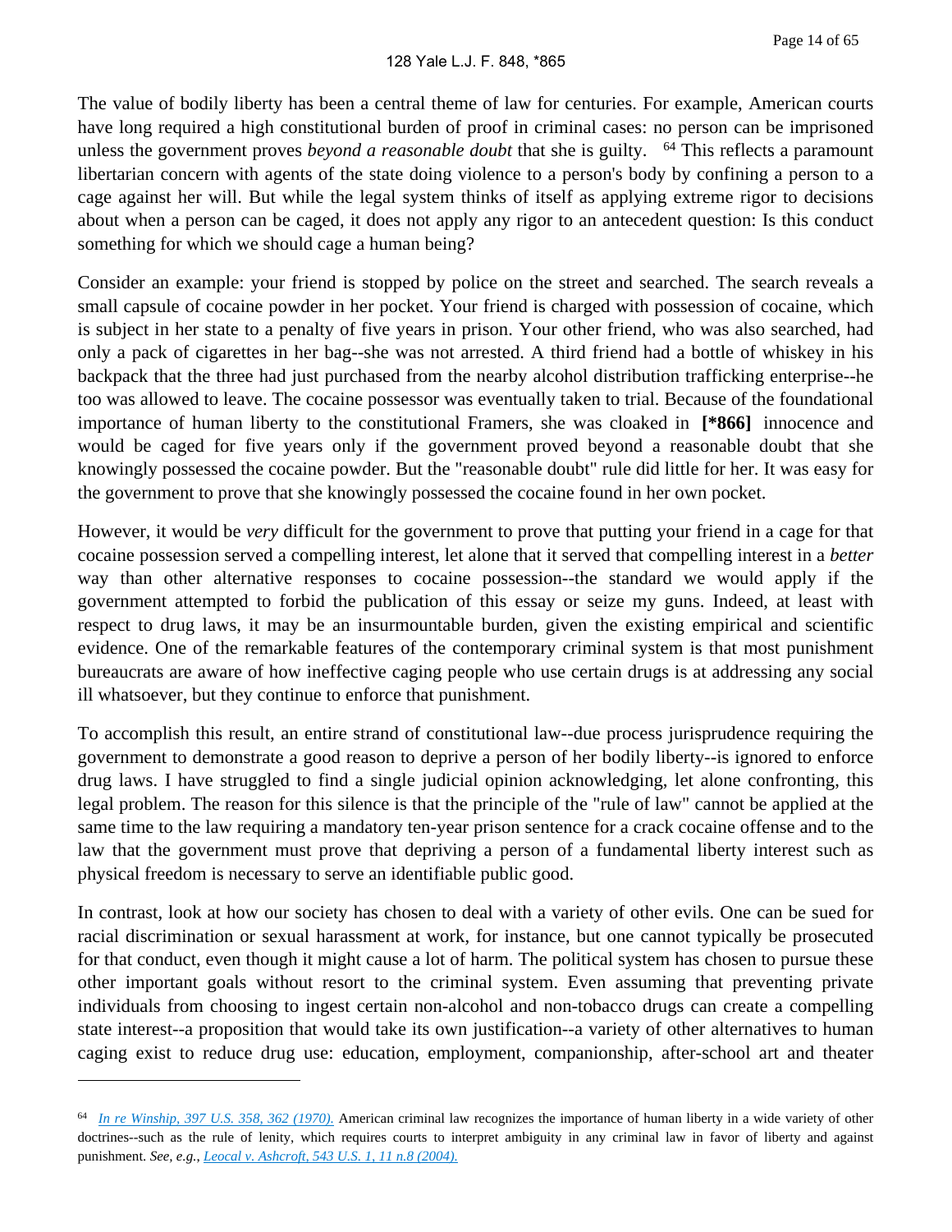The value of bodily liberty has been a central theme of law for centuries. For example, American courts have long required a high constitutional burden of proof in criminal cases: no person can be imprisoned unless the government proves *beyond a reasonable doubt* that she is guilty. [64] This reflects a paramount libertarian concern with agents of the state doing violence to a person's body by confining a person to a cage against her will. But while the legal system thinks of itself as applying extreme rigor to decisions about when a person can be caged, it does not apply any rigor to an antecedent question: Is this conduct something for which we should cage a human being?

Consider an example: your friend is stopped by police on the street and searched. The search reveals a small capsule of cocaine powder in her pocket. Your friend is charged with possession of cocaine, which is subject in her state to a penalty of five years in prison. Your other friend, who was also searched, had only a pack of cigarettes in her bag--she was not arrested. A third friend had a bottle of whiskey in his backpack that the three had just purchased from the nearby alcohol distribution trafficking enterprise--he too was allowed to leave. The cocaine possessor was eventually taken to trial. Because of the foundational importance of human liberty to the constitutional Framers, she was cloaked in **[*866]** innocence and would be caged for five years only if the government proved beyond a reasonable doubt that she knowingly possessed the cocaine powder. But the "reasonable doubt" rule did little for her. It was easy for the government to prove that she knowingly possessed the cocaine found in her own pocket.

However, it would be *very* difficult for the government to prove that putting your friend in a cage for that cocaine possession served a compelling interest, let alone that it served that compelling interest in a *better* way than other alternative responses to cocaine possession--the standard we would apply if the government attempted to forbid the publication of this essay or seize my guns. Indeed, at least with respect to drug laws, it may be an insurmountable burden, given the existing empirical and scientific evidence. One of the remarkable features of the contemporary criminal system is that most punishment bureaucrats are aware of how ineffective caging people who use certain drugs is at addressing any social ill whatsoever, but they continue to enforce that punishment.

To accomplish this result, an entire strand of constitutional law--due process jurisprudence requiring the government to demonstrate a good reason to deprive a person of her bodily liberty--is ignored to enforce drug laws. I have struggled to find a single judicial opinion acknowledging, let alone confronting, this legal problem. The reason for this silence is that the principle of the "rule of law" cannot be applied at the same time to the law requiring a mandatory ten-year prison sentence for a crack cocaine offense and to the law that the government must prove that depriving a person of a fundamental liberty interest such as physical freedom is necessary to serve an identifiable public good.

In contrast, look at how our society has chosen to deal with a variety of other evils. One can be sued for racial discrimination or sexual harassment at work, for instance, but one cannot typically be prosecuted for that conduct, even though it might cause a lot of harm. The political system has chosen to pursue these other important goals without resort to the criminal system. Even assuming that preventing private individuals from choosing to ingest certain non-alcohol and non-tobacco drugs can create a compelling state interest--a proposition that would take its own justification--a variety of other alternatives to human caging exist to reduce drug use: education, employment, companionship, after-school art and theater

---

[64] *In re Winship, 397 U.S. 358, 362 (1970).* American criminal law recognizes the importance of human liberty in a wide variety of other doctrines--such as the rule of lenity, which requires courts to interpret ambiguity in any criminal law in favor of liberty and against punishment. *See, e.g.*, Leocal v. Ashcroft, 543 U.S. 1, 11 n.8 (2004).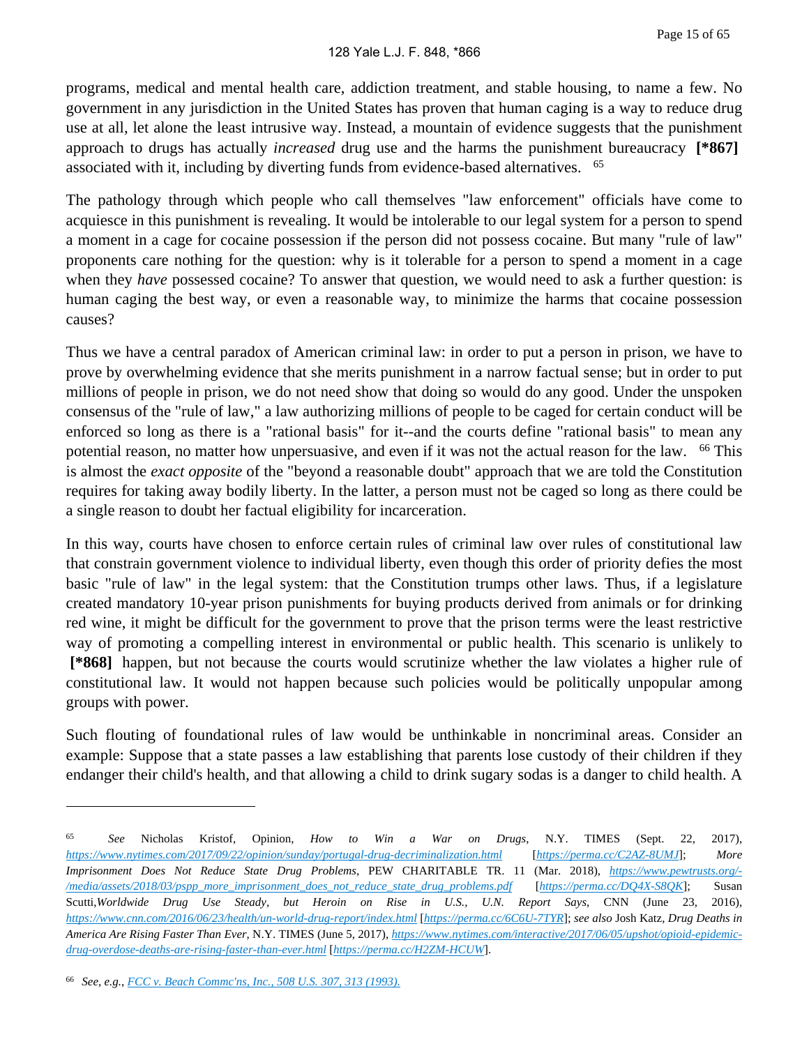programs, medical and mental health care, addiction treatment, and stable housing, to name a few. No government in any jurisdiction in the United States has proven that human caging is a way to reduce drug use at all, let alone the least intrusive way. Instead, a mountain of evidence suggests that the punishment approach to drugs has actually *increased* drug use and the harms the punishment bureaucracy **[*867]** associated with it, including by diverting funds from evidence-based alternatives. [65]

The pathology through which people who call themselves "law enforcement" officials have come to acquiesce in this punishment is revealing. It would be intolerable to our legal system for a person to spend a moment in a cage for cocaine possession if the person did not possess cocaine. But many "rule of law" proponents care nothing for the question: why is it tolerable for a person to spend a moment in a cage when they *have* possessed cocaine? To answer that question, we would need to ask a further question: is human caging the best way, or even a reasonable way, to minimize the harms that cocaine possession causes?

Thus we have a central paradox of American criminal law: in order to put a person in prison, we have to prove by overwhelming evidence that she merits punishment in a narrow factual sense; but in order to put millions of people in prison, we do not need show that doing so would do any good. Under the unspoken consensus of the "rule of law," a law authorizing millions of people to be caged for certain conduct will be enforced so long as there is a "rational basis" for it--and the courts define "rational basis" to mean any potential reason, no matter how unpersuasive, and even if it was not the actual reason for the law. [66] This is almost the *exact opposite* of the "beyond a reasonable doubt" approach that we are told the Constitution requires for taking away bodily liberty. In the latter, a person must not be caged so long as there could be a single reason to doubt her factual eligibility for incarceration.

In this way, courts have chosen to enforce certain rules of criminal law over rules of constitutional law that constrain government violence to individual liberty, even though this order of priority defies the most basic "rule of law" in the legal system: that the Constitution trumps other laws. Thus, if a legislature created mandatory 10-year prison punishments for buying products derived from animals or for drinking red wine, it might be difficult for the government to prove that the prison terms were the least restrictive way of promoting a compelling interest in environmental or public health. This scenario is unlikely to **[*868]** happen, but not because the courts would scrutinize whether the law violates a higher rule of constitutional law. It would not happen because such policies would be politically unpopular among groups with power.

Such flouting of foundational rules of law would be unthinkable in noncriminal areas. Consider an example: Suppose that a state passes a law establishing that parents lose custody of their children if they endanger their child's health, and that allowing a child to drink sugary sodas is a danger to child health. A

---

[65] *See* Nicholas Kristof, Opinion, *How to Win a War on Drugs*, N.Y. TIMES (Sept. 22, 2017), *https://www.nytimes.com/2017/09/22/opinion/sunday/portugal-drug-decriminalization.html* [*https://perma.cc/C2AZ-8UMJ*]; *More Imprisonment Does Not Reduce State Drug Problems*, PEW CHARITABLE TR. 11 (Mar. 2018), *https://www.pewtrusts.org/-/media/assets/2018/03/pspp_more_imprisonment_does_not_reduce_state_drug_problems.pdf* [*https://perma.cc/DQ4X-S8QK*]; Susan Scutti,*Worldwide Drug Use Steady, but Heroin on Rise in U.S., U.N. Report Says*, CNN (June 23, 2016), *https://www.cnn.com/2016/06/23/health/un-world-drug-report/index.html* [*https://perma.cc/6C6U-7TYR*]; *see also* Josh Katz, *Drug Deaths in America Are Rising Faster Than Ever*, N.Y. TIMES (June 5, 2017), *https://www.nytimes.com/interactive/2017/06/05/upshot/opioid-epidemic-drug-overdose-deaths-are-rising-faster-than-ever.html* [*https://perma.cc/H2ZM-HCUW*].

[66] *See, e.g.*, *FCC v. Beach Commc'ns, Inc., 508 U.S. 307, 313 (1993).*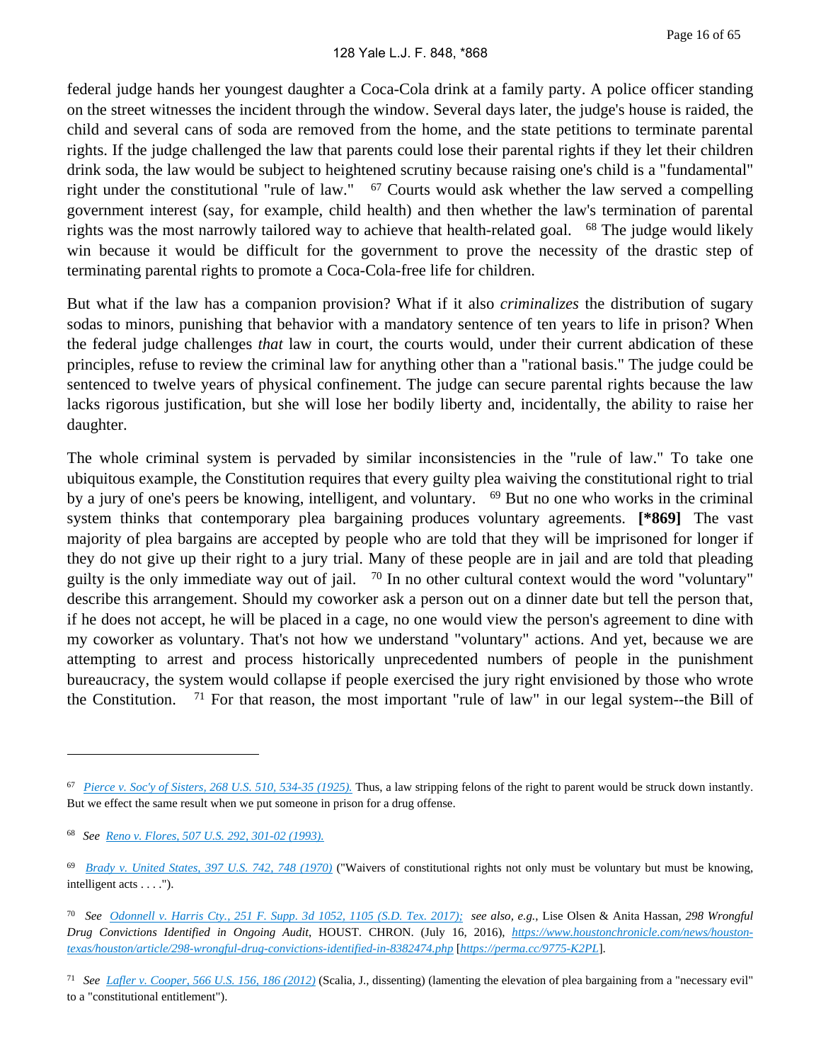federal judge hands her youngest daughter a Coca-Cola drink at a family party. A police officer standing on the street witnesses the incident through the window. Several days later, the judge's house is raided, the child and several cans of soda are removed from the home, and the state petitions to terminate parental rights. If the judge challenged the law that parents could lose their parental rights if they let their children drink soda, the law would be subject to heightened scrutiny because raising one's child is a "fundamental" right under the constitutional "rule of law." [67] Courts would ask whether the law served a compelling government interest (say, for example, child health) and then whether the law's termination of parental rights was the most narrowly tailored way to achieve that health-related goal. [68] The judge would likely win because it would be difficult for the government to prove the necessity of the drastic step of terminating parental rights to promote a Coca-Cola-free life for children.

But what if the law has a companion provision? What if it also *criminalizes* the distribution of sugary sodas to minors, punishing that behavior with a mandatory sentence of ten years to life in prison? When the federal judge challenges *that* law in court, the courts would, under their current abdication of these principles, refuse to review the criminal law for anything other than a "rational basis." The judge could be sentenced to twelve years of physical confinement. The judge can secure parental rights because the law lacks rigorous justification, but she will lose her bodily liberty and, incidentally, the ability to raise her daughter.

The whole criminal system is pervaded by similar inconsistencies in the "rule of law." To take one ubiquitous example, the Constitution requires that every guilty plea waiving the constitutional right to trial by a jury of one's peers be knowing, intelligent, and voluntary. [69] But no one who works in the criminal system thinks that contemporary plea bargaining produces voluntary agreements. **[*869]** The vast majority of plea bargains are accepted by people who are told that they will be imprisoned for longer if they do not give up their right to a jury trial. Many of these people are in jail and are told that pleading guilty is the only immediate way out of jail. [70] In no other cultural context would the word "voluntary" describe this arrangement. Should my coworker ask a person out on a dinner date but tell the person that, if he does not accept, he will be placed in a cage, no one would view the person's agreement to dine with my coworker as voluntary. That's not how we understand "voluntary" actions. And yet, because we are attempting to arrest and process historically unprecedented numbers of people in the punishment bureaucracy, the system would collapse if people exercised the jury right envisioned by those who wrote the Constitution. [71] For that reason, the most important "rule of law" in our legal system--the Bill of

---

[67] *Pierce v. Soc'y of Sisters, 268 U.S. 510, 534-35 (1925).* Thus, a law stripping felons of the right to parent would be struck down instantly. But we effect the same result when we put someone in prison for a drug offense.

[68] *See Reno v. Flores, 507 U.S. 292, 301-02 (1993).*

[69] *Brady v. United States, 397 U.S. 742, 748 (1970)* ("Waivers of constitutional rights not only must be voluntary but must be knowing, intelligent acts . . . .").

[70] *See Odonnell v. Harris Cty., 251 F. Supp. 3d 1052, 1105 (S.D. Tex. 2017); see also, e.g.*, Lise Olsen & Anita Hassan, *298 Wrongful Drug Convictions Identified in Ongoing Audit*, HOUST. CHRON. (July 16, 2016), *https://www.houstonchronicle.com/news/houston-texas/houston/article/298-wrongful-drug-convictions-identified-in-8382474.php* [*https://perma.cc/9775-K2PL*].

[71] *See Lafler v. Cooper, 566 U.S. 156, 186 (2012)* (Scalia, J., dissenting) (lamenting the elevation of plea bargaining from a "necessary evil" to a "constitutional entitlement").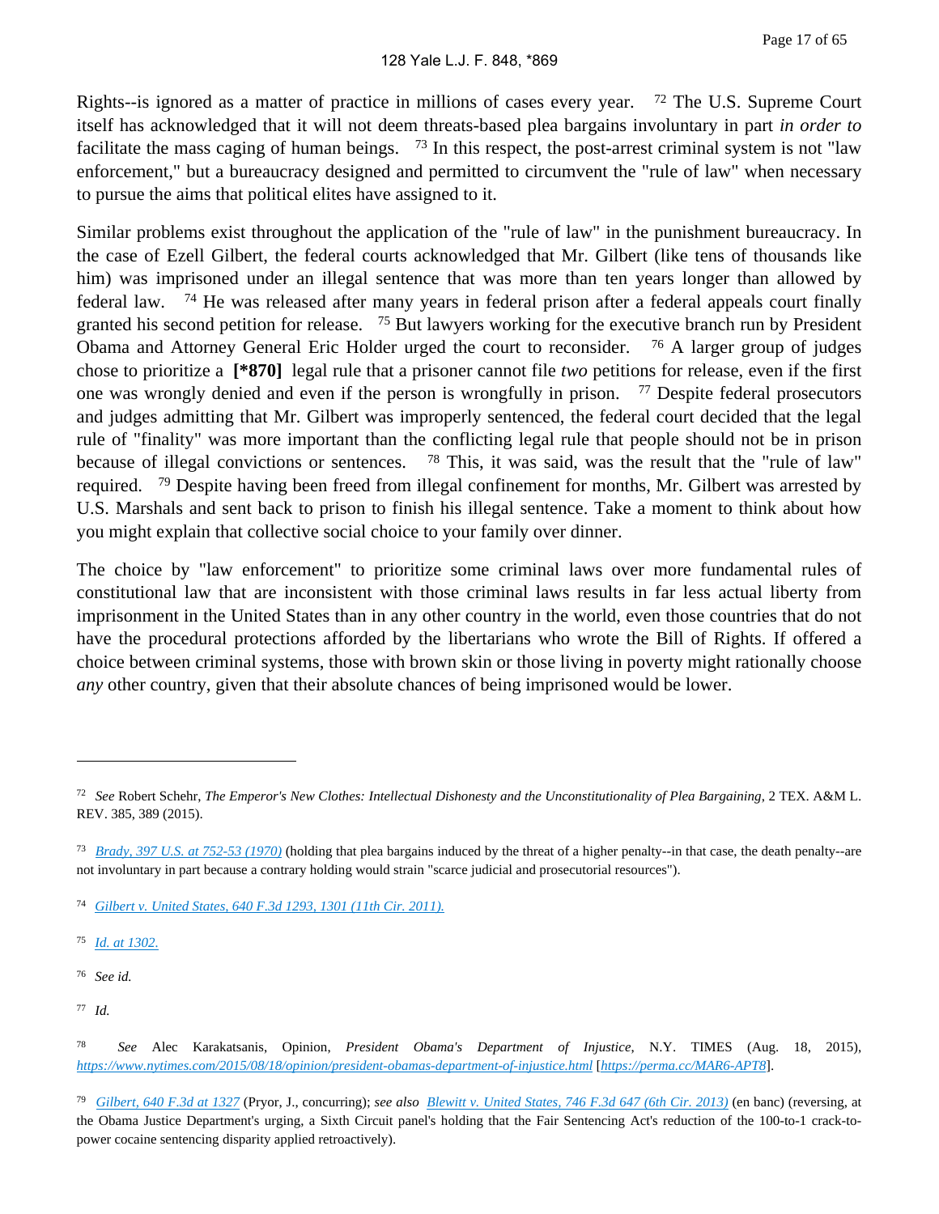Rights--is ignored as a matter of practice in millions of cases every year. [72] The U.S. Supreme Court itself has acknowledged that it will not deem threats-based plea bargains involuntary in part *in order to* facilitate the mass caging of human beings. [73] In this respect, the post-arrest criminal system is not "law enforcement," but a bureaucracy designed and permitted to circumvent the "rule of law" when necessary to pursue the aims that political elites have assigned to it.

Similar problems exist throughout the application of the "rule of law" in the punishment bureaucracy. In the case of Ezell Gilbert, the federal courts acknowledged that Mr. Gilbert (like tens of thousands like him) was imprisoned under an illegal sentence that was more than ten years longer than allowed by federal law. [74] He was released after many years in federal prison after a federal appeals court finally granted his second petition for release. [75] But lawyers working for the executive branch run by President Obama and Attorney General Eric Holder urged the court to reconsider. [76] A larger group of judges chose to prioritize a **[*870]** legal rule that a prisoner cannot file *two* petitions for release, even if the first one was wrongly denied and even if the person is wrongfully in prison. [77] Despite federal prosecutors and judges admitting that Mr. Gilbert was improperly sentenced, the federal court decided that the legal rule of "finality" was more important than the conflicting legal rule that people should not be in prison because of illegal convictions or sentences. [78] This, it was said, was the result that the "rule of law" required. [79] Despite having been freed from illegal confinement for months, Mr. Gilbert was arrested by U.S. Marshals and sent back to prison to finish his illegal sentence. Take a moment to think about how you might explain that collective social choice to your family over dinner.

The choice by "law enforcement" to prioritize some criminal laws over more fundamental rules of constitutional law that are inconsistent with those criminal laws results in far less actual liberty from imprisonment in the United States than in any other country in the world, even those countries that do not have the procedural protections afforded by the libertarians who wrote the Bill of Rights. If offered a choice between criminal systems, those with brown skin or those living in poverty might rationally choose *any* other country, given that their absolute chances of being imprisoned would be lower.

---

[72] *See* Robert Schehr, *The Emperor's New Clothes: Intellectual Dishonesty and the Unconstitutionality of Plea Bargaining*, 2 TEX. A&M L. REV. 385, 389 (2015).

[73] *Brady, 397 U.S. at 752-53 (1970)* (holding that plea bargains induced by the threat of a higher penalty--in that case, the death penalty--are not involuntary in part because a contrary holding would strain "scarce judicial and prosecutorial resources").

[74] *Gilbert v. United States, 640 F.3d 1293, 1301 (11th Cir. 2011).*

[75] *Id. at 1302.*

[76] *See id.*

[77] *Id.*

[78] *See* Alec Karakatsanis, Opinion, *President Obama's Department of Injustice*, N.Y. TIMES (Aug. 18, 2015), *https://www.nytimes.com/2015/08/18/opinion/president-obamas-department-of-injustice.html* [*https://perma.cc/MAR6-APT8*].

[79] *Gilbert, 640 F.3d at 1327* (Pryor, J., concurring); *see also* *Blewitt v. United States, 746 F.3d 647 (6th Cir. 2013)* (en banc) (reversing, at the Obama Justice Department's urging, a Sixth Circuit panel's holding that the Fair Sentencing Act's reduction of the 100-to-1 crack-to-power cocaine sentencing disparity applied retroactively).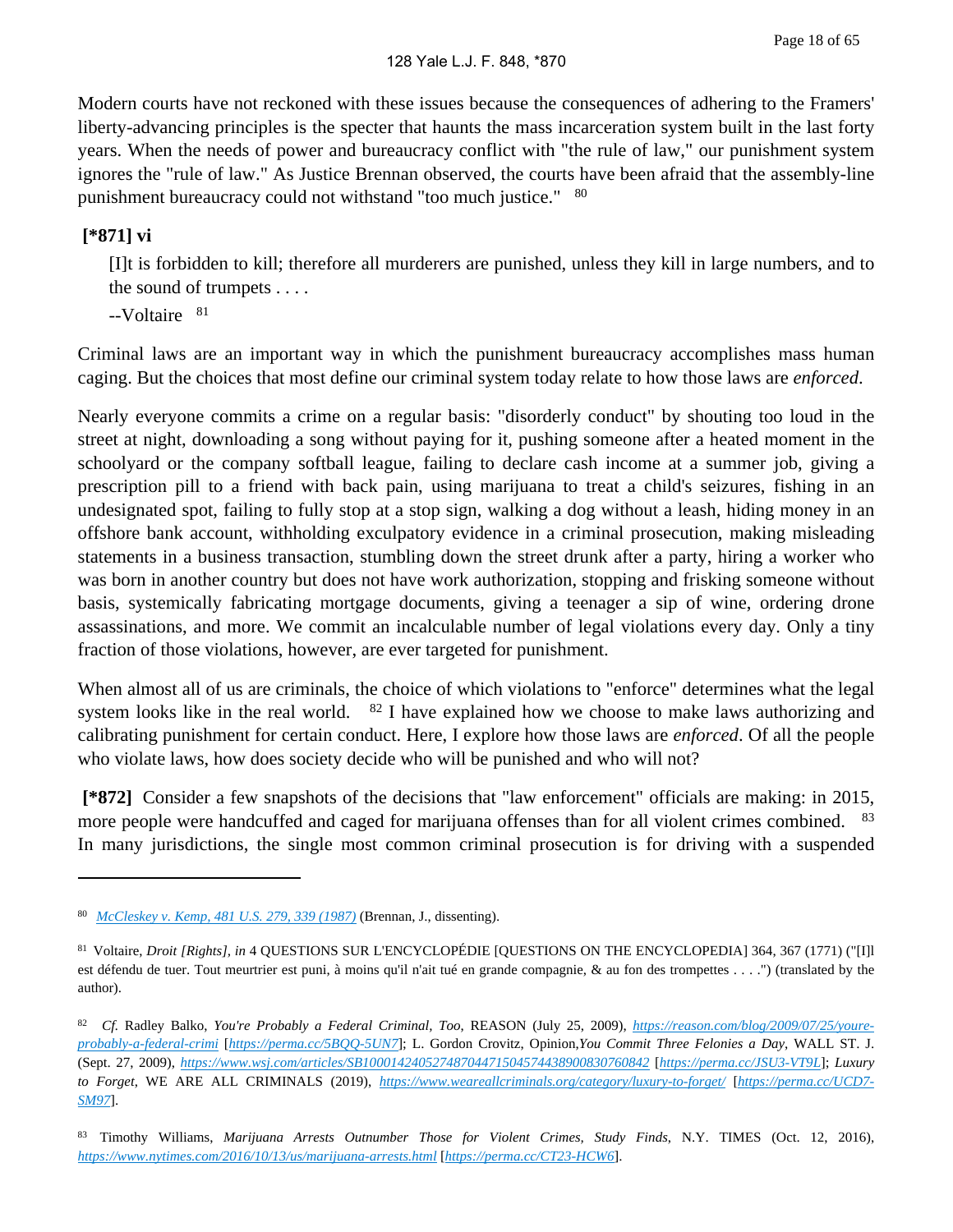Modern courts have not reckoned with these issues because the consequences of adhering to the Framers' liberty-advancing principles is the specter that haunts the mass incarceration system built in the last forty years. When the needs of power and bureaucracy conflict with "the rule of law," our punishment system ignores the "rule of law." As Justice Brennan observed, the courts have been afraid that the assembly-line punishment bureaucracy could not withstand "too much justice." [80]

**[*871] vi**

> [I]t is forbidden to kill; therefore all murderers are punished, unless they kill in large numbers, and to the sound of trumpets . . . .
>
> --Voltaire [81]

Criminal laws are an important way in which the punishment bureaucracy accomplishes mass human caging. But the choices that most define our criminal system today relate to how those laws are *enforced*.

Nearly everyone commits a crime on a regular basis: "disorderly conduct" by shouting too loud in the street at night, downloading a song without paying for it, pushing someone after a heated moment in the schoolyard or the company softball league, failing to declare cash income at a summer job, giving a prescription pill to a friend with back pain, using marijuana to treat a child's seizures, fishing in an undesignated spot, failing to fully stop at a stop sign, walking a dog without a leash, hiding money in an offshore bank account, withholding exculpatory evidence in a criminal prosecution, making misleading statements in a business transaction, stumbling down the street drunk after a party, hiring a worker who was born in another country but does not have work authorization, stopping and frisking someone without basis, systemically fabricating mortgage documents, giving a teenager a sip of wine, ordering drone assassinations, and more. We commit an incalculable number of legal violations every day. Only a tiny fraction of those violations, however, are ever targeted for punishment.

When almost all of us are criminals, the choice of which violations to "enforce" determines what the legal system looks like in the real world. [82] I have explained how we choose to make laws authorizing and calibrating punishment for certain conduct. Here, I explore how those laws are *enforced*. Of all the people who violate laws, how does society decide who will be punished and who will not?

**[*872]** Consider a few snapshots of the decisions that "law enforcement" officials are making: in 2015, more people were handcuffed and caged for marijuana offenses than for all violent crimes combined. [83] In many jurisdictions, the single most common criminal prosecution is for driving with a suspended

---

[80] *McCleskey v. Kemp, 481 U.S. 279, 339 (1987)* (Brennan, J., dissenting).

[81] Voltaire, *Droit [Rights]*, *in* 4 QUESTIONS SUR L'ENCYCLOPÉDIE [QUESTIONS ON THE ENCYCLOPEDIA] 364, 367 (1771) ("[I]l est défendu de tuer. Tout meurtrier est puni, à moins qu'il n'ait tué en grande compagnie, & au fon des trompettes . . . .") (translated by the author).

[82] *Cf.* Radley Balko, *You're Probably a Federal Criminal, Too*, REASON (July 25, 2009), *https://reason.com/blog/2009/07/25/youre-probably-a-federal-crimi* [*https://perma.cc/5BQQ-5UN7*]; L. Gordon Crovitz, Opinion, *You Commit Three Felonies a Day*, WALL ST. J. (Sept. 27, 2009), *https://www.wsj.com/articles/SB10001424052748704471504574438900830760842* [*https://perma.cc/JSU3-VT9L*]; *Luxury to Forget*, WE ARE ALL CRIMINALS (2019), *https://www.weareallcriminals.org/category/luxury-to-forget/* [*https://perma.cc/UCD7-SM97*].

[83] Timothy Williams, *Marijuana Arrests Outnumber Those for Violent Crimes, Study Finds*, N.Y. TIMES (Oct. 12, 2016), *https://www.nytimes.com/2016/10/13/us/marijuana-arrests.html* [*https://perma.cc/CT23-HCW6*].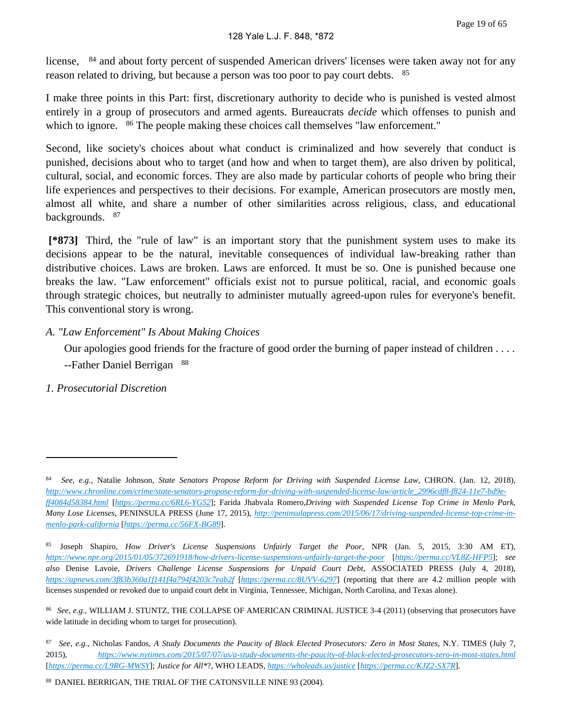license, [84] and about forty percent of suspended American drivers' licenses were taken away not for any reason related to driving, but because a person was too poor to pay court debts. [85]

I make three points in this Part: first, discretionary authority to decide who is punished is vested almost entirely in a group of prosecutors and armed agents. Bureaucrats *decide* which offenses to punish and which to ignore. [86] The people making these choices call themselves "law enforcement."

Second, like society's choices about what conduct is criminalized and how severely that conduct is punished, decisions about who to target (and how and when to target them), are also driven by political, cultural, social, and economic forces. They are also made by particular cohorts of people who bring their life experiences and perspectives to their decisions. For example, American prosecutors are mostly men, almost all white, and share a number of other similarities across religious, class, and educational backgrounds. [87]

**[*873]** Third, the "rule of law" is an important story that the punishment system uses to make its decisions appear to be the natural, inevitable consequences of individual law-breaking rather than distributive choices. Laws are broken. Laws are enforced. It must be so. One is punished because one breaks the law. "Law enforcement" officials exist not to pursue political, racial, and economic goals through strategic choices, but neutrally to administer mutually agreed-upon rules for everyone's benefit. This conventional story is wrong.

### *A. "Law Enforcement" Is About Making Choices*

> Our apologies good friends for the fracture of good order the burning of paper instead of children . . . .
>
> --Father Daniel Berrigan [88]

#### *1. Prosecutorial Discretion*

---

[84] *See, e.g.*, Natalie Johnson, *State Senators Propose Reform for Driving with Suspended License Law*, CHRON. (Jan. 12, 2018), *http://www.chronline.com/crime/state-senators-propose-reform-for-driving-with-suspended-license-law/article_2996cdf8-f824-11e7-bd9e-ff4084d58384.html* [*https://perma.cc/6RL6-YG52*]; Farida Jhabvala Romero, *Driving with Suspended License Top Crime in Menlo Park, Many Lose Licenses*, PENINSULA PRESS (June 17, 2015), *http://peninsulapress.com/2015/06/17/driving-suspended-license-top-crime-in-menlo-park-california* [*https://perma.cc/56FX-BG89*].

[85] Joseph Shapiro, *How Driver's License Suspensions Unfairly Target the Poor*, NPR (Jan. 5, 2015, 3:30 AM ET), *https://www.npr.org/2015/01/05/372691918/how-drivers-license-suspensions-unfairly-target-the-poor* [*https://perma.cc/VL8Z-HFP5*]; *see also* Denise Lavoie, *Drivers Challenge License Suspensions for Unpaid Court Debt*, ASSOCIATED PRESS (July 4, 2018), *https://apnews.com/3f83b360a1f141f4a794f4203c7eab2f* [*https://perma.cc/8UVV-6297*] (reporting that there are 4.2 million people with licenses suspended or revoked due to unpaid court debt in Virginia, Tennessee, Michigan, North Carolina, and Texas alone).

[86] *See, e.g.*, WILLIAM J. STUNTZ, THE COLLAPSE OF AMERICAN CRIMINAL JUSTICE 3-4 (2011) (observing that prosecutors have wide latitude in deciding whom to target for prosecution).

[87] *See, e.g.*, Nicholas Fandos, *A Study Documents the Paucity of Black Elected Prosecutors: Zero in Most States*, N.Y. TIMES (July 7, 2015), *https://www.nytimes.com/2015/07/07/us/a-study-documents-the-paucity-of-black-elected-prosecutors-zero-in-most-states.html* [*https://perma.cc/L9RG-MWSY*]; *Justice for All*?*, WHO LEADS, *https://wholeads.us/justice* [*https://perma.cc/KJZ2-SX7R*].

[88] DANIEL BERRIGAN, THE TRIAL OF THE CATONSVILLE NINE 93 (2004).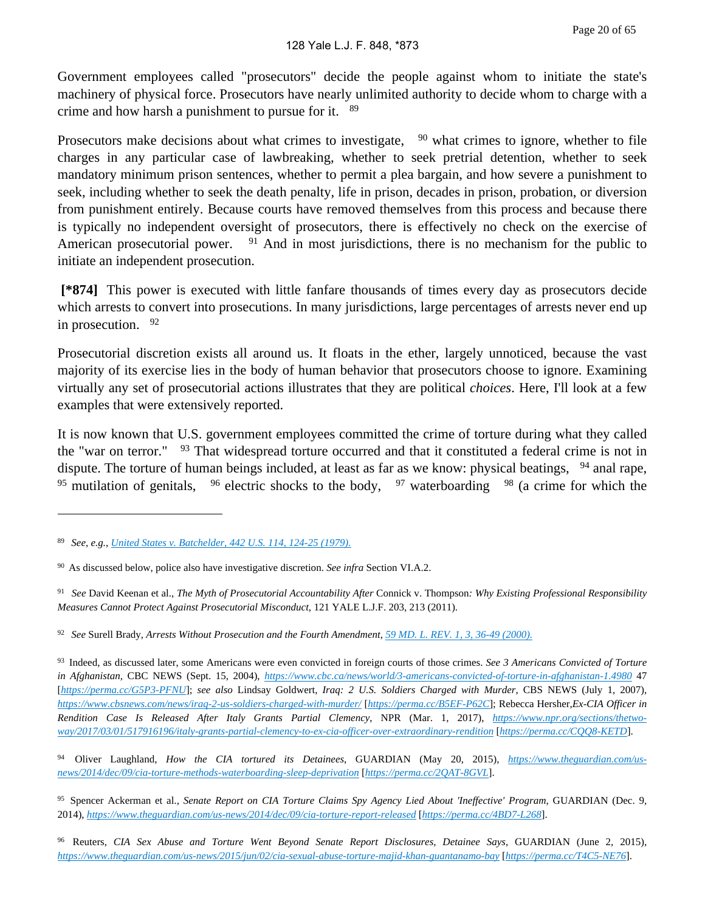Government employees called "prosecutors" decide the people against whom to initiate the state's machinery of physical force. Prosecutors have nearly unlimited authority to decide whom to charge with a crime and how harsh a punishment to pursue for it. [89]

Prosecutors make decisions about what crimes to investigate, [90] what crimes to ignore, whether to file charges in any particular case of lawbreaking, whether to seek pretrial detention, whether to seek mandatory minimum prison sentences, whether to permit a plea bargain, and how severe a punishment to seek, including whether to seek the death penalty, life in prison, decades in prison, probation, or diversion from punishment entirely. Because courts have removed themselves from this process and because there is typically no independent oversight of prosecutors, there is effectively no check on the exercise of American prosecutorial power. [91] And in most jurisdictions, there is no mechanism for the public to initiate an independent prosecution.

**[*874]** This power is executed with little fanfare thousands of times every day as prosecutors decide which arrests to convert into prosecutions. In many jurisdictions, large percentages of arrests never end up in prosecution. [92]

Prosecutorial discretion exists all around us. It floats in the ether, largely unnoticed, because the vast majority of its exercise lies in the body of human behavior that prosecutors choose to ignore. Examining virtually any set of prosecutorial actions illustrates that they are political *choices*. Here, I'll look at a few examples that were extensively reported.

It is now known that U.S. government employees committed the crime of torture during what they called the "war on terror." [93] That widespread torture occurred and that it constituted a federal crime is not in dispute. The torture of human beings included, at least as far as we know: physical beatings, [94] anal rape, [95] mutilation of genitals, [96] electric shocks to the body, [97] waterboarding [98] (a crime for which the

---

[89] *See, e.g.*, United States v. Batchelder, 442 U.S. 114, 124-25 (1979).

[90] As discussed below, police also have investigative discretion. *See infra* Section VI.A.2.

[91] *See* David Keenan et al., *The Myth of Prosecutorial Accountability After* Connick v. Thompson*: Why Existing Professional Responsibility Measures Cannot Protect Against Prosecutorial Misconduct*, 121 YALE L.J.F. 203, 213 (2011).

[92] *See* Surell Brady, *Arrests Without Prosecution and the Fourth Amendment*, 59 MD. L. REV. 1, 3, 36-49 (2000).

[93] Indeed, as discussed later, some Americans were even convicted in foreign courts of those crimes. *See 3 Americans Convicted of Torture in Afghanistan*, CBC NEWS (Sept. 15, 2004), https://www.cbc.ca/news/world/3-americans-convicted-of-torture-in-afghanistan-1.4980 47 [https://perma.cc/G5P3-PFNU]; *see also* Lindsay Goldwert, *Iraq: 2 U.S. Soldiers Charged with Murder*, CBS NEWS (July 1, 2007), https://www.cbsnews.com/news/iraq-2-us-soldiers-charged-with-murder/ [https://perma.cc/B5EF-P62C]; Rebecca Hersher,*Ex-CIA Officer in Rendition Case Is Released After Italy Grants Partial Clemency*, NPR (Mar. 1, 2017), https://www.npr.org/sections/thetwo-way/2017/03/01/517916196/italy-grants-partial-clemency-to-ex-cia-officer-over-extraordinary-rendition [https://perma.cc/CQQ8-KETD].

[94] Oliver Laughland, *How the CIA tortured its Detainees*, GUARDIAN (May 20, 2015), https://www.theguardian.com/us-news/2014/dec/09/cia-torture-methods-waterboarding-sleep-deprivation [https://perma.cc/2QAT-8GVL].

[95] Spencer Ackerman et al., *Senate Report on CIA Torture Claims Spy Agency Lied About 'Ineffective' Program*, GUARDIAN (Dec. 9, 2014), https://www.theguardian.com/us-news/2014/dec/09/cia-torture-report-released [https://perma.cc/4BD7-L268].

[96] Reuters, *CIA Sex Abuse and Torture Went Beyond Senate Report Disclosures, Detainee Says*, GUARDIAN (June 2, 2015), https://www.theguardian.com/us-news/2015/jun/02/cia-sexual-abuse-torture-majid-khan-guantanamo-bay [https://perma.cc/T4C5-NE76].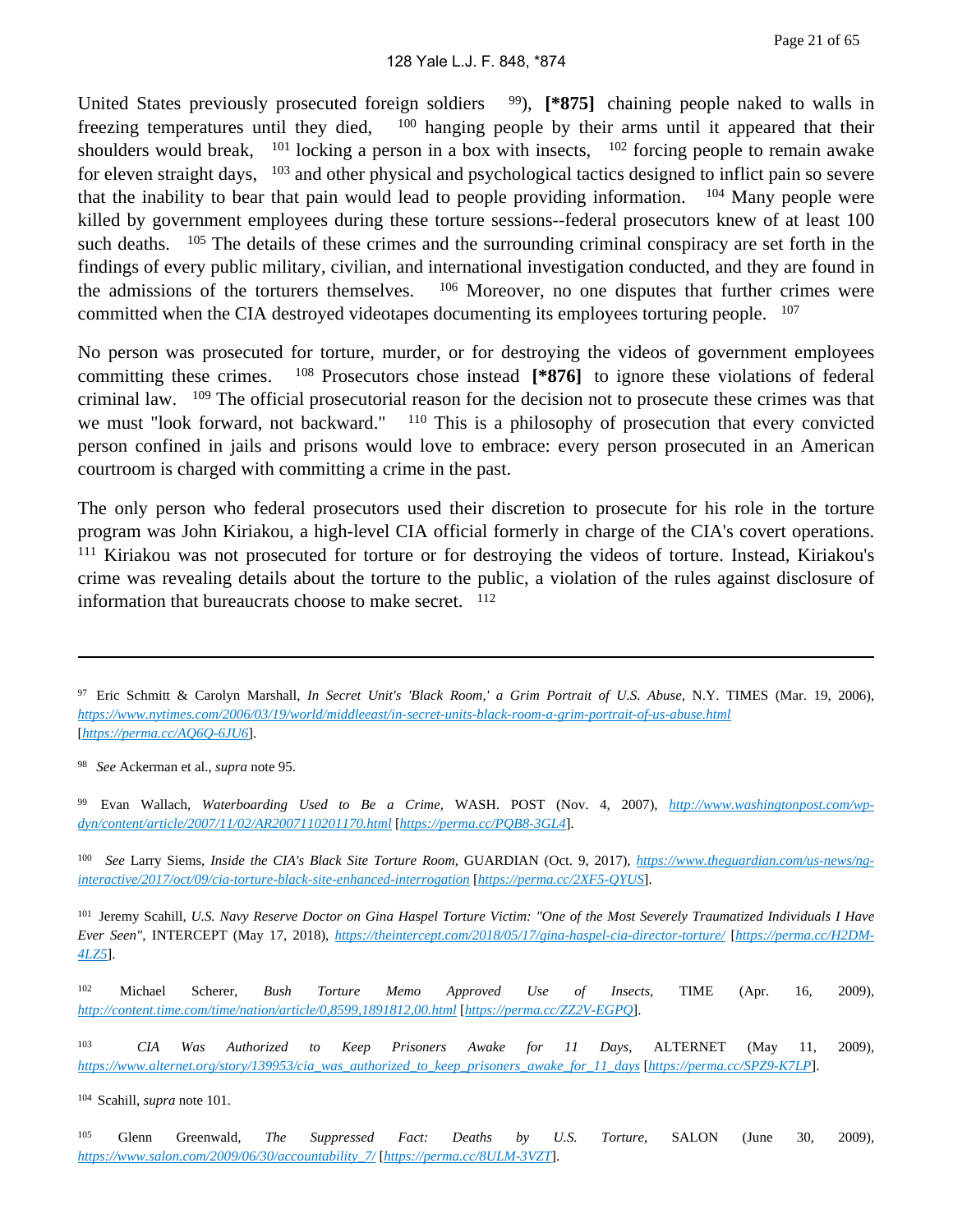United States previously prosecuted foreign soldiers [99]), **[*875]** chaining people naked to walls in freezing temperatures until they died, [100] hanging people by their arms until it appeared that their shoulders would break, [101] locking a person in a box with insects, [102] forcing people to remain awake for eleven straight days, [103] and other physical and psychological tactics designed to inflict pain so severe that the inability to bear that pain would lead to people providing information. [104] Many people were killed by government employees during these torture sessions--federal prosecutors knew of at least 100 such deaths. [105] The details of these crimes and the surrounding criminal conspiracy are set forth in the findings of every public military, civilian, and international investigation conducted, and they are found in the admissions of the torturers themselves. [106] Moreover, no one disputes that further crimes were committed when the CIA destroyed videotapes documenting its employees torturing people. [107]

No person was prosecuted for torture, murder, or for destroying the videos of government employees committing these crimes. [108] Prosecutors chose instead **[*876]** to ignore these violations of federal criminal law. [109] The official prosecutorial reason for the decision not to prosecute these crimes was that we must "look forward, not backward." [110] This is a philosophy of prosecution that every convicted person confined in jails and prisons would love to embrace: every person prosecuted in an American courtroom is charged with committing a crime in the past.

The only person who federal prosecutors used their discretion to prosecute for his role in the torture program was John Kiriakou, a high-level CIA official formerly in charge of the CIA's covert operations. [111] Kiriakou was not prosecuted for torture or for destroying the videos of torture. Instead, Kiriakou's crime was revealing details about the torture to the public, a violation of the rules against disclosure of information that bureaucrats choose to make secret. [112]

---

[97] Eric Schmitt & Carolyn Marshall, *In Secret Unit's 'Black Room,' a Grim Portrait of U.S. Abuse*, N.Y. TIMES (Mar. 19, 2006), *https://www.nytimes.com/2006/03/19/world/middleeast/in-secret-units-black-room-a-grim-portrait-of-us-abuse.html* [*https://perma.cc/AQ6Q-6JU6*].

[98] *See* Ackerman et al., *supra* note 95.

[99] Evan Wallach, *Waterboarding Used to Be a Crime*, WASH. POST (Nov. 4, 2007), *http://www.washingtonpost.com/wp-dyn/content/article/2007/11/02/AR2007110201170.html* [*https://perma.cc/PQB8-3GL4*].

[100] *See* Larry Siems, *Inside the CIA's Black Site Torture Room*, GUARDIAN (Oct. 9, 2017), *https://www.theguardian.com/us-news/ng-interactive/2017/oct/09/cia-torture-black-site-enhanced-interrogation* [*https://perma.cc/2XF5-QYUS*].

[101] Jeremy Scahill, *U.S. Navy Reserve Doctor on Gina Haspel Torture Victim: "One of the Most Severely Traumatized Individuals I Have Ever Seen"*, INTERCEPT (May 17, 2018), *https://theintercept.com/2018/05/17/gina-haspel-cia-director-torture/* [*https://perma.cc/H2DM-4LZ5*].

[102] Michael Scherer, *Bush Torture Memo Approved Use of Insects*, TIME (Apr. 16, 2009), *http://content.time.com/time/nation/article/0,8599,1891812,00.html* [*https://perma.cc/ZZ2V-EGPQ*].

[103] *CIA Was Authorized to Keep Prisoners Awake for 11 Days*, ALTERNET (May 11, 2009), *https://www.alternet.org/story/139953/cia_was_authorized_to_keep_prisoners_awake_for_11_days* [*https://perma.cc/SPZ9-K7LP*].

[104] Scahill, *supra* note 101.

[105] Glenn Greenwald, *The Suppressed Fact: Deaths by U.S. Torture*, SALON (June 30, 2009), *https://www.salon.com/2009/06/30/accountability_7/* [*https://perma.cc/8ULM-3VZT*].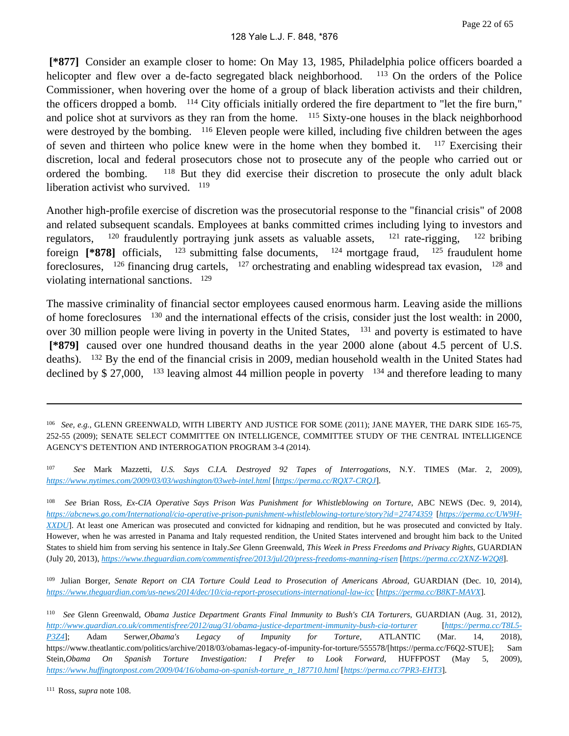**[*877]** Consider an example closer to home: On May 13, 1985, Philadelphia police officers boarded a helicopter and flew over a de-facto segregated black neighborhood. [113] On the orders of the Police Commissioner, when hovering over the home of a group of black liberation activists and their children, the officers dropped a bomb. [114] City officials initially ordered the fire department to "let the fire burn," and police shot at survivors as they ran from the home. [115] Sixty-one houses in the black neighborhood were destroyed by the bombing. [116] Eleven people were killed, including five children between the ages of seven and thirteen who police knew were in the home when they bombed it. [117] Exercising their discretion, local and federal prosecutors chose not to prosecute any of the people who carried out or ordered the bombing. [118] But they did exercise their discretion to prosecute the only adult black liberation activist who survived. [119]

Another high-profile exercise of discretion was the prosecutorial response to the "financial crisis" of 2008 and related subsequent scandals. Employees at banks committed crimes including lying to investors and regulators, [120] fraudulently portraying junk assets as valuable assets, [121] rate-rigging, [122] bribing foreign **[*878]** officials, [123] submitting false documents, [124] mortgage fraud, [125] fraudulent home foreclosures, [126] financing drug cartels, [127] orchestrating and enabling widespread tax evasion, [128] and violating international sanctions. [129]

The massive criminality of financial sector employees caused enormous harm. Leaving aside the millions of home foreclosures [130] and the international effects of the crisis, consider just the lost wealth: in 2000, over 30 million people were living in poverty in the United States, [131] and poverty is estimated to have **[*879]** caused over one hundred thousand deaths in the year 2000 alone (about 4.5 percent of U.S. deaths). [132] By the end of the financial crisis in 2009, median household wealth in the United States had declined by $ 27,000, [133] leaving almost 44 million people in poverty [134] and therefore leading to many

---

[106] *See, e.g.*, GLENN GREENWALD, WITH LIBERTY AND JUSTICE FOR SOME (2011); JANE MAYER, THE DARK SIDE 165-75, 252-55 (2009); SENATE SELECT COMMITTEE ON INTELLIGENCE, COMMITTEE STUDY OF THE CENTRAL INTELLIGENCE AGENCY'S DETENTION AND INTERROGATION PROGRAM 3-4 (2014).

[107] *See* Mark Mazzetti, *U.S. Says C.I.A. Destroyed 92 Tapes of Interrogations*, N.Y. TIMES (Mar. 2, 2009), *https://www.nytimes.com/2009/03/03/washington/03web-intel.html* [*https://perma.cc/RQX7-CRQJ*].

[108] *See* Brian Ross, *Ex-CIA Operative Says Prison Was Punishment for Whistleblowing on Torture*, ABC NEWS (Dec. 9, 2014), *https://abcnews.go.com/International/cia-operative-prison-punishment-whistleblowing-torture/story?id=27474359* [*https://perma.cc/UW9H-XXDU*]. At least one American was prosecuted and convicted for kidnaping and rendition, but he was prosecuted and convicted by Italy. However, when he was arrested in Panama and Italy requested rendition, the United States intervened and brought him back to the United States to shield him from serving his sentence in Italy.*See* Glenn Greenwald, *This Week in Press Freedoms and Privacy Rights*, GUARDIAN (July 20, 2013), *https://www.theguardian.com/commentisfree/2013/jul/20/press-freedoms-manning-risen* [*https://perma.cc/2XNZ-W2Q8*].

[109] Julian Borger, *Senate Report on CIA Torture Could Lead to Prosecution of Americans Abroad*, GUARDIAN (Dec. 10, 2014), *https://www.theguardian.com/us-news/2014/dec/10/cia-report-prosecutions-international-law-icc* [*https://perma.cc/B8KT-MAVX*].

[110] *See* Glenn Greenwald, *Obama Justice Department Grants Final Immunity to Bush's CIA Torturers*, GUARDIAN (Aug. 31, 2012), *http://www.guardian.co.uk/commentisfree/2012/aug/31/obama-justice-department-immunity-bush-cia-torturer* [*https://perma.cc/T8L5-P3Z4*]; Adam Serwer,*Obama's Legacy of Impunity for Torture*, ATLANTIC (Mar. 14, 2018), https://www.theatlantic.com/politics/archive/2018/03/obamas-legacy-of-impunity-for-torture/555578/[https://perma.cc/F6Q2-STUE]; Sam Stein,*Obama On Spanish Torture Investigation: I Prefer to Look Forward*, HUFFPOST (May 5, 2009), *https://www.huffingtonpost.com/2009/04/16/obama-on-spanish-torture_n_187710.html* [*https://perma.cc/7PR3-EHT3*].

[111] Ross, *supra* note 108.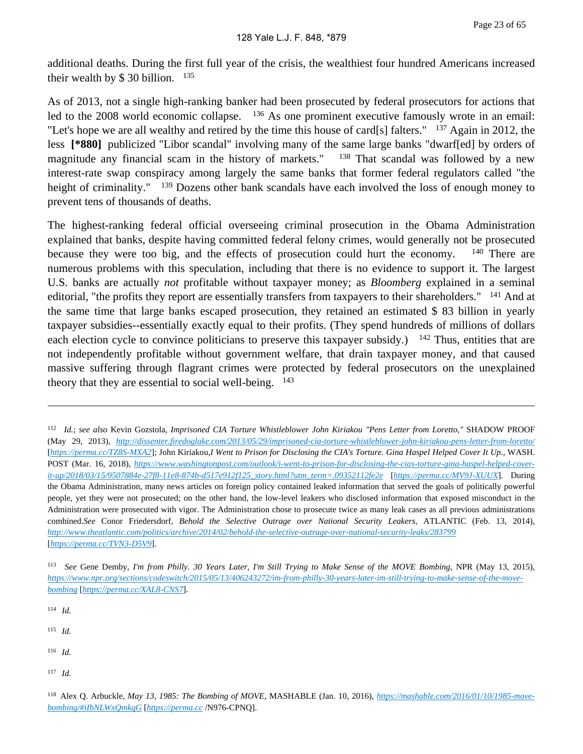additional deaths. During the first full year of the crisis, the wealthiest four hundred Americans increased their wealth by $ 30 billion. [135]

As of 2013, not a single high-ranking banker had been prosecuted by federal prosecutors for actions that led to the 2008 world economic collapse. [136] As one prominent executive famously wrote in an email: "Let's hope we are all wealthy and retired by the time this house of card[s] falters." [137] Again in 2012, the less **[*880]** publicized "Libor scandal" involving many of the same large banks "dwarf[ed] by orders of magnitude any financial scam in the history of markets." [138] That scandal was followed by a new interest-rate swap conspiracy among largely the same banks that former federal regulators called "the height of criminality." [139] Dozens other bank scandals have each involved the loss of enough money to prevent tens of thousands of deaths.

The highest-ranking federal official overseeing criminal prosecution in the Obama Administration explained that banks, despite having committed federal felony crimes, would generally not be prosecuted because they were too big, and the effects of prosecution could hurt the economy. [140] There are numerous problems with this speculation, including that there is no evidence to support it. The largest U.S. banks are actually *not* profitable without taxpayer money; as *Bloomberg* explained in a seminal editorial, "the profits they report are essentially transfers from taxpayers to their shareholders." [141] And at the same time that large banks escaped prosecution, they retained an estimated $ 83 billion in yearly taxpayer subsidies--essentially exactly equal to their profits. (They spend hundreds of millions of dollars each election cycle to convince politicians to preserve this taxpayer subsidy.) [142] Thus, entities that are not independently profitable without government welfare, that drain taxpayer money, and that caused massive suffering through flagrant crimes were protected by federal prosecutors on the unexplained theory that they are essential to social well-being. [143]

---

[112] *Id.*; *see also* Kevin Gozstola, *Imprisoned CIA Torture Whistleblower John Kiriakou "Pens Letter from Loretto,"* SHADOW PROOF (May 29, 2013), *http://dissenter.firedoglake.com/2013/05/29/imprisoned-cia-torture-whistleblower-john-kiriakou-pens-letter-from-loretto/* [*https://perma.cc/TZ8S-MXA2*]; John Kiriakou, *I Went to Prison for Disclosing the CIA's Torture. Gina Haspel Helped Cover It Up.*, WASH. POST (Mar. 16, 2018), *https://www.washingtonpost.com/outlook/i-went-to-prison-for-disclosing-the-cias-torture-gina-haspel-helped-cover-it-up/2018/03/15/9507884e-27f8-11e8-874b-d517e912f125_story.html?utm_term=.09352112fe2e* [*https://perma.cc/MV9J-XUUX*]. During the Obama Administration, many news articles on foreign policy contained leaked information that served the goals of politically powerful people, yet they were not prosecuted; on the other hand, the low-level leakers who disclosed information that exposed misconduct in the Administration were prosecuted with vigor. The Administration chose to prosecute twice as many leak cases as all previous administrations combined. *See* Conor Friedersdorf, *Behold the Selective Outrage over National Security Leakers*, ATLANTIC (Feb. 13, 2014), *http://www.theatlantic.com/politics/archive/2014/02/behold-the-selective-outrage-over-national-security-leaks/283799* [*https://perma.cc/TVN3-D5V9*].

[113] *See* Gene Demby, *I'm from Philly. 30 Years Later, I'm Still Trying to Make Sense of the MOVE Bombing*, NPR (May 13, 2015), *https://www.npr.org/sections/codeswitch/2015/05/13/406243272/im-from-philly-30-years-later-im-still-trying-to-make-sense-of-the-move-bombing* [*https://perma.cc/XAL8-CNS7*].

[114] *Id.*

[115] *Id.*

[116] *Id.*

[117] *Id.*

[118] Alex Q. Arbuckle, *May 13, 1985: The Bombing of MOVE*, MASHABLE (Jan. 10, 2016), *https://mashable.com/2016/01/10/1985-move-bombing/#iIbNLWxQmkqG* [*https://perma.cc* /N976-CPNQ].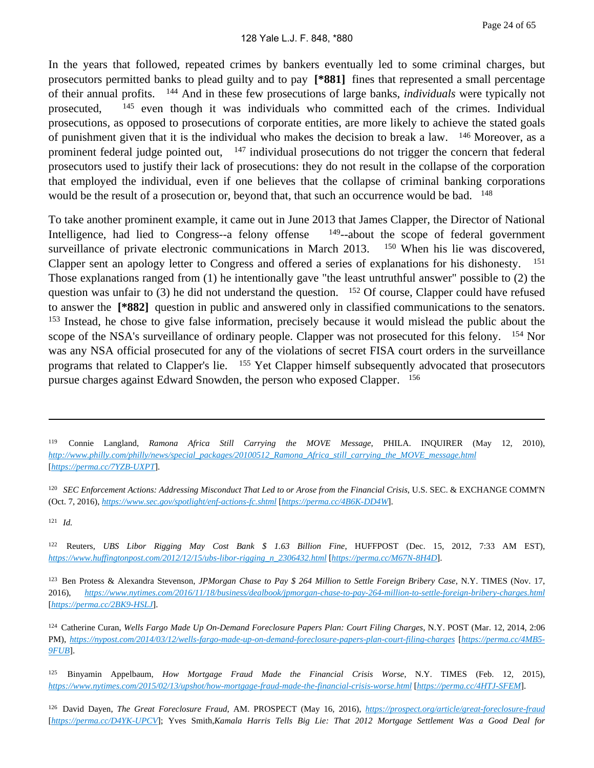In the years that followed, repeated crimes by bankers eventually led to some criminal charges, but prosecutors permitted banks to plead guilty and to pay **[*881]** fines that represented a small percentage of their annual profits. [144] And in these few prosecutions of large banks, *individuals* were typically not prosecuted, [145] even though it was individuals who committed each of the crimes. Individual prosecutions, as opposed to prosecutions of corporate entities, are more likely to achieve the stated goals of punishment given that it is the individual who makes the decision to break a law. [146] Moreover, as a prominent federal judge pointed out, [147] individual prosecutions do not trigger the concern that federal prosecutors used to justify their lack of prosecutions: they do not result in the collapse of the corporation that employed the individual, even if one believes that the collapse of criminal banking corporations would be the result of a prosecution or, beyond that, that such an occurrence would be bad. [148]

To take another prominent example, it came out in June 2013 that James Clapper, the Director of National Intelligence, had lied to Congress--a felony offense [149]--about the scope of federal government surveillance of private electronic communications in March 2013. [150] When his lie was discovered, Clapper sent an apology letter to Congress and offered a series of explanations for his dishonesty. [151] Those explanations ranged from (1) he intentionally gave "the least untruthful answer" possible to (2) the question was unfair to (3) he did not understand the question. [152] Of course, Clapper could have refused to answer the **[*882]** question in public and answered only in classified communications to the senators. [153] Instead, he chose to give false information, precisely because it would mislead the public about the scope of the NSA's surveillance of ordinary people. Clapper was not prosecuted for this felony. [154] Nor was any NSA official prosecuted for any of the violations of secret FISA court orders in the surveillance programs that related to Clapper's lie. [155] Yet Clapper himself subsequently advocated that prosecutors pursue charges against Edward Snowden, the person who exposed Clapper. [156]

---

[119] Connie Langland, *Ramona Africa Still Carrying the MOVE Message*, PHILA. INQUIRER (May 12, 2010), *http://www.philly.com/philly/news/special_packages/20100512_Ramona_Africa_still_carrying_the_MOVE_message.html* [*https://perma.cc/7YZB-UXPT*].

[120] *SEC Enforcement Actions: Addressing Misconduct That Led to or Arose from the Financial Crisis*, U.S. SEC. & EXCHANGE COMM'N (Oct. 7, 2016), *https://www.sec.gov/spotlight/enf-actions-fc.shtml* [*https://perma.cc/4B6K-DD4W*].

[121] *Id.*

[122] Reuters, *UBS Libor Rigging May Cost Bank $ 1.63 Billion Fine*, HUFFPOST (Dec. 15, 2012, 7:33 AM EST), *https://www.huffingtonpost.com/2012/12/15/ubs-libor-rigging_n_2306432.html* [*https://perma.cc/M67N-8H4D*].

[123] Ben Protess & Alexandra Stevenson, *JPMorgan Chase to Pay $ 264 Million to Settle Foreign Bribery Case*, N.Y. TIMES (Nov. 17, 2016), *https://www.nytimes.com/2016/11/18/business/dealbook/jpmorgan-chase-to-pay-264-million-to-settle-foreign-bribery-charges.html* [*https://perma.cc/2BK9-HSLJ*].

[124] Catherine Curan, *Wells Fargo Made Up On-Demand Foreclosure Papers Plan: Court Filing Charges*, N.Y. POST (Mar. 12, 2014, 2:06 PM), *https://nypost.com/2014/03/12/wells-fargo-made-up-on-demand-foreclosure-papers-plan-court-filing-charges* [*https://perma.cc/4MB5-9FUB*].

[125] Binyamin Appelbaum, *How Mortgage Fraud Made the Financial Crisis Worse*, N.Y. TIMES (Feb. 12, 2015), *https://www.nytimes.com/2015/02/13/upshot/how-mortgage-fraud-made-the-financial-crisis-worse.html* [*https://perma.cc/4HTJ-SFEM*].

[126] David Dayen, *The Great Foreclosure Fraud*, AM. PROSPECT (May 16, 2016), *https://prospect.org/article/great-foreclosure-fraud* [*https://perma.cc/D4YK-UPCV*]; Yves Smith,*Kamala Harris Tells Big Lie: That 2012 Mortgage Settlement Was a Good Deal for*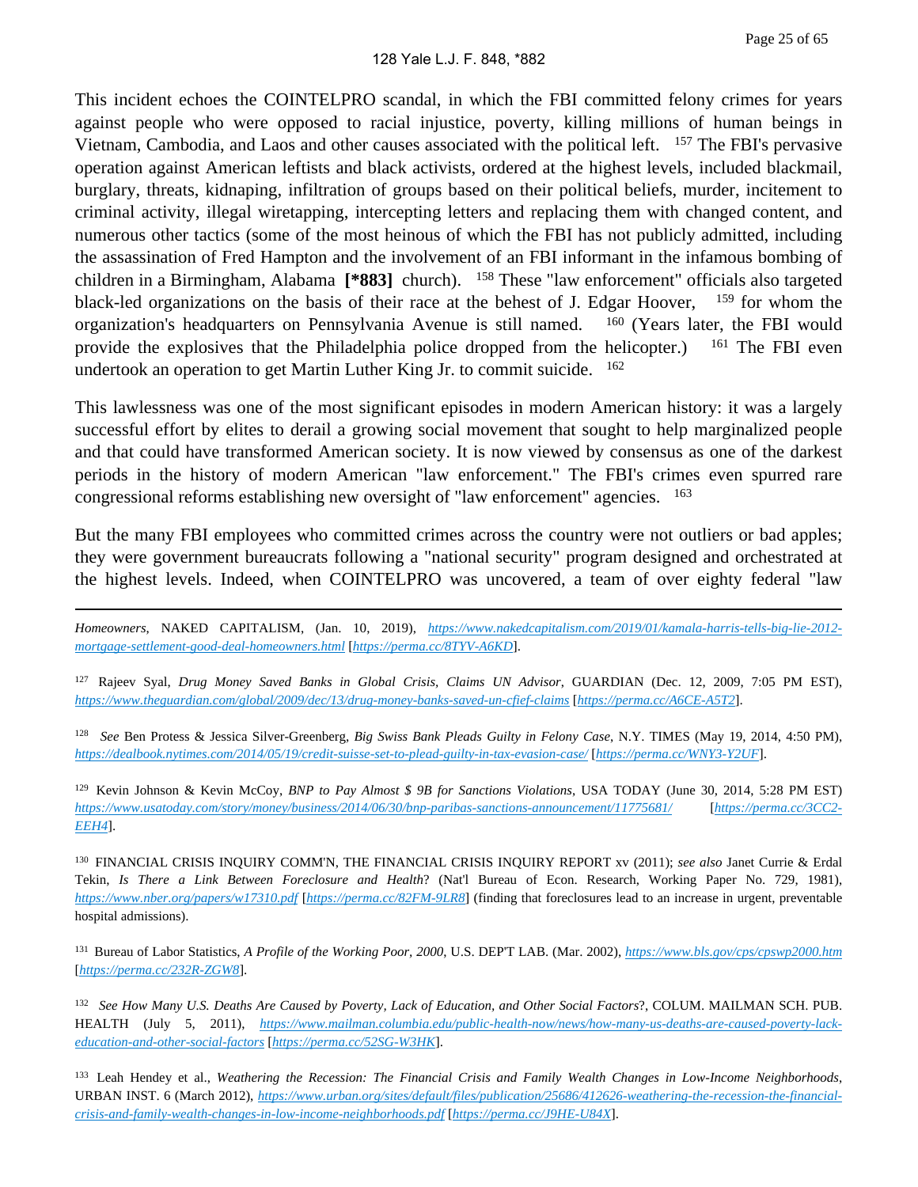This incident echoes the COINTELPRO scandal, in which the FBI committed felony crimes for years against people who were opposed to racial injustice, poverty, killing millions of human beings in Vietnam, Cambodia, and Laos and other causes associated with the political left. [157] The FBI's pervasive operation against American leftists and black activists, ordered at the highest levels, included blackmail, burglary, threats, kidnaping, infiltration of groups based on their political beliefs, murder, incitement to criminal activity, illegal wiretapping, intercepting letters and replacing them with changed content, and numerous other tactics (some of the most heinous of which the FBI has not publicly admitted, including the assassination of Fred Hampton and the involvement of an FBI informant in the infamous bombing of children in a Birmingham, Alabama **[*883]** church). [158] These "law enforcement" officials also targeted black-led organizations on the basis of their race at the behest of J. Edgar Hoover, [159] for whom the organization's headquarters on Pennsylvania Avenue is still named. [160] (Years later, the FBI would provide the explosives that the Philadelphia police dropped from the helicopter.) [161] The FBI even undertook an operation to get Martin Luther King Jr. to commit suicide. [162]

This lawlessness was one of the most significant episodes in modern American history: it was a largely successful effort by elites to derail a growing social movement that sought to help marginalized people and that could have transformed American society. It is now viewed by consensus as one of the darkest periods in the history of modern American "law enforcement." The FBI's crimes even spurred rare congressional reforms establishing new oversight of "law enforcement" agencies. [163]

But the many FBI employees who committed crimes across the country were not outliers or bad apples; they were government bureaucrats following a "national security" program designed and orchestrated at the highest levels. Indeed, when COINTELPRO was uncovered, a team of over eighty federal "law

---

*Homeowners*, NAKED CAPITALISM, (Jan. 10, 2019), *https://www.nakedcapitalism.com/2019/01/kamala-harris-tells-big-lie-2012-mortgage-settlement-good-deal-homeowners.html* [*https://perma.cc/8TYV-A6KD*].

[127] Rajeev Syal, *Drug Money Saved Banks in Global Crisis, Claims UN Advisor*, GUARDIAN (Dec. 12, 2009, 7:05 PM EST), *https://www.theguardian.com/global/2009/dec/13/drug-money-banks-saved-un-cfief-claims* [*https://perma.cc/A6CE-A5T2*].

[128] *See* Ben Protess & Jessica Silver-Greenberg, *Big Swiss Bank Pleads Guilty in Felony Case*, N.Y. TIMES (May 19, 2014, 4:50 PM), *https://dealbook.nytimes.com/2014/05/19/credit-suisse-set-to-plead-guilty-in-tax-evasion-case/* [*https://perma.cc/WNY3-Y2UF*].

[129] Kevin Johnson & Kevin McCoy, *BNP to Pay Almost $ 9B for Sanctions Violations*, USA TODAY (June 30, 2014, 5:28 PM EST) *https://www.usatoday.com/story/money/business/2014/06/30/bnp-paribas-sanctions-announcement/11775681/* [*https://perma.cc/3CC2-EEH4*].

[130] FINANCIAL CRISIS INQUIRY COMM'N, THE FINANCIAL CRISIS INQUIRY REPORT xv (2011); *see also* Janet Currie & Erdal Tekin, *Is There a Link Between Foreclosure and Health*? (Nat'l Bureau of Econ. Research, Working Paper No. 729, 1981), *https://www.nber.org/papers/w17310.pdf* [*https://perma.cc/82FM-9LR8*] (finding that foreclosures lead to an increase in urgent, preventable hospital admissions).

[131] Bureau of Labor Statistics, *A Profile of the Working Poor, 2000*, U.S. DEP'T LAB. (Mar. 2002), *https://www.bls.gov/cps/cpswp2000.htm* [*https://perma.cc/232R-ZGW8*].

[132] *See How Many U.S. Deaths Are Caused by Poverty, Lack of Education, and Other Social Factors*?, COLUM. MAILMAN SCH. PUB. HEALTH (July 5, 2011), *https://www.mailman.columbia.edu/public-health-now/news/how-many-us-deaths-are-caused-poverty-lack-education-and-other-social-factors* [*https://perma.cc/52SG-W3HK*].

[133] Leah Hendey et al., *Weathering the Recession: The Financial Crisis and Family Wealth Changes in Low-Income Neighborhoods*, URBAN INST. 6 (March 2012), *https://www.urban.org/sites/default/files/publication/25686/412626-weathering-the-recession-the-financial-crisis-and-family-wealth-changes-in-low-income-neighborhoods.pdf* [*https://perma.cc/J9HE-U84X*].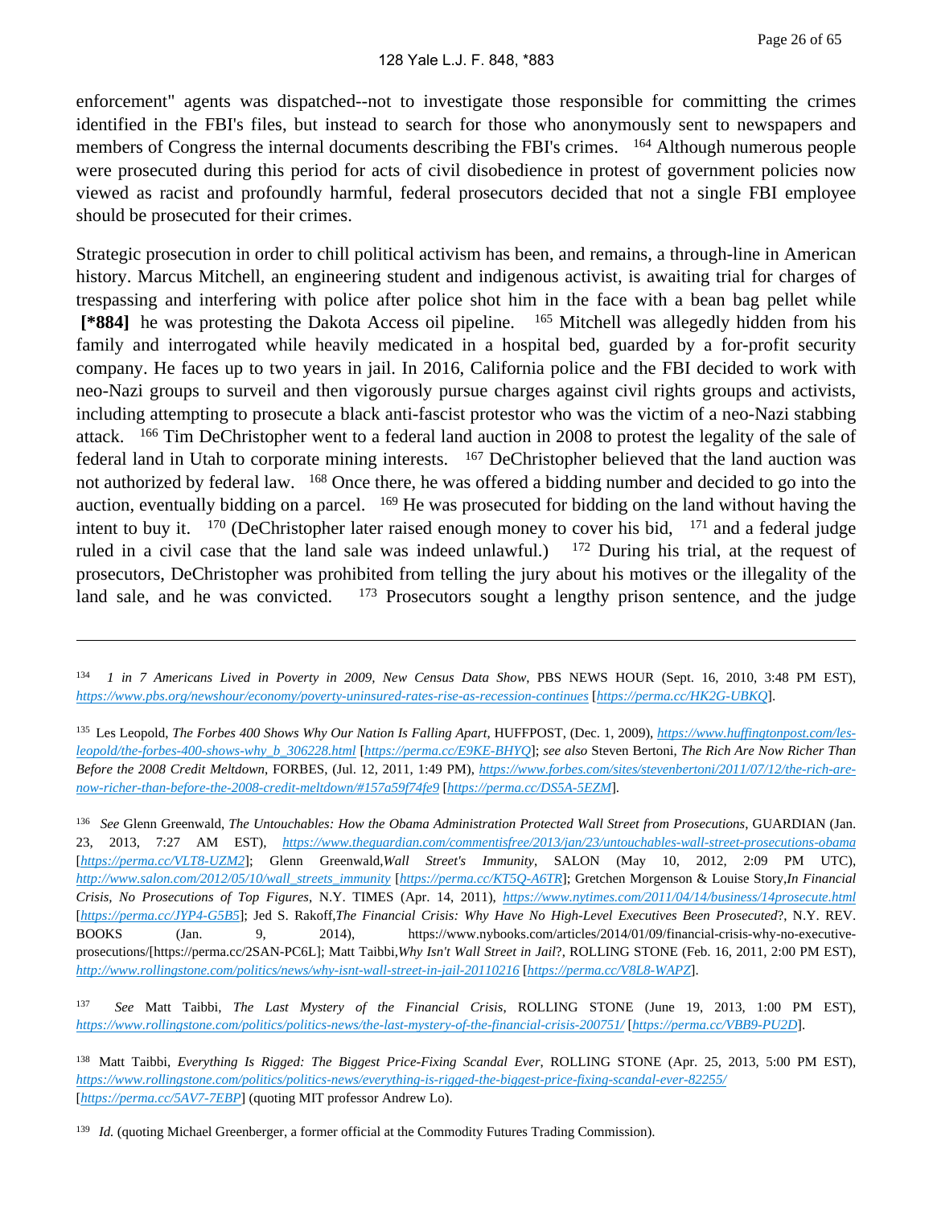enforcement" agents was dispatched--not to investigate those responsible for committing the crimes identified in the FBI's files, but instead to search for those who anonymously sent to newspapers and members of Congress the internal documents describing the FBI's crimes. [164] Although numerous people were prosecuted during this period for acts of civil disobedience in protest of government policies now viewed as racist and profoundly harmful, federal prosecutors decided that not a single FBI employee should be prosecuted for their crimes.

Strategic prosecution in order to chill political activism has been, and remains, a through-line in American history. Marcus Mitchell, an engineering student and indigenous activist, is awaiting trial for charges of trespassing and interfering with police after police shot him in the face with a bean bag pellet while **[*884]** he was protesting the Dakota Access oil pipeline. [165] Mitchell was allegedly hidden from his family and interrogated while heavily medicated in a hospital bed, guarded by a for-profit security company. He faces up to two years in jail. In 2016, California police and the FBI decided to work with neo-Nazi groups to surveil and then vigorously pursue charges against civil rights groups and activists, including attempting to prosecute a black anti-fascist protestor who was the victim of a neo-Nazi stabbing attack. [166] Tim DeChristopher went to a federal land auction in 2008 to protest the legality of the sale of federal land in Utah to corporate mining interests. [167] DeChristopher believed that the land auction was not authorized by federal law. [168] Once there, he was offered a bidding number and decided to go into the auction, eventually bidding on a parcel. [169] He was prosecuted for bidding on the land without having the intent to buy it. [170] (DeChristopher later raised enough money to cover his bid, [171] and a federal judge ruled in a civil case that the land sale was indeed unlawful.) [172] During his trial, at the request of prosecutors, DeChristopher was prohibited from telling the jury about his motives or the illegality of the land sale, and he was convicted. [173] Prosecutors sought a lengthy prison sentence, and the judge

---

[134] *1 in 7 Americans Lived in Poverty in 2009, New Census Data Show*, PBS NEWS HOUR (Sept. 16, 2010, 3:48 PM EST), *https://www.pbs.org/newshour/economy/poverty-uninsured-rates-rise-as-recession-continues* [*https://perma.cc/HK2G-UBKQ*].

[135] Les Leopold, *The Forbes 400 Shows Why Our Nation Is Falling Apart*, HUFFPOST, (Dec. 1, 2009), *https://www.huffingtonpost.com/les-leopold/the-forbes-400-shows-why_b_306228.html* [*https://perma.cc/E9KE-BHYQ*]; *see also* Steven Bertoni, *The Rich Are Now Richer Than Before the 2008 Credit Meltdown*, FORBES, (Jul. 12, 2011, 1:49 PM), *https://www.forbes.com/sites/stevenbertoni/2011/07/12/the-rich-are-now-richer-than-before-the-2008-credit-meltdown/#157a59f74fe9* [*https://perma.cc/DS5A-5EZM*].

[136] *See* Glenn Greenwald, *The Untouchables: How the Obama Administration Protected Wall Street from Prosecutions*, GUARDIAN (Jan. 23, 2013, 7:27 AM EST), *https://www.theguardian.com/commentisfree/2013/jan/23/untouchables-wall-street-prosecutions-obama* [*https://perma.cc/VLT8-UZM2*]; Glenn Greenwald,*Wall Street's Immunity*, SALON (May 10, 2012, 2:09 PM UTC), *http://www.salon.com/2012/05/10/wall_streets_immunity* [*https://perma.cc/KT5Q-A6TR*]; Gretchen Morgenson & Louise Story,*In Financial Crisis, No Prosecutions of Top Figures*, N.Y. TIMES (Apr. 14, 2011), *https://www.nytimes.com/2011/04/14/business/14prosecute.html* [*https://perma.cc/JYP4-G5B5*]; Jed S. Rakoff,*The Financial Crisis: Why Have No High-Level Executives Been Prosecuted*?, N.Y. REV. BOOKS (Jan. 9, 2014), https://www.nybooks.com/articles/2014/01/09/financial-crisis-why-no-executive-prosecutions/[https://perma.cc/2SAN-PC6L]; Matt Taibbi,*Why Isn't Wall Street in Jail*?, ROLLING STONE (Feb. 16, 2011, 2:00 PM EST), *http://www.rollingstone.com/politics/news/why-isnt-wall-street-in-jail-20110216* [*https://perma.cc/V8L8-WAPZ*].

[137] *See* Matt Taibbi, *The Last Mystery of the Financial Crisis*, ROLLING STONE (June 19, 2013, 1:00 PM EST), *https://www.rollingstone.com/politics/politics-news/the-last-mystery-of-the-financial-crisis-200751/* [*https://perma.cc/VBB9-PU2D*].

[138] Matt Taibbi, *Everything Is Rigged: The Biggest Price-Fixing Scandal Ever*, ROLLING STONE (Apr. 25, 2013, 5:00 PM EST), *https://www.rollingstone.com/politics/politics-news/everything-is-rigged-the-biggest-price-fixing-scandal-ever-82255/* [*https://perma.cc/5AV7-7EBP*] (quoting MIT professor Andrew Lo).

[139] *Id.* (quoting Michael Greenberger, a former official at the Commodity Futures Trading Commission).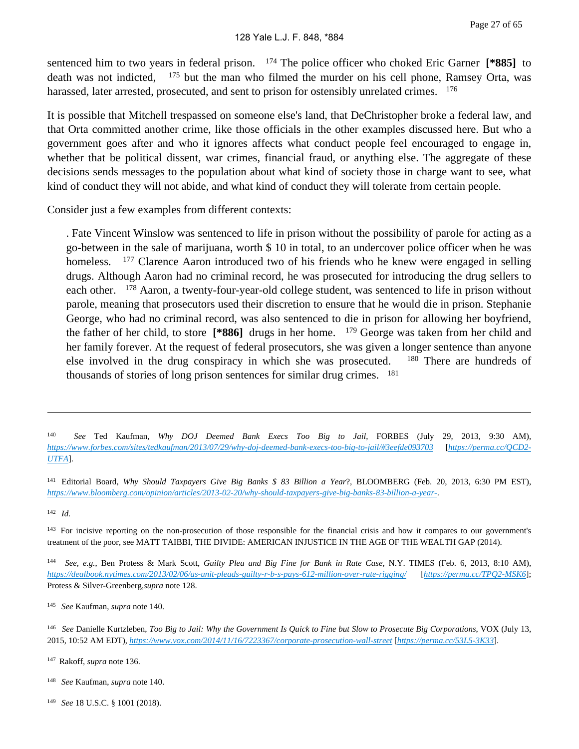sentenced him to two years in federal prison. [174] The police officer who choked Eric Garner **[*885]** to death was not indicted, [175] but the man who filmed the murder on his cell phone, Ramsey Orta, was harassed, later arrested, prosecuted, and sent to prison for ostensibly unrelated crimes. [176]

It is possible that Mitchell trespassed on someone else's land, that DeChristopher broke a federal law, and that Orta committed another crime, like those officials in the other examples discussed here. But who a government goes after and who it ignores affects what conduct people feel encouraged to engage in, whether that be political dissent, war crimes, financial fraud, or anything else. The aggregate of these decisions sends messages to the population about what kind of society those in charge want to see, what kind of conduct they will not abide, and what kind of conduct they will tolerate from certain people.

Consider just a few examples from different contexts:

> . Fate Vincent Winslow was sentenced to life in prison without the possibility of parole for acting as a go-between in the sale of marijuana, worth $ 10 in total, to an undercover police officer when he was homeless. [177] Clarence Aaron introduced two of his friends who he knew were engaged in selling drugs. Although Aaron had no criminal record, he was prosecuted for introducing the drug sellers to each other. [178] Aaron, a twenty-four-year-old college student, was sentenced to life in prison without parole, meaning that prosecutors used their discretion to ensure that he would die in prison. Stephanie George, who had no criminal record, was also sentenced to die in prison for allowing her boyfriend, the father of her child, to store **[*886]** drugs in her home. [179] George was taken from her child and her family forever. At the request of federal prosecutors, she was given a longer sentence than anyone else involved in the drug conspiracy in which she was prosecuted. [180] There are hundreds of thousands of stories of long prison sentences for similar drug crimes. [181]

---

[140] *See* Ted Kaufman, *Why DOJ Deemed Bank Execs Too Big to Jail*, FORBES (July 29, 2013, 9:30 AM), *https://www.forbes.com/sites/tedkaufman/2013/07/29/why-doj-deemed-bank-execs-too-big-to-jail/#3eefde093703* [*https://perma.cc/QCD2-UTFA*].

[141] Editorial Board, *Why Should Taxpayers Give Big Banks $ 83 Billion a Year*?, BLOOMBERG (Feb. 20, 2013, 6:30 PM EST), *https://www.bloomberg.com/opinion/articles/2013-02-20/why-should-taxpayers-give-big-banks-83-billion-a-year-*.

[142] *Id.*

[143] For incisive reporting on the non-prosecution of those responsible for the financial crisis and how it compares to our government's treatment of the poor, see MATT TAIBBI, THE DIVIDE: AMERICAN INJUSTICE IN THE AGE OF THE WEALTH GAP (2014).

[144] *See, e.g.*, Ben Protess & Mark Scott, *Guilty Plea and Big Fine for Bank in Rate Case*, N.Y. TIMES (Feb. 6, 2013, 8:10 AM), *https://dealbook.nytimes.com/2013/02/06/as-unit-pleads-guilty-r-b-s-pays-612-million-over-rate-rigging/* [*https://perma.cc/TPQ2-MSK6*]; Protess & Silver-Greenberg,*supra* note 128.

[145] *See* Kaufman, *supra* note 140.

[146] *See* Danielle Kurtzleben, *Too Big to Jail: Why the Government Is Quick to Fine but Slow to Prosecute Big Corporations*, VOX (July 13, 2015, 10:52 AM EDT), *https://www.vox.com/2014/11/16/7223367/corporate-prosecution-wall-street* [*https://perma.cc/53L5-3K33*].

[147] Rakoff, *supra* note 136.

[148] *See* Kaufman, *supra* note 140.

[149] *See* 18 U.S.C. § 1001 (2018).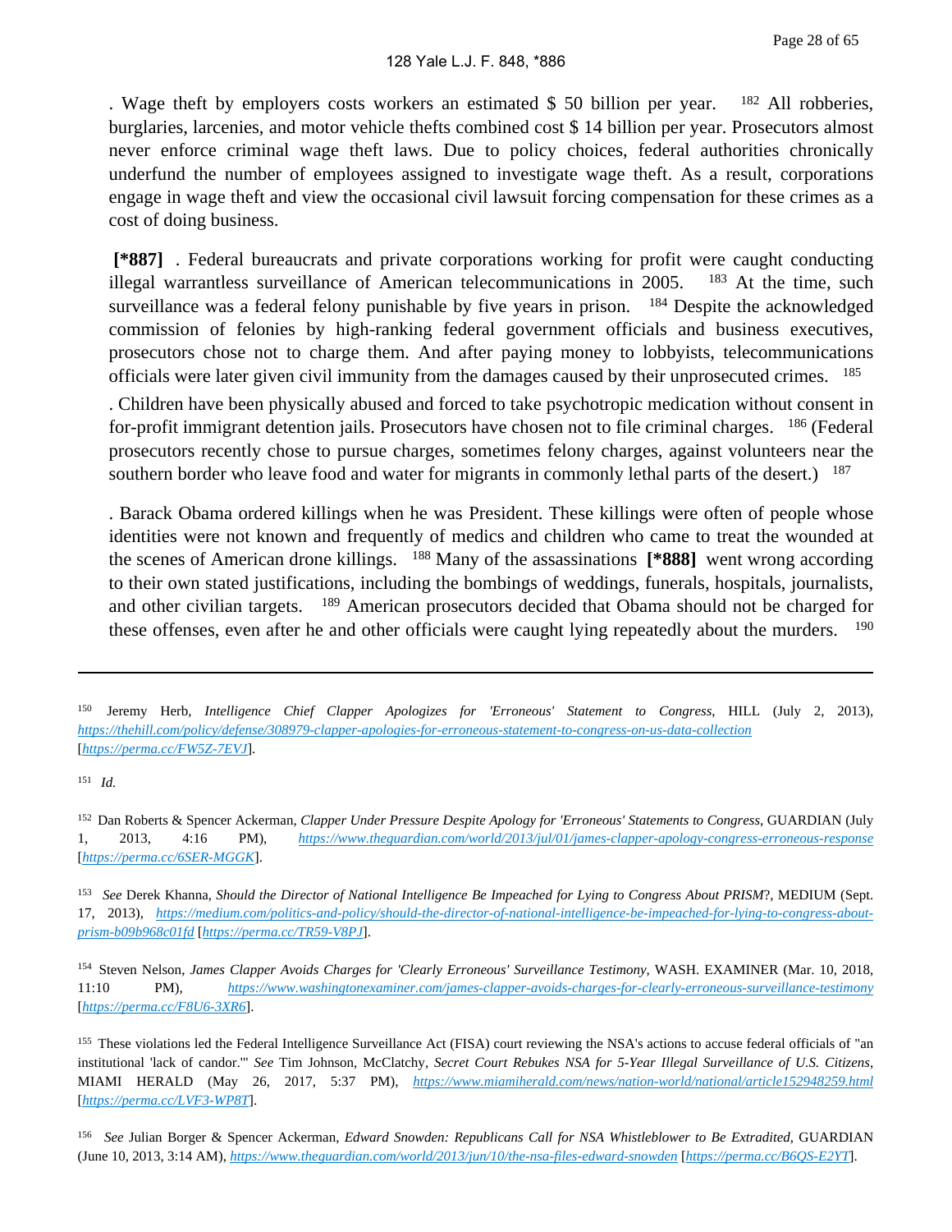. Wage theft by employers costs workers an estimated $ 50 billion per year. [182] All robberies, burglaries, larcenies, and motor vehicle thefts combined cost $ 14 billion per year. Prosecutors almost never enforce criminal wage theft laws. Due to policy choices, federal authorities chronically underfund the number of employees assigned to investigate wage theft. As a result, corporations engage in wage theft and view the occasional civil lawsuit forcing compensation for these crimes as a cost of doing business.

**[*887]** . Federal bureaucrats and private corporations working for profit were caught conducting illegal warrantless surveillance of American telecommunications in 2005. [183] At the time, such surveillance was a federal felony punishable by five years in prison. [184] Despite the acknowledged commission of felonies by high-ranking federal government officials and business executives, prosecutors chose not to charge them. And after paying money to lobbyists, telecommunications officials were later given civil immunity from the damages caused by their unprosecuted crimes. [185]

. Children have been physically abused and forced to take psychotropic medication without consent in for-profit immigrant detention jails. Prosecutors have chosen not to file criminal charges. [186] (Federal prosecutors recently chose to pursue charges, sometimes felony charges, against volunteers near the southern border who leave food and water for migrants in commonly lethal parts of the desert.) [187]

. Barack Obama ordered killings when he was President. These killings were often of people whose identities were not known and frequently of medics and children who came to treat the wounded at the scenes of American drone killings. [188] Many of the assassinations **[*888]** went wrong according to their own stated justifications, including the bombings of weddings, funerals, hospitals, journalists, and other civilian targets. [189] American prosecutors decided that Obama should not be charged for these offenses, even after he and other officials were caught lying repeatedly about the murders. [190]

---

[150] Jeremy Herb, *Intelligence Chief Clapper Apologizes for 'Erroneous' Statement to Congress*, HILL (July 2, 2013), https://thehill.com/policy/defense/308979-clapper-apologies-for-erroneous-statement-to-congress-on-us-data-collection [https://perma.cc/FW5Z-7EVJ].

[151] *Id.*

[152] Dan Roberts & Spencer Ackerman, *Clapper Under Pressure Despite Apology for 'Erroneous' Statements to Congress*, GUARDIAN (July 1, 2013, 4:16 PM), https://www.theguardian.com/world/2013/jul/01/james-clapper-apology-congress-erroneous-response [https://perma.cc/6SER-MGGK].

[153] *See* Derek Khanna, *Should the Director of National Intelligence Be Impeached for Lying to Congress About PRISM*?, MEDIUM (Sept. 17, 2013), https://medium.com/politics-and-policy/should-the-director-of-national-intelligence-be-impeached-for-lying-to-congress-about-prism-b09b968c01fd [https://perma.cc/TR59-V8PJ].

[154] Steven Nelson, *James Clapper Avoids Charges for 'Clearly Erroneous' Surveillance Testimony*, WASH. EXAMINER (Mar. 10, 2018, 11:10 PM), https://www.washingtonexaminer.com/james-clapper-avoids-charges-for-clearly-erroneous-surveillance-testimony [https://perma.cc/F8U6-3XR6].

[155] These violations led the Federal Intelligence Surveillance Act (FISA) court reviewing the NSA's actions to accuse federal officials of "an institutional 'lack of candor.'" *See* Tim Johnson, McClatchy, *Secret Court Rebukes NSA for 5-Year Illegal Surveillance of U.S. Citizens*, MIAMI HERALD (May 26, 2017, 5:37 PM), https://www.miamiherald.com/news/nation-world/national/article152948259.html [https://perma.cc/LVF3-WP8T].

[156] *See* Julian Borger & Spencer Ackerman, *Edward Snowden: Republicans Call for NSA Whistleblower to Be Extradited*, GUARDIAN (June 10, 2013, 3:14 AM), https://www.theguardian.com/world/2013/jun/10/the-nsa-files-edward-snowden [https://perma.cc/B6QS-E2YT].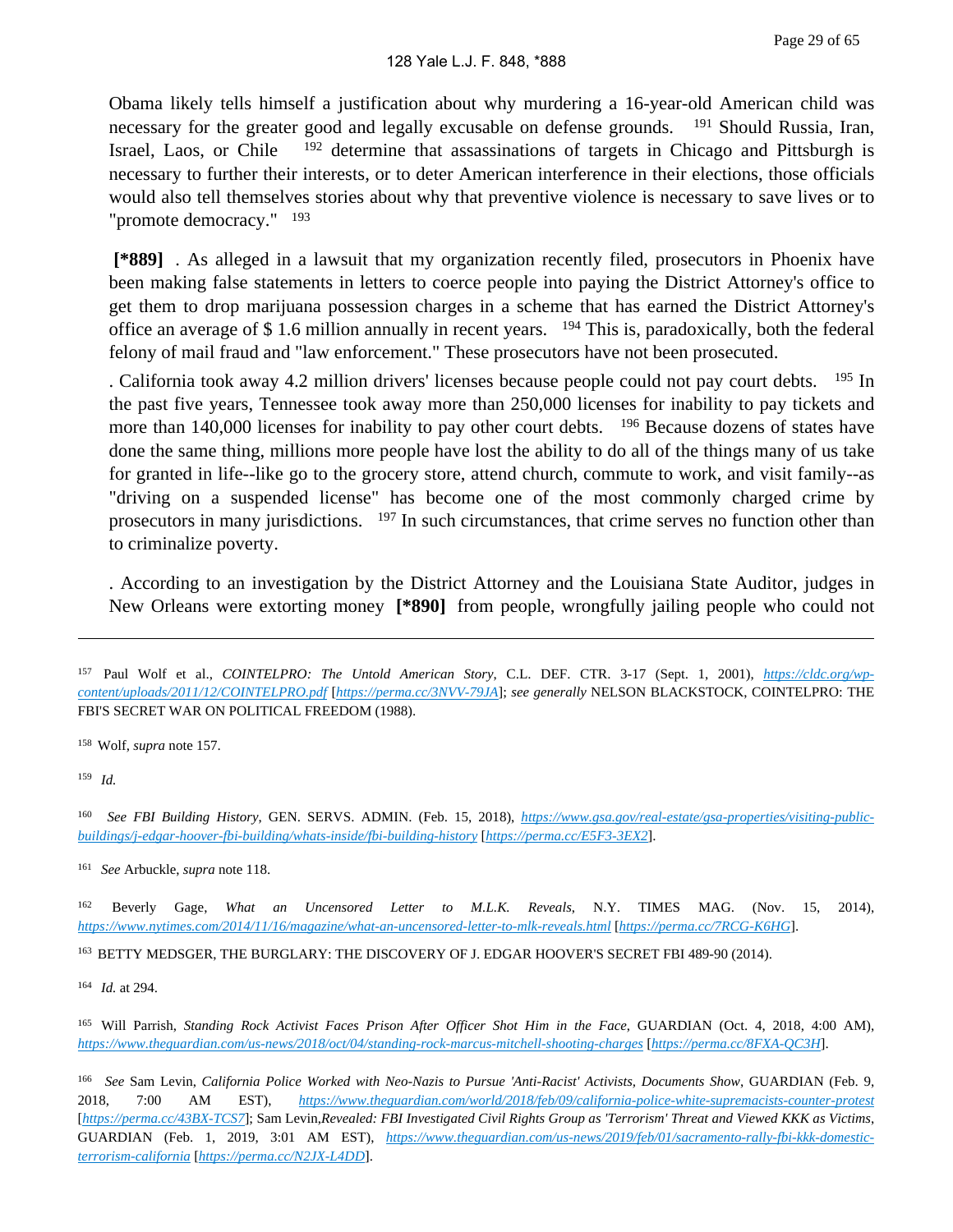Obama likely tells himself a justification about why murdering a 16-year-old American child was necessary for the greater good and legally excusable on defense grounds. [191] Should Russia, Iran, Israel, Laos, or Chile [192] determine that assassinations of targets in Chicago and Pittsburgh is necessary to further their interests, or to deter American interference in their elections, those officials would also tell themselves stories about why that preventive violence is necessary to save lives or to "promote democracy." [193]

**[*889]** . As alleged in a lawsuit that my organization recently filed, prosecutors in Phoenix have been making false statements in letters to coerce people into paying the District Attorney's office to get them to drop marijuana possession charges in a scheme that has earned the District Attorney's office an average of $ 1.6 million annually in recent years. [194] This is, paradoxically, both the federal felony of mail fraud and "law enforcement." These prosecutors have not been prosecuted.

. California took away 4.2 million drivers' licenses because people could not pay court debts. [195] In the past five years, Tennessee took away more than 250,000 licenses for inability to pay tickets and more than 140,000 licenses for inability to pay other court debts. [196] Because dozens of states have done the same thing, millions more people have lost the ability to do all of the things many of us take for granted in life--like go to the grocery store, attend church, commute to work, and visit family--as "driving on a suspended license" has become one of the most commonly charged crime by prosecutors in many jurisdictions. [197] In such circumstances, that crime serves no function other than to criminalize poverty.

. According to an investigation by the District Attorney and the Louisiana State Auditor, judges in New Orleans were extorting money **[*890]** from people, wrongfully jailing people who could not

---

[157] Paul Wolf et al., *COINTELPRO: The Untold American Story*, C.L. DEF. CTR. 3-17 (Sept. 1, 2001), https://cldc.org/wp-content/uploads/2011/12/COINTELPRO.pdf [https://perma.cc/3NVV-79JA]; *see generally* NELSON BLACKSTOCK, COINTELPRO: THE FBI'S SECRET WAR ON POLITICAL FREEDOM (1988).

[158] Wolf, *supra* note 157.

[159] *Id.*

[160] *See FBI Building History*, GEN. SERVS. ADMIN. (Feb. 15, 2018), https://www.gsa.gov/real-estate/gsa-properties/visiting-public-buildings/j-edgar-hoover-fbi-building/whats-inside/fbi-building-history [https://perma.cc/E5F3-3EX2].

[161] *See* Arbuckle, *supra* note 118.

[162] Beverly Gage, *What an Uncensored Letter to M.L.K. Reveals*, N.Y. TIMES MAG. (Nov. 15, 2014), https://www.nytimes.com/2014/11/16/magazine/what-an-uncensored-letter-to-mlk-reveals.html [https://perma.cc/7RCG-K6HG].

[163] BETTY MEDSGER, THE BURGLARY: THE DISCOVERY OF J. EDGAR HOOVER'S SECRET FBI 489-90 (2014).

[164] *Id.* at 294.

[165] Will Parrish, *Standing Rock Activist Faces Prison After Officer Shot Him in the Face*, GUARDIAN (Oct. 4, 2018, 4:00 AM), https://www.theguardian.com/us-news/2018/oct/04/standing-rock-marcus-mitchell-shooting-charges [https://perma.cc/8FXA-QC3H].

[166] *See* Sam Levin, *California Police Worked with Neo-Nazis to Pursue 'Anti-Racist' Activists, Documents Show*, GUARDIAN (Feb. 9, 2018, 7:00 AM EST), https://www.theguardian.com/world/2018/feb/09/california-police-white-supremacists-counter-protest [https://perma.cc/43BX-TCS7]; Sam Levin,*Revealed: FBI Investigated Civil Rights Group as 'Terrorism' Threat and Viewed KKK as Victims*, GUARDIAN (Feb. 1, 2019, 3:01 AM EST), https://www.theguardian.com/us-news/2019/feb/01/sacramento-rally-fbi-kkk-domestic-terrorism-california [https://perma.cc/N2JX-L4DD].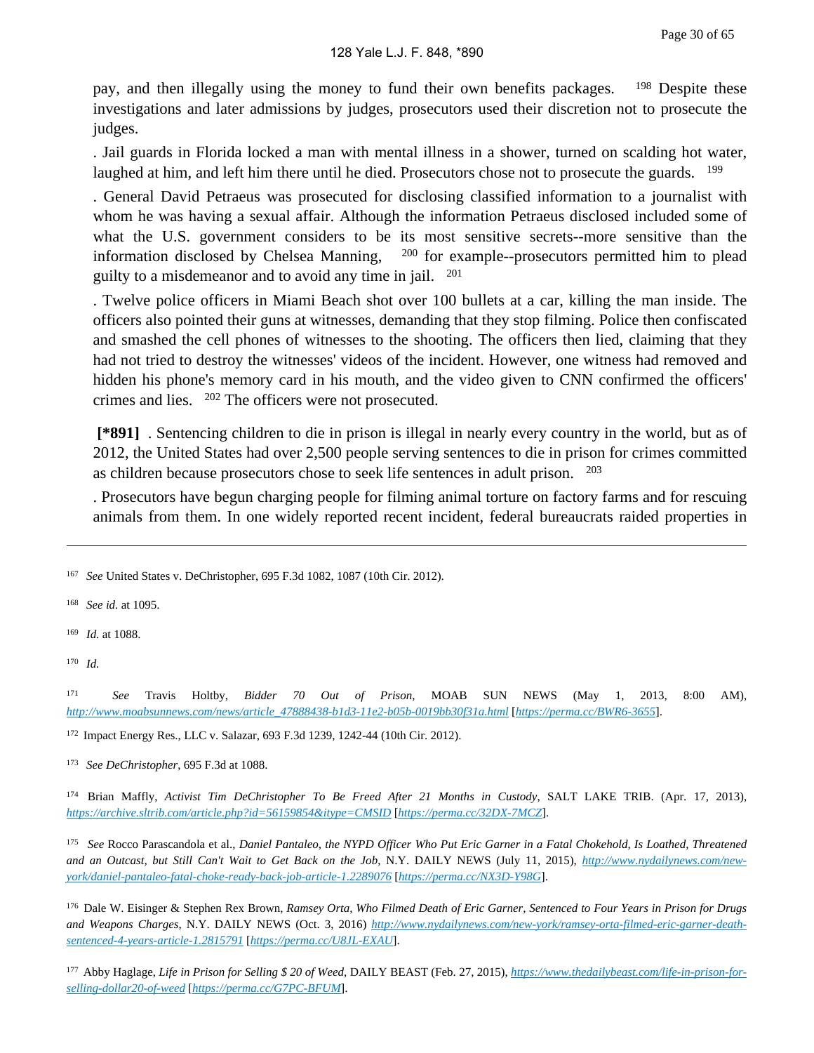pay, and then illegally using the money to fund their own benefits packages. [198] Despite these investigations and later admissions by judges, prosecutors used their discretion not to prosecute the judges.

. Jail guards in Florida locked a man with mental illness in a shower, turned on scalding hot water, laughed at him, and left him there until he died. Prosecutors chose not to prosecute the guards. [199]

. General David Petraeus was prosecuted for disclosing classified information to a journalist with whom he was having a sexual affair. Although the information Petraeus disclosed included some of what the U.S. government considers to be its most sensitive secrets--more sensitive than the information disclosed by Chelsea Manning, [200] for example--prosecutors permitted him to plead guilty to a misdemeanor and to avoid any time in jail. [201]

. Twelve police officers in Miami Beach shot over 100 bullets at a car, killing the man inside. The officers also pointed their guns at witnesses, demanding that they stop filming. Police then confiscated and smashed the cell phones of witnesses to the shooting. The officers then lied, claiming that they had not tried to destroy the witnesses' videos of the incident. However, one witness had removed and hidden his phone's memory card in his mouth, and the video given to CNN confirmed the officers' crimes and lies. [202] The officers were not prosecuted.

**[\*891]** . Sentencing children to die in prison is illegal in nearly every country in the world, but as of 2012, the United States had over 2,500 people serving sentences to die in prison for crimes committed as children because prosecutors chose to seek life sentences in adult prison. [203]

. Prosecutors have begun charging people for filming animal torture on factory farms and for rescuing animals from them. In one widely reported recent incident, federal bureaucrats raided properties in

---

[167] *See* United States v. DeChristopher, 695 F.3d 1082, 1087 (10th Cir. 2012).

[168] *See id.* at 1095.

[169] *Id.* at 1088.

[170] *Id.*

[171] *See* Travis Holtby, *Bidder 70 Out of Prison*, MOAB SUN NEWS (May 1, 2013, 8:00 AM), http://www.moabsunnews.com/news/article_47888438-b1d3-11e2-b05b-0019bb30f31a.html [https://perma.cc/BWR6-3655].

[172] Impact Energy Res., LLC v. Salazar, 693 F.3d 1239, 1242-44 (10th Cir. 2012).

[173] *See DeChristopher*, 695 F.3d at 1088.

[174] Brian Maffly, *Activist Tim DeChristopher To Be Freed After 21 Months in Custody*, SALT LAKE TRIB. (Apr. 17, 2013), https://archive.sltrib.com/article.php?id=56159854&itype=CMSID [https://perma.cc/32DX-7MCZ].

[175] *See* Rocco Parascandola et al., *Daniel Pantaleo, the NYPD Officer Who Put Eric Garner in a Fatal Chokehold, Is Loathed, Threatened and an Outcast, but Still Can't Wait to Get Back on the Job*, N.Y. DAILY NEWS (July 11, 2015), http://www.nydailynews.com/new-york/daniel-pantaleo-fatal-choke-ready-back-job-article-1.2289076 [https://perma.cc/NX3D-Y98G].

[176] Dale W. Eisinger & Stephen Rex Brown, *Ramsey Orta, Who Filmed Death of Eric Garner, Sentenced to Four Years in Prison for Drugs and Weapons Charges*, N.Y. DAILY NEWS (Oct. 3, 2016) http://www.nydailynews.com/new-york/ramsey-orta-filmed-eric-garner-death-sentenced-4-years-article-1.2815791 [https://perma.cc/U8JL-EXAU].

[177] Abby Haglage, *Life in Prison for Selling $ 20 of Weed*, DAILY BEAST (Feb. 27, 2015), https://www.thedailybeast.com/life-in-prison-for-selling-dollar20-of-weed [https://perma.cc/G7PC-BFUM].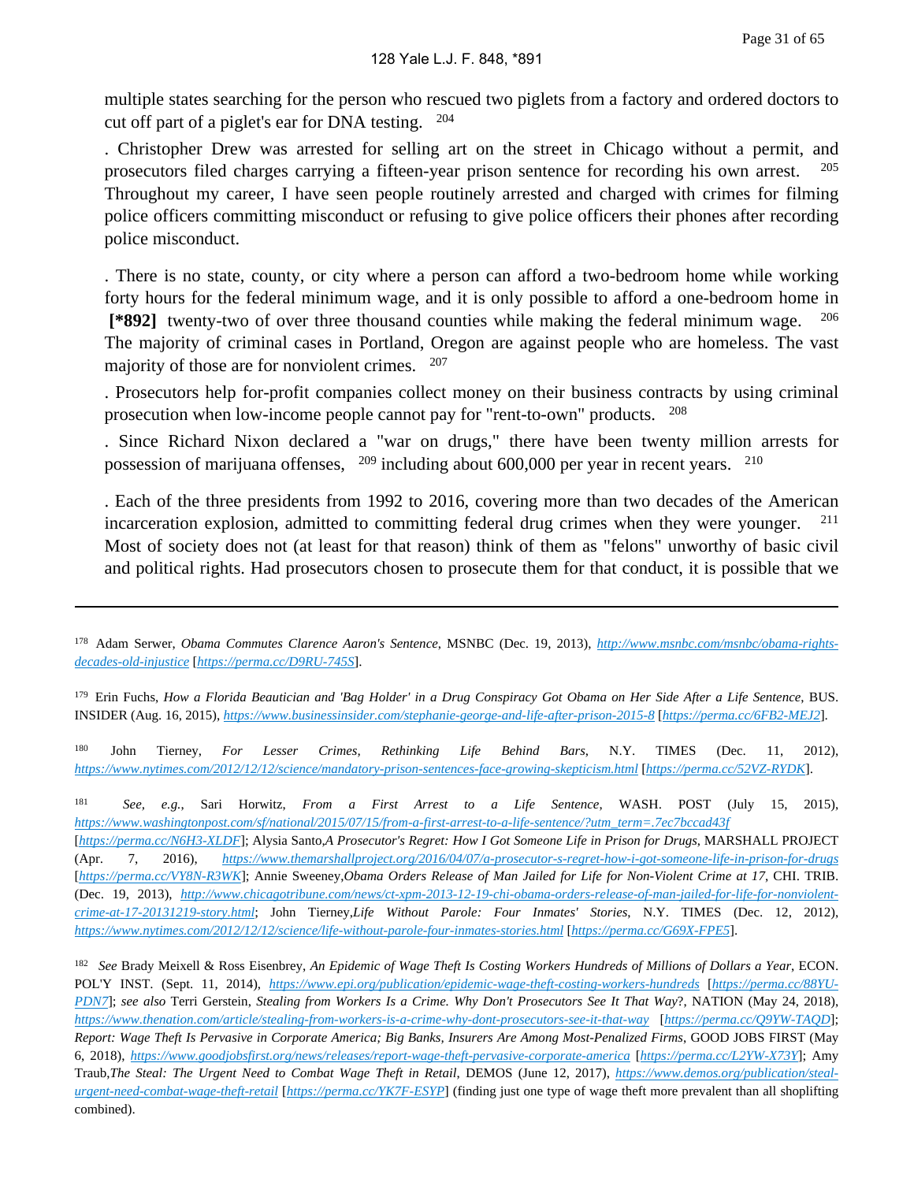multiple states searching for the person who rescued two piglets from a factory and ordered doctors to cut off part of a piglet's ear for DNA testing. [204]

. Christopher Drew was arrested for selling art on the street in Chicago without a permit, and prosecutors filed charges carrying a fifteen-year prison sentence for recording his own arrest. [205] Throughout my career, I have seen people routinely arrested and charged with crimes for filming police officers committing misconduct or refusing to give police officers their phones after recording police misconduct.

. There is no state, county, or city where a person can afford a two-bedroom home while working forty hours for the federal minimum wage, and it is only possible to afford a one-bedroom home in **[*892]** twenty-two of over three thousand counties while making the federal minimum wage. [206] The majority of criminal cases in Portland, Oregon are against people who are homeless. The vast majority of those are for nonviolent crimes. [207]

. Prosecutors help for-profit companies collect money on their business contracts by using criminal prosecution when low-income people cannot pay for "rent-to-own" products. [208]

. Since Richard Nixon declared a "war on drugs," there have been twenty million arrests for possession of marijuana offenses, [209] including about 600,000 per year in recent years. [210]

. Each of the three presidents from 1992 to 2016, covering more than two decades of the American incarceration explosion, admitted to committing federal drug crimes when they were younger. [211] Most of society does not (at least for that reason) think of them as "felons" unworthy of basic civil and political rights. Had prosecutors chosen to prosecute them for that conduct, it is possible that we

---

[178] Adam Serwer, *Obama Commutes Clarence Aaron's Sentence*, MSNBC (Dec. 19, 2013), *http://www.msnbc.com/msnbc/obama-rights-decades-old-injustice* [*https://perma.cc/D9RU-745S*].

[179] Erin Fuchs, *How a Florida Beautician and 'Bag Holder' in a Drug Conspiracy Got Obama on Her Side After a Life Sentence*, BUS. INSIDER (Aug. 16, 2015), *https://www.businessinsider.com/stephanie-george-and-life-after-prison-2015-8* [*https://perma.cc/6FB2-MEJ2*].

[180] John Tierney, *For Lesser Crimes, Rethinking Life Behind Bars*, N.Y. TIMES (Dec. 11, 2012), *https://www.nytimes.com/2012/12/12/science/mandatory-prison-sentences-face-growing-skepticism.html* [*https://perma.cc/52VZ-RYDK*].

[181] *See, e.g.*, Sari Horwitz, *From a First Arrest to a Life Sentence*, WASH. POST (July 15, 2015), *https://www.washingtonpost.com/sf/national/2015/07/15/from-a-first-arrest-to-a-life-sentence/?utm_term=.7ec7bccad43f* [*https://perma.cc/N6H3-XLDF*]; Alysia Santo, *A Prosecutor's Regret: How I Got Someone Life in Prison for Drugs*, MARSHALL PROJECT (Apr. 7, 2016), *https://www.themarshallproject.org/2016/04/07/a-prosecutor-s-regret-how-i-got-someone-life-in-prison-for-drugs* [*https://perma.cc/VY8N-R3WK*]; Annie Sweeney, *Obama Orders Release of Man Jailed for Life for Non-Violent Crime at 17*, CHI. TRIB. (Dec. 19, 2013), *http://www.chicagotribune.com/news/ct-xpm-2013-12-19-chi-obama-orders-release-of-man-jailed-for-life-for-nonviolent-crime-at-17-20131219-story.html*; John Tierney, *Life Without Parole: Four Inmates' Stories*, N.Y. TIMES (Dec. 12, 2012), *https://www.nytimes.com/2012/12/12/science/life-without-parole-four-inmates-stories.html* [*https://perma.cc/G69X-FPE5*].

[182] *See* Brady Meixell & Ross Eisenbrey, *An Epidemic of Wage Theft Is Costing Workers Hundreds of Millions of Dollars a Year*, ECON. POL'Y INST. (Sept. 11, 2014), *https://www.epi.org/publication/epidemic-wage-theft-costing-workers-hundreds* [*https://perma.cc/88YU-PDN7*]; *see also* Terri Gerstein, *Stealing from Workers Is a Crime. Why Don't Prosecutors See It That Way*?, NATION (May 24, 2018), *https://www.thenation.com/article/stealing-from-workers-is-a-crime-why-dont-prosecutors-see-it-that-way* [*https://perma.cc/Q9YW-TAQD*]; *Report: Wage Theft Is Pervasive in Corporate America; Big Banks, Insurers Are Among Most-Penalized Firms*, GOOD JOBS FIRST (May 6, 2018), *https://www.goodjobsfirst.org/news/releases/report-wage-theft-pervasive-corporate-america* [*https://perma.cc/L2YW-X73Y*]; Amy Traub, *The Steal: The Urgent Need to Combat Wage Theft in Retail*, DEMOS (June 12, 2017), *https://www.demos.org/publication/steal-urgent-need-combat-wage-theft-retail* [*https://perma.cc/YK7F-ESYP*] (finding just one type of wage theft more prevalent than all shoplifting combined).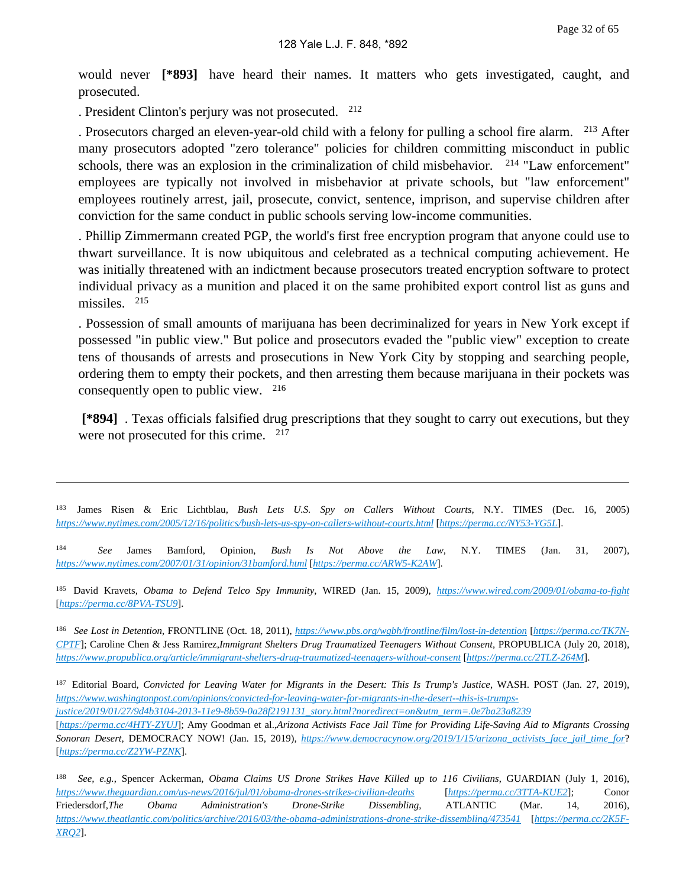would never **[*893]** have heard their names. It matters who gets investigated, caught, and prosecuted.

. President Clinton's perjury was not prosecuted. [212]

. Prosecutors charged an eleven-year-old child with a felony for pulling a school fire alarm. [213] After many prosecutors adopted "zero tolerance" policies for children committing misconduct in public schools, there was an explosion in the criminalization of child misbehavior. [214] "Law enforcement" employees are typically not involved in misbehavior at private schools, but "law enforcement" employees routinely arrest, jail, prosecute, convict, sentence, imprison, and supervise children after conviction for the same conduct in public schools serving low-income communities.

. Phillip Zimmermann created PGP, the world's first free encryption program that anyone could use to thwart surveillance. It is now ubiquitous and celebrated as a technical computing achievement. He was initially threatened with an indictment because prosecutors treated encryption software to protect individual privacy as a munition and placed it on the same prohibited export control list as guns and missiles. [215]

. Possession of small amounts of marijuana has been decriminalized for years in New York except if possessed "in public view." But police and prosecutors evaded the "public view" exception to create tens of thousands of arrests and prosecutions in New York City by stopping and searching people, ordering them to empty their pockets, and then arresting them because marijuana in their pockets was consequently open to public view. [216]

**[*894]** . Texas officials falsified drug prescriptions that they sought to carry out executions, but they were not prosecuted for this crime. [217]

---

[183] James Risen & Eric Lichtblau, *Bush Lets U.S. Spy on Callers Without Courts*, N.Y. TIMES (Dec. 16, 2005) https://www.nytimes.com/2005/12/16/politics/bush-lets-us-spy-on-callers-without-courts.html [https://perma.cc/NY53-YG5L].

[184] *See* James Bamford, Opinion, *Bush Is Not Above the Law*, N.Y. TIMES (Jan. 31, 2007), https://www.nytimes.com/2007/01/31/opinion/31bamford.html [https://perma.cc/ARW5-K2AW].

[185] David Kravets, *Obama to Defend Telco Spy Immunity*, WIRED (Jan. 15, 2009), https://www.wired.com/2009/01/obama-to-fight [https://perma.cc/8PVA-TSU9].

[186] *See Lost in Detention*, FRONTLINE (Oct. 18, 2011), https://www.pbs.org/wgbh/frontline/film/lost-in-detention [https://perma.cc/TK7N-CPTF]; Caroline Chen & Jess Ramirez,*Immigrant Shelters Drug Traumatized Teenagers Without Consent*, PROPUBLICA (July 20, 2018), https://www.propublica.org/article/immigrant-shelters-drug-traumatized-teenagers-without-consent [https://perma.cc/2TLZ-264M].

[187] Editorial Board, *Convicted for Leaving Water for Migrants in the Desert: This Is Trump's Justice*, WASH. POST (Jan. 27, 2019), https://www.washingtonpost.com/opinions/convicted-for-leaving-water-for-migrants-in-the-desert--this-is-trumps-justice/2019/01/27/9d4b3104-2013-11e9-8b59-0a28f2191131_story.html?noredirect=on&utm_term=.0e7ba23a8239 [https://perma.cc/4HTY-ZYUJ]; Amy Goodman et al.,*Arizona Activists Face Jail Time for Providing Life-Saving Aid to Migrants Crossing Sonoran Desert*, DEMOCRACY NOW! (Jan. 15, 2019), https://www.democracynow.org/2019/1/15/arizona_activists_face_jail_time_for? [https://perma.cc/Z2YW-PZNK].

[188] *See, e.g.*, Spencer Ackerman, *Obama Claims US Drone Strikes Have Killed up to 116 Civilians*, GUARDIAN (July 1, 2016), https://www.theguardian.com/us-news/2016/jul/01/obama-drones-strikes-civilian-deaths [https://perma.cc/3TTA-KUE2]; Conor Friedersdorf,*The Obama Administration's Drone-Strike Dissembling*, ATLANTIC (Mar. 14, 2016), https://www.theatlantic.com/politics/archive/2016/03/the-obama-administrations-drone-strike-dissembling/473541 [https://perma.cc/2K5F-XRQ2].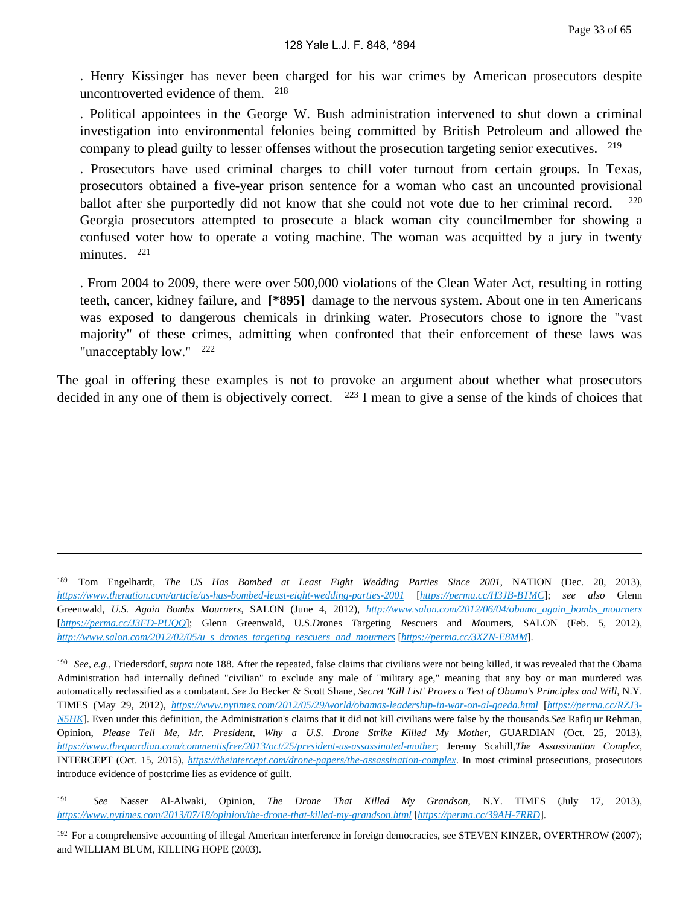. Henry Kissinger has never been charged for his war crimes by American prosecutors despite uncontroverted evidence of them. [218]

. Political appointees in the George W. Bush administration intervened to shut down a criminal investigation into environmental felonies being committed by British Petroleum and allowed the company to plead guilty to lesser offenses without the prosecution targeting senior executives. [219]

. Prosecutors have used criminal charges to chill voter turnout from certain groups. In Texas, prosecutors obtained a five-year prison sentence for a woman who cast an uncounted provisional ballot after she purportedly did not know that she could not vote due to her criminal record. [220] Georgia prosecutors attempted to prosecute a black woman city councilmember for showing a confused voter how to operate a voting machine. The woman was acquitted by a jury in twenty minutes. [221]

. From 2004 to 2009, there were over 500,000 violations of the Clean Water Act, resulting in rotting teeth, cancer, kidney failure, and **[*895]** damage to the nervous system. About one in ten Americans was exposed to dangerous chemicals in drinking water. Prosecutors chose to ignore the "vast majority" of these crimes, admitting when confronted that their enforcement of these laws was "unacceptably low." [222]

The goal in offering these examples is not to provoke an argument about whether what prosecutors decided in any one of them is objectively correct. [223] I mean to give a sense of the kinds of choices that

---

[189] Tom Engelhardt, *The US Has Bombed at Least Eight Wedding Parties Since 2001*, NATION (Dec. 20, 2013), https://www.thenation.com/article/us-has-bombed-least-eight-wedding-parties-2001 [https://perma.cc/H3JB-BTMC]; *see also* Glenn Greenwald, *U.S. Again Bombs Mourners*, SALON (June 4, 2012), http://www.salon.com/2012/06/04/obama_again_bombs_mourners [https://perma.cc/J3FD-PUQQ]; Glenn Greenwald, U.S.*D*rones *T*argeting *R*escuers and *M*ourners, SALON (Feb. 5, 2012), http://www.salon.com/2012/02/05/u_s_drones_targeting_rescuers_and_mourners [https://perma.cc/3XZN-E8MM].

[190] *See, e.g.*, Friedersdorf, *supra* note 188. After the repeated, false claims that civilians were not being killed, it was revealed that the Obama Administration had internally defined "civilian" to exclude any male of "military age," meaning that any boy or man murdered was automatically reclassified as a combatant. *See* Jo Becker & Scott Shane, *Secret 'Kill List' Proves a Test of Obama's Principles and Will*, N.Y. TIMES (May 29, 2012), https://www.nytimes.com/2012/05/29/world/obamas-leadership-in-war-on-al-qaeda.html [https://perma.cc/RZJ3-N5HK]. Even under this definition, the Administration's claims that it did not kill civilians were false by the thousands.*See* Rafiq ur Rehman, Opinion, *Please Tell Me, Mr. President, Why a U.S. Drone Strike Killed My Mother*, GUARDIAN (Oct. 25, 2013), https://www.theguardian.com/commentisfree/2013/oct/25/president-us-assassinated-mother; Jeremy Scahill,*The Assassination Complex*, INTERCEPT (Oct. 15, 2015), https://theintercept.com/drone-papers/the-assassination-complex. In most criminal prosecutions, prosecutors introduce evidence of postcrime lies as evidence of guilt.

[191] *See* Nasser Al-Alwaki, Opinion, *The Drone That Killed My Grandson*, N.Y. TIMES (July 17, 2013), https://www.nytimes.com/2013/07/18/opinion/the-drone-that-killed-my-grandson.html [https://perma.cc/39AH-7RRD].

[192] For a comprehensive accounting of illegal American interference in foreign democracies, see STEVEN KINZER, OVERTHROW (2007); and WILLIAM BLUM, KILLING HOPE (2003).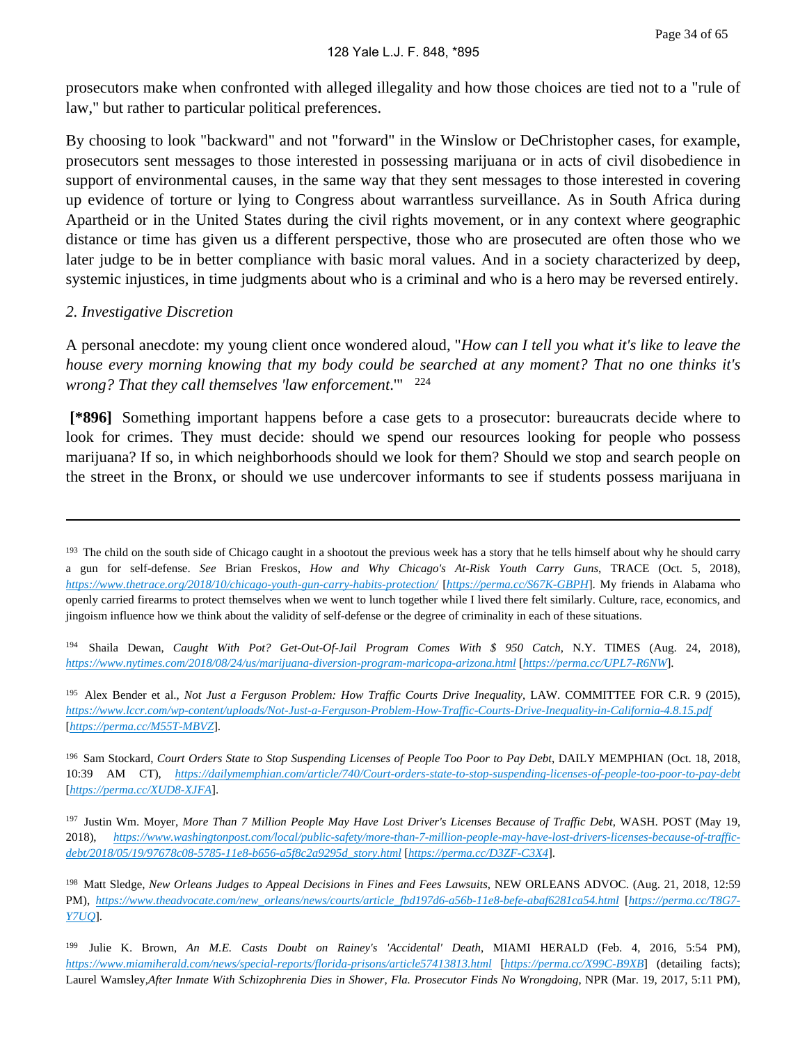prosecutors make when confronted with alleged illegality and how those choices are tied not to a "rule of law," but rather to particular political preferences.

By choosing to look "backward" and not "forward" in the Winslow or DeChristopher cases, for example, prosecutors sent messages to those interested in possessing marijuana or in acts of civil disobedience in support of environmental causes, in the same way that they sent messages to those interested in covering up evidence of torture or lying to Congress about warrantless surveillance. As in South Africa during Apartheid or in the United States during the civil rights movement, or in any context where geographic distance or time has given us a different perspective, those who are prosecuted are often those who we later judge to be in better compliance with basic moral values. And in a society characterized by deep, systemic injustices, in time judgments about who is a criminal and who is a hero may be reversed entirely.

*2. Investigative Discretion*

A personal anecdote: my young client once wondered aloud, "*How can I tell you what it's like to leave the house every morning knowing that my body could be searched at any moment? That no one thinks it's wrong? That they call themselves 'law enforcement.*'" [224]

**[*896]** Something important happens before a case gets to a prosecutor: bureaucrats decide where to look for crimes. They must decide: should we spend our resources looking for people who possess marijuana? If so, in which neighborhoods should we look for them? Should we stop and search people on the street in the Bronx, or should we use undercover informants to see if students possess marijuana in

---

[193] The child on the south side of Chicago caught in a shootout the previous week has a story that he tells himself about why he should carry a gun for self-defense. *See* Brian Freskos, *How and Why Chicago's At-Risk Youth Carry Guns*, TRACE (Oct. 5, 2018), *https://www.thetrace.org/2018/10/chicago-youth-gun-carry-habits-protection/* [*https://perma.cc/S67K-GBPH*]. My friends in Alabama who openly carried firearms to protect themselves when we went to lunch together while I lived there felt similarly. Culture, race, economics, and jingoism influence how we think about the validity of self-defense or the degree of criminality in each of these situations.

[194] Shaila Dewan, *Caught With Pot? Get-Out-Of-Jail Program Comes With $ 950 Catch*, N.Y. TIMES (Aug. 24, 2018), *https://www.nytimes.com/2018/08/24/us/marijuana-diversion-program-maricopa-arizona.html* [*https://perma.cc/UPL7-R6NW*].

[195] Alex Bender et al., *Not Just a Ferguson Problem: How Traffic Courts Drive Inequality*, LAW. COMMITTEE FOR C.R. 9 (2015), *https://www.lccr.com/wp-content/uploads/Not-Just-a-Ferguson-Problem-How-Traffic-Courts-Drive-Inequality-in-California-4.8.15.pdf* [*https://perma.cc/M55T-MBVZ*].

[196] Sam Stockard, *Court Orders State to Stop Suspending Licenses of People Too Poor to Pay Debt*, DAILY MEMPHIAN (Oct. 18, 2018, 10:39 AM CT), *https://dailymemphian.com/article/740/Court-orders-state-to-stop-suspending-licenses-of-people-too-poor-to-pay-debt* [*https://perma.cc/XUD8-XJFA*].

[197] Justin Wm. Moyer, *More Than 7 Million People May Have Lost Driver's Licenses Because of Traffic Debt*, WASH. POST (May 19, 2018), *https://www.washingtonpost.com/local/public-safety/more-than-7-million-people-may-have-lost-drivers-licenses-because-of-traffic-debt/2018/05/19/97678c08-5785-11e8-b656-a5f8c2a9295d_story.html* [*https://perma.cc/D3ZF-C3X4*].

[198] Matt Sledge, *New Orleans Judges to Appeal Decisions in Fines and Fees Lawsuits*, NEW ORLEANS ADVOC. (Aug. 21, 2018, 12:59 PM), *https://www.theadvocate.com/new_orleans/news/courts/article_fbd197d6-a56b-11e8-befe-abaf6281ca54.html* [*https://perma.cc/T8G7-Y7UQ*].

[199] Julie K. Brown, *An M.E. Casts Doubt on Rainey's 'Accidental' Death*, MIAMI HERALD (Feb. 4, 2016, 5:54 PM), *https://www.miamiherald.com/news/special-reports/florida-prisons/article57413813.html* [*https://perma.cc/X99C-B9XB*] (detailing facts); Laurel Wamsley,*After Inmate With Schizophrenia Dies in Shower, Fla. Prosecutor Finds No Wrongdoing*, NPR (Mar. 19, 2017, 5:11 PM),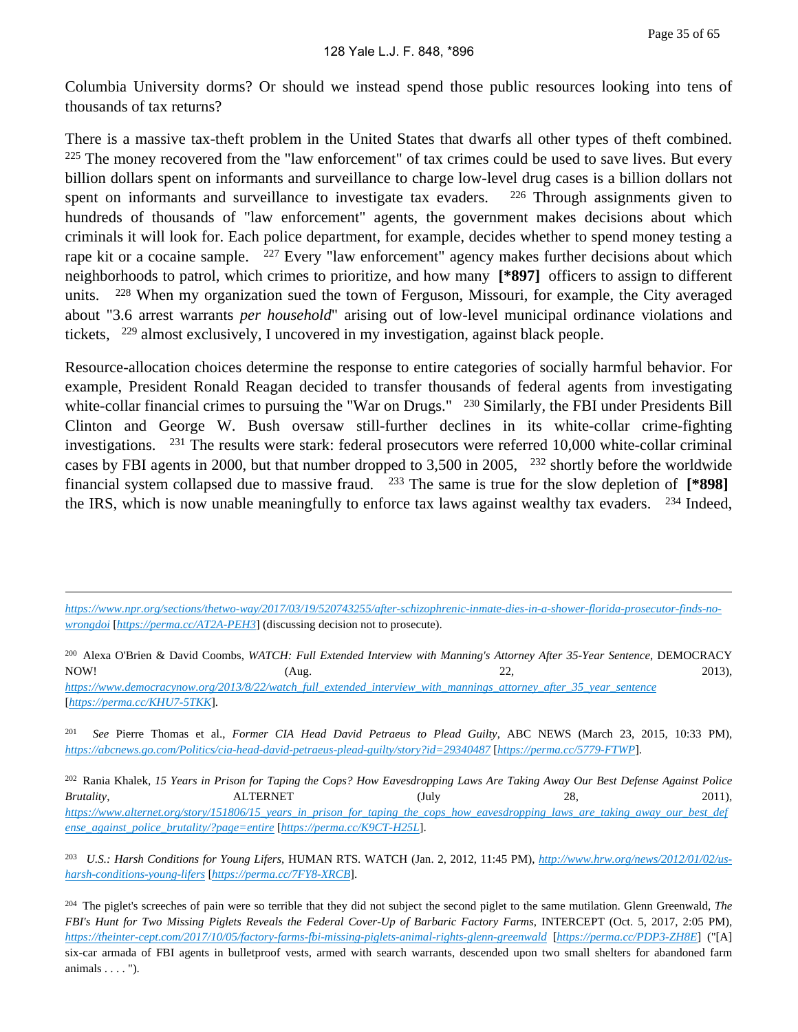Columbia University dorms? Or should we instead spend those public resources looking into tens of thousands of tax returns?

There is a massive tax-theft problem in the United States that dwarfs all other types of theft combined. [225] The money recovered from the "law enforcement" of tax crimes could be used to save lives. But every billion dollars spent on informants and surveillance to charge low-level drug cases is a billion dollars not spent on informants and surveillance to investigate tax evaders. [226] Through assignments given to hundreds of thousands of "law enforcement" agents, the government makes decisions about which criminals it will look for. Each police department, for example, decides whether to spend money testing a rape kit or a cocaine sample. [227] Every "law enforcement" agency makes further decisions about which neighborhoods to patrol, which crimes to prioritize, and how many **[*897]** officers to assign to different units. [228] When my organization sued the town of Ferguson, Missouri, for example, the City averaged about "3.6 arrest warrants *per household*" arising out of low-level municipal ordinance violations and tickets, [229] almost exclusively, I uncovered in my investigation, against black people.

Resource-allocation choices determine the response to entire categories of socially harmful behavior. For example, President Ronald Reagan decided to transfer thousands of federal agents from investigating white-collar financial crimes to pursuing the "War on Drugs." [230] Similarly, the FBI under Presidents Bill Clinton and George W. Bush oversaw still-further declines in its white-collar crime-fighting investigations. [231] The results were stark: federal prosecutors were referred 10,000 white-collar criminal cases by FBI agents in 2000, but that number dropped to 3,500 in 2005, [232] shortly before the worldwide financial system collapsed due to massive fraud. [233] The same is true for the slow depletion of **[*898]** the IRS, which is now unable meaningfully to enforce tax laws against wealthy tax evaders. [234] Indeed,

---

*https://www.npr.org/sections/thetwo-way/2017/03/19/520743255/after-schizophrenic-inmate-dies-in-a-shower-florida-prosecutor-finds-no-wrongdoi* [*https://perma.cc/AT2A-PEH3*] (discussing decision not to prosecute).

[200] Alexa O'Brien & David Coombs, *WATCH: Full Extended Interview with Manning's Attorney After 35-Year Sentence*, DEMOCRACY NOW! (Aug. 22, 2013), *https://www.democracynow.org/2013/8/22/watch_full_extended_interview_with_mannings_attorney_after_35_year_sentence* [*https://perma.cc/KHU7-5TKK*].

[201] *See* Pierre Thomas et al., *Former CIA Head David Petraeus to Plead Guilty*, ABC NEWS (March 23, 2015, 10:33 PM), *https://abcnews.go.com/Politics/cia-head-david-petraeus-plead-guilty/story?id=29340487* [*https://perma.cc/5779-FTWP*].

[202] Rania Khalek, *15 Years in Prison for Taping the Cops? How Eavesdropping Laws Are Taking Away Our Best Defense Against Police Brutality*, ALTERNET (July 28, 2011), *https://www.alternet.org/story/151806/15_years_in_prison_for_taping_the_cops_how_eavesdropping_laws_are_taking_away_our_best_defense_against_police_brutality/?page=entire* [*https://perma.cc/K9CT-H25L*].

[203] *U.S.: Harsh Conditions for Young Lifers*, HUMAN RTS. WATCH (Jan. 2, 2012, 11:45 PM), *http://www.hrw.org/news/2012/01/02/us-harsh-conditions-young-lifers* [*https://perma.cc/7FY8-XRCB*].

[204] The piglet's screeches of pain were so terrible that they did not subject the second piglet to the same mutilation. Glenn Greenwald, *The FBI's Hunt for Two Missing Piglets Reveals the Federal Cover-Up of Barbaric Factory Farms*, INTERCEPT (Oct. 5, 2017, 2:05 PM), *https://theinter-cept.com/2017/10/05/factory-farms-fbi-missing-piglets-animal-rights-glenn-greenwald* [*https://perma.cc/PDP3-ZH8E*] ("[A] six-car armada of FBI agents in bulletproof vests, armed with search warrants, descended upon two small shelters for abandoned farm animals . . . . ").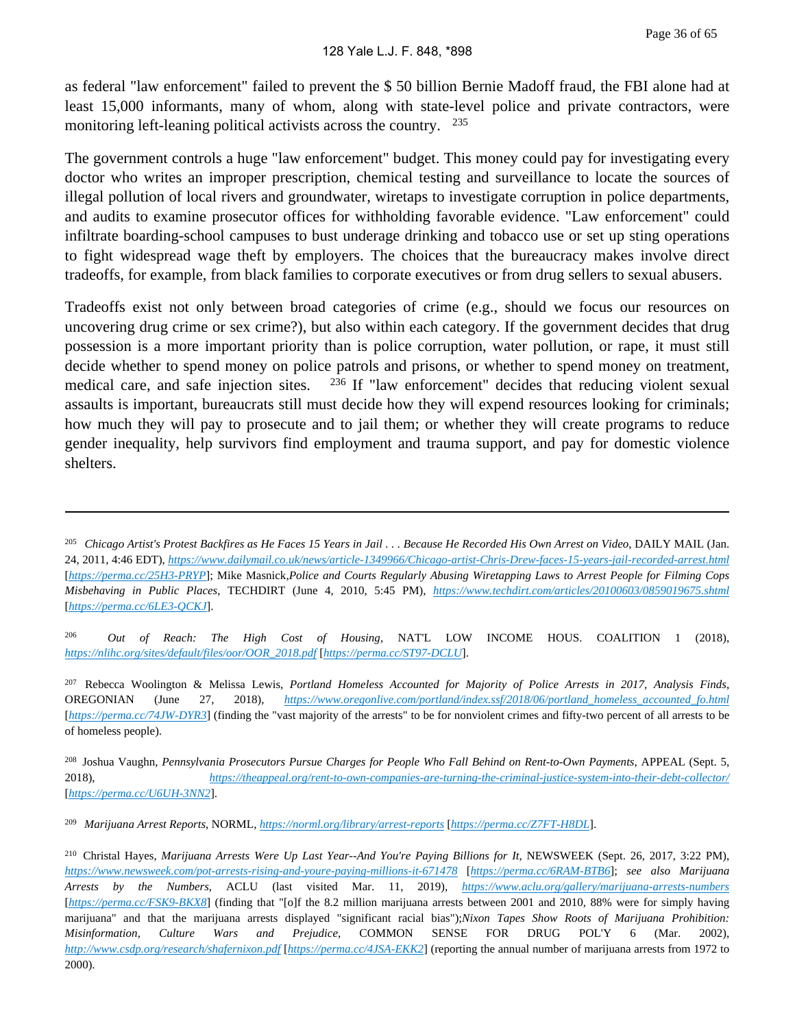as federal "law enforcement" failed to prevent the $ 50 billion Bernie Madoff fraud, the FBI alone had at least 15,000 informants, many of whom, along with state-level police and private contractors, were monitoring left-leaning political activists across the country. [235]

The government controls a huge "law enforcement" budget. This money could pay for investigating every doctor who writes an improper prescription, chemical testing and surveillance to locate the sources of illegal pollution of local rivers and groundwater, wiretaps to investigate corruption in police departments, and audits to examine prosecutor offices for withholding favorable evidence. "Law enforcement" could infiltrate boarding-school campuses to bust underage drinking and tobacco use or set up sting operations to fight widespread wage theft by employers. The choices that the bureaucracy makes involve direct tradeoffs, for example, from black families to corporate executives or from drug sellers to sexual abusers.

Tradeoffs exist not only between broad categories of crime (e.g., should we focus our resources on uncovering drug crime or sex crime?), but also within each category. If the government decides that drug possession is a more important priority than is police corruption, water pollution, or rape, it must still decide whether to spend money on police patrols and prisons, or whether to spend money on treatment, medical care, and safe injection sites. [236] If "law enforcement" decides that reducing violent sexual assaults is important, bureaucrats still must decide how they will expend resources looking for criminals; how much they will pay to prosecute and to jail them; or whether they will create programs to reduce gender inequality, help survivors find employment and trauma support, and pay for domestic violence shelters.

---

[205] *Chicago Artist's Protest Backfires as He Faces 15 Years in Jail . . . Because He Recorded His Own Arrest on Video*, DAILY MAIL (Jan. 24, 2011, 4:46 EDT), *https://www.dailymail.co.uk/news/article-1349966/Chicago-artist-Chris-Drew-faces-15-years-jail-recorded-arrest.html* [*https://perma.cc/25H3-PRYP*]; Mike Masnick,*Police and Courts Regularly Abusing Wiretapping Laws to Arrest People for Filming Cops Misbehaving in Public Places*, TECHDIRT (June 4, 2010, 5:45 PM), *https://www.techdirt.com/articles/20100603/0859019675.shtml* [*https://perma.cc/6LE3-QCKJ*].

[206] *Out of Reach: The High Cost of Housing*, NAT'L LOW INCOME HOUS. COALITION 1 (2018), *https://nlihc.org/sites/default/files/oor/OOR_2018.pdf* [*https://perma.cc/ST97-DCLU*].

[207] Rebecca Woolington & Melissa Lewis, *Portland Homeless Accounted for Majority of Police Arrests in 2017, Analysis Finds*, OREGONIAN (June 27, 2018), *https://www.oregonlive.com/portland/index.ssf/2018/06/portland_homeless_accounted_fo.html* [*https://perma.cc/74JW-DYR3*] (finding the "vast majority of the arrests" to be for nonviolent crimes and fifty-two percent of all arrests to be of homeless people).

[208] Joshua Vaughn, *Pennsylvania Prosecutors Pursue Charges for People Who Fall Behind on Rent-to-Own Payments*, APPEAL (Sept. 5, 2018), *https://theappeal.org/rent-to-own-companies-are-turning-the-criminal-justice-system-into-their-debt-collector/* [*https://perma.cc/U6UH-3NN2*].

[209] *Marijuana Arrest Reports*, NORML, *https://norml.org/library/arrest-reports* [*https://perma.cc/Z7FT-H8DL*].

[210] Christal Hayes, *Marijuana Arrests Were Up Last Year--And You're Paying Billions for It*, NEWSWEEK (Sept. 26, 2017, 3:22 PM), *https://www.newsweek.com/pot-arrests-rising-and-youre-paying-millions-it-671478* [*https://perma.cc/6RAM-BTB6*]; *see also Marijuana Arrests by the Numbers*, ACLU (last visited Mar. 11, 2019), *https://www.aclu.org/gallery/marijuana-arrests-numbers* [*https://perma.cc/FSK9-BKX8*] (finding that "[o]f the 8.2 million marijuana arrests between 2001 and 2010, 88% were for simply having marijuana" and that the marijuana arrests displayed "significant racial bias");*Nixon Tapes Show Roots of Marijuana Prohibition: Misinformation, Culture Wars and Prejudice*, COMMON SENSE FOR DRUG POL'Y 6 (Mar. 2002), *http://www.csdp.org/research/shafernixon.pdf* [*https://perma.cc/4JSA-EKK2*] (reporting the annual number of marijuana arrests from 1972 to 2000).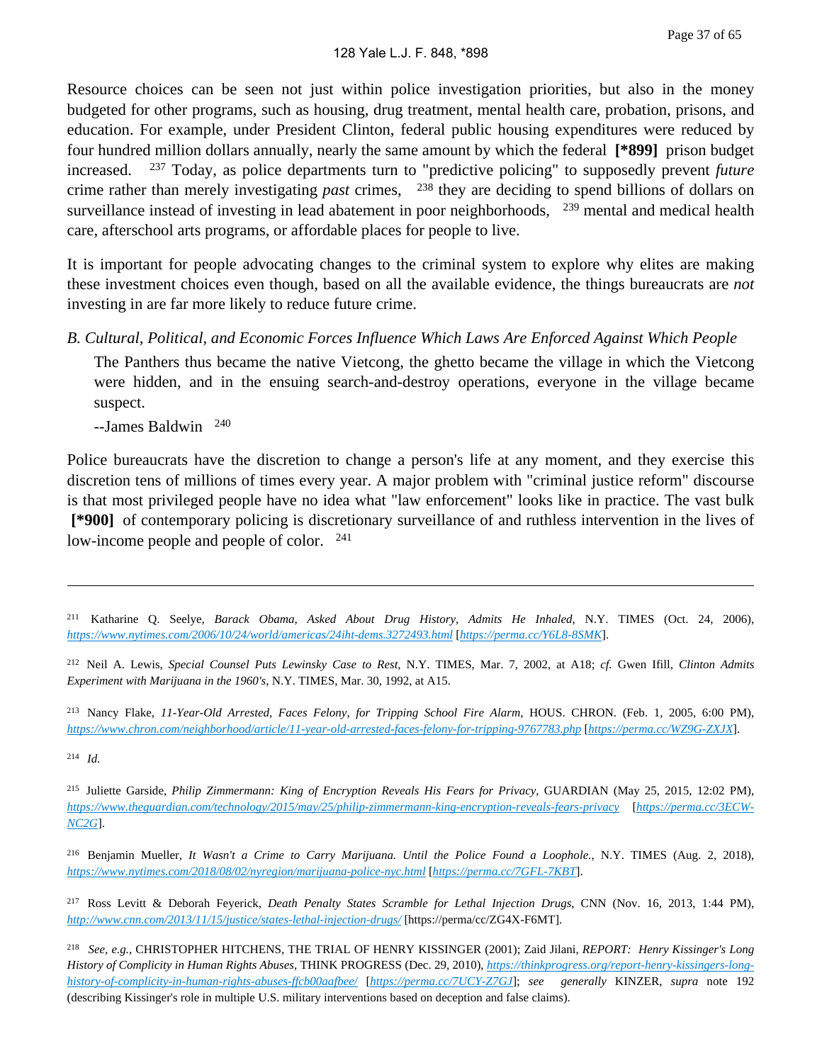Resource choices can be seen not just within police investigation priorities, but also in the money budgeted for other programs, such as housing, drug treatment, mental health care, probation, prisons, and education. For example, under President Clinton, federal public housing expenditures were reduced by four hundred million dollars annually, nearly the same amount by which the federal **[*899]** prison budget increased. [237] Today, as police departments turn to "predictive policing" to supposedly prevent *future* crime rather than merely investigating *past* crimes, [238] they are deciding to spend billions of dollars on surveillance instead of investing in lead abatement in poor neighborhoods, [239] mental and medical health care, afterschool arts programs, or affordable places for people to live.

It is important for people advocating changes to the criminal system to explore why elites are making these investment choices even though, based on all the available evidence, the things bureaucrats are *not* investing in are far more likely to reduce future crime.

### *B. Cultural, Political, and Economic Forces Influence Which Laws Are Enforced Against Which People*

> The Panthers thus became the native Vietcong, the ghetto became the village in which the Vietcong were hidden, and in the ensuing search-and-destroy operations, everyone in the village became suspect.
>
> --James Baldwin [240]

Police bureaucrats have the discretion to change a person's life at any moment, and they exercise this discretion tens of millions of times every year. A major problem with "criminal justice reform" discourse is that most privileged people have no idea what "law enforcement" looks like in practice. The vast bulk **[*900]** of contemporary policing is discretionary surveillance of and ruthless intervention in the lives of low-income people and people of color. [241]

---

[211] Katharine Q. Seelye, *Barack Obama, Asked About Drug History, Admits He Inhaled*, N.Y. TIMES (Oct. 24, 2006), *https://www.nytimes.com/2006/10/24/world/americas/24iht-dems.3272493.html* [*https://perma.cc/Y6L8-8SMK*].

[212] Neil A. Lewis, *Special Counsel Puts Lewinsky Case to Rest*, N.Y. TIMES, Mar. 7, 2002, at A18; *cf.* Gwen Ifill, *Clinton Admits Experiment with Marijuana in the 1960's*, N.Y. TIMES, Mar. 30, 1992, at A15.

[213] Nancy Flake, *11-Year-Old Arrested, Faces Felony, for Tripping School Fire Alarm*, HOUS. CHRON. (Feb. 1, 2005, 6:00 PM), *https://www.chron.com/neighborhood/article/11-year-old-arrested-faces-felony-for-tripping-9767783.php* [*https://perma.cc/WZ9G-ZXJX*].

[214] *Id.*

[215] Juliette Garside, *Philip Zimmermann: King of Encryption Reveals His Fears for Privacy*, GUARDIAN (May 25, 2015, 12:02 PM), *https://www.theguardian.com/technology/2015/may/25/philip-zimmermann-king-encryption-reveals-fears-privacy* [*https://perma.cc/3ECW-NC2G*].

[216] Benjamin Mueller, *It Wasn't a Crime to Carry Marijuana. Until the Police Found a Loophole.*, N.Y. TIMES (Aug. 2, 2018), *https://www.nytimes.com/2018/08/02/nyregion/marijuana-police-nyc.html* [*https://perma.cc/7GFL-7KBT*].

[217] Ross Levitt & Deborah Feyerick, *Death Penalty States Scramble for Lethal Injection Drugs*, CNN (Nov. 16, 2013, 1:44 PM), *http://www.cnn.com/2013/11/15/justice/states-lethal-injection-drugs/* [https://perma/cc/ZG4X-F6MT].

[218] *See, e.g.*, CHRISTOPHER HITCHENS, THE TRIAL OF HENRY KISSINGER (2001); Zaid Jilani, *REPORT: Henry Kissinger's Long History of Complicity in Human Rights Abuses*, THINK PROGRESS (Dec. 29, 2010), *https://thinkprogress.org/report-henry-kissingers-long-history-of-complicity-in-human-rights-abuses-ffcb00aafbee/* [*https://perma.cc/7UCY-Z7GJ*]; *see generally* KINZER, *supra* note 192 (describing Kissinger's role in multiple U.S. military interventions based on deception and false claims).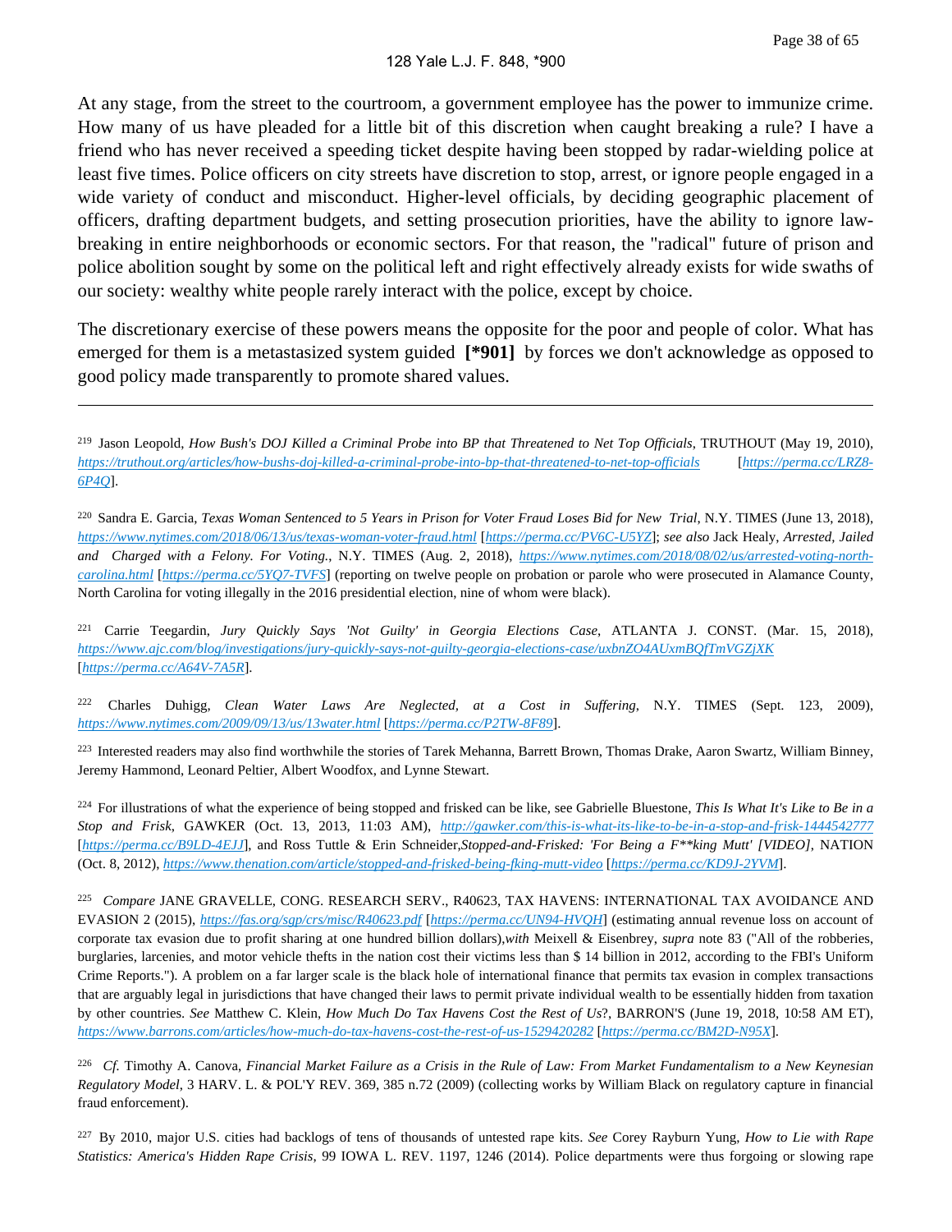At any stage, from the street to the courtroom, a government employee has the power to immunize crime. How many of us have pleaded for a little bit of this discretion when caught breaking a rule? I have a friend who has never received a speeding ticket despite having been stopped by radar-wielding police at least five times. Police officers on city streets have discretion to stop, arrest, or ignore people engaged in a wide variety of conduct and misconduct. Higher-level officials, by deciding geographic placement of officers, drafting department budgets, and setting prosecution priorities, have the ability to ignore law-breaking in entire neighborhoods or economic sectors. For that reason, the "radical" future of prison and police abolition sought by some on the political left and right effectively already exists for wide swaths of our society: wealthy white people rarely interact with the police, except by choice.

The discretionary exercise of these powers means the opposite for the poor and people of color. What has emerged for them is a metastasized system guided **[*901]** by forces we don't acknowledge as opposed to good policy made transparently to promote shared values.

---

[219] Jason Leopold, *How Bush's DOJ Killed a Criminal Probe into BP that Threatened to Net Top Officials*, TRUTHOUT (May 19, 2010), *https://truthout.org/articles/how-bushs-doj-killed-a-criminal-probe-into-bp-that-threatened-to-net-top-officials* [*https://perma.cc/LRZ8-6P4Q*].

[220] Sandra E. Garcia, *Texas Woman Sentenced to 5 Years in Prison for Voter Fraud Loses Bid for New Trial*, N.Y. TIMES (June 13, 2018), *https://www.nytimes.com/2018/06/13/us/texas-woman-voter-fraud.html* [*https://perma.cc/PV6C-U5YZ*]; *see also* Jack Healy, *Arrested, Jailed and Charged with a Felony. For Voting.*, N.Y. TIMES (Aug. 2, 2018), *https://www.nytimes.com/2018/08/02/us/arrested-voting-north-carolina.html* [*https://perma.cc/5YQ7-TVFS*] (reporting on twelve people on probation or parole who were prosecuted in Alamance County, North Carolina for voting illegally in the 2016 presidential election, nine of whom were black).

[221] Carrie Teegardin, *Jury Quickly Says 'Not Guilty' in Georgia Elections Case*, ATLANTA J. CONST. (Mar. 15, 2018), *https://www.ajc.com/blog/investigations/jury-quickly-says-not-guilty-georgia-elections-case/uxbnZO4AUxmBQfTmVGZjXK* [*https://perma.cc/A64V-7A5R*].

[222] Charles Duhigg, *Clean Water Laws Are Neglected, at a Cost in Suffering*, N.Y. TIMES (Sept. 123, 2009), *https://www.nytimes.com/2009/09/13/us/13water.html* [*https://perma.cc/P2TW-8F89*].

[223] Interested readers may also find worthwhile the stories of Tarek Mehanna, Barrett Brown, Thomas Drake, Aaron Swartz, William Binney, Jeremy Hammond, Leonard Peltier, Albert Woodfox, and Lynne Stewart.

[224] For illustrations of what the experience of being stopped and frisked can be like, see Gabrielle Bluestone, *This Is What It's Like to Be in a Stop and Frisk*, GAWKER (Oct. 13, 2013, 11:03 AM), *http://gawker.com/this-is-what-its-like-to-be-in-a-stop-and-frisk-1444542777* [*https://perma.cc/B9LD-4EJJ*], and Ross Tuttle & Erin Schneider,*Stopped-and-Frisked: 'For Being a F**king Mutt' [VIDEO]*, NATION (Oct. 8, 2012), *https://www.thenation.com/article/stopped-and-frisked-being-fking-mutt-video* [*https://perma.cc/KD9J-2YVM*].

[225] *Compare* JANE GRAVELLE, CONG. RESEARCH SERV., R40623, TAX HAVENS: INTERNATIONAL TAX AVOIDANCE AND EVASION 2 (2015), *https://fas.org/sgp/crs/misc/R40623.pdf* [*https://perma.cc/UN94-HVQH*] (estimating annual revenue loss on account of corporate tax evasion due to profit sharing at one hundred billion dollars),*with* Meixell & Eisenbrey, *supra* note 83 ("All of the robberies, burglaries, larcenies, and motor vehicle thefts in the nation cost their victims less than $ 14 billion in 2012, according to the FBI's Uniform Crime Reports."). A problem on a far larger scale is the black hole of international finance that permits tax evasion in complex transactions that are arguably legal in jurisdictions that have changed their laws to permit private individual wealth to be essentially hidden from taxation by other countries. *See* Matthew C. Klein, *How Much Do Tax Havens Cost the Rest of Us*?, BARRON'S (June 19, 2018, 10:58 AM ET), *https://www.barrons.com/articles/how-much-do-tax-havens-cost-the-rest-of-us-1529420282* [*https://perma.cc/BM2D-N95X*].

[226] *Cf.* Timothy A. Canova, *Financial Market Failure as a Crisis in the Rule of Law: From Market Fundamentalism to a New Keynesian Regulatory Model*, 3 HARV. L. & POL'Y REV. 369, 385 n.72 (2009) (collecting works by William Black on regulatory capture in financial fraud enforcement).

[227] By 2010, major U.S. cities had backlogs of tens of thousands of untested rape kits. *See* Corey Rayburn Yung, *How to Lie with Rape Statistics: America's Hidden Rape Crisis*, 99 IOWA L. REV. 1197, 1246 (2014). Police departments were thus forgoing or slowing rape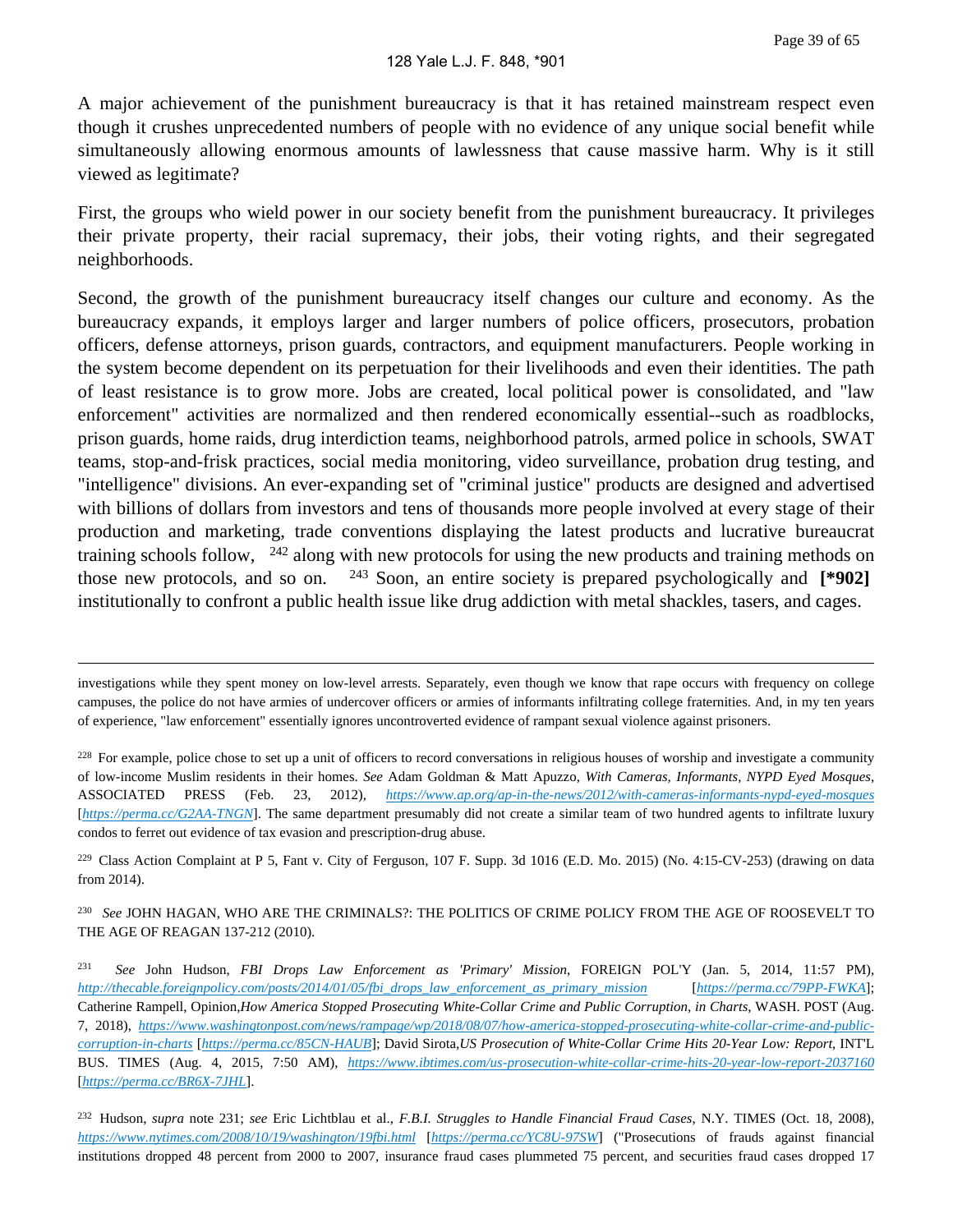A major achievement of the punishment bureaucracy is that it has retained mainstream respect even though it crushes unprecedented numbers of people with no evidence of any unique social benefit while simultaneously allowing enormous amounts of lawlessness that cause massive harm. Why is it still viewed as legitimate?

First, the groups who wield power in our society benefit from the punishment bureaucracy. It privileges their private property, their racial supremacy, their jobs, their voting rights, and their segregated neighborhoods.

Second, the growth of the punishment bureaucracy itself changes our culture and economy. As the bureaucracy expands, it employs larger and larger numbers of police officers, prosecutors, probation officers, defense attorneys, prison guards, contractors, and equipment manufacturers. People working in the system become dependent on its perpetuation for their livelihoods and even their identities. The path of least resistance is to grow more. Jobs are created, local political power is consolidated, and "law enforcement" activities are normalized and then rendered economically essential--such as roadblocks, prison guards, home raids, drug interdiction teams, neighborhood patrols, armed police in schools, SWAT teams, stop-and-frisk practices, social media monitoring, video surveillance, probation drug testing, and "intelligence" divisions. An ever-expanding set of "criminal justice" products are designed and advertised with billions of dollars from investors and tens of thousands more people involved at every stage of their production and marketing, trade conventions displaying the latest products and lucrative bureaucrat training schools follow, [242] along with new protocols for using the new products and training methods on those new protocols, and so on. [243] Soon, an entire society is prepared psychologically and **[*902]** institutionally to confront a public health issue like drug addiction with metal shackles, tasers, and cages.

---

investigations while they spent money on low-level arrests. Separately, even though we know that rape occurs with frequency on college campuses, the police do not have armies of undercover officers or armies of informants infiltrating college fraternities. And, in my ten years of experience, "law enforcement" essentially ignores uncontroverted evidence of rampant sexual violence against prisoners.

[228] For example, police chose to set up a unit of officers to record conversations in religious houses of worship and investigate a community of low-income Muslim residents in their homes. *See* Adam Goldman & Matt Apuzzo, *With Cameras, Informants, NYPD Eyed Mosques*, ASSOCIATED PRESS (Feb. 23, 2012), *https://www.ap.org/ap-in-the-news/2012/with-cameras-informants-nypd-eyed-mosques* [*https://perma.cc/G2AA-TNGN*]. The same department presumably did not create a similar team of two hundred agents to infiltrate luxury condos to ferret out evidence of tax evasion and prescription-drug abuse.

[229] Class Action Complaint at P 5, Fant v. City of Ferguson, 107 F. Supp. 3d 1016 (E.D. Mo. 2015) (No. 4:15-CV-253) (drawing on data from 2014).

[230] *See* JOHN HAGAN, WHO ARE THE CRIMINALS?: THE POLITICS OF CRIME POLICY FROM THE AGE OF ROOSEVELT TO THE AGE OF REAGAN 137-212 (2010).

[231] *See* John Hudson, *FBI Drops Law Enforcement as 'Primary' Mission*, FOREIGN POL'Y (Jan. 5, 2014, 11:57 PM), *http://thecable.foreignpolicy.com/posts/2014/01/05/fbi_drops_law_enforcement_as_primary_mission* [*https://perma.cc/79PP-FWKA*]; Catherine Rampell, Opinion, *How America Stopped Prosecuting White-Collar Crime and Public Corruption, in Charts*, WASH. POST (Aug. 7, 2018), *https://www.washingtonpost.com/news/rampage/wp/2018/08/07/how-america-stopped-prosecuting-white-collar-crime-and-public-corruption-in-charts* [*https://perma.cc/85CN-HAUB*]; David Sirota, *US Prosecution of White-Collar Crime Hits 20-Year Low: Report*, INT'L BUS. TIMES (Aug. 4, 2015, 7:50 AM), *https://www.ibtimes.com/us-prosecution-white-collar-crime-hits-20-year-low-report-2037160* [*https://perma.cc/BR6X-7JHL*].

[232] Hudson, *supra* note 231; *see* Eric Lichtblau et al., *F.B.I. Struggles to Handle Financial Fraud Cases*, N.Y. TIMES (Oct. 18, 2008), *https://www.nytimes.com/2008/10/19/washington/19fbi.html* [*https://perma.cc/YC8U-97SW*] ("Prosecutions of frauds against financial institutions dropped 48 percent from 2000 to 2007, insurance fraud cases plummeted 75 percent, and securities fraud cases dropped 17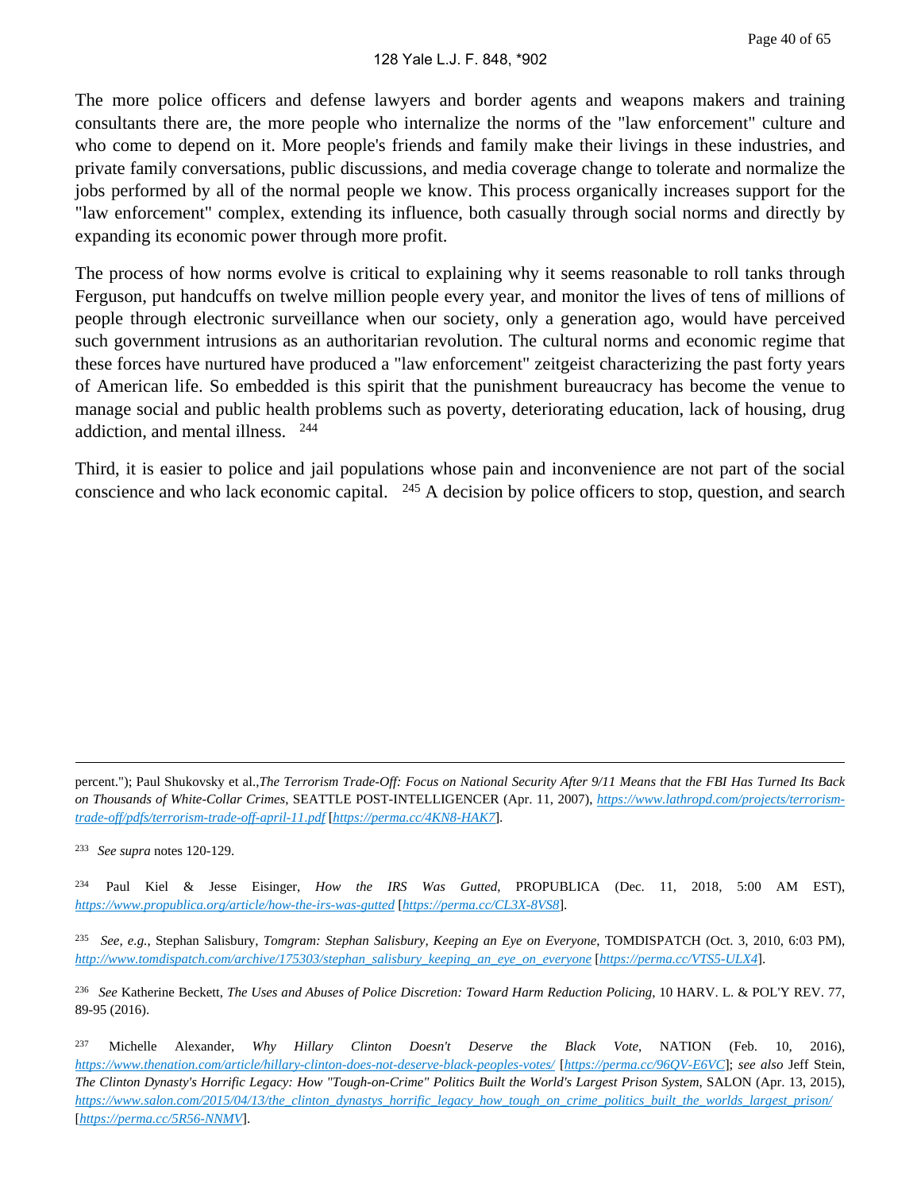The more police officers and defense lawyers and border agents and weapons makers and training consultants there are, the more people who internalize the norms of the "law enforcement" culture and who come to depend on it. More people's friends and family make their livings in these industries, and private family conversations, public discussions, and media coverage change to tolerate and normalize the jobs performed by all of the normal people we know. This process organically increases support for the "law enforcement" complex, extending its influence, both casually through social norms and directly by expanding its economic power through more profit.

The process of how norms evolve is critical to explaining why it seems reasonable to roll tanks through Ferguson, put handcuffs on twelve million people every year, and monitor the lives of tens of millions of people through electronic surveillance when our society, only a generation ago, would have perceived such government intrusions as an authoritarian revolution. The cultural norms and economic regime that these forces have nurtured have produced a "law enforcement" zeitgeist characterizing the past forty years of American life. So embedded is this spirit that the punishment bureaucracy has become the venue to manage social and public health problems such as poverty, deteriorating education, lack of housing, drug addiction, and mental illness. [244]

Third, it is easier to police and jail populations whose pain and inconvenience are not part of the social conscience and who lack economic capital. [245] A decision by police officers to stop, question, and search

---

percent."); Paul Shukovsky et al.,*The Terrorism Trade-Off: Focus on National Security After 9/11 Means that the FBI Has Turned Its Back on Thousands of White-Collar Crimes*, SEATTLE POST-INTELLIGENCER (Apr. 11, 2007), https://www.lathropd.com/projects/terrorism-trade-off/pdfs/terrorism-trade-off-april-11.pdf [https://perma.cc/4KN8-HAK7].

[233] *See supra* notes 120-129.

[234] Paul Kiel & Jesse Eisinger, *How the IRS Was Gutted*, PROPUBLICA (Dec. 11, 2018, 5:00 AM EST), https://www.propublica.org/article/how-the-irs-was-gutted [https://perma.cc/CL3X-8VS8].

[235] *See, e.g.*, Stephan Salisbury, *Tomgram: Stephan Salisbury, Keeping an Eye on Everyone*, TOMDISPATCH (Oct. 3, 2010, 6:03 PM), http://www.tomdispatch.com/archive/175303/stephan_salisbury_keeping_an_eye_on_everyone [https://perma.cc/VTS5-ULX4].

[236] *See* Katherine Beckett, *The Uses and Abuses of Police Discretion: Toward Harm Reduction Policing*, 10 HARV. L. & POL'Y REV. 77, 89-95 (2016).

[237] Michelle Alexander, *Why Hillary Clinton Doesn't Deserve the Black Vote*, NATION (Feb. 10, 2016), https://www.thenation.com/article/hillary-clinton-does-not-deserve-black-peoples-votes/ [https://perma.cc/96QV-E6VC]; *see also* Jeff Stein, *The Clinton Dynasty's Horrific Legacy: How "Tough-on-Crime" Politics Built the World's Largest Prison System*, SALON (Apr. 13, 2015), https://www.salon.com/2015/04/13/the_clinton_dynastys_horrific_legacy_how_tough_on_crime_politics_built_the_worlds_largest_prison/ [https://perma.cc/5R56-NNMV].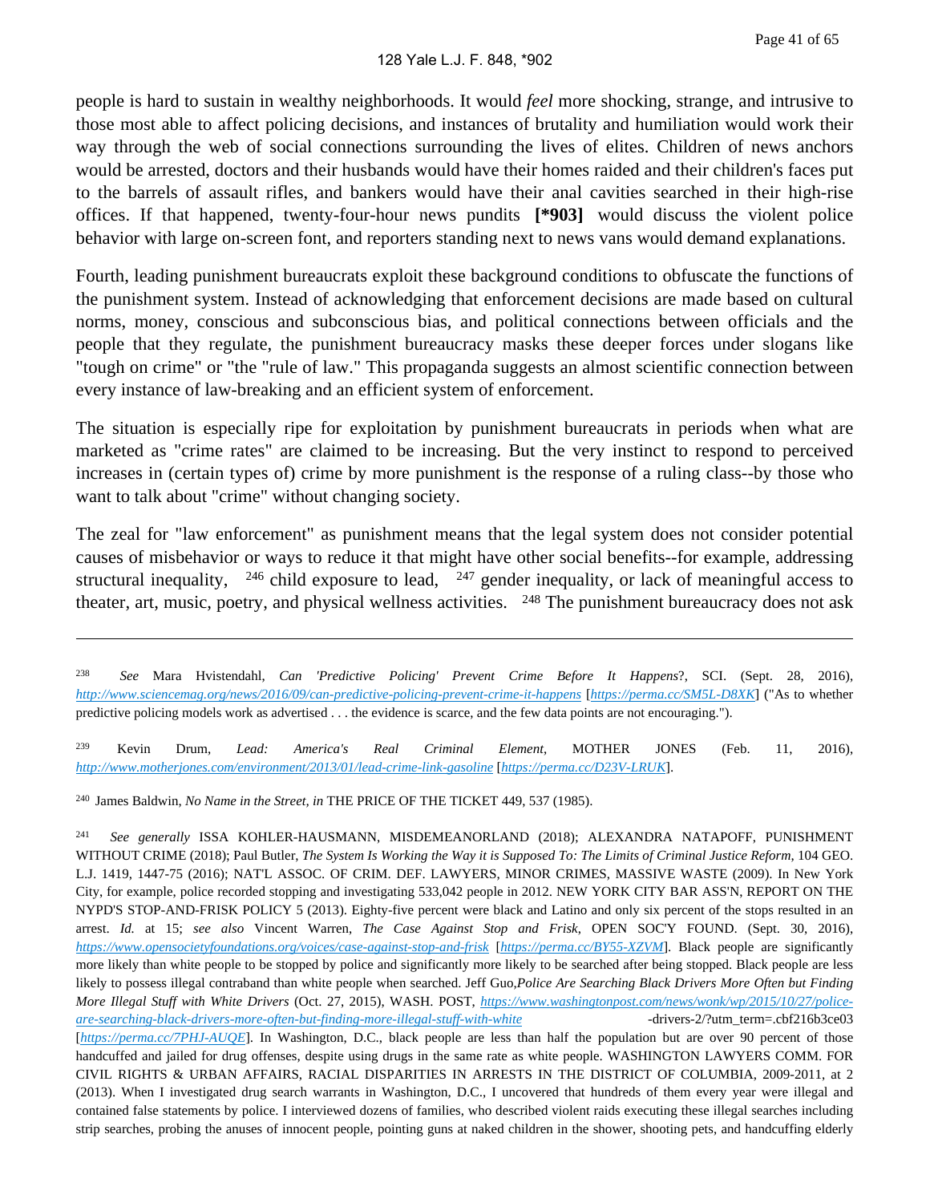people is hard to sustain in wealthy neighborhoods. It would *feel* more shocking, strange, and intrusive to those most able to affect policing decisions, and instances of brutality and humiliation would work their way through the web of social connections surrounding the lives of elites. Children of news anchors would be arrested, doctors and their husbands would have their homes raided and their children's faces put to the barrels of assault rifles, and bankers would have their anal cavities searched in their high-rise offices. If that happened, twenty-four-hour news pundits **[*903]** would discuss the violent police behavior with large on-screen font, and reporters standing next to news vans would demand explanations.

Fourth, leading punishment bureaucrats exploit these background conditions to obfuscate the functions of the punishment system. Instead of acknowledging that enforcement decisions are made based on cultural norms, money, conscious and subconscious bias, and political connections between officials and the people that they regulate, the punishment bureaucracy masks these deeper forces under slogans like "tough on crime" or "the "rule of law." This propaganda suggests an almost scientific connection between every instance of law-breaking and an efficient system of enforcement.

The situation is especially ripe for exploitation by punishment bureaucrats in periods when what are marketed as "crime rates" are claimed to be increasing. But the very instinct to respond to perceived increases in (certain types of) crime by more punishment is the response of a ruling class--by those who want to talk about "crime" without changing society.

The zeal for "law enforcement" as punishment means that the legal system does not consider potential causes of misbehavior or ways to reduce it that might have other social benefits--for example, addressing structural inequality, [246] child exposure to lead, [247] gender inequality, or lack of meaningful access to theater, art, music, poetry, and physical wellness activities. [248] The punishment bureaucracy does not ask

---

[238] *See* Mara Hvistendahl, *Can 'Predictive Policing' Prevent Crime Before It Happens*?, SCI. (Sept. 28, 2016), *http://www.sciencemag.org/news/2016/09/can-predictive-policing-prevent-crime-it-happens* [*https://perma.cc/SM5L-D8XK*] ("As to whether predictive policing models work as advertised . . . the evidence is scarce, and the few data points are not encouraging.").

[239] Kevin Drum, *Lead: America's Real Criminal Element*, MOTHER JONES (Feb. 11, 2016), *http://www.motherjones.com/environment/2013/01/lead-crime-link-gasoline* [*https://perma.cc/D23V-LRUK*].

[240] James Baldwin, *No Name in the Street*, *in* THE PRICE OF THE TICKET 449, 537 (1985).

[241] *See generally* ISSA KOHLER-HAUSMANN, MISDEMEANORLAND (2018); ALEXANDRA NATAPOFF, PUNISHMENT WITHOUT CRIME (2018); Paul Butler, *The System Is Working the Way it is Supposed To: The Limits of Criminal Justice Reform*, 104 GEO. L.J. 1419, 1447-75 (2016); NAT'L ASSOC. OF CRIM. DEF. LAWYERS, MINOR CRIMES, MASSIVE WASTE (2009). In New York City, for example, police recorded stopping and investigating 533,042 people in 2012. NEW YORK CITY BAR ASS'N, REPORT ON THE NYPD'S STOP-AND-FRISK POLICY 5 (2013). Eighty-five percent were black and Latino and only six percent of the stops resulted in an arrest. *Id.* at 15; *see also* Vincent Warren, *The Case Against Stop and Frisk*, OPEN SOC'Y FOUND. (Sept. 30, 2016), *https://www.opensocietyfoundations.org/voices/case-against-stop-and-frisk* [*https://perma.cc/BY55-XZVM*]. Black people are significantly more likely than white people to be stopped by police and significantly more likely to be searched after being stopped. Black people are less likely to possess illegal contraband than white people when searched. Jeff Guo,*Police Are Searching Black Drivers More Often but Finding More Illegal Stuff with White Drivers* (Oct. 27, 2015), WASH. POST, *https://www.washingtonpost.com/news/wonk/wp/2015/10/27/police-are-searching-black-drivers-more-often-but-finding-more-illegal-stuff-with-white* -drivers-2/?utm_term=.cbf216b3ce03 [*https://perma.cc/7PHJ-AUQE*]. In Washington, D.C., black people are less than half the population but are over 90 percent of those handcuffed and jailed for drug offenses, despite using drugs in the same rate as white people. WASHINGTON LAWYERS COMM. FOR CIVIL RIGHTS & URBAN AFFAIRS, RACIAL DISPARITIES IN ARRESTS IN THE DISTRICT OF COLUMBIA, 2009-2011, at 2 (2013). When I investigated drug search warrants in Washington, D.C., I uncovered that hundreds of them every year were illegal and contained false statements by police. I interviewed dozens of families, who described violent raids executing these illegal searches including strip searches, probing the anuses of innocent people, pointing guns at naked children in the shower, shooting pets, and handcuffing elderly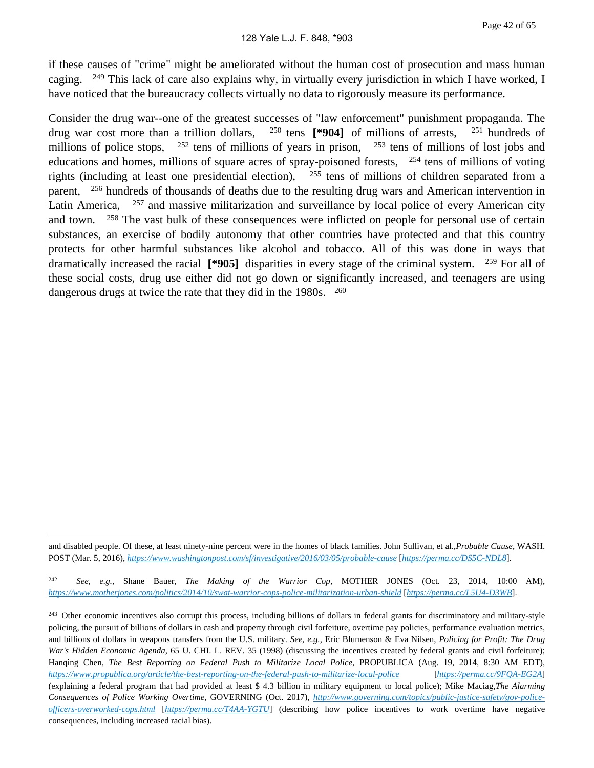if these causes of "crime" might be ameliorated without the human cost of prosecution and mass human caging. [249] This lack of care also explains why, in virtually every jurisdiction in which I have worked, I have noticed that the bureaucracy collects virtually no data to rigorously measure its performance.

Consider the drug war--one of the greatest successes of "law enforcement" punishment propaganda. The drug war cost more than a trillion dollars, [250] tens **[*904]** of millions of arrests, [251] hundreds of millions of police stops, [252] tens of millions of years in prison, [253] tens of millions of lost jobs and educations and homes, millions of square acres of spray-poisoned forests, [254] tens of millions of voting rights (including at least one presidential election), [255] tens of millions of children separated from a parent, [256] hundreds of thousands of deaths due to the resulting drug wars and American intervention in Latin America, [257] and massive militarization and surveillance by local police of every American city and town. [258] The vast bulk of these consequences were inflicted on people for personal use of certain substances, an exercise of bodily autonomy that other countries have protected and that this country protects for other harmful substances like alcohol and tobacco. All of this was done in ways that dramatically increased the racial **[*905]** disparities in every stage of the criminal system. [259] For all of these social costs, drug use either did not go down or significantly increased, and teenagers are using dangerous drugs at twice the rate that they did in the 1980s. [260]

---

and disabled people. Of these, at least ninety-nine percent were in the homes of black families. John Sullivan, et al.,*Probable Cause*, WASH. POST (Mar. 5, 2016), *https://www.washingtonpost.com/sf/investigative/2016/03/05/probable-cause* [*https://perma.cc/DS5C-NDL8*].

[242] *See, e.g.*, Shane Bauer, *The Making of the Warrior Cop*, MOTHER JONES (Oct. 23, 2014, 10:00 AM), *https://www.motherjones.com/politics/2014/10/swat-warrior-cops-police-militarization-urban-shield* [*https://perma.cc/L5U4-D3WB*].

[243] Other economic incentives also corrupt this process, including billions of dollars in federal grants for discriminatory and military-style policing, the pursuit of billions of dollars in cash and property through civil forfeiture, overtime pay policies, performance evaluation metrics, and billions of dollars in weapons transfers from the U.S. military. *See, e.g.*, Eric Blumenson & Eva Nilsen, *Policing for Profit: The Drug War's Hidden Economic Agenda*, 65 U. CHI. L. REV. 35 (1998) (discussing the incentives created by federal grants and civil forfeiture); Hanqing Chen, *The Best Reporting on Federal Push to Militarize Local Police*, PROPUBLICA (Aug. 19, 2014, 8:30 AM EDT), *https://www.propublica.org/article/the-best-reporting-on-the-federal-push-to-militarize-local-police* [*https://perma.cc/9FQA-EG2A*] (explaining a federal program that had provided at least $ 4.3 billion in military equipment to local police); Mike Maciag,*The Alarming Consequences of Police Working Overtime*, GOVERNING (Oct. 2017), *http://www.governing.com/topics/public-justice-safety/gov-police-officers-overworked-cops.html* [*https://perma.cc/T4AA-YGTU*] (describing how police incentives to work overtime have negative consequences, including increased racial bias).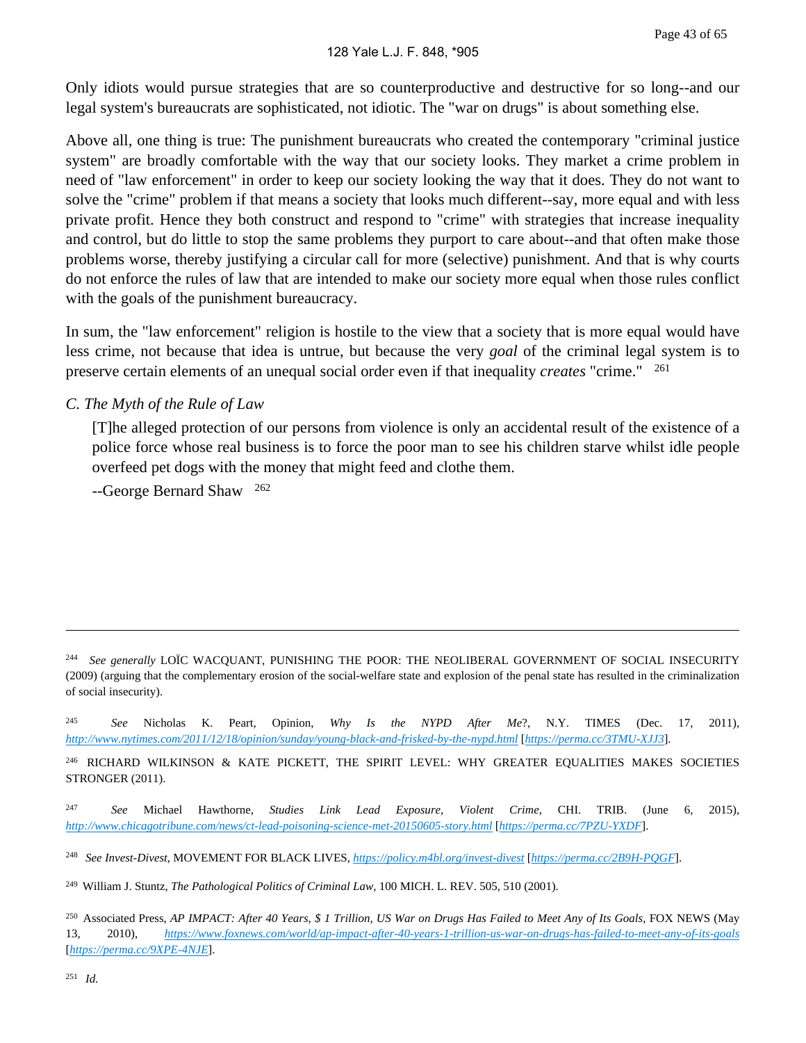Only idiots would pursue strategies that are so counterproductive and destructive for so long--and our legal system's bureaucrats are sophisticated, not idiotic. The "war on drugs" is about something else.

Above all, one thing is true: The punishment bureaucrats who created the contemporary "criminal justice system" are broadly comfortable with the way that our society looks. They market a crime problem in need of "law enforcement" in order to keep our society looking the way that it does. They do not want to solve the "crime" problem if that means a society that looks much different--say, more equal and with less private profit. Hence they both construct and respond to "crime" with strategies that increase inequality and control, but do little to stop the same problems they purport to care about--and that often make those problems worse, thereby justifying a circular call for more (selective) punishment. And that is why courts do not enforce the rules of law that are intended to make our society more equal when those rules conflict with the goals of the punishment bureaucracy.

In sum, the "law enforcement" religion is hostile to the view that a society that is more equal would have less crime, not because that idea is untrue, but because the very *goal* of the criminal legal system is to preserve certain elements of an unequal social order even if that inequality *creates* "crime." [261]

### *C. The Myth of the Rule of Law*

> [T]he alleged protection of our persons from violence is only an accidental result of the existence of a police force whose real business is to force the poor man to see his children starve whilst idle people overfeed pet dogs with the money that might feed and clothe them.
>
> --George Bernard Shaw [262]

---

[244] *See generally* LOÏC WACQUANT, PUNISHING THE POOR: THE NEOLIBERAL GOVERNMENT OF SOCIAL INSECURITY (2009) (arguing that the complementary erosion of the social-welfare state and explosion of the penal state has resulted in the criminalization of social insecurity).

[245] *See* Nicholas K. Peart, Opinion, *Why Is the NYPD After Me*?, N.Y. TIMES (Dec. 17, 2011), *http://www.nytimes.com/2011/12/18/opinion/sunday/young-black-and-frisked-by-the-nypd.html* [*https://perma.cc/3TMU-XJJ3*].

[246] RICHARD WILKINSON & KATE PICKETT, THE SPIRIT LEVEL: WHY GREATER EQUALITIES MAKES SOCIETIES STRONGER (2011).

[247] *See* Michael Hawthorne, *Studies Link Lead Exposure, Violent Crime*, CHI. TRIB. (June 6, 2015), *http://www.chicagotribune.com/news/ct-lead-poisoning-science-met-20150605-story.html* [*https://perma.cc/7PZU-YXDF*].

[248] *See Invest-Divest*, MOVEMENT FOR BLACK LIVES, *https://policy.m4bl.org/invest-divest* [*https://perma.cc/2B9H-PQGF*].

[249] William J. Stuntz, *The Pathological Politics of Criminal Law*, 100 MICH. L. REV. 505, 510 (2001).

[250] Associated Press, *AP IMPACT: After 40 Years, $ 1 Trillion, US War on Drugs Has Failed to Meet Any of Its Goals*, FOX NEWS (May 13, 2010), *https://www.foxnews.com/world/ap-impact-after-40-years-1-trillion-us-war-on-drugs-has-failed-to-meet-any-of-its-goals* [*https://perma.cc/9XPE-4NJE*].

[251] *Id.*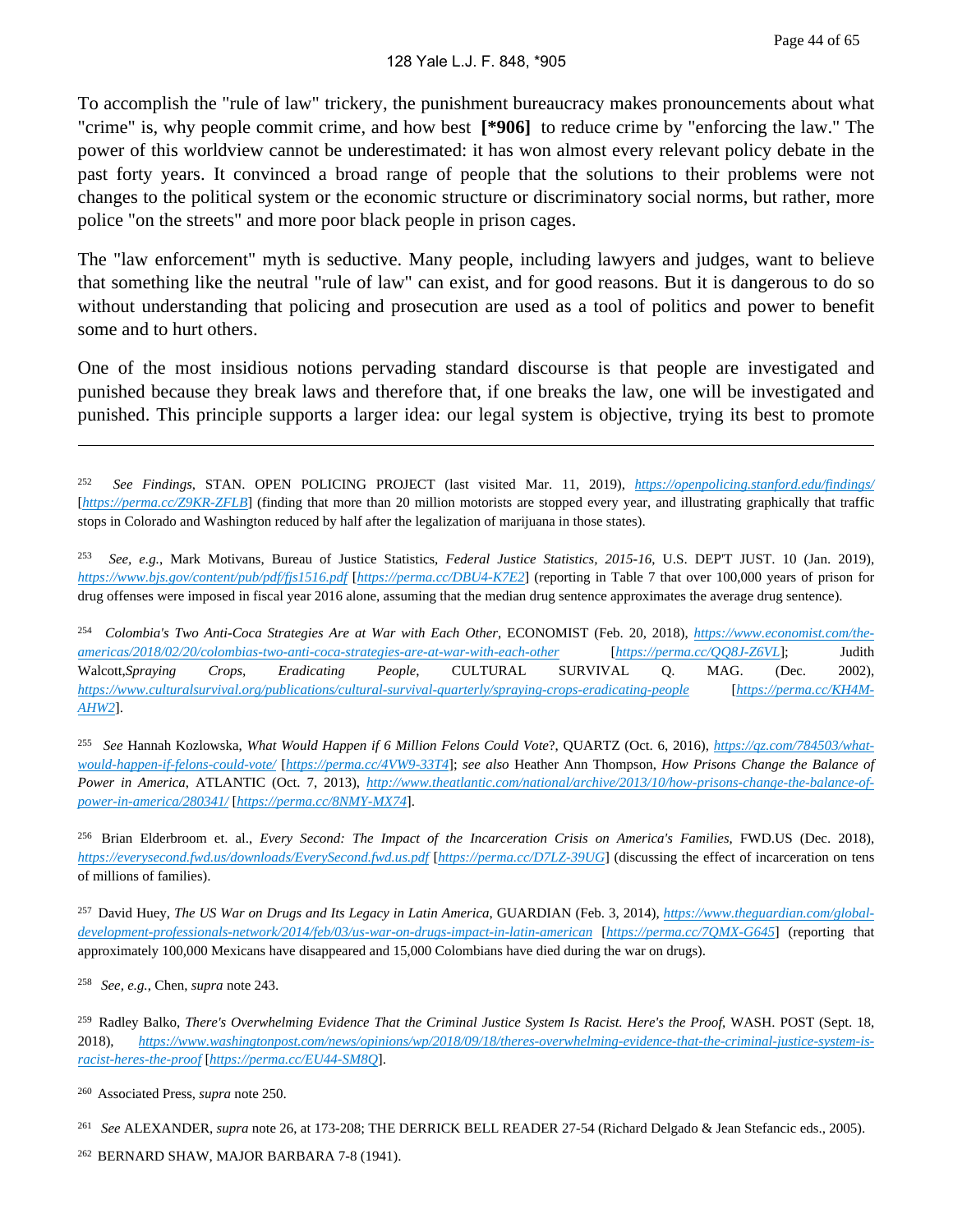To accomplish the "rule of law" trickery, the punishment bureaucracy makes pronouncements about what "crime" is, why people commit crime, and how best **[*906]** to reduce crime by "enforcing the law." The power of this worldview cannot be underestimated: it has won almost every relevant policy debate in the past forty years. It convinced a broad range of people that the solutions to their problems were not changes to the political system or the economic structure or discriminatory social norms, but rather, more police "on the streets" and more poor black people in prison cages.

The "law enforcement" myth is seductive. Many people, including lawyers and judges, want to believe that something like the neutral "rule of law" can exist, and for good reasons. But it is dangerous to do so without understanding that policing and prosecution are used as a tool of politics and power to benefit some and to hurt others.

One of the most insidious notions pervading standard discourse is that people are investigated and punished because they break laws and therefore that, if one breaks the law, one will be investigated and punished. This principle supports a larger idea: our legal system is objective, trying its best to promote

---

[252] *See Findings*, STAN. OPEN POLICING PROJECT (last visited Mar. 11, 2019), https://openpolicing.stanford.edu/findings/ [https://perma.cc/Z9KR-ZFLB] (finding that more than 20 million motorists are stopped every year, and illustrating graphically that traffic stops in Colorado and Washington reduced by half after the legalization of marijuana in those states).

[253] *See, e.g.*, Mark Motivans, Bureau of Justice Statistics, *Federal Justice Statistics, 2015-16*, U.S. DEP'T JUST. 10 (Jan. 2019), https://www.bjs.gov/content/pub/pdf/fjs1516.pdf [https://perma.cc/DBU4-K7E2] (reporting in Table 7 that over 100,000 years of prison for drug offenses were imposed in fiscal year 2016 alone, assuming that the median drug sentence approximates the average drug sentence).

[254] *Colombia's Two Anti-Coca Strategies Are at War with Each Other*, ECONOMIST (Feb. 20, 2018), https://www.economist.com/the-americas/2018/02/20/colombias-two-anti-coca-strategies-are-at-war-with-each-other [https://perma.cc/QQ8J-Z6VL]; Judith Walcott, *Spraying Crops, Eradicating People*, CULTURAL SURVIVAL Q. MAG. (Dec. 2002), https://www.culturalsurvival.org/publications/cultural-survival-quarterly/spraying-crops-eradicating-people [https://perma.cc/KH4M-AHW2].

[255] *See* Hannah Kozlowska, *What Would Happen if 6 Million Felons Could Vote*?, QUARTZ (Oct. 6, 2016), https://qz.com/784503/what-would-happen-if-felons-could-vote/ [https://perma.cc/4VW9-33T4]; *see also* Heather Ann Thompson, *How Prisons Change the Balance of Power in America*, ATLANTIC (Oct. 7, 2013), http://www.theatlantic.com/national/archive/2013/10/how-prisons-change-the-balance-of-power-in-america/280341/ [https://perma.cc/8NMY-MX74].

[256] Brian Elderbroom et. al., *Every Second: The Impact of the Incarceration Crisis on America's Families*, FWD.US (Dec. 2018), https://everysecond.fwd.us/downloads/EverySecond.fwd.us.pdf [https://perma.cc/D7LZ-39UG] (discussing the effect of incarceration on tens of millions of families).

[257] David Huey, *The US War on Drugs and Its Legacy in Latin America*, GUARDIAN (Feb. 3, 2014), https://www.theguardian.com/global-development-professionals-network/2014/feb/03/us-war-on-drugs-impact-in-latin-american [https://perma.cc/7QMX-G645] (reporting that approximately 100,000 Mexicans have disappeared and 15,000 Colombians have died during the war on drugs).

[258] *See, e.g.*, Chen, *supra* note 243.

[259] Radley Balko, *There's Overwhelming Evidence That the Criminal Justice System Is Racist. Here's the Proof*, WASH. POST (Sept. 18, 2018), https://www.washingtonpost.com/news/opinions/wp/2018/09/18/theres-overwhelming-evidence-that-the-criminal-justice-system-is-racist-heres-the-proof [https://perma.cc/EU44-SM8Q].

[260] Associated Press, *supra* note 250.

[261] *See* ALEXANDER, *supra* note 26, at 173-208; THE DERRICK BELL READER 27-54 (Richard Delgado & Jean Stefancic eds., 2005).

[262] BERNARD SHAW, MAJOR BARBARA 7-8 (1941).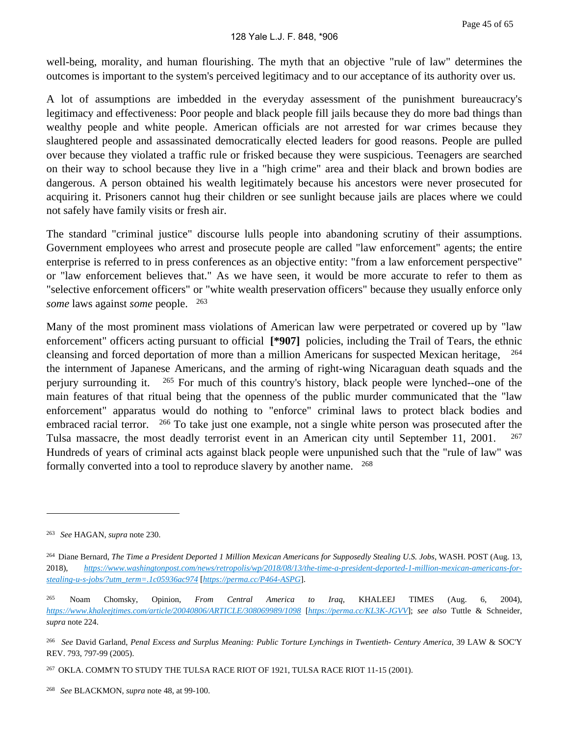well-being, morality, and human flourishing. The myth that an objective "rule of law" determines the outcomes is important to the system's perceived legitimacy and to our acceptance of its authority over us.

A lot of assumptions are imbedded in the everyday assessment of the punishment bureaucracy's legitimacy and effectiveness: Poor people and black people fill jails because they do more bad things than wealthy people and white people. American officials are not arrested for war crimes because they slaughtered people and assassinated democratically elected leaders for good reasons. People are pulled over because they violated a traffic rule or frisked because they were suspicious. Teenagers are searched on their way to school because they live in a "high crime" area and their black and brown bodies are dangerous. A person obtained his wealth legitimately because his ancestors were never prosecuted for acquiring it. Prisoners cannot hug their children or see sunlight because jails are places where we could not safely have family visits or fresh air.

The standard "criminal justice" discourse lulls people into abandoning scrutiny of their assumptions. Government employees who arrest and prosecute people are called "law enforcement" agents; the entire enterprise is referred to in press conferences as an objective entity: "from a law enforcement perspective" or "law enforcement believes that." As we have seen, it would be more accurate to refer to them as "selective enforcement officers" or "white wealth preservation officers" because they usually enforce only *some* laws against *some* people. [263]

Many of the most prominent mass violations of American law were perpetrated or covered up by "law enforcement" officers acting pursuant to official **[*907]** policies, including the Trail of Tears, the ethnic cleansing and forced deportation of more than a million Americans for suspected Mexican heritage, [264] the internment of Japanese Americans, and the arming of right-wing Nicaraguan death squads and the perjury surrounding it. [265] For much of this country's history, black people were lynched--one of the main features of that ritual being that the openness of the public murder communicated that the "law enforcement" apparatus would do nothing to "enforce" criminal laws to protect black bodies and embraced racial terror. [266] To take just one example, not a single white person was prosecuted after the Tulsa massacre, the most deadly terrorist event in an American city until September 11, 2001. [267] Hundreds of years of criminal acts against black people were unpunished such that the "rule of law" was formally converted into a tool to reproduce slavery by another name. [268]

---

[263] *See* HAGAN, *supra* note 230.

[264] Diane Bernard, *The Time a President Deported 1 Million Mexican Americans for Supposedly Stealing U.S. Jobs*, WASH. POST (Aug. 13, 2018), *https://www.washingtonpost.com/news/retropolis/wp/2018/08/13/the-time-a-president-deported-1-million-mexican-americans-for-stealing-u-s-jobs/?utm_term=.1c05936ac974* [*https://perma.cc/P464-ASPG*].

[265] Noam Chomsky, Opinion, *From Central America to Iraq*, KHALEEJ TIMES (Aug. 6, 2004), *https://www.khaleejtimes.com/article/20040806/ARTICLE/308069989/1098* [*https://perma.cc/KL3K-JGVV*]; *see also* Tuttle & Schneider, *supra* note 224.

[266] *See* David Garland, *Penal Excess and Surplus Meaning: Public Torture Lynchings in Twentieth- Century America*, 39 LAW & SOC'Y REV. 793, 797-99 (2005).

[267] OKLA. COMM'N TO STUDY THE TULSA RACE RIOT OF 1921, TULSA RACE RIOT 11-15 (2001).

[268] *See* BLACKMON, *supra* note 48, at 99-100.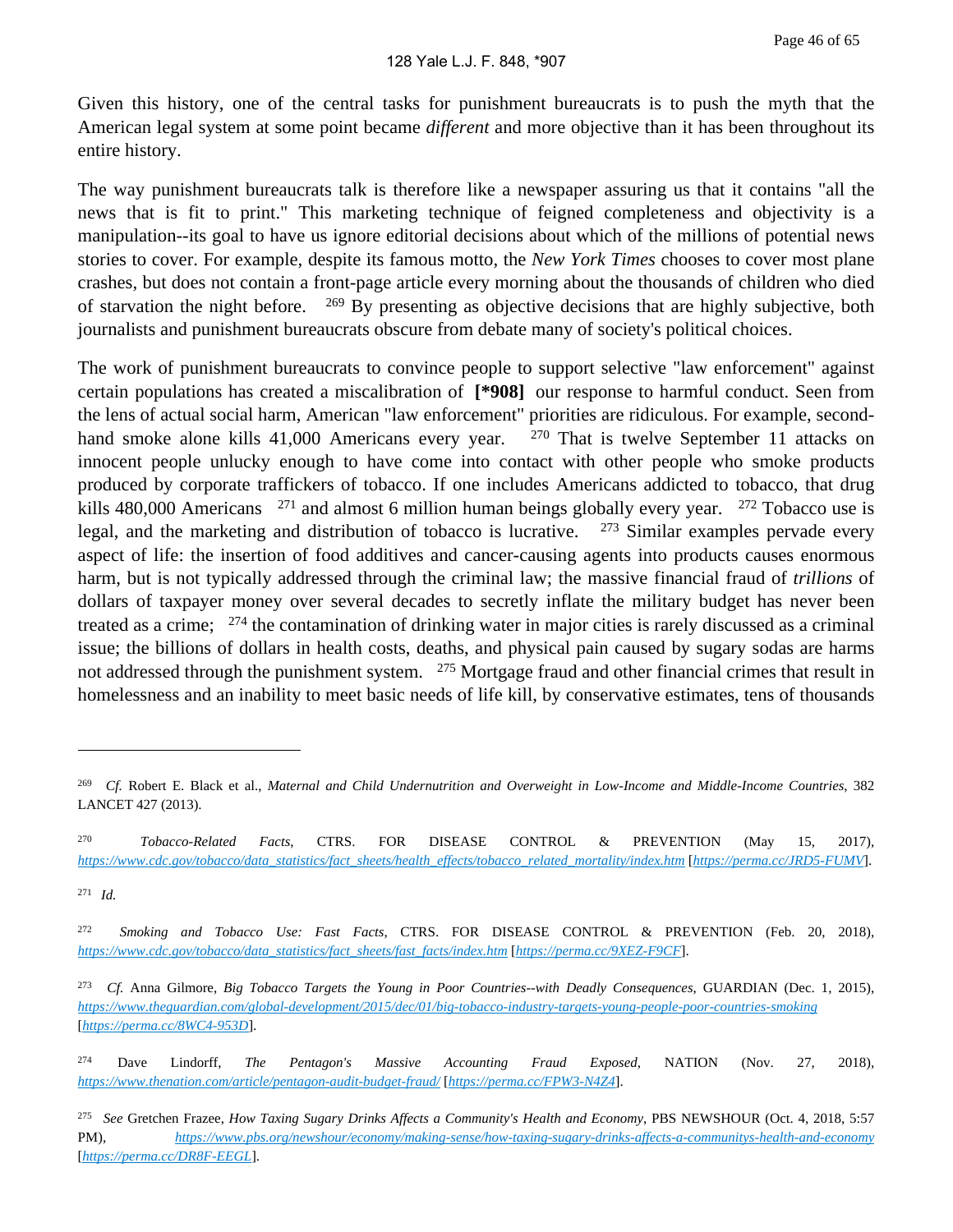Given this history, one of the central tasks for punishment bureaucrats is to push the myth that the American legal system at some point became *different* and more objective than it has been throughout its entire history.

The way punishment bureaucrats talk is therefore like a newspaper assuring us that it contains "all the news that is fit to print." This marketing technique of feigned completeness and objectivity is a manipulation--its goal to have us ignore editorial decisions about which of the millions of potential news stories to cover. For example, despite its famous motto, the *New York Times* chooses to cover most plane crashes, but does not contain a front-page article every morning about the thousands of children who died of starvation the night before. [269] By presenting as objective decisions that are highly subjective, both journalists and punishment bureaucrats obscure from debate many of society's political choices.

The work of punishment bureaucrats to convince people to support selective "law enforcement" against certain populations has created a miscalibration of **[*908]** our response to harmful conduct. Seen from the lens of actual social harm, American "law enforcement" priorities are ridiculous. For example, second-hand smoke alone kills 41,000 Americans every year. [270] That is twelve September 11 attacks on innocent people unlucky enough to have come into contact with other people who smoke products produced by corporate traffickers of tobacco. If one includes Americans addicted to tobacco, that drug kills 480,000 Americans [271] and almost 6 million human beings globally every year. [272] Tobacco use is legal, and the marketing and distribution of tobacco is lucrative. [273] Similar examples pervade every aspect of life: the insertion of food additives and cancer-causing agents into products causes enormous harm, but is not typically addressed through the criminal law; the massive financial fraud of *trillions* of dollars of taxpayer money over several decades to secretly inflate the military budget has never been treated as a crime; [274] the contamination of drinking water in major cities is rarely discussed as a criminal issue; the billions of dollars in health costs, deaths, and physical pain caused by sugary sodas are harms not addressed through the punishment system. [275] Mortgage fraud and other financial crimes that result in homelessness and an inability to meet basic needs of life kill, by conservative estimates, tens of thousands

---

[269] *Cf.* Robert E. Black et al., *Maternal and Child Undernutrition and Overweight in Low-Income and Middle-Income Countries*, 382 LANCET 427 (2013).

[270] *Tobacco-Related Facts*, CTRS. FOR DISEASE CONTROL & PREVENTION (May 15, 2017), *https://www.cdc.gov/tobacco/data_statistics/fact_sheets/health_effects/tobacco_related_mortality/index.htm* [*https://perma.cc/JRD5-FUMV*].

[271] *Id.*

[272] *Smoking and Tobacco Use: Fast Facts*, CTRS. FOR DISEASE CONTROL & PREVENTION (Feb. 20, 2018), *https://www.cdc.gov/tobacco/data_statistics/fact_sheets/fast_facts/index.htm* [*https://perma.cc/9XEZ-F9CF*].

[273] *Cf.* Anna Gilmore, *Big Tobacco Targets the Young in Poor Countries--with Deadly Consequences,* GUARDIAN (Dec. 1, 2015), *https://www.theguardian.com/global-development/2015/dec/01/big-tobacco-industry-targets-young-people-poor-countries-smoking* [*https://perma.cc/8WC4-953D*].

[274] Dave Lindorff, *The Pentagon's Massive Accounting Fraud Exposed,* NATION (Nov. 27, 2018), *https://www.thenation.com/article/pentagon-audit-budget-fraud/* [*https://perma.cc/FPW3-N4Z4*].

[275] *See* Gretchen Frazee, *How Taxing Sugary Drinks Affects a Community's Health and Economy*, PBS NEWSHOUR (Oct. 4, 2018, 5:57 PM), *https://www.pbs.org/newshour/economy/making-sense/how-taxing-sugary-drinks-affects-a-communitys-health-and-economy* [*https://perma.cc/DR8F-EEGL*].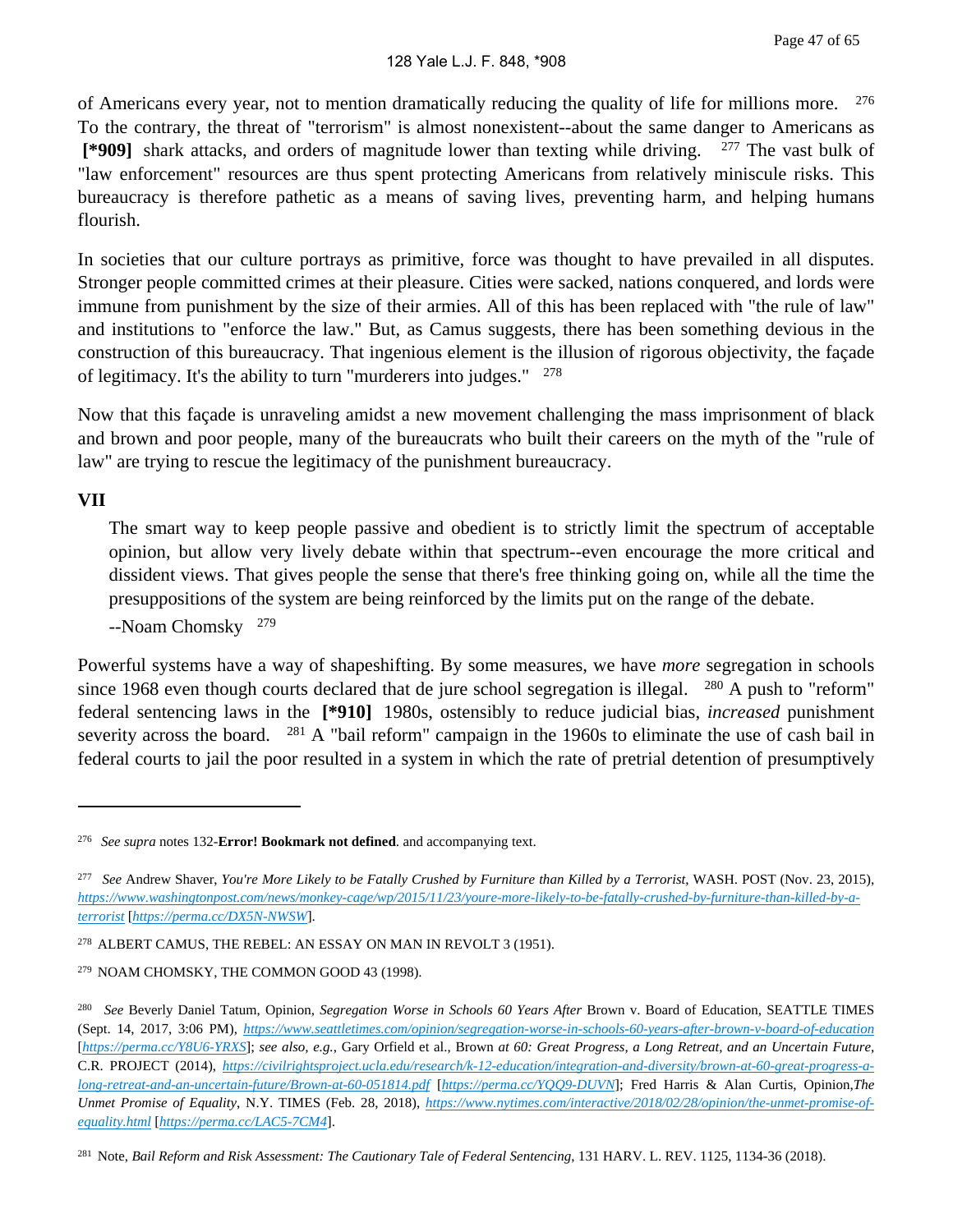of Americans every year, not to mention dramatically reducing the quality of life for millions more. [276] To the contrary, the threat of "terrorism" is almost nonexistent--about the same danger to Americans as **[*909]** shark attacks, and orders of magnitude lower than texting while driving. [277] The vast bulk of "law enforcement" resources are thus spent protecting Americans from relatively miniscule risks. This bureaucracy is therefore pathetic as a means of saving lives, preventing harm, and helping humans flourish.

In societies that our culture portrays as primitive, force was thought to have prevailed in all disputes. Stronger people committed crimes at their pleasure. Cities were sacked, nations conquered, and lords were immune from punishment by the size of their armies. All of this has been replaced with "the rule of law" and institutions to "enforce the law." But, as Camus suggests, there has been something devious in the construction of this bureaucracy. That ingenious element is the illusion of rigorous objectivity, the façade of legitimacy. It's the ability to turn "murderers into judges." [278]

Now that this façade is unraveling amidst a new movement challenging the mass imprisonment of black and brown and poor people, many of the bureaucrats who built their careers on the myth of the "rule of law" are trying to rescue the legitimacy of the punishment bureaucracy.

## VII

> The smart way to keep people passive and obedient is to strictly limit the spectrum of acceptable opinion, but allow very lively debate within that spectrum--even encourage the more critical and dissident views. That gives people the sense that there's free thinking going on, while all the time the presuppositions of the system are being reinforced by the limits put on the range of the debate.
>
> --Noam Chomsky [279]

Powerful systems have a way of shapeshifting. By some measures, we have *more* segregation in schools since 1968 even though courts declared that de jure school segregation is illegal. [280] A push to "reform" federal sentencing laws in the **[*910]** 1980s, ostensibly to reduce judicial bias, *increased* punishment severity across the board. [281] A "bail reform" campaign in the 1960s to eliminate the use of cash bail in federal courts to jail the poor resulted in a system in which the rate of pretrial detention of presumptively

---

[276] *See supra* notes 132-**Error! Bookmark not defined**. and accompanying text.

[277] *See* Andrew Shaver, *You're More Likely to be Fatally Crushed by Furniture than Killed by a Terrorist*, WASH. POST (Nov. 23, 2015), *https://www.washingtonpost.com/news/monkey-cage/wp/2015/11/23/youre-more-likely-to-be-fatally-crushed-by-furniture-than-killed-by-a-terrorist* [*https://perma.cc/DX5N-NWSW*].

[278] ALBERT CAMUS, THE REBEL: AN ESSAY ON MAN IN REVOLT 3 (1951).

[279] NOAM CHOMSKY, THE COMMON GOOD 43 (1998).

[280] *See* Beverly Daniel Tatum, Opinion, *Segregation Worse in Schools 60 Years After* Brown v. Board of Education, SEATTLE TIMES (Sept. 14, 2017, 3:06 PM), *https://www.seattletimes.com/opinion/segregation-worse-in-schools-60-years-after-brown-v-board-of-education* [*https://perma.cc/Y8U6-YRXS*]; *see also, e.g.*, Gary Orfield et al., Brown *at 60: Great Progress, a Long Retreat, and an Uncertain Future*, C.R. PROJECT (2014), *https://civilrightsproject.ucla.edu/research/k-12-education/integration-and-diversity/brown-at-60-great-progress-a-long-retreat-and-an-uncertain-future/Brown-at-60-051814.pdf* [*https://perma.cc/YQQ9-DUVN*]; Fred Harris & Alan Curtis, Opinion, *The Unmet Promise of Equality*, N.Y. TIMES (Feb. 28, 2018), *https://www.nytimes.com/interactive/2018/02/28/opinion/the-unmet-promise-of-equality.html* [*https://perma.cc/LAC5-7CM4*].

[281] Note, *Bail Reform and Risk Assessment: The Cautionary Tale of Federal Sentencing*, 131 HARV. L. REV. 1125, 1134-36 (2018).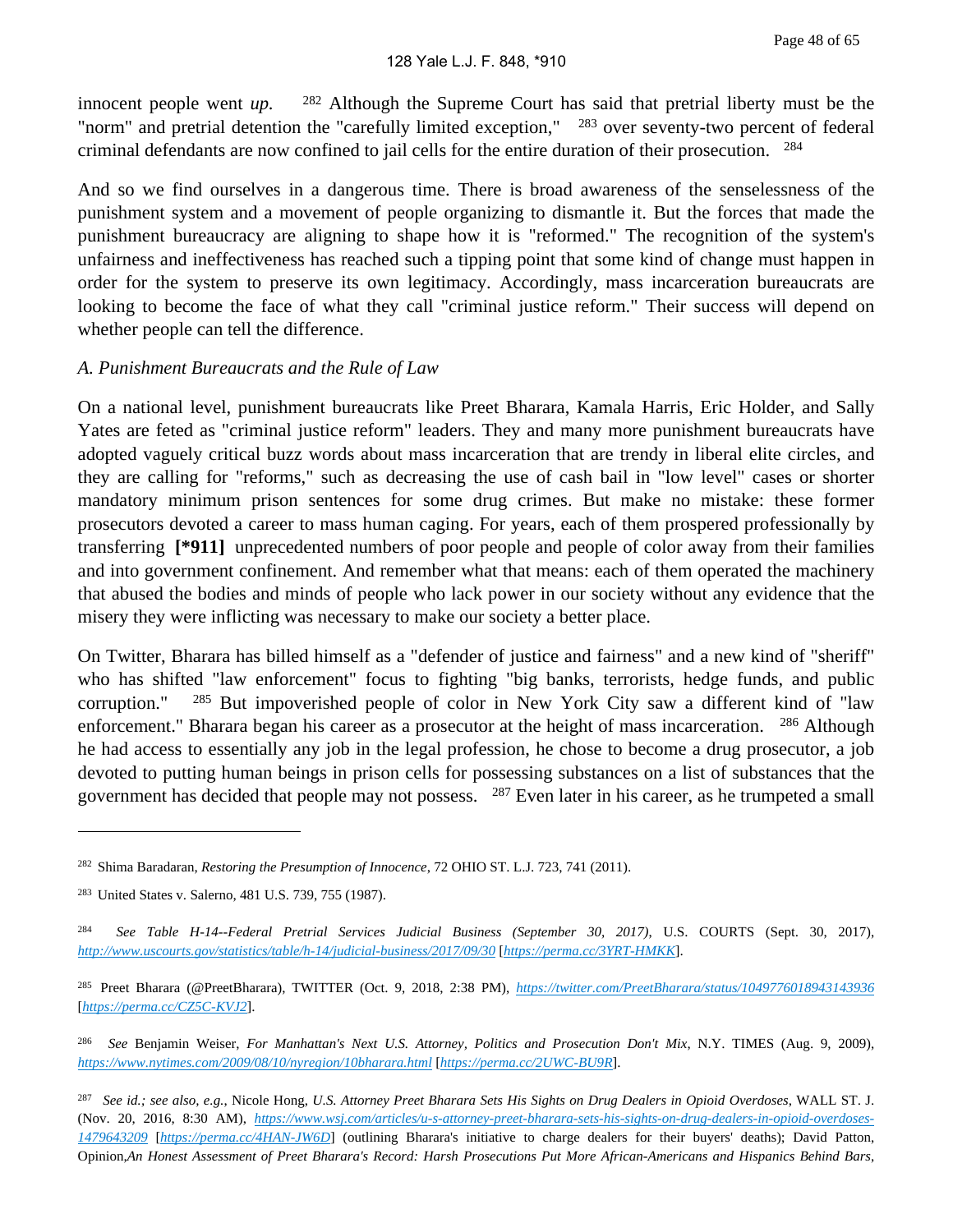innocent people went *up.* [282] Although the Supreme Court has said that pretrial liberty must be the "norm" and pretrial detention the "carefully limited exception," [283] over seventy-two percent of federal criminal defendants are now confined to jail cells for the entire duration of their prosecution. [284]

And so we find ourselves in a dangerous time. There is broad awareness of the senselessness of the punishment system and a movement of people organizing to dismantle it. But the forces that made the punishment bureaucracy are aligning to shape how it is "reformed." The recognition of the system's unfairness and ineffectiveness has reached such a tipping point that some kind of change must happen in order for the system to preserve its own legitimacy. Accordingly, mass incarceration bureaucrats are looking to become the face of what they call "criminal justice reform." Their success will depend on whether people can tell the difference.

*A. Punishment Bureaucrats and the Rule of Law*

On a national level, punishment bureaucrats like Preet Bharara, Kamala Harris, Eric Holder, and Sally Yates are feted as "criminal justice reform" leaders. They and many more punishment bureaucrats have adopted vaguely critical buzz words about mass incarceration that are trendy in liberal elite circles, and they are calling for "reforms," such as decreasing the use of cash bail in "low level" cases or shorter mandatory minimum prison sentences for some drug crimes. But make no mistake: these former prosecutors devoted a career to mass human caging. For years, each of them prospered professionally by transferring **[*911]** unprecedented numbers of poor people and people of color away from their families and into government confinement. And remember what that means: each of them operated the machinery that abused the bodies and minds of people who lack power in our society without any evidence that the misery they were inflicting was necessary to make our society a better place.

On Twitter, Bharara has billed himself as a "defender of justice and fairness" and a new kind of "sheriff" who has shifted "law enforcement" focus to fighting "big banks, terrorists, hedge funds, and public corruption." [285] But impoverished people of color in New York City saw a different kind of "law enforcement." Bharara began his career as a prosecutor at the height of mass incarceration. [286] Although he had access to essentially any job in the legal profession, he chose to become a drug prosecutor, a job devoted to putting human beings in prison cells for possessing substances on a list of substances that the government has decided that people may not possess. [287] Even later in his career, as he trumpeted a small

---

[282] Shima Baradaran, *Restoring the Presumption of Innocence*, 72 OHIO ST. L.J. 723, 741 (2011).

[283] United States v. Salerno, 481 U.S. 739, 755 (1987).

[284] *See Table H-14--Federal Pretrial Services Judicial Business (September 30, 2017)*, U.S. COURTS (Sept. 30, 2017), *http://www.uscourts.gov/statistics/table/h-14/judicial-business/2017/09/30* [*https://perma.cc/3YRT-HMKK*].

[285] Preet Bharara (@PreetBharara), TWITTER (Oct. 9, 2018, 2:38 PM), *https://twitter.com/PreetBharara/status/1049776018943143936* [*https://perma.cc/CZ5C-KVJ2*].

[286] *See* Benjamin Weiser, *For Manhattan's Next U.S. Attorney, Politics and Prosecution Don't Mix*, N.Y. TIMES (Aug. 9, 2009), *https://www.nytimes.com/2009/08/10/nyregion/10bharara.html* [*https://perma.cc/2UWC-BU9R*].

[287] *See id.; see also, e.g.,* Nicole Hong, *U.S. Attorney Preet Bharara Sets His Sights on Drug Dealers in Opioid Overdoses*, WALL ST. J. (Nov. 20, 2016, 8:30 AM), *https://www.wsj.com/articles/u-s-attorney-preet-bharara-sets-his-sights-on-drug-dealers-in-opioid-overdoses-1479643209* [*https://perma.cc/4HAN-JW6D*] (outlining Bharara's initiative to charge dealers for their buyers' deaths); David Patton, Opinion,*An Honest Assessment of Preet Bharara's Record: Harsh Prosecutions Put More African-Americans and Hispanics Behind Bars*,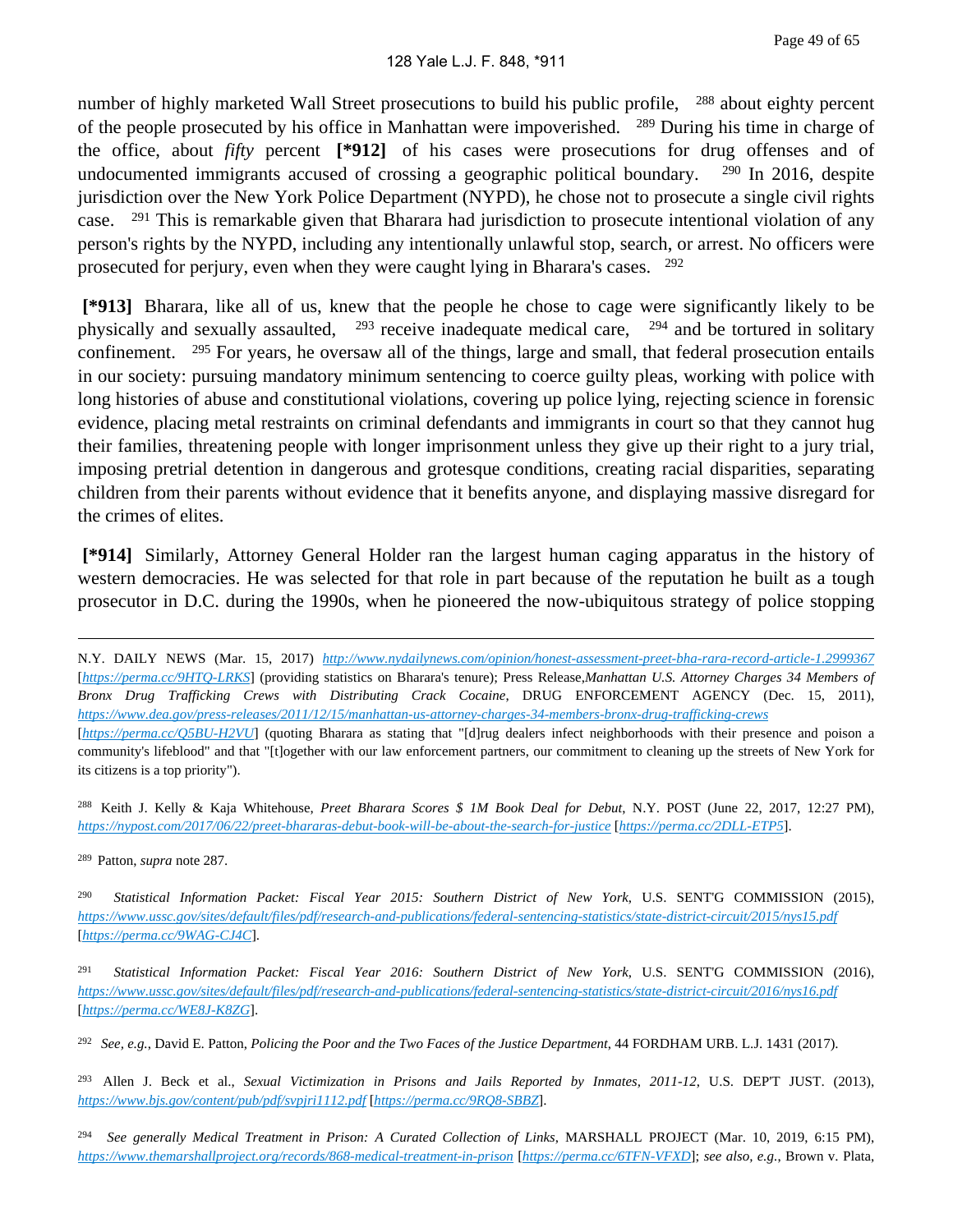number of highly marketed Wall Street prosecutions to build his public profile, [288] about eighty percent of the people prosecuted by his office in Manhattan were impoverished. [289] During his time in charge of the office, about *fifty* percent **[*912]** of his cases were prosecutions for drug offenses and of undocumented immigrants accused of crossing a geographic political boundary. [290] In 2016, despite jurisdiction over the New York Police Department (NYPD), he chose not to prosecute a single civil rights case. [291] This is remarkable given that Bharara had jurisdiction to prosecute intentional violation of any person's rights by the NYPD, including any intentionally unlawful stop, search, or arrest. No officers were prosecuted for perjury, even when they were caught lying in Bharara's cases. [292]

**[*913]** Bharara, like all of us, knew that the people he chose to cage were significantly likely to be physically and sexually assaulted, [293] receive inadequate medical care, [294] and be tortured in solitary confinement. [295] For years, he oversaw all of the things, large and small, that federal prosecution entails in our society: pursuing mandatory minimum sentencing to coerce guilty pleas, working with police with long histories of abuse and constitutional violations, covering up police lying, rejecting science in forensic evidence, placing metal restraints on criminal defendants and immigrants in court so that they cannot hug their families, threatening people with longer imprisonment unless they give up their right to a jury trial, imposing pretrial detention in dangerous and grotesque conditions, creating racial disparities, separating children from their parents without evidence that it benefits anyone, and displaying massive disregard for the crimes of elites.

**[*914]** Similarly, Attorney General Holder ran the largest human caging apparatus in the history of western democracies. He was selected for that role in part because of the reputation he built as a tough prosecutor in D.C. during the 1990s, when he pioneered the now-ubiquitous strategy of police stopping

---

N.Y. DAILY NEWS (Mar. 15, 2017) *http://www.nydailynews.com/opinion/honest-assessment-preet-bha-rara-record-article-1.2999367* [*https://perma.cc/9HTQ-LRKS*] (providing statistics on Bharara's tenure); Press Release,*Manhattan U.S. Attorney Charges 34 Members of Bronx Drug Trafficking Crews with Distributing Crack Cocaine*, DRUG ENFORCEMENT AGENCY (Dec. 15, 2011), *https://www.dea.gov/press-releases/2011/12/15/manhattan-us-attorney-charges-34-members-bronx-drug-trafficking-crews* [*https://perma.cc/Q5BU-H2VU*] (quoting Bharara as stating that "[d]rug dealers infect neighborhoods with their presence and poison a community's lifeblood" and that "[t]ogether with our law enforcement partners, our commitment to cleaning up the streets of New York for its citizens is a top priority").

[288] Keith J. Kelly & Kaja Whitehouse, *Preet Bharara Scores $ 1M Book Deal for Debut*, N.Y. POST (June 22, 2017, 12:27 PM), *https://nypost.com/2017/06/22/preet-bhararas-debut-book-will-be-about-the-search-for-justice* [*https://perma.cc/2DLL-ETP5*].

[289] Patton, *supra* note 287.

[290] *Statistical Information Packet: Fiscal Year 2015: Southern District of New York*, U.S. SENT'G COMMISSION (2015), *https://www.ussc.gov/sites/default/files/pdf/research-and-publications/federal-sentencing-statistics/state-district-circuit/2015/nys15.pdf* [*https://perma.cc/9WAG-CJ4C*].

[291] *Statistical Information Packet: Fiscal Year 2016: Southern District of New York*, U.S. SENT'G COMMISSION (2016), *https://www.ussc.gov/sites/default/files/pdf/research-and-publications/federal-sentencing-statistics/state-district-circuit/2016/nys16.pdf* [*https://perma.cc/WE8J-K8ZG*].

[292] *See, e.g.*, David E. Patton, *Policing the Poor and the Two Faces of the Justice Department*, 44 FORDHAM URB. L.J. 1431 (2017).

[293] Allen J. Beck et al., *Sexual Victimization in Prisons and Jails Reported by Inmates, 2011-12*, U.S. DEP'T JUST. (2013), *https://www.bjs.gov/content/pub/pdf/svpjri1112.pdf* [*https://perma.cc/9RQ8-SBBZ*].

[294] *See generally Medical Treatment in Prison: A Curated Collection of Links*, MARSHALL PROJECT (Mar. 10, 2019, 6:15 PM), *https://www.themarshallproject.org/records/868-medical-treatment-in-prison* [*https://perma.cc/6TFN-VFXD*]; *see also, e.g.*, Brown v. Plata,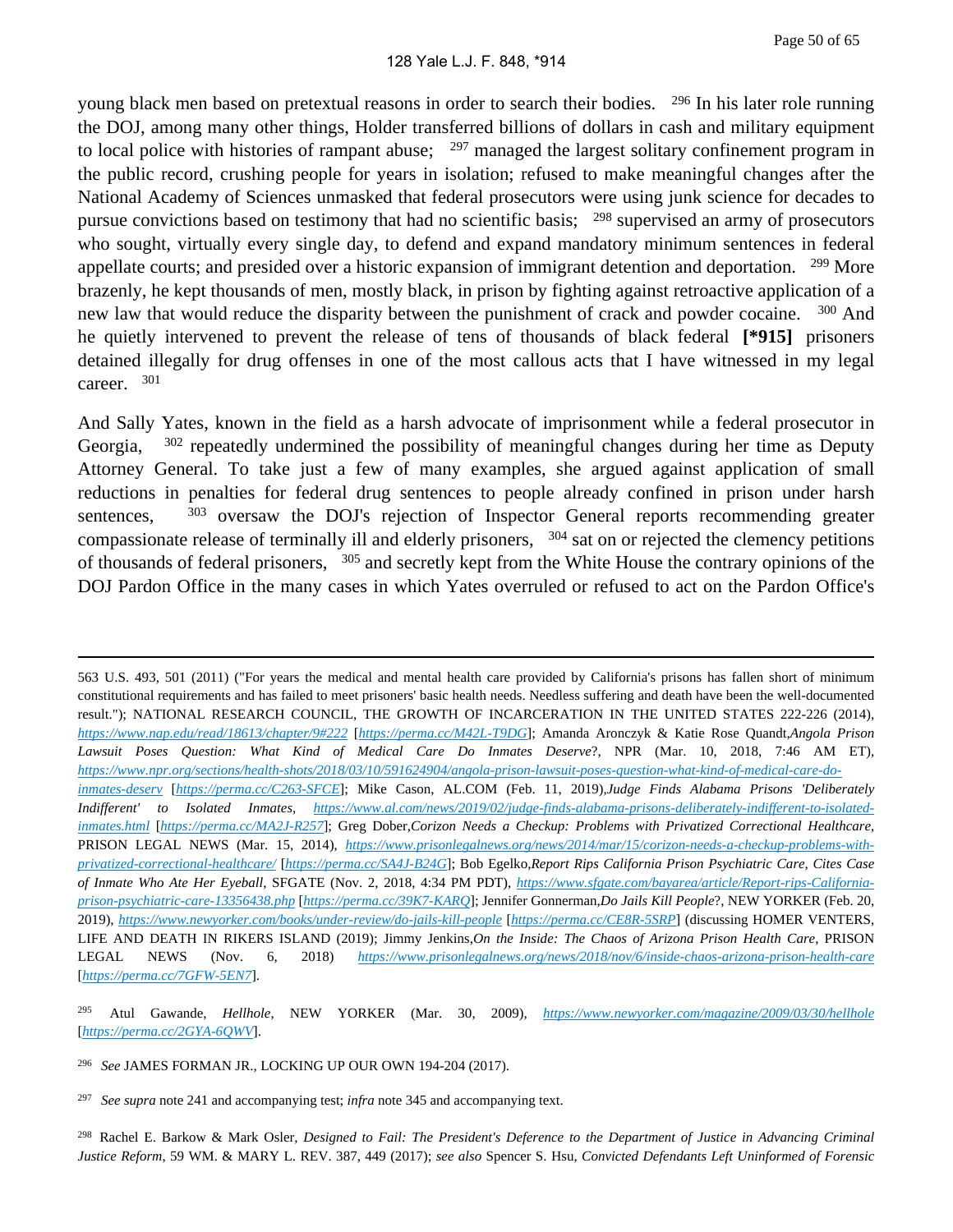young black men based on pretextual reasons in order to search their bodies. [296] In his later role running the DOJ, among many other things, Holder transferred billions of dollars in cash and military equipment to local police with histories of rampant abuse; [297] managed the largest solitary confinement program in the public record, crushing people for years in isolation; refused to make meaningful changes after the National Academy of Sciences unmasked that federal prosecutors were using junk science for decades to pursue convictions based on testimony that had no scientific basis; [298] supervised an army of prosecutors who sought, virtually every single day, to defend and expand mandatory minimum sentences in federal appellate courts; and presided over a historic expansion of immigrant detention and deportation. [299] More brazenly, he kept thousands of men, mostly black, in prison by fighting against retroactive application of a new law that would reduce the disparity between the punishment of crack and powder cocaine. [300] And he quietly intervened to prevent the release of tens of thousands of black federal **[*915]** prisoners detained illegally for drug offenses in one of the most callous acts that I have witnessed in my legal career. [301]

And Sally Yates, known in the field as a harsh advocate of imprisonment while a federal prosecutor in Georgia, [302] repeatedly undermined the possibility of meaningful changes during her time as Deputy Attorney General. To take just a few of many examples, she argued against application of small reductions in penalties for federal drug sentences to people already confined in prison under harsh sentences, [303] oversaw the DOJ's rejection of Inspector General reports recommending greater compassionate release of terminally ill and elderly prisoners, [304] sat on or rejected the clemency petitions of thousands of federal prisoners, [305] and secretly kept from the White House the contrary opinions of the DOJ Pardon Office in the many cases in which Yates overruled or refused to act on the Pardon Office's

---

563 U.S. 493, 501 (2011) ("For years the medical and mental health care provided by California's prisons has fallen short of minimum constitutional requirements and has failed to meet prisoners' basic health needs. Needless suffering and death have been the well-documented result."); NATIONAL RESEARCH COUNCIL, THE GROWTH OF INCARCERATION IN THE UNITED STATES 222-226 (2014), *https://www.nap.edu/read/18613/chapter/9#222* [*https://perma.cc/M42L-T9DG*]; Amanda Aronczyk & Katie Rose Quandt, *Angola Prison Lawsuit Poses Question: What Kind of Medical Care Do Inmates Deserve*?, NPR (Mar. 10, 2018, 7:46 AM ET), *https://www.npr.org/sections/health-shots/2018/03/10/591624904/angola-prison-lawsuit-poses-question-what-kind-of-medical-care-do-inmates-deserv* [*https://perma.cc/C263-SFCE*]; Mike Cason, AL.COM (Feb. 11, 2019), *Judge Finds Alabama Prisons 'Deliberately Indifferent' to Isolated Inmates*, *https://www.al.com/news/2019/02/judge-finds-alabama-prisons-deliberately-indifferent-to-isolated-inmates.html* [*https://perma.cc/MA2J-R257*]; Greg Dober, *Corizon Needs a Checkup: Problems with Privatized Correctional Healthcare*, PRISON LEGAL NEWS (Mar. 15, 2014), *https://www.prisonlegalnews.org/news/2014/mar/15/corizon-needs-a-checkup-problems-with-privatized-correctional-healthcare/* [*https://perma.cc/SA4J-B24G*]; Bob Egelko, *Report Rips California Prison Psychiatric Care, Cites Case of Inmate Who Ate Her Eyeball*, SFGATE (Nov. 2, 2018, 4:34 PM PDT), *https://www.sfgate.com/bayarea/article/Report-rips-California-prison-psychiatric-care-13356438.php* [*https://perma.cc/39K7-KARQ*]; Jennifer Gonnerman, *Do Jails Kill People*?, NEW YORKER (Feb. 20, 2019), *https://www.newyorker.com/books/under-review/do-jails-kill-people* [*https://perma.cc/CE8R-5SRP*] (discussing HOMER VENTERS, LIFE AND DEATH IN RIKERS ISLAND (2019); Jimmy Jenkins, *On the Inside: The Chaos of Arizona Prison Health Care*, PRISON LEGAL NEWS (Nov. 6, 2018) *https://www.prisonlegalnews.org/news/2018/nov/6/inside-chaos-arizona-prison-health-care* [*https://perma.cc/7GFW-5EN7*].

[295] Atul Gawande, *Hellhole*, NEW YORKER (Mar. 30, 2009), *https://www.newyorker.com/magazine/2009/03/30/hellhole* [*https://perma.cc/2GYA-6QWV*].

[296] *See* JAMES FORMAN JR., LOCKING UP OUR OWN 194-204 (2017).

[297] *See supra* note 241 and accompanying test; *infra* note 345 and accompanying text.

[298] Rachel E. Barkow & Mark Osler, *Designed to Fail: The President's Deference to the Department of Justice in Advancing Criminal Justice Reform*, 59 WM. & MARY L. REV. 387, 449 (2017); *see also* Spencer S. Hsu, *Convicted Defendants Left Uninformed of Forensic*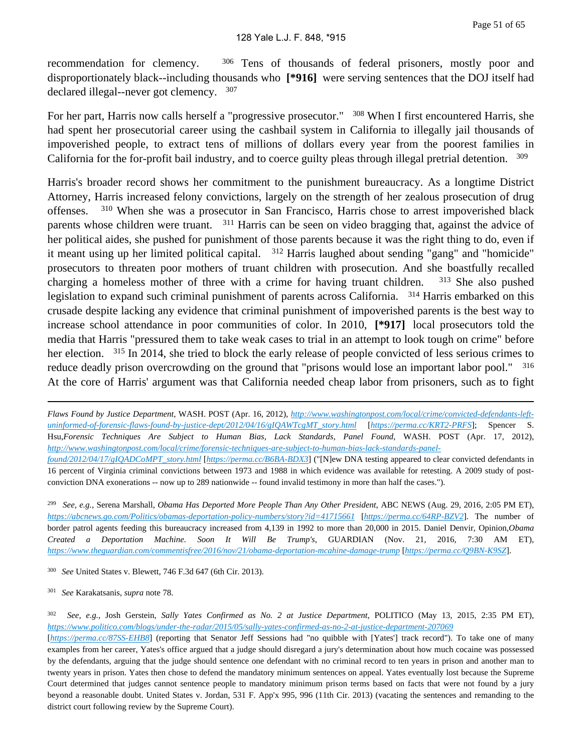recommendation for clemency. [306] Tens of thousands of federal prisoners, mostly poor and disproportionately black--including thousands who **[*916]** were serving sentences that the DOJ itself had declared illegal--never got clemency. [307]

For her part, Harris now calls herself a "progressive prosecutor." [308] When I first encountered Harris, she had spent her prosecutorial career using the cashbail system in California to illegally jail thousands of impoverished people, to extract tens of millions of dollars every year from the poorest families in California for the for-profit bail industry, and to coerce guilty pleas through illegal pretrial detention. [309]

Harris's broader record shows her commitment to the punishment bureaucracy. As a longtime District Attorney, Harris increased felony convictions, largely on the strength of her zealous prosecution of drug offenses. [310] When she was a prosecutor in San Francisco, Harris chose to arrest impoverished black parents whose children were truant. [311] Harris can be seen on video bragging that, against the advice of her political aides, she pushed for punishment of those parents because it was the right thing to do, even if it meant using up her limited political capital. [312] Harris laughed about sending "gang" and "homicide" prosecutors to threaten poor mothers of truant children with prosecution. And she boastfully recalled charging a homeless mother of three with a crime for having truant children. [313] She also pushed legislation to expand such criminal punishment of parents across California. [314] Harris embarked on this crusade despite lacking any evidence that criminal punishment of impoverished parents is the best way to increase school attendance in poor communities of color. In 2010, **[*917]** local prosecutors told the media that Harris "pressured them to take weak cases to trial in an attempt to look tough on crime" before her election. [315] In 2014, she tried to block the early release of people convicted of less serious crimes to reduce deadly prison overcrowding on the ground that "prisons would lose an important labor pool." [316] At the core of Harris' argument was that California needed cheap labor from prisoners, such as to fight

---

*Flaws Found by Justice Department*, WASH. POST (Apr. 16, 2012), [http://www.washingtonpost.com/local/crime/convicted-defendants-left-uninformed-of-forensic-flaws-found-by-justice-dept/2012/04/16/gIQAWTcgMT_story.html](http://www.washingtonpost.com/local/crime/convicted-defendants-left-uninformed-of-forensic-flaws-found-by-justice-dept/2012/04/16/gIQAWTcgMT_story.html) [[https://perma.cc/KRT2-PRFS](https://perma.cc/KRT2-PRFS)]; Spencer S. Hsu, *Forensic Techniques Are Subject to Human Bias, Lack Standards, Panel Found*, WASH. POST (Apr. 17, 2012), [http://www.washingtonpost.com/local/crime/forensic-techniques-are-subject-to-human-bias-lack-standards-panel-found/2012/04/17/gIQADCoMPT_story.html](http://www.washingtonpost.com/local/crime/forensic-techniques-are-subject-to-human-bias-lack-standards-panel-found/2012/04/17/gIQADCoMPT_story.html) [[https://perma.cc/B6BA-BDX3](https://perma.cc/B6BA-BDX3)] ("[N]ew DNA testing appeared to clear convicted defendants in 16 percent of Virginia criminal convictions between 1973 and 1988 in which evidence was available for retesting. A 2009 study of post-conviction DNA exonerations -- now up to 289 nationwide -- found invalid testimony in more than half the cases.").

[299] *See, e.g.*, Serena Marshall, *Obama Has Deported More People Than Any Other President*, ABC NEWS (Aug. 29, 2016, 2:05 PM ET), [https://abcnews.go.com/Politics/obamas-deportation-policy-numbers/story?id=41715661](https://abcnews.go.com/Politics/obamas-deportation-policy-numbers/story?id=41715661) [[https://perma.cc/64RP-BZV2](https://perma.cc/64RP-BZV2)]. The number of border patrol agents feeding this bureaucracy increased from 4,139 in 1992 to more than 20,000 in 2015. Daniel Denvir, Opinion, *Obama Created a Deportation Machine. Soon It Will Be Trump's*, GUARDIAN (Nov. 21, 2016, 7:30 AM ET), [https://www.theguardian.com/commentisfree/2016/nov/21/obama-deportation-mcahine-damage-trump](https://www.theguardian.com/commentisfree/2016/nov/21/obama-deportation-mcahine-damage-trump) [[https://perma.cc/Q9BN-K9SZ](https://perma.cc/Q9BN-K9SZ)].

[300] *See* United States v. Blewett, 746 F.3d 647 (6th Cir. 2013).

[301] *See* Karakatsanis, *supra* note 78.

[302] *See, e.g.*, Josh Gerstein, *Sally Yates Confirmed as No. 2 at Justice Department*, POLITICO (May 13, 2015, 2:35 PM ET), [https://www.politico.com/blogs/under-the-radar/2015/05/sally-yates-confirmed-as-no-2-at-justice-department-207069](https://www.politico.com/blogs/under-the-radar/2015/05/sally-yates-confirmed-as-no-2-at-justice-department-207069) [[https://perma.cc/87SS-EHB8](https://perma.cc/87SS-EHB8)] (reporting that Senator Jeff Sessions had "no quibble with [Yates'] track record"). To take one of many examples from her career, Yates's office argued that a judge should disregard a jury's determination about how much cocaine was possessed by the defendants, arguing that the judge should sentence one defendant with no criminal record to ten years in prison and another man to twenty years in prison. Yates then chose to defend the mandatory minimum sentences on appeal. Yates eventually lost because the Supreme Court determined that judges cannot sentence people to mandatory minimum prison terms based on facts that were not found by a jury beyond a reasonable doubt. United States v. Jordan, 531 F. App'x 995, 996 (11th Cir. 2013) (vacating the sentences and remanding to the district court following review by the Supreme Court).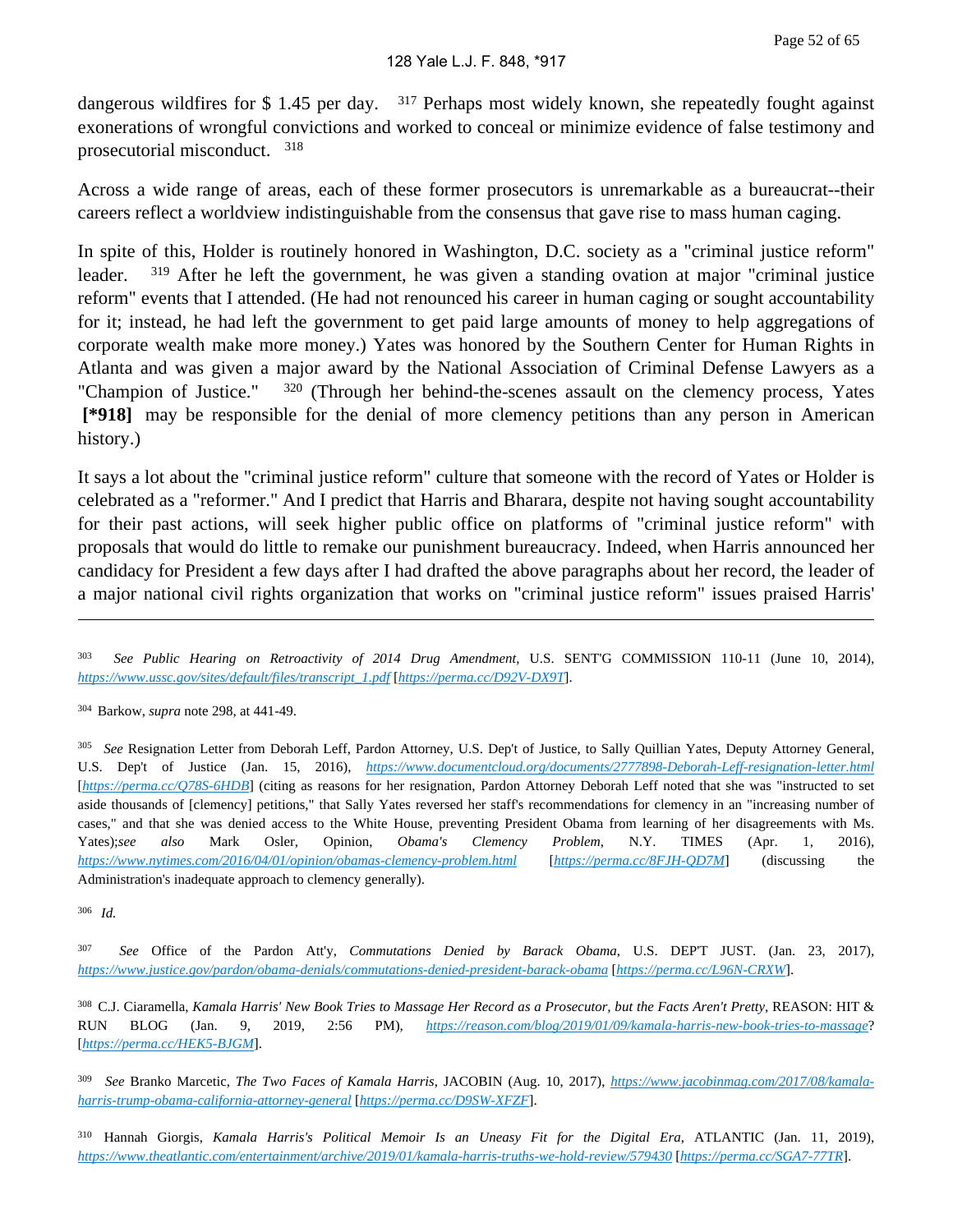dangerous wildfires for $ 1.45 per day. [317] Perhaps most widely known, she repeatedly fought against exonerations of wrongful convictions and worked to conceal or minimize evidence of false testimony and prosecutorial misconduct. [318]

Across a wide range of areas, each of these former prosecutors is unremarkable as a bureaucrat--their careers reflect a worldview indistinguishable from the consensus that gave rise to mass human caging.

In spite of this, Holder is routinely honored in Washington, D.C. society as a "criminal justice reform" leader. [319] After he left the government, he was given a standing ovation at major "criminal justice reform" events that I attended. (He had not renounced his career in human caging or sought accountability for it; instead, he had left the government to get paid large amounts of money to help aggregations of corporate wealth make more money.) Yates was honored by the Southern Center for Human Rights in Atlanta and was given a major award by the National Association of Criminal Defense Lawyers as a "Champion of Justice." [320] (Through her behind-the-scenes assault on the clemency process, Yates **[*918]** may be responsible for the denial of more clemency petitions than any person in American history.)

It says a lot about the "criminal justice reform" culture that someone with the record of Yates or Holder is celebrated as a "reformer." And I predict that Harris and Bharara, despite not having sought accountability for their past actions, will seek higher public office on platforms of "criminal justice reform" with proposals that would do little to remake our punishment bureaucracy. Indeed, when Harris announced her candidacy for President a few days after I had drafted the above paragraphs about her record, the leader of a major national civil rights organization that works on "criminal justice reform" issues praised Harris'

---

[303] *See Public Hearing on Retroactivity of 2014 Drug Amendment*, U.S. SENT'G COMMISSION 110-11 (June 10, 2014), *https://www.ussc.gov/sites/default/files/transcript_1.pdf* [*https://perma.cc/D92V-DX9T*].

[304] Barkow, *supra* note 298, at 441-49.

[305] *See* Resignation Letter from Deborah Leff, Pardon Attorney, U.S. Dep't of Justice, to Sally Quillian Yates, Deputy Attorney General, U.S. Dep't of Justice (Jan. 15, 2016), *https://www.documentcloud.org/documents/2777898-Deborah-Leff-resignation-letter.html* [*https://perma.cc/Q78S-6HDB*] (citing as reasons for her resignation, Pardon Attorney Deborah Leff noted that she was "instructed to set aside thousands of [clemency] petitions," that Sally Yates reversed her staff's recommendations for clemency in an "increasing number of cases," and that she was denied access to the White House, preventing President Obama from learning of her disagreements with Ms. Yates);*see also* Mark Osler, Opinion, *Obama's Clemency Problem*, N.Y. TIMES (Apr. 1, 2016), *https://www.nytimes.com/2016/04/01/opinion/obamas-clemency-problem.html* [*https://perma.cc/8FJH-QD7M*] (discussing the Administration's inadequate approach to clemency generally).

[306] *Id.*

[307] *See* Office of the Pardon Att'y, *Commutations Denied by Barack Obama*, U.S. DEP'T JUST. (Jan. 23, 2017), *https://www.justice.gov/pardon/obama-denials/commutations-denied-president-barack-obama* [*https://perma.cc/L96N-CRXW*].

[308] C.J. Ciaramella, *Kamala Harris' New Book Tries to Massage Her Record as a Prosecutor, but the Facts Aren't Pretty*, REASON: HIT & RUN BLOG (Jan. 9, 2019, 2:56 PM), *https://reason.com/blog/2019/01/09/kamala-harris-new-book-tries-to-massage*? [*https://perma.cc/HEK5-BJGM*].

[309] *See* Branko Marcetic, *The Two Faces of Kamala Harris*, JACOBIN (Aug. 10, 2017), *https://www.jacobinmag.com/2017/08/kamala-harris-trump-obama-california-attorney-general* [*https://perma.cc/D9SW-XFZF*].

[310] Hannah Giorgis, *Kamala Harris's Political Memoir Is an Uneasy Fit for the Digital Era*, ATLANTIC (Jan. 11, 2019), *https://www.theatlantic.com/entertainment/archive/2019/01/kamala-harris-truths-we-hold-review/579430* [*https://perma.cc/SGA7-77TR*].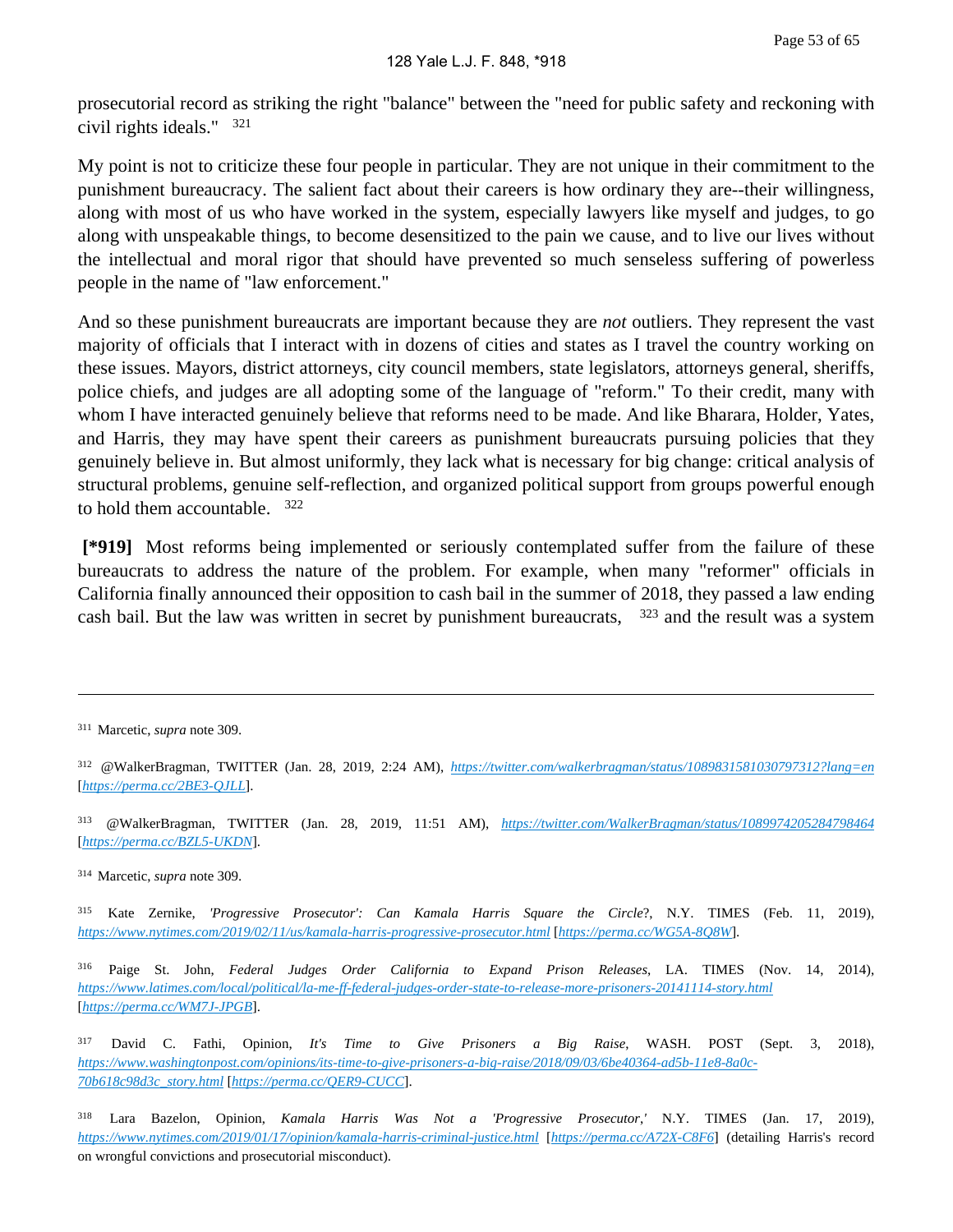prosecutorial record as striking the right "balance" between the "need for public safety and reckoning with civil rights ideals." [321]

My point is not to criticize these four people in particular. They are not unique in their commitment to the punishment bureaucracy. The salient fact about their careers is how ordinary they are--their willingness, along with most of us who have worked in the system, especially lawyers like myself and judges, to go along with unspeakable things, to become desensitized to the pain we cause, and to live our lives without the intellectual and moral rigor that should have prevented so much senseless suffering of powerless people in the name of "law enforcement."

And so these punishment bureaucrats are important because they are *not* outliers. They represent the vast majority of officials that I interact with in dozens of cities and states as I travel the country working on these issues. Mayors, district attorneys, city council members, state legislators, attorneys general, sheriffs, police chiefs, and judges are all adopting some of the language of "reform." To their credit, many with whom I have interacted genuinely believe that reforms need to be made. And like Bharara, Holder, Yates, and Harris, they may have spent their careers as punishment bureaucrats pursuing policies that they genuinely believe in. But almost uniformly, they lack what is necessary for big change: critical analysis of structural problems, genuine self-reflection, and organized political support from groups powerful enough to hold them accountable. [322]

**[*919]** Most reforms being implemented or seriously contemplated suffer from the failure of these bureaucrats to address the nature of the problem. For example, when many "reformer" officials in California finally announced their opposition to cash bail in the summer of 2018, they passed a law ending cash bail. But the law was written in secret by punishment bureaucrats, [323] and the result was a system

---

[311] Marcetic, *supra* note 309.

[312] @WalkerBragman, TWITTER (Jan. 28, 2019, 2:24 AM), *https://twitter.com/walkerbragman/status/1089831581030797312?lang=en* [*https://perma.cc/2BE3-QJLL*].

[313] @WalkerBragman, TWITTER (Jan. 28, 2019, 11:51 AM), *https://twitter.com/WalkerBragman/status/1089974205284798464* [*https://perma.cc/BZL5-UKDN*].

[314] Marcetic, *supra* note 309.

[315] Kate Zernike, *'Progressive Prosecutor': Can Kamala Harris Square the Circle*?, N.Y. TIMES (Feb. 11, 2019), *https://www.nytimes.com/2019/02/11/us/kamala-harris-progressive-prosecutor.html* [*https://perma.cc/WG5A-8Q8W*].

[316] Paige St. John, *Federal Judges Order California to Expand Prison Releases*, LA. TIMES (Nov. 14, 2014), *https://www.latimes.com/local/political/la-me-ff-federal-judges-order-state-to-release-more-prisoners-20141114-story.html* [*https://perma.cc/WM7J-JPGB*].

[317] David C. Fathi, Opinion, *It's Time to Give Prisoners a Big Raise*, WASH. POST (Sept. 3, 2018), *https://www.washingtonpost.com/opinions/its-time-to-give-prisoners-a-big-raise/2018/09/03/6be40364-ad5b-11e8-8a0c-70b618c98d3c_story.html* [*https://perma.cc/QER9-CUCC*].

[318] Lara Bazelon, Opinion, *Kamala Harris Was Not a 'Progressive Prosecutor,'* N.Y. TIMES (Jan. 17, 2019), *https://www.nytimes.com/2019/01/17/opinion/kamala-harris-criminal-justice.html* [*https://perma.cc/A72X-C8F6*] (detailing Harris's record on wrongful convictions and prosecutorial misconduct).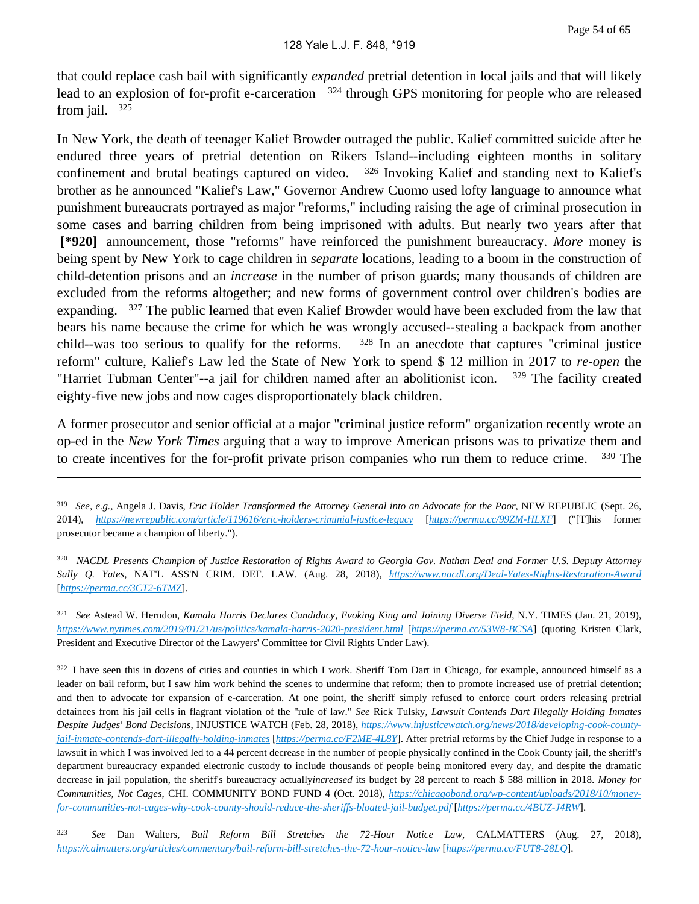that could replace cash bail with significantly *expanded* pretrial detention in local jails and that will likely lead to an explosion of for-profit e-carceration [324] through GPS monitoring for people who are released from jail. [325]

In New York, the death of teenager Kalief Browder outraged the public. Kalief committed suicide after he endured three years of pretrial detention on Rikers Island--including eighteen months in solitary confinement and brutal beatings captured on video. [326] Invoking Kalief and standing next to Kalief's brother as he announced "Kalief's Law," Governor Andrew Cuomo used lofty language to announce what punishment bureaucrats portrayed as major "reforms," including raising the age of criminal prosecution in some cases and barring children from being imprisoned with adults. But nearly two years after that **[*920]** announcement, those "reforms" have reinforced the punishment bureaucracy. *More* money is being spent by New York to cage children in *separate* locations, leading to a boom in the construction of child-detention prisons and an *increase* in the number of prison guards; many thousands of children are excluded from the reforms altogether; and new forms of government control over children's bodies are expanding. [327] The public learned that even Kalief Browder would have been excluded from the law that bears his name because the crime for which he was wrongly accused--stealing a backpack from another child--was too serious to qualify for the reforms. [328] In an anecdote that captures "criminal justice reform" culture, Kalief's Law led the State of New York to spend $ 12 million in 2017 to *re-open* the "Harriet Tubman Center"--a jail for children named after an abolitionist icon. [329] The facility created eighty-five new jobs and now cages disproportionately black children.

A former prosecutor and senior official at a major "criminal justice reform" organization recently wrote an op-ed in the *New York Times* arguing that a way to improve American prisons was to privatize them and to create incentives for the for-profit private prison companies who run them to reduce crime. [330] The

---

[319] *See, e.g.*, Angela J. Davis, *Eric Holder Transformed the Attorney General into an Advocate for the Poor*, NEW REPUBLIC (Sept. 26, 2014), *https://newrepublic.com/article/119616/eric-holders-criminial-justice-legacy* [*https://perma.cc/99ZM-HLXF*] ("[T]his former prosecutor became a champion of liberty.").

[320] *NACDL Presents Champion of Justice Restoration of Rights Award to Georgia Gov. Nathan Deal and Former U.S. Deputy Attorney Sally Q. Yates*, NAT'L ASS'N CRIM. DEF. LAW. (Aug. 28, 2018), *https://www.nacdl.org/Deal-Yates-Rights-Restoration-Award* [*https://perma.cc/3CT2-6TMZ*].

[321] *See* Astead W. Herndon, *Kamala Harris Declares Candidacy, Evoking King and Joining Diverse Field*, N.Y. TIMES (Jan. 21, 2019), *https://www.nytimes.com/2019/01/21/us/politics/kamala-harris-2020-president.html* [*https://perma.cc/53W8-BCSA*] (quoting Kristen Clark, President and Executive Director of the Lawyers' Committee for Civil Rights Under Law).

[322] I have seen this in dozens of cities and counties in which I work. Sheriff Tom Dart in Chicago, for example, announced himself as a leader on bail reform, but I saw him work behind the scenes to undermine that reform; then to promote increased use of pretrial detention; and then to advocate for expansion of e-carceration. At one point, the sheriff simply refused to enforce court orders releasing pretrial detainees from his jail cells in flagrant violation of the "rule of law." *See* Rick Tulsky, *Lawsuit Contends Dart Illegally Holding Inmates Despite Judges' Bond Decisions*, INJUSTICE WATCH (Feb. 28, 2018), *https://www.injusticewatch.org/news/2018/developing-cook-county-jail-inmate-contends-dart-illegally-holding-inmates* [*https://perma.cc/F2ME-4L8Y*]. After pretrial reforms by the Chief Judge in response to a lawsuit in which I was involved led to a 44 percent decrease in the number of people physically confined in the Cook County jail, the sheriff's department bureaucracy expanded electronic custody to include thousands of people being monitored every day, and despite the dramatic decrease in jail population, the sheriff's bureaucracy actually*increased* its budget by 28 percent to reach $ 588 million in 2018. *Money for Communities, Not Cages*, CHI. COMMUNITY BOND FUND 4 (Oct. 2018), *https://chicagobond.org/wp-content/uploads/2018/10/money-for-communities-not-cages-why-cook-county-should-reduce-the-sheriffs-bloated-jail-budget.pdf* [*https://perma.cc/4BUZ-J4RW*].

[323] *See* Dan Walters, *Bail Reform Bill Stretches the 72-Hour Notice Law*, CALMATTERS (Aug. 27, 2018), *https://calmatters.org/articles/commentary/bail-reform-bill-stretches-the-72-hour-notice-law* [*https://perma.cc/FUT8-28LQ*].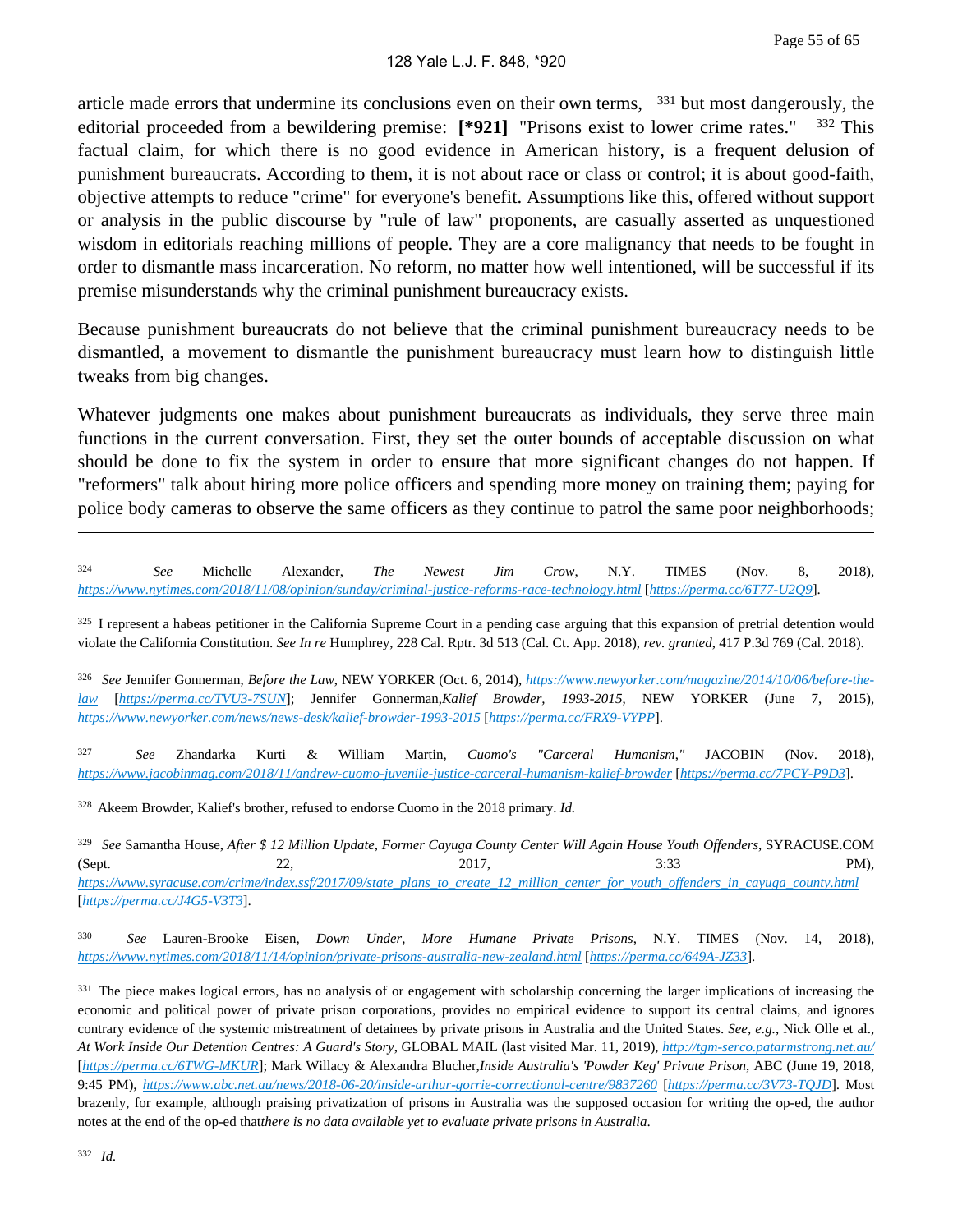article made errors that undermine its conclusions even on their own terms, [331] but most dangerously, the editorial proceeded from a bewildering premise: **[*921]** "Prisons exist to lower crime rates." [332] This factual claim, for which there is no good evidence in American history, is a frequent delusion of punishment bureaucrats. According to them, it is not about race or class or control; it is about good-faith, objective attempts to reduce "crime" for everyone's benefit. Assumptions like this, offered without support or analysis in the public discourse by "rule of law" proponents, are casually asserted as unquestioned wisdom in editorials reaching millions of people. They are a core malignancy that needs to be fought in order to dismantle mass incarceration. No reform, no matter how well intentioned, will be successful if its premise misunderstands why the criminal punishment bureaucracy exists.

Because punishment bureaucrats do not believe that the criminal punishment bureaucracy needs to be dismantled, a movement to dismantle the punishment bureaucracy must learn how to distinguish little tweaks from big changes.

Whatever judgments one makes about punishment bureaucrats as individuals, they serve three main functions in the current conversation. First, they set the outer bounds of acceptable discussion on what should be done to fix the system in order to ensure that more significant changes do not happen. If "reformers" talk about hiring more police officers and spending more money on training them; paying for police body cameras to observe the same officers as they continue to patrol the same poor neighborhoods;

---

[324] *See* Michelle Alexander, *The Newest Jim Crow*, N.Y. TIMES (Nov. 8, 2018), *https://www.nytimes.com/2018/11/08/opinion/sunday/criminal-justice-reforms-race-technology.html* [*https://perma.cc/6T77-U2Q9*].

[325] I represent a habeas petitioner in the California Supreme Court in a pending case arguing that this expansion of pretrial detention would violate the California Constitution. *See In re* Humphrey, 228 Cal. Rptr. 3d 513 (Cal. Ct. App. 2018), *rev. granted*, 417 P.3d 769 (Cal. 2018).

[326] *See* Jennifer Gonnerman, *Before the Law*, NEW YORKER (Oct. 6, 2014), *https://www.newyorker.com/magazine/2014/10/06/before-the-law* [*https://perma.cc/TVU3-7SUN*]; Jennifer Gonnerman,*Kalief Browder, 1993-2015*, NEW YORKER (June 7, 2015), *https://www.newyorker.com/news/news-desk/kalief-browder-1993-2015* [*https://perma.cc/FRX9-VYPP*].

[327] *See* Zhandarka Kurti & William Martin, *Cuomo's "Carceral Humanism,"* JACOBIN (Nov. 2018), *https://www.jacobinmag.com/2018/11/andrew-cuomo-juvenile-justice-carceral-humanism-kalief-browder* [*https://perma.cc/7PCY-P9D3*].

[328] Akeem Browder, Kalief's brother, refused to endorse Cuomo in the 2018 primary. *Id.*

[329] *See* Samantha House, *After $ 12 Million Update, Former Cayuga County Center Will Again House Youth Offenders*, SYRACUSE.COM (Sept. 22, 2017, 3:33 PM), *https://www.syracuse.com/crime/index.ssf/2017/09/state_plans_to_create_12_million_center_for_youth_offenders_in_cayuga_county.html* [*https://perma.cc/J4G5-V3T3*].

[330] *See* Lauren-Brooke Eisen, *Down Under, More Humane Private Prisons*, N.Y. TIMES (Nov. 14, 2018), *https://www.nytimes.com/2018/11/14/opinion/private-prisons-australia-new-zealand.html* [*https://perma.cc/649A-JZ33*].

[331] The piece makes logical errors, has no analysis of or engagement with scholarship concerning the larger implications of increasing the economic and political power of private prison corporations, provides no empirical evidence to support its central claims, and ignores contrary evidence of the systemic mistreatment of detainees by private prisons in Australia and the United States. *See, e.g.*, Nick Olle et al., *At Work Inside Our Detention Centres: A Guard's Story*, GLOBAL MAIL (last visited Mar. 11, 2019), *http://tgm-serco.patarmstrong.net.au/* [*https://perma.cc/6TWG-MKUR*]; Mark Willacy & Alexandra Blucher,*Inside Australia's 'Powder Keg' Private Prison*, ABC (June 19, 2018, 9:45 PM), *https://www.abc.net.au/news/2018-06-20/inside-arthur-gorrie-correctional-centre/9837260* [*https://perma.cc/3V73-TQJD*]. Most brazenly, for example, although praising privatization of prisons in Australia was the supposed occasion for writing the op-ed, the author notes at the end of the op-ed that*there is no data available yet to evaluate private prisons in Australia*.

[332] *Id.*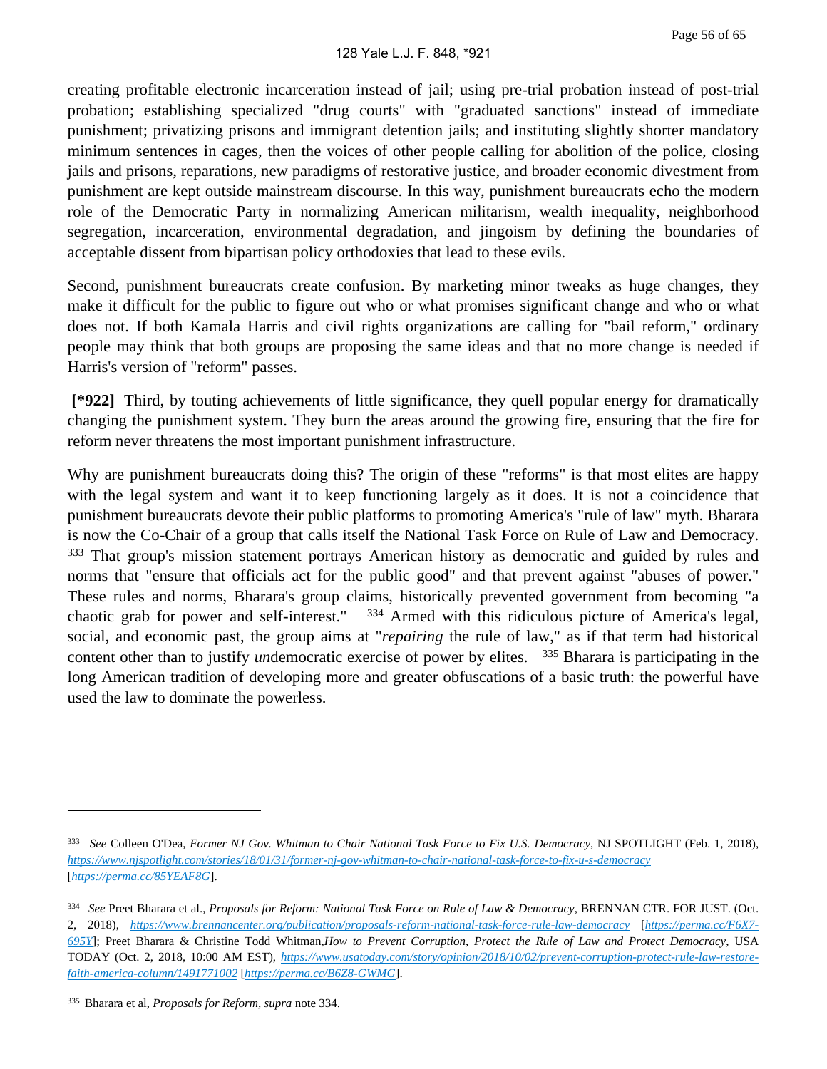creating profitable electronic incarceration instead of jail; using pre-trial probation instead of post-trial probation; establishing specialized "drug courts" with "graduated sanctions" instead of immediate punishment; privatizing prisons and immigrant detention jails; and instituting slightly shorter mandatory minimum sentences in cages, then the voices of other people calling for abolition of the police, closing jails and prisons, reparations, new paradigms of restorative justice, and broader economic divestment from punishment are kept outside mainstream discourse. In this way, punishment bureaucrats echo the modern role of the Democratic Party in normalizing American militarism, wealth inequality, neighborhood segregation, incarceration, environmental degradation, and jingoism by defining the boundaries of acceptable dissent from bipartisan policy orthodoxies that lead to these evils.

Second, punishment bureaucrats create confusion. By marketing minor tweaks as huge changes, they make it difficult for the public to figure out who or what promises significant change and who or what does not. If both Kamala Harris and civil rights organizations are calling for "bail reform," ordinary people may think that both groups are proposing the same ideas and that no more change is needed if Harris's version of "reform" passes.

**[*922]** Third, by touting achievements of little significance, they quell popular energy for dramatically changing the punishment system. They burn the areas around the growing fire, ensuring that the fire for reform never threatens the most important punishment infrastructure.

Why are punishment bureaucrats doing this? The origin of these "reforms" is that most elites are happy with the legal system and want it to keep functioning largely as it does. It is not a coincidence that punishment bureaucrats devote their public platforms to promoting America's "rule of law" myth. Bharara is now the Co-Chair of a group that calls itself the National Task Force on Rule of Law and Democracy. [333] That group's mission statement portrays American history as democratic and guided by rules and norms that "ensure that officials act for the public good" and that prevent against "abuses of power." These rules and norms, Bharara's group claims, historically prevented government from becoming "a chaotic grab for power and self-interest." [334] Armed with this ridiculous picture of America's legal, social, and economic past, the group aims at "*repairing* the rule of law," as if that term had historical content other than to justify *un*democratic exercise of power by elites. [335] Bharara is participating in the long American tradition of developing more and greater obfuscations of a basic truth: the powerful have used the law to dominate the powerless.

---

[333] *See* Colleen O'Dea, *Former NJ Gov. Whitman to Chair National Task Force to Fix U.S. Democracy*, NJ SPOTLIGHT (Feb. 1, 2018), *https://www.njspotlight.com/stories/18/01/31/former-nj-gov-whitman-to-chair-national-task-force-to-fix-u-s-democracy* [*https://perma.cc/85YEAF8G*].

[334] *See* Preet Bharara et al., *Proposals for Reform: National Task Force on Rule of Law & Democracy*, BRENNAN CTR. FOR JUST. (Oct. 2, 2018), *https://www.brennancenter.org/publication/proposals-reform-national-task-force-rule-law-democracy* [*https://perma.cc/F6X7-695Y*]; Preet Bharara & Christine Todd Whitman,*How to Prevent Corruption, Protect the Rule of Law and Protect Democracy*, USA TODAY (Oct. 2, 2018, 10:00 AM EST), *https://www.usatoday.com/story/opinion/2018/10/02/prevent-corruption-protect-rule-law-restore-faith-america-column/1491771002* [*https://perma.cc/B6Z8-GWMG*].

[335] Bharara et al, *Proposals for Reform*, *supra* note 334.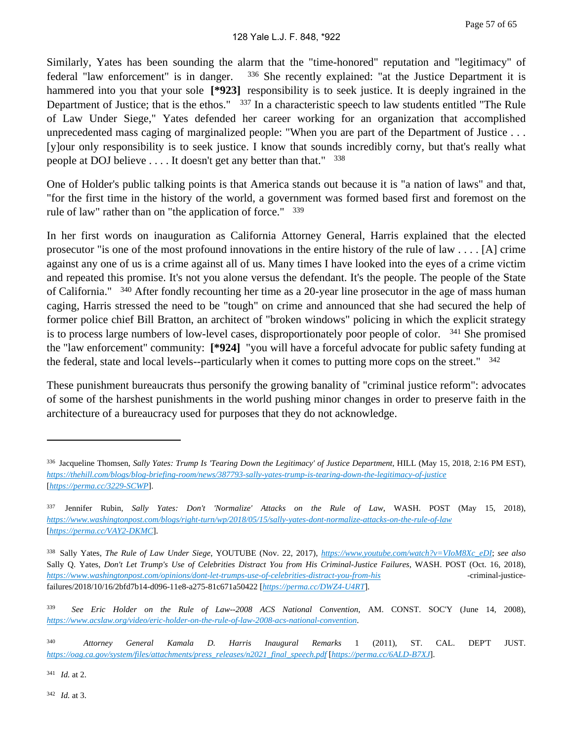Similarly, Yates has been sounding the alarm that the "time-honored" reputation and "legitimacy" of federal "law enforcement" is in danger. [336] She recently explained: "at the Justice Department it is hammered into you that your sole **[*923]** responsibility is to seek justice. It is deeply ingrained in the Department of Justice; that is the ethos." [337] In a characteristic speech to law students entitled "The Rule of Law Under Siege," Yates defended her career working for an organization that accomplished unprecedented mass caging of marginalized people: "When you are part of the Department of Justice . . . [y]our only responsibility is to seek justice. I know that sounds incredibly corny, but that's really what people at DOJ believe . . . . It doesn't get any better than that." [338]

One of Holder's public talking points is that America stands out because it is "a nation of laws" and that, "for the first time in the history of the world, a government was formed based first and foremost on the rule of law" rather than on "the application of force." [339]

In her first words on inauguration as California Attorney General, Harris explained that the elected prosecutor "is one of the most profound innovations in the entire history of the rule of law . . . . [A] crime against any one of us is a crime against all of us. Many times I have looked into the eyes of a crime victim and repeated this promise. It's not you alone versus the defendant. It's the people. The people of the State of California." [340] After fondly recounting her time as a 20-year line prosecutor in the age of mass human caging, Harris stressed the need to be "tough" on crime and announced that she had secured the help of former police chief Bill Bratton, an architect of "broken windows" policing in which the explicit strategy is to process large numbers of low-level cases, disproportionately poor people of color. [341] She promised the "law enforcement" community: **[*924]** "you will have a forceful advocate for public safety funding at the federal, state and local levels--particularly when it comes to putting more cops on the street." [342]

These punishment bureaucrats thus personify the growing banality of "criminal justice reform": advocates of some of the harshest punishments in the world pushing minor changes in order to preserve faith in the architecture of a bureaucracy used for purposes that they do not acknowledge.

---

[336] Jacqueline Thomsen, *Sally Yates: Trump Is 'Tearing Down the Legitimacy' of Justice Department*, HILL (May 15, 2018, 2:16 PM EST), https://thehill.com/blogs/blog-briefing-room/news/387793-sally-yates-trump-is-tearing-down-the-legitimacy-of-justice [https://perma.cc/3229-SCWP].

[337] Jennifer Rubin, *Sally Yates: Don't 'Normalize' Attacks on the Rule of Law*, WASH. POST (May 15, 2018), https://www.washingtonpost.com/blogs/right-turn/wp/2018/05/15/sally-yates-dont-normalize-attacks-on-the-rule-of-law [https://perma.cc/VAY2-DKMC].

[338] Sally Yates, *The Rule of Law Under Siege*, YOUTUBE (Nov. 22, 2017), https://www.youtube.com/watch?v=VIoM8Xc_eDI; *see also* Sally Q. Yates, *Don't Let Trump's Use of Celebrities Distract You from His Criminal-Justice Failures*, WASH. POST (Oct. 16, 2018), https://www.washingtonpost.com/opinions/dont-let-trumps-use-of-celebrities-distract-you-from-his -criminal-justice-failures/2018/10/16/2bfd7b14-d096-11e8-a275-81c671a50422 [https://perma.cc/DWZ4-U4RT].

[339] *See Eric Holder on the Rule of Law--2008 ACS National Convention*, AM. CONST. SOC'Y (June 14, 2008), https://www.acslaw.org/video/eric-holder-on-the-rule-of-law-2008-acs-national-convention.

[340] *Attorney General Kamala D. Harris Inaugural Remarks* 1 (2011), ST. CAL. DEP'T JUST. https://oag.ca.gov/system/files/attachments/press_releases/n2021_final_speech.pdf [https://perma.cc/6ALD-B7XJ].

[341] *Id.* at 2.

[342] *Id.* at 3.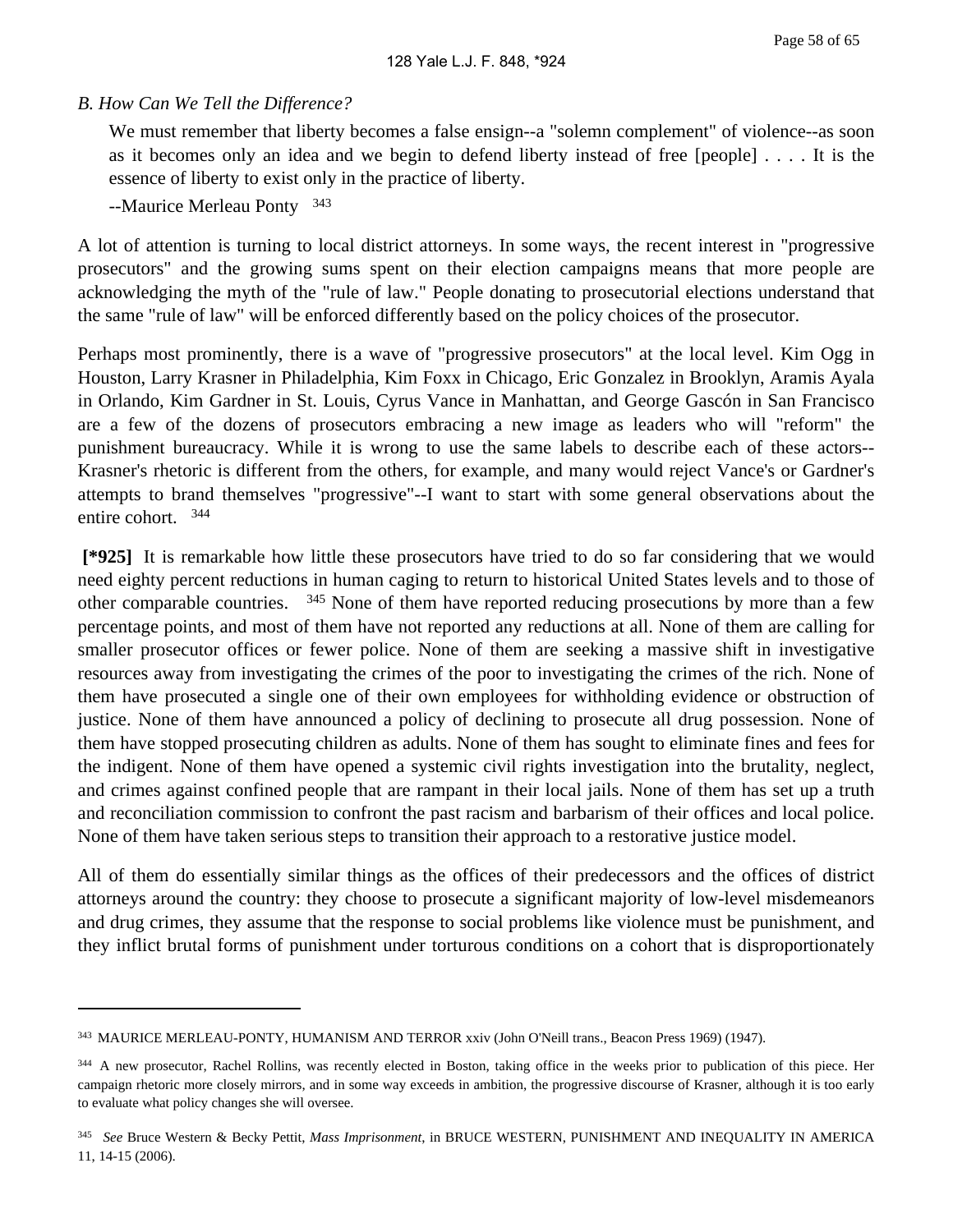*B. How Can We Tell the Difference?*

> We must remember that liberty becomes a false ensign--a "solemn complement" of violence--as soon as it becomes only an idea and we begin to defend liberty instead of free [people] . . . . It is the essence of liberty to exist only in the practice of liberty.
>
> --Maurice Merleau Ponty [343]

A lot of attention is turning to local district attorneys. In some ways, the recent interest in "progressive prosecutors" and the growing sums spent on their election campaigns means that more people are acknowledging the myth of the "rule of law." People donating to prosecutorial elections understand that the same "rule of law" will be enforced differently based on the policy choices of the prosecutor.

Perhaps most prominently, there is a wave of "progressive prosecutors" at the local level. Kim Ogg in Houston, Larry Krasner in Philadelphia, Kim Foxx in Chicago, Eric Gonzalez in Brooklyn, Aramis Ayala in Orlando, Kim Gardner in St. Louis, Cyrus Vance in Manhattan, and George Gascón in San Francisco are a few of the dozens of prosecutors embracing a new image as leaders who will "reform" the punishment bureaucracy. While it is wrong to use the same labels to describe each of these actors--Krasner's rhetoric is different from the others, for example, and many would reject Vance's or Gardner's attempts to brand themselves "progressive"--I want to start with some general observations about the entire cohort. [344]

**[*925]** It is remarkable how little these prosecutors have tried to do so far considering that we would need eighty percent reductions in human caging to return to historical United States levels and to those of other comparable countries. [345] None of them have reported reducing prosecutions by more than a few percentage points, and most of them have not reported any reductions at all. None of them are calling for smaller prosecutor offices or fewer police. None of them are seeking a massive shift in investigative resources away from investigating the crimes of the poor to investigating the crimes of the rich. None of them have prosecuted a single one of their own employees for withholding evidence or obstruction of justice. None of them have announced a policy of declining to prosecute all drug possession. None of them have stopped prosecuting children as adults. None of them has sought to eliminate fines and fees for the indigent. None of them have opened a systemic civil rights investigation into the brutality, neglect, and crimes against confined people that are rampant in their local jails. None of them has set up a truth and reconciliation commission to confront the past racism and barbarism of their offices and local police. None of them have taken serious steps to transition their approach to a restorative justice model.

All of them do essentially similar things as the offices of their predecessors and the offices of district attorneys around the country: they choose to prosecute a significant majority of low-level misdemeanors and drug crimes, they assume that the response to social problems like violence must be punishment, and they inflict brutal forms of punishment under torturous conditions on a cohort that is disproportionately

---

[343] MAURICE MERLEAU-PONTY, HUMANISM AND TERROR xxiv (John O'Neill trans., Beacon Press 1969) (1947).

[344] A new prosecutor, Rachel Rollins, was recently elected in Boston, taking office in the weeks prior to publication of this piece. Her campaign rhetoric more closely mirrors, and in some way exceeds in ambition, the progressive discourse of Krasner, although it is too early to evaluate what policy changes she will oversee.

[345] *See* Bruce Western & Becky Pettit, *Mass Imprisonment*, in BRUCE WESTERN, PUNISHMENT AND INEQUALITY IN AMERICA 11, 14-15 (2006).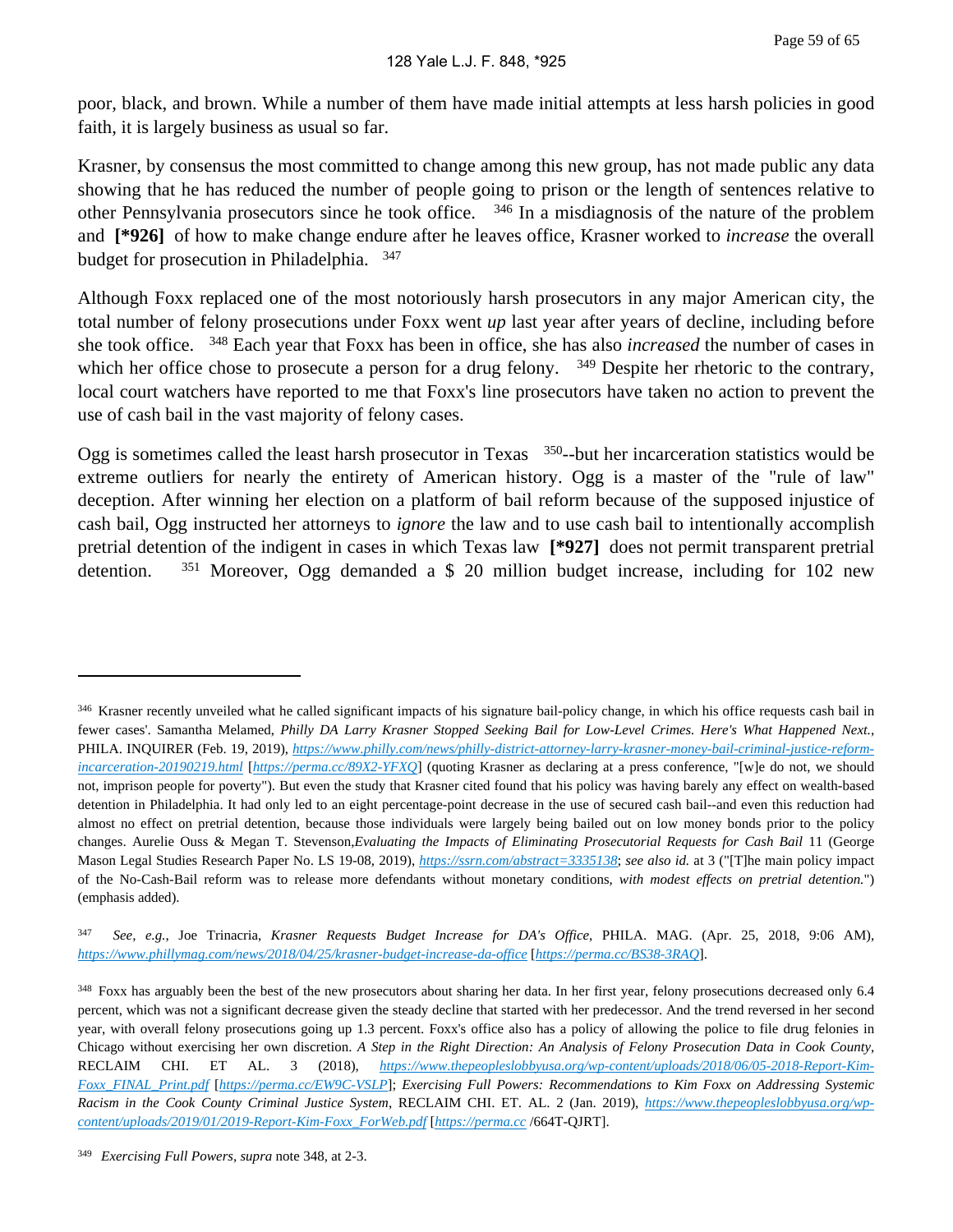poor, black, and brown. While a number of them have made initial attempts at less harsh policies in good faith, it is largely business as usual so far.

Krasner, by consensus the most committed to change among this new group, has not made public any data showing that he has reduced the number of people going to prison or the length of sentences relative to other Pennsylvania prosecutors since he took office. [346] In a misdiagnosis of the nature of the problem and **[*926]** of how to make change endure after he leaves office, Krasner worked to *increase* the overall budget for prosecution in Philadelphia. [347]

Although Foxx replaced one of the most notoriously harsh prosecutors in any major American city, the total number of felony prosecutions under Foxx went *up* last year after years of decline, including before she took office. [348] Each year that Foxx has been in office, she has also *increased* the number of cases in which her office chose to prosecute a person for a drug felony. [349] Despite her rhetoric to the contrary, local court watchers have reported to me that Foxx's line prosecutors have taken no action to prevent the use of cash bail in the vast majority of felony cases.

Ogg is sometimes called the least harsh prosecutor in Texas [350]--but her incarceration statistics would be extreme outliers for nearly the entirety of American history. Ogg is a master of the "rule of law" deception. After winning her election on a platform of bail reform because of the supposed injustice of cash bail, Ogg instructed her attorneys to *ignore* the law and to use cash bail to intentionally accomplish pretrial detention of the indigent in cases in which Texas law **[*927]** does not permit transparent pretrial detention. [351] Moreover, Ogg demanded a $ 20 million budget increase, including for 102 new

---

[346] Krasner recently unveiled what he called significant impacts of his signature bail-policy change, in which his office requests cash bail in fewer cases'. Samantha Melamed, *Philly DA Larry Krasner Stopped Seeking Bail for Low-Level Crimes. Here's What Happened Next.*, PHILA. INQUIRER (Feb. 19, 2019), *https://www.philly.com/news/philly-district-attorney-larry-krasner-money-bail-criminal-justice-reform-incarceration-20190219.html* [*https://perma.cc/89X2-YFXQ*] (quoting Krasner as declaring at a press conference, "[w]e do not, we should not, imprison people for poverty"). But even the study that Krasner cited found that his policy was having barely any effect on wealth-based detention in Philadelphia. It had only led to an eight percentage-point decrease in the use of secured cash bail--and even this reduction had almost no effect on pretrial detention, because those individuals were largely being bailed out on low money bonds prior to the policy changes. Aurelie Ouss & Megan T. Stevenson, *Evaluating the Impacts of Eliminating Prosecutorial Requests for Cash Bail* 11 (George Mason Legal Studies Research Paper No. LS 19-08, 2019), *https://ssrn.com/abstract=3335138*; *see also id.* at 3 ("[T]he main policy impact of the No-Cash-Bail reform was to release more defendants without monetary conditions, *with modest effects on pretrial detention.*") (emphasis added).

[347] *See, e.g.*, Joe Trinacria, *Krasner Requests Budget Increase for DA's Office*, PHILA. MAG. (Apr. 25, 2018, 9:06 AM), *https://www.phillymag.com/news/2018/04/25/krasner-budget-increase-da-office* [*https://perma.cc/BS38-3RAQ*].

[348] Foxx has arguably been the best of the new prosecutors about sharing her data. In her first year, felony prosecutions decreased only 6.4 percent, which was not a significant decrease given the steady decline that started with her predecessor. And the trend reversed in her second year, with overall felony prosecutions going up 1.3 percent. Foxx's office also has a policy of allowing the police to file drug felonies in Chicago without exercising her own discretion. *A Step in the Right Direction: An Analysis of Felony Prosecution Data in Cook County*, RECLAIM CHI. ET AL. 3 (2018), *https://www.thepeopleslobbyusa.org/wp-content/uploads/2018/06/05-2018-Report-Kim-Foxx_FINAL_Print.pdf* [*https://perma.cc/EW9C-VSLP*]; *Exercising Full Powers: Recommendations to Kim Foxx on Addressing Systemic Racism in the Cook County Criminal Justice System*, RECLAIM CHI. ET. AL. 2 (Jan. 2019), *https://www.thepeopleslobbyusa.org/wp-content/uploads/2019/01/2019-Report-Kim-Foxx_ForWeb.pdf* [*https://perma.cc* /664T-QJRT].

[349] *Exercising Full Powers*, *supra* note 348, at 2-3.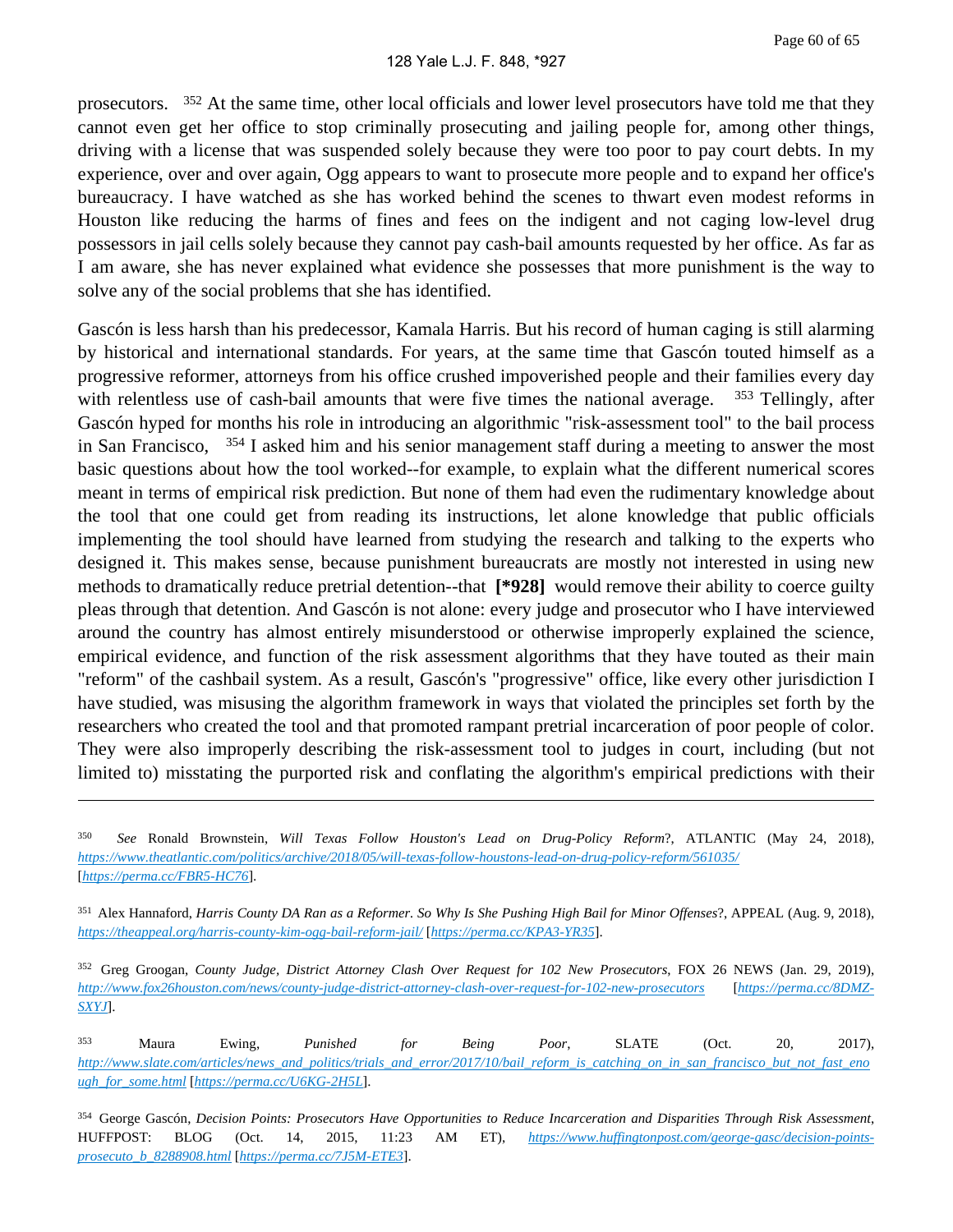prosecutors. [352] At the same time, other local officials and lower level prosecutors have told me that they cannot even get her office to stop criminally prosecuting and jailing people for, among other things, driving with a license that was suspended solely because they were too poor to pay court debts. In my experience, over and over again, Ogg appears to want to prosecute more people and to expand her office's bureaucracy. I have watched as she has worked behind the scenes to thwart even modest reforms in Houston like reducing the harms of fines and fees on the indigent and not caging low-level drug possessors in jail cells solely because they cannot pay cash-bail amounts requested by her office. As far as I am aware, she has never explained what evidence she possesses that more punishment is the way to solve any of the social problems that she has identified.

Gascón is less harsh than his predecessor, Kamala Harris. But his record of human caging is still alarming by historical and international standards. For years, at the same time that Gascón touted himself as a progressive reformer, attorneys from his office crushed impoverished people and their families every day with relentless use of cash-bail amounts that were five times the national average. [353] Tellingly, after Gascón hyped for months his role in introducing an algorithmic "risk-assessment tool" to the bail process in San Francisco, [354] I asked him and his senior management staff during a meeting to answer the most basic questions about how the tool worked--for example, to explain what the different numerical scores meant in terms of empirical risk prediction. But none of them had even the rudimentary knowledge about the tool that one could get from reading its instructions, let alone knowledge that public officials implementing the tool should have learned from studying the research and talking to the experts who designed it. This makes sense, because punishment bureaucrats are mostly not interested in using new methods to dramatically reduce pretrial detention--that **[*928]** would remove their ability to coerce guilty pleas through that detention. And Gascón is not alone: every judge and prosecutor who I have interviewed around the country has almost entirely misunderstood or otherwise improperly explained the science, empirical evidence, and function of the risk assessment algorithms that they have touted as their main "reform" of the cashbail system. As a result, Gascón's "progressive" office, like every other jurisdiction I have studied, was misusing the algorithm framework in ways that violated the principles set forth by the researchers who created the tool and that promoted rampant pretrial incarceration of poor people of color. They were also improperly describing the risk-assessment tool to judges in court, including (but not limited to) misstating the purported risk and conflating the algorithm's empirical predictions with their

---

[350] *See* Ronald Brownstein, *Will Texas Follow Houston's Lead on Drug-Policy Reform*?, ATLANTIC (May 24, 2018), *https://www.theatlantic.com/politics/archive/2018/05/will-texas-follow-houstons-lead-on-drug-policy-reform/561035/* [*https://perma.cc/FBR5-HC76*].

[351] Alex Hannaford, *Harris County DA Ran as a Reformer. So Why Is She Pushing High Bail for Minor Offenses*?, APPEAL (Aug. 9, 2018), *https://theappeal.org/harris-county-kim-ogg-bail-reform-jail/* [*https://perma.cc/KPA3-YR35*].

[352] Greg Groogan, *County Judge, District Attorney Clash Over Request for 102 New Prosecutors*, FOX 26 NEWS (Jan. 29, 2019), *http://www.fox26houston.com/news/county-judge-district-attorney-clash-over-request-for-102-new-prosecutors* [*https://perma.cc/8DMZ-SXYJ*].

[353] Maura Ewing, *Punished for Being Poor*, SLATE (Oct. 20, 2017), *http://www.slate.com/articles/news_and_politics/trials_and_error/2017/10/bail_reform_is_catching_on_in_san_francisco_but_not_fast_enough_for_some.html* [*https://perma.cc/U6KG-2H5L*].

[354] George Gascón, *Decision Points: Prosecutors Have Opportunities to Reduce Incarceration and Disparities Through Risk Assessment*, HUFFPOST: BLOG (Oct. 14, 2015, 11:23 AM ET), *https://www.huffingtonpost.com/george-gasc/decision-points-prosecuto_b_8288908.html* [*https://perma.cc/7J5M-ETE3*].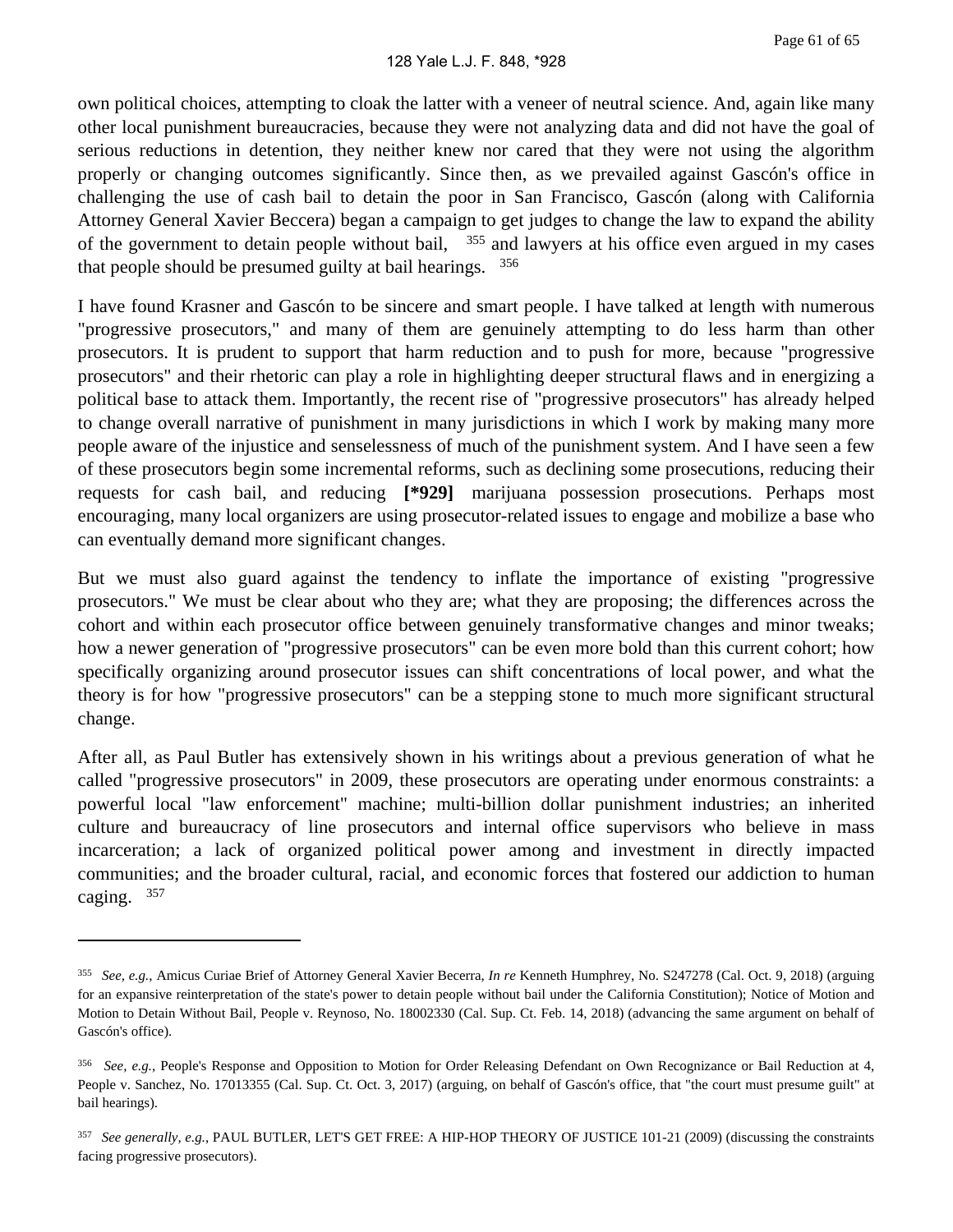own political choices, attempting to cloak the latter with a veneer of neutral science. And, again like many other local punishment bureaucracies, because they were not analyzing data and did not have the goal of serious reductions in detention, they neither knew nor cared that they were not using the algorithm properly or changing outcomes significantly. Since then, as we prevailed against Gascón's office in challenging the use of cash bail to detain the poor in San Francisco, Gascón (along with California Attorney General Xavier Beccera) began a campaign to get judges to change the law to expand the ability of the government to detain people without bail, [355] and lawyers at his office even argued in my cases that people should be presumed guilty at bail hearings. [356]

I have found Krasner and Gascón to be sincere and smart people. I have talked at length with numerous "progressive prosecutors," and many of them are genuinely attempting to do less harm than other prosecutors. It is prudent to support that harm reduction and to push for more, because "progressive prosecutors" and their rhetoric can play a role in highlighting deeper structural flaws and in energizing a political base to attack them. Importantly, the recent rise of "progressive prosecutors" has already helped to change overall narrative of punishment in many jurisdictions in which I work by making many more people aware of the injustice and senselessness of much of the punishment system. And I have seen a few of these prosecutors begin some incremental reforms, such as declining some prosecutions, reducing their requests for cash bail, and reducing **[*929]** marijuana possession prosecutions. Perhaps most encouraging, many local organizers are using prosecutor-related issues to engage and mobilize a base who can eventually demand more significant changes.

But we must also guard against the tendency to inflate the importance of existing "progressive prosecutors." We must be clear about who they are; what they are proposing; the differences across the cohort and within each prosecutor office between genuinely transformative changes and minor tweaks; how a newer generation of "progressive prosecutors" can be even more bold than this current cohort; how specifically organizing around prosecutor issues can shift concentrations of local power, and what the theory is for how "progressive prosecutors" can be a stepping stone to much more significant structural change.

After all, as Paul Butler has extensively shown in his writings about a previous generation of what he called "progressive prosecutors" in 2009, these prosecutors are operating under enormous constraints: a powerful local "law enforcement" machine; multi-billion dollar punishment industries; an inherited culture and bureaucracy of line prosecutors and internal office supervisors who believe in mass incarceration; a lack of organized political power among and investment in directly impacted communities; and the broader cultural, racial, and economic forces that fostered our addiction to human caging. [357]

---

[355] *See, e.g.*, Amicus Curiae Brief of Attorney General Xavier Becerra, *In re* Kenneth Humphrey, No. S247278 (Cal. Oct. 9, 2018) (arguing for an expansive reinterpretation of the state's power to detain people without bail under the California Constitution); Notice of Motion and Motion to Detain Without Bail, People v. Reynoso, No. 18002330 (Cal. Sup. Ct. Feb. 14, 2018) (advancing the same argument on behalf of Gascón's office).

[356] *See, e.g.*, People's Response and Opposition to Motion for Order Releasing Defendant on Own Recognizance or Bail Reduction at 4, People v. Sanchez, No. 17013355 (Cal. Sup. Ct. Oct. 3, 2017) (arguing, on behalf of Gascón's office, that "the court must presume guilt" at bail hearings).

[357] *See generally, e.g.*, PAUL BUTLER, LET'S GET FREE: A HIP-HOP THEORY OF JUSTICE 101-21 (2009) (discussing the constraints facing progressive prosecutors).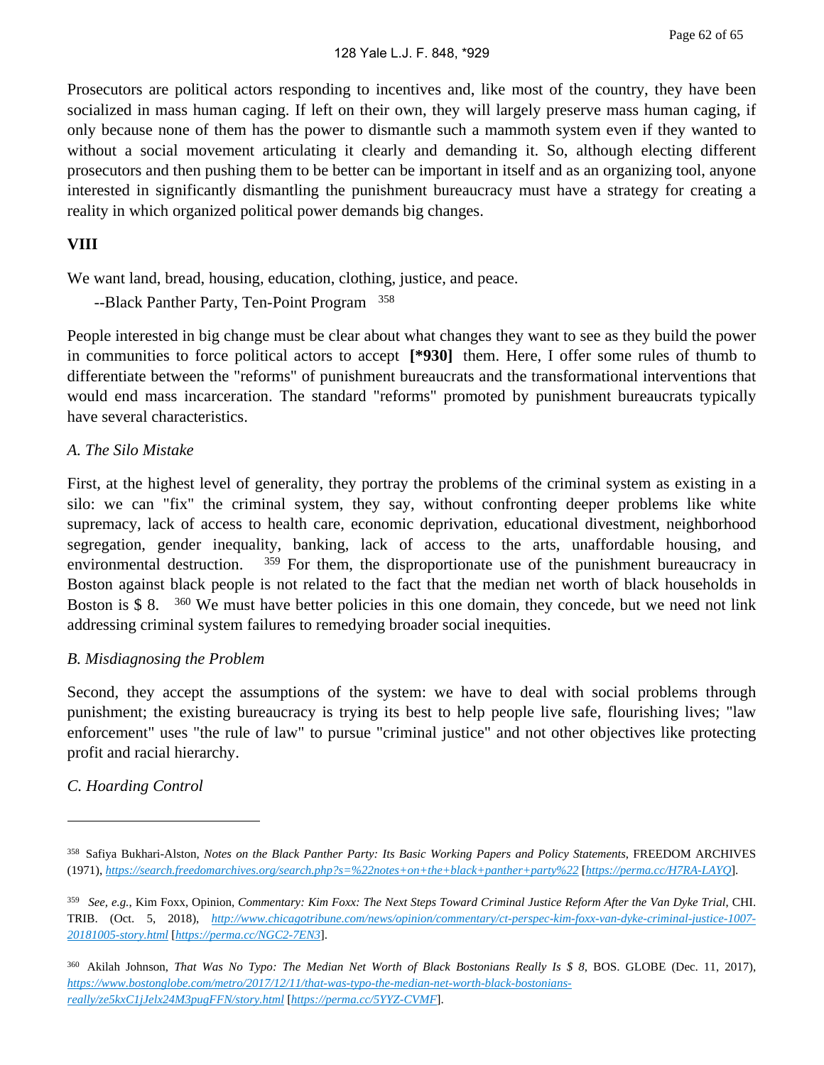Prosecutors are political actors responding to incentives and, like most of the country, they have been socialized in mass human caging. If left on their own, they will largely preserve mass human caging, if only because none of them has the power to dismantle such a mammoth system even if they wanted to without a social movement articulating it clearly and demanding it. So, although electing different prosecutors and then pushing them to be better can be important in itself and as an organizing tool, anyone interested in significantly dismantling the punishment bureaucracy must have a strategy for creating a reality in which organized political power demands big changes.

## VIII

We want land, bread, housing, education, clothing, justice, and peace.

--Black Panther Party, Ten-Point Program [358]

People interested in big change must be clear about what changes they want to see as they build the power in communities to force political actors to accept **[*930]** them. Here, I offer some rules of thumb to differentiate between the "reforms" of punishment bureaucrats and the transformational interventions that would end mass incarceration. The standard "reforms" promoted by punishment bureaucrats typically have several characteristics.

### *A. The Silo Mistake*

First, at the highest level of generality, they portray the problems of the criminal system as existing in a silo: we can "fix" the criminal system, they say, without confronting deeper problems like white supremacy, lack of access to health care, economic deprivation, educational divestment, neighborhood segregation, gender inequality, banking, lack of access to the arts, unaffordable housing, and environmental destruction. [359] For them, the disproportionate use of the punishment bureaucracy in Boston against black people is not related to the fact that the median net worth of black households in Boston is $ 8. [360] We must have better policies in this one domain, they concede, but we need not link addressing criminal system failures to remedying broader social inequities.

### *B. Misdiagnosing the Problem*

Second, they accept the assumptions of the system: we have to deal with social problems through punishment; the existing bureaucracy is trying its best to help people live safe, flourishing lives; "law enforcement" uses "the rule of law" to pursue "criminal justice" and not other objectives like protecting profit and racial hierarchy.

### *C. Hoarding Control*

---

[358] Safiya Bukhari-Alston, *Notes on the Black Panther Party: Its Basic Working Papers and Policy Statements*, FREEDOM ARCHIVES (1971), *https://search.freedomarchives.org/search.php?s=%22notes+on+the+black+panther+party%22* [*https://perma.cc/H7RA-LAYQ*].

[359] *See, e.g.*, Kim Foxx, Opinion, *Commentary: Kim Foxx: The Next Steps Toward Criminal Justice Reform After the Van Dyke Trial*, CHI. TRIB. (Oct. 5, 2018), *http://www.chicagotribune.com/news/opinion/commentary/ct-perspec-kim-foxx-van-dyke-criminal-justice-1007-20181005-story.html* [*https://perma.cc/NGC2-7EN3*].

[360] Akilah Johnson, *That Was No Typo: The Median Net Worth of Black Bostonians Really Is $ 8*, BOS. GLOBE (Dec. 11, 2017), *https://www.bostonglobe.com/metro/2017/12/11/that-was-typo-the-median-net-worth-black-bostonians-really/ze5kxC1jJelx24M3pugFFN/story.html* [*https://perma.cc/5YYZ-CVMF*].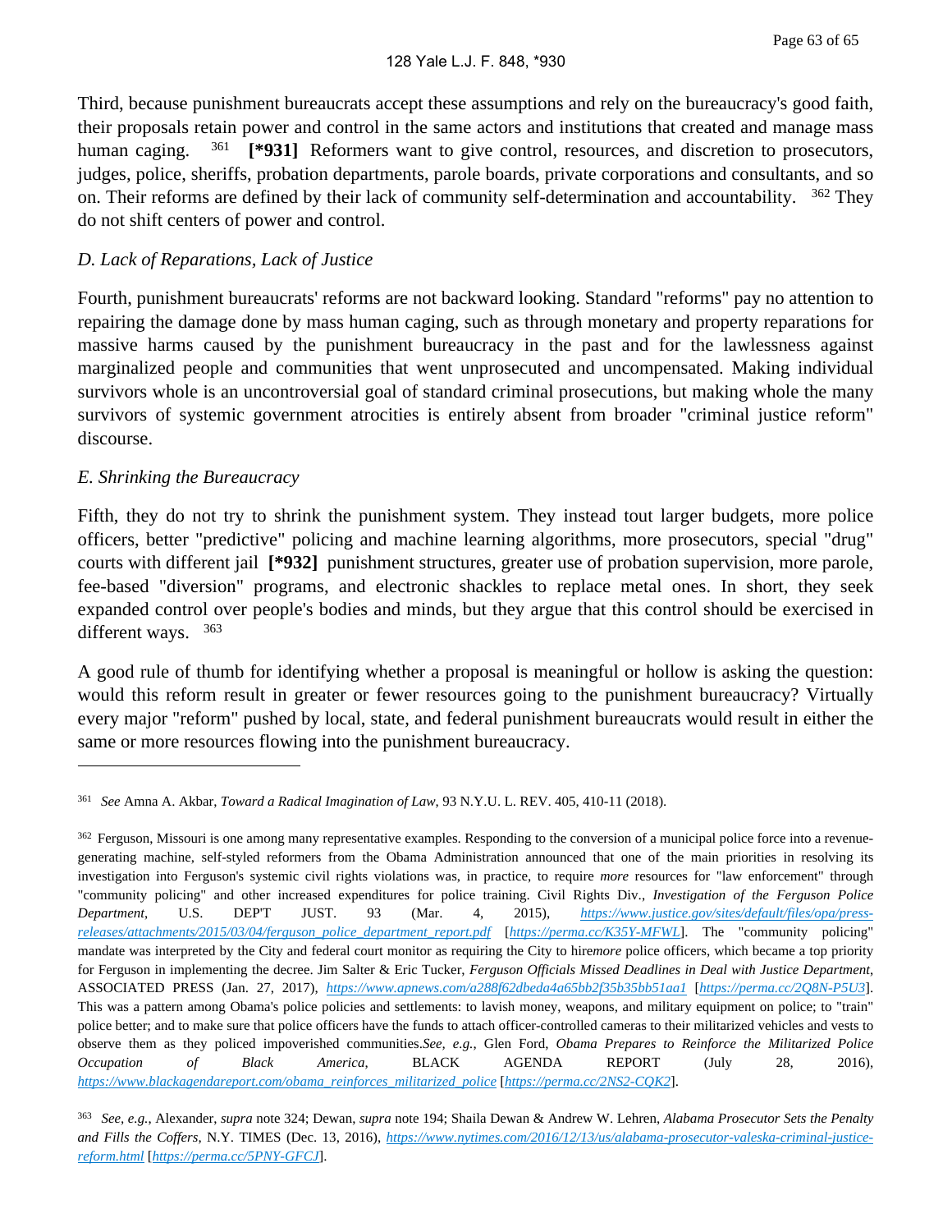Third, because punishment bureaucrats accept these assumptions and rely on the bureaucracy's good faith, their proposals retain power and control in the same actors and institutions that created and manage mass human caging. [361] **[*931]** Reformers want to give control, resources, and discretion to prosecutors, judges, police, sheriffs, probation departments, parole boards, private corporations and consultants, and so on. Their reforms are defined by their lack of community self-determination and accountability. [362] They do not shift centers of power and control.

### *D. Lack of Reparations, Lack of Justice*

Fourth, punishment bureaucrats' reforms are not backward looking. Standard "reforms" pay no attention to repairing the damage done by mass human caging, such as through monetary and property reparations for massive harms caused by the punishment bureaucracy in the past and for the lawlessness against marginalized people and communities that went unprosecuted and uncompensated. Making individual survivors whole is an uncontroversial goal of standard criminal prosecutions, but making whole the many survivors of systemic government atrocities is entirely absent from broader "criminal justice reform" discourse.

### *E. Shrinking the Bureaucracy*

Fifth, they do not try to shrink the punishment system. They instead tout larger budgets, more police officers, better "predictive" policing and machine learning algorithms, more prosecutors, special "drug" courts with different jail **[*932]** punishment structures, greater use of probation supervision, more parole, fee-based "diversion" programs, and electronic shackles to replace metal ones. In short, they seek expanded control over people's bodies and minds, but they argue that this control should be exercised in different ways. [363]

A good rule of thumb for identifying whether a proposal is meaningful or hollow is asking the question: would this reform result in greater or fewer resources going to the punishment bureaucracy? Virtually every major "reform" pushed by local, state, and federal punishment bureaucrats would result in either the same or more resources flowing into the punishment bureaucracy.

---

[361] *See* Amna A. Akbar, *Toward a Radical Imagination of Law*, 93 N.Y.U. L. REV. 405, 410-11 (2018).

[362] Ferguson, Missouri is one among many representative examples. Responding to the conversion of a municipal police force into a revenue-generating machine, self-styled reformers from the Obama Administration announced that one of the main priorities in resolving its investigation into Ferguson's systemic civil rights violations was, in practice, to require *more* resources for "law enforcement" through "community policing" and other increased expenditures for police training. Civil Rights Div., *Investigation of the Ferguson Police Department*, U.S. DEP'T JUST. 93 (Mar. 4, 2015), *https://www.justice.gov/sites/default/files/opa/press-releases/attachments/2015/03/04/ferguson_police_department_report.pdf* [*https://perma.cc/K35Y-MFWL*]. The "community policing" mandate was interpreted by the City and federal court monitor as requiring the City to hire*more* police officers, which became a top priority for Ferguson in implementing the decree. Jim Salter & Eric Tucker, *Ferguson Officials Missed Deadlines in Deal with Justice Department*, ASSOCIATED PRESS (Jan. 27, 2017), *https://www.apnews.com/a288f62dbeda4a65bb2f35b35bb51aa1* [*https://perma.cc/2Q8N-P5U3*]. This was a pattern among Obama's police policies and settlements: to lavish money, weapons, and military equipment on police; to "train" police better; and to make sure that police officers have the funds to attach officer-controlled cameras to their militarized vehicles and vests to observe them as they policed impoverished communities.*See, e.g.*, Glen Ford, *Obama Prepares to Reinforce the Militarized Police Occupation of Black America*, BLACK AGENDA REPORT (July 28, 2016), *https://www.blackagendareport.com/obama_reinforces_militarized_police* [*https://perma.cc/2NS2-CQK2*].

[363] *See, e.g.*, Alexander, *supra* note 324; Dewan, *supra* note 194; Shaila Dewan & Andrew W. Lehren, *Alabama Prosecutor Sets the Penalty and Fills the Coffers*, N.Y. TIMES (Dec. 13, 2016), *https://www.nytimes.com/2016/12/13/us/alabama-prosecutor-valeska-criminal-justice-reform.html* [*https://perma.cc/5PNY-GFCJ*].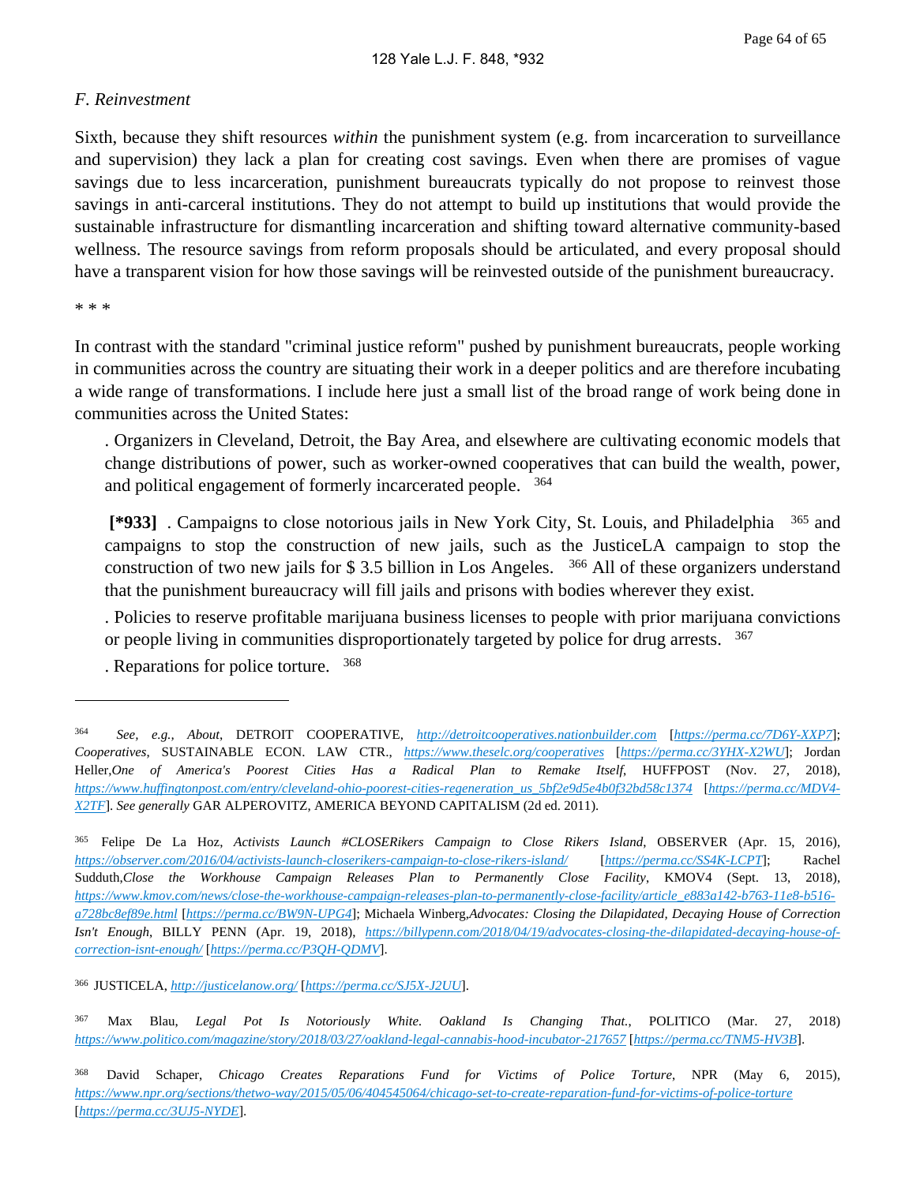*F. Reinvestment*

Sixth, because they shift resources *within* the punishment system (e.g. from incarceration to surveillance and supervision) they lack a plan for creating cost savings. Even when there are promises of vague savings due to less incarceration, punishment bureaucrats typically do not propose to reinvest those savings in anti-carceral institutions. They do not attempt to build up institutions that would provide the sustainable infrastructure for dismantling incarceration and shifting toward alternative community-based wellness. The resource savings from reform proposals should be articulated, and every proposal should have a transparent vision for how those savings will be reinvested outside of the punishment bureaucracy.

* * *

In contrast with the standard "criminal justice reform" pushed by punishment bureaucrats, people working in communities across the country are situating their work in a deeper politics and are therefore incubating a wide range of transformations. I include here just a small list of the broad range of work being done in communities across the United States:

. Organizers in Cleveland, Detroit, the Bay Area, and elsewhere are cultivating economic models that change distributions of power, such as worker-owned cooperatives that can build the wealth, power, and political engagement of formerly incarcerated people. [364]

**[*933]** . Campaigns to close notorious jails in New York City, St. Louis, and Philadelphia [365] and campaigns to stop the construction of new jails, such as the JusticeLA campaign to stop the construction of two new jails for $ 3.5 billion in Los Angeles. [366] All of these organizers understand that the punishment bureaucracy will fill jails and prisons with bodies wherever they exist.

. Policies to reserve profitable marijuana business licenses to people with prior marijuana convictions or people living in communities disproportionately targeted by police for drug arrests. [367]

. Reparations for police torture. [368]

---

[364] *See, e.g.*, *About*, DETROIT COOPERATIVE, *http://detroitcooperatives.nationbuilder.com* [*https://perma.cc/7D6Y-XXP7*]; *Cooperatives*, SUSTAINABLE ECON. LAW CTR., *https://www.theselc.org/cooperatives* [*https://perma.cc/3YHX-X2WU*]; Jordan Heller,*One of America's Poorest Cities Has a Radical Plan to Remake Itself*, HUFFPOST (Nov. 27, 2018), *https://www.huffingtonpost.com/entry/cleveland-ohio-poorest-cities-regeneration_us_5bf2e9d5e4b0f32bd58c1374* [*https://perma.cc/MDV4-X2TF*]. *See generally* GAR ALPEROVITZ, AMERICA BEYOND CAPITALISM (2d ed. 2011).

[365] Felipe De La Hoz, *Activists Launch #CLOSERikers Campaign to Close Rikers Island*, OBSERVER (Apr. 15, 2016), *https://observer.com/2016/04/activists-launch-closerikers-campaign-to-close-rikers-island/* [*https://perma.cc/SS4K-LCPT*]; Rachel Sudduth,*Close the Workhouse Campaign Releases Plan to Permanently Close Facility*, KMOV4 (Sept. 13, 2018), *https://www.kmov.com/news/close-the-workhouse-campaign-releases-plan-to-permanently-close-facility/article_e883a142-b763-11e8-b516-a728bc8ef89e.html* [*https://perma.cc/BW9N-UPG4*]; Michaela Winberg,*Advocates: Closing the Dilapidated, Decaying House of Correction Isn't Enough*, BILLY PENN (Apr. 19, 2018), *https://billypenn.com/2018/04/19/advocates-closing-the-dilapidated-decaying-house-of-correction-isnt-enough/* [*https://perma.cc/P3QH-QDMV*].

[366] JUSTICELA, *http://justicelanow.org/* [*https://perma.cc/SJ5X-J2UU*].

[367] Max Blau, *Legal Pot Is Notoriously White. Oakland Is Changing That.*, POLITICO (Mar. 27, 2018) *https://www.politico.com/magazine/story/2018/03/27/oakland-legal-cannabis-hood-incubator-217657* [*https://perma.cc/TNM5-HV3B*].

[368] David Schaper, *Chicago Creates Reparations Fund for Victims of Police Torture*, NPR (May 6, 2015), *https://www.npr.org/sections/thetwo-way/2015/05/06/404545064/chicago-set-to-create-reparation-fund-for-victims-of-police-torture* [*https://perma.cc/3UJ5-NYDE*].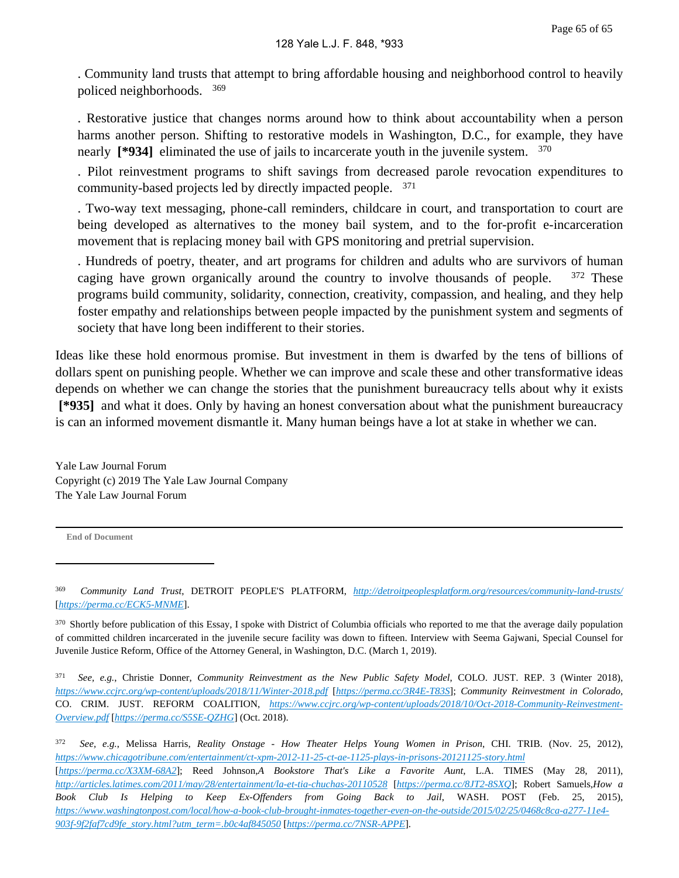. Community land trusts that attempt to bring affordable housing and neighborhood control to heavily policed neighborhoods. [369]

. Restorative justice that changes norms around how to think about accountability when a person harms another person. Shifting to restorative models in Washington, D.C., for example, they have nearly **[*934]** eliminated the use of jails to incarcerate youth in the juvenile system. [370]

. Pilot reinvestment programs to shift savings from decreased parole revocation expenditures to community-based projects led by directly impacted people. [371]

. Two-way text messaging, phone-call reminders, childcare in court, and transportation to court are being developed as alternatives to the money bail system, and to the for-profit e-incarceration movement that is replacing money bail with GPS monitoring and pretrial supervision.

. Hundreds of poetry, theater, and art programs for children and adults who are survivors of human caging have grown organically around the country to involve thousands of people. [372] These programs build community, solidarity, connection, creativity, compassion, and healing, and they help foster empathy and relationships between people impacted by the punishment system and segments of society that have long been indifferent to their stories.

Ideas like these hold enormous promise. But investment in them is dwarfed by the tens of billions of dollars spent on punishing people. Whether we can improve and scale these and other transformative ideas depends on whether we can change the stories that the punishment bureaucracy tells about why it exists **[*935]** and what it does. Only by having an honest conversation about what the punishment bureaucracy is can an informed movement dismantle it. Many human beings have a lot at stake in whether we can.

Yale Law Journal Forum
Copyright (c) 2019 The Yale Law Journal Company
The Yale Law Journal Forum

---

**End of Document**

---

[369] *Community Land Trust*, DETROIT PEOPLE'S PLATFORM, http://detroitpeoplesplatform.org/resources/community-land-trusts/ [https://perma.cc/ECK5-MNME].

[370] Shortly before publication of this Essay, I spoke with District of Columbia officials who reported to me that the average daily population of committed children incarcerated in the juvenile secure facility was down to fifteen. Interview with Seema Gajwani, Special Counsel for Juvenile Justice Reform, Office of the Attorney General, in Washington, D.C. (March 1, 2019).

[371] *See, e.g.*, Christie Donner, *Community Reinvestment as the New Public Safety Model*, COLO. JUST. REP. 3 (Winter 2018), https://www.ccjrc.org/wp-content/uploads/2018/11/Winter-2018.pdf [https://perma.cc/3R4E-T83S]; *Community Reinvestment in Colorado*, CO. CRIM. JUST. REFORM COALITION, https://www.ccjrc.org/wp-content/uploads/2018/10/Oct-2018-Community-Reinvestment-Overview.pdf [https://perma.cc/S5SE-QZHG] (Oct. 2018).

[372] *See, e.g.*, Melissa Harris, *Reality Onstage - How Theater Helps Young Women in Prison*, CHI. TRIB. (Nov. 25, 2012), https://www.chicagotribune.com/entertainment/ct-xpm-2012-11-25-ct-aee-1125-plays-in-prisons-20121125-story.html [https://perma.cc/X3XM-68A2]; Reed Johnson,*A Bookstore That's Like a Favorite Aunt*, L.A. TIMES (May 28, 2011), http://articles.latimes.com/2011/may/28/entertainment/la-et-tia-chuchas-20110528 [https://perma.cc/8JT2-8SXQ]; Robert Samuels,*How a Book Club Is Helping to Keep Ex-Offenders from Going Back to Jail*, WASH. POST (Feb. 25, 2015), https://www.washingtonpost.com/local/how-a-book-club-brought-inmates-together-even-on-the-outside/2015/02/25/0468c8ca-a277-11e4-903f-9f2faf7cd9fe_story.html?utm_term=.b0c4af845050 [https://perma.cc/7NSR-APPE].